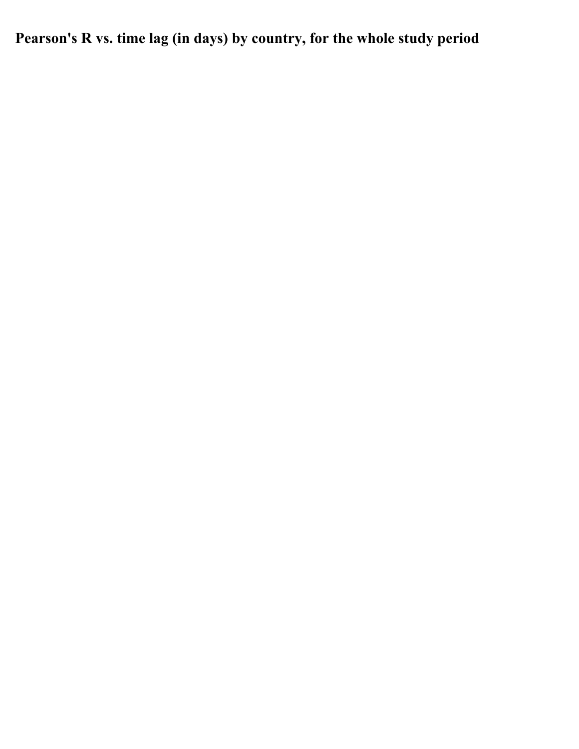# Pearson's R vs. time lag (in days) by country, for the whole study period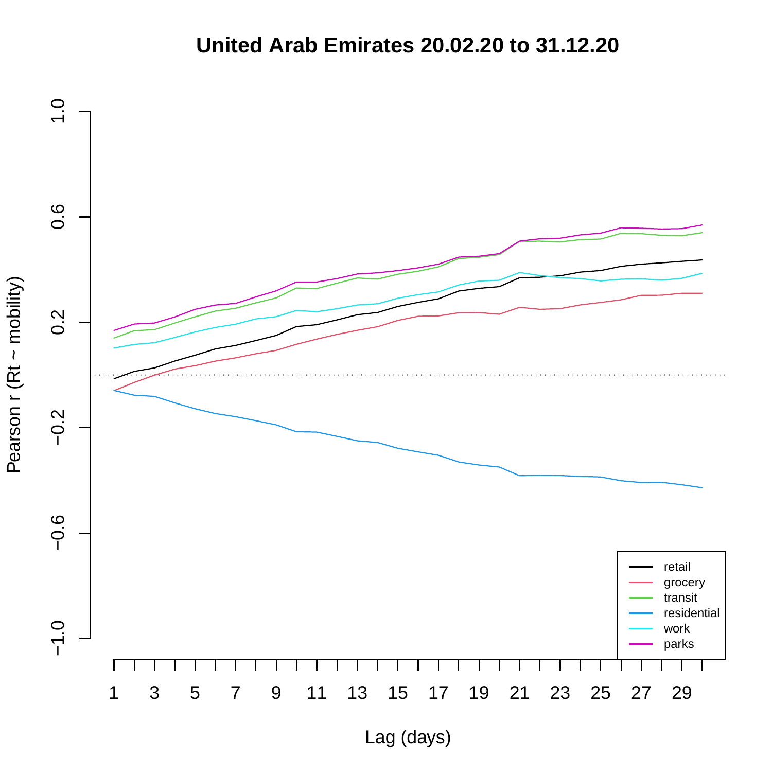# United Arab Emirates 20.02.20 to 31.12.20

Pearson r (Rt ~ mobility)

Lag (days)

- retail
- grocery
- transit
- residential
- work
- parks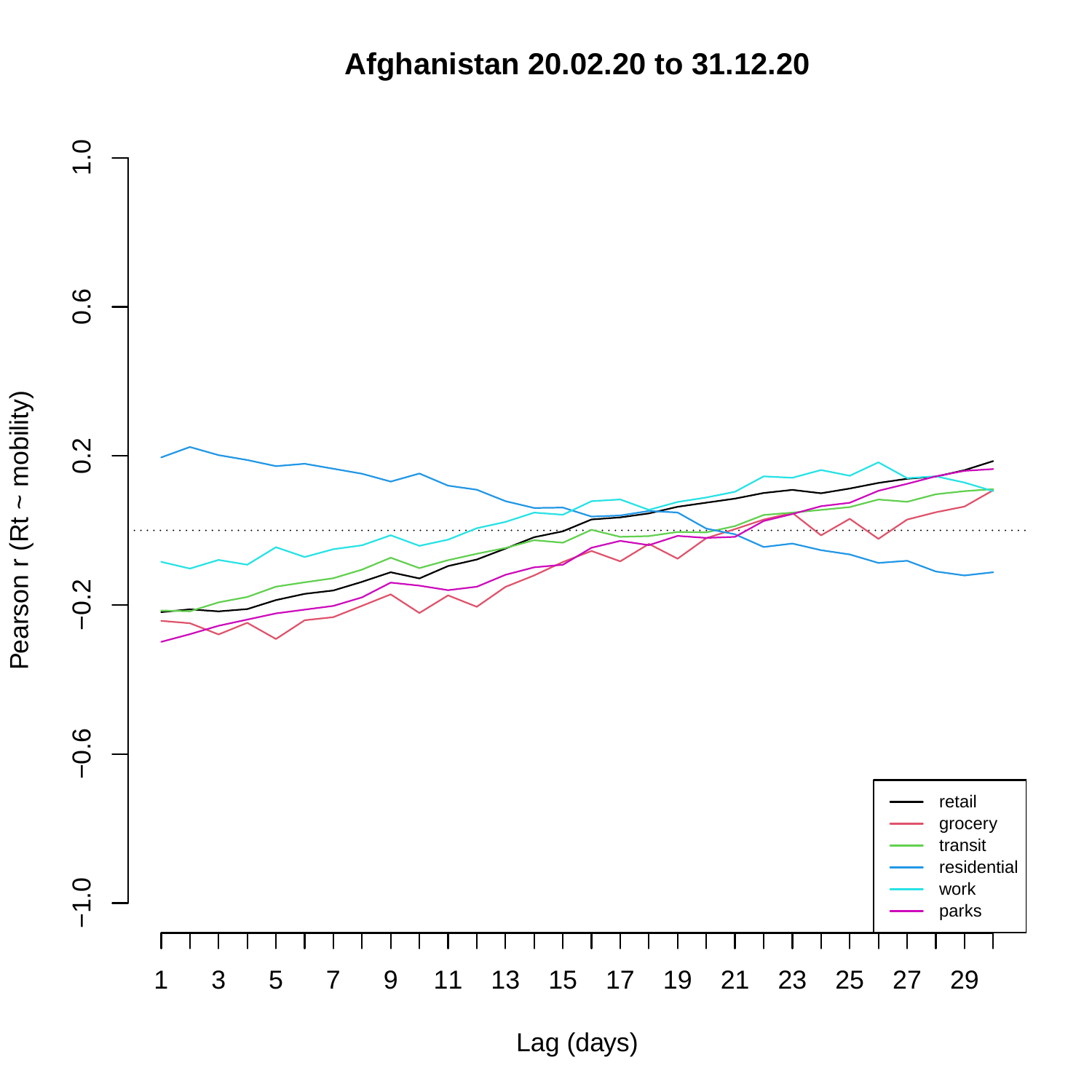# Afghanistan 20.02.20 to 31.12.20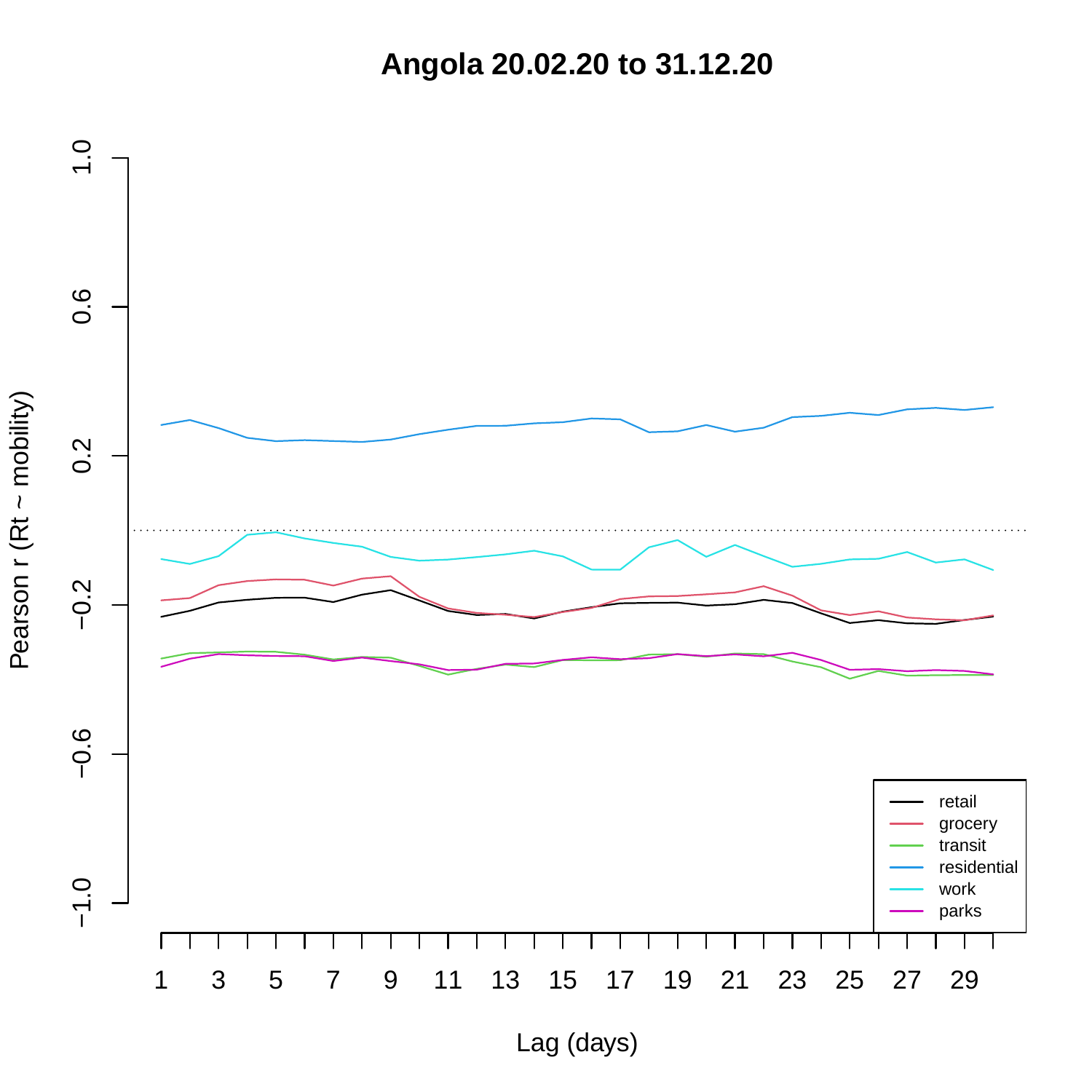# Angola 20.02.20 to 31.12.20

Pearson r (Rt ~ mobility)

Lag (days)

- retail
- grocery
- transit
- residential
- work
- parks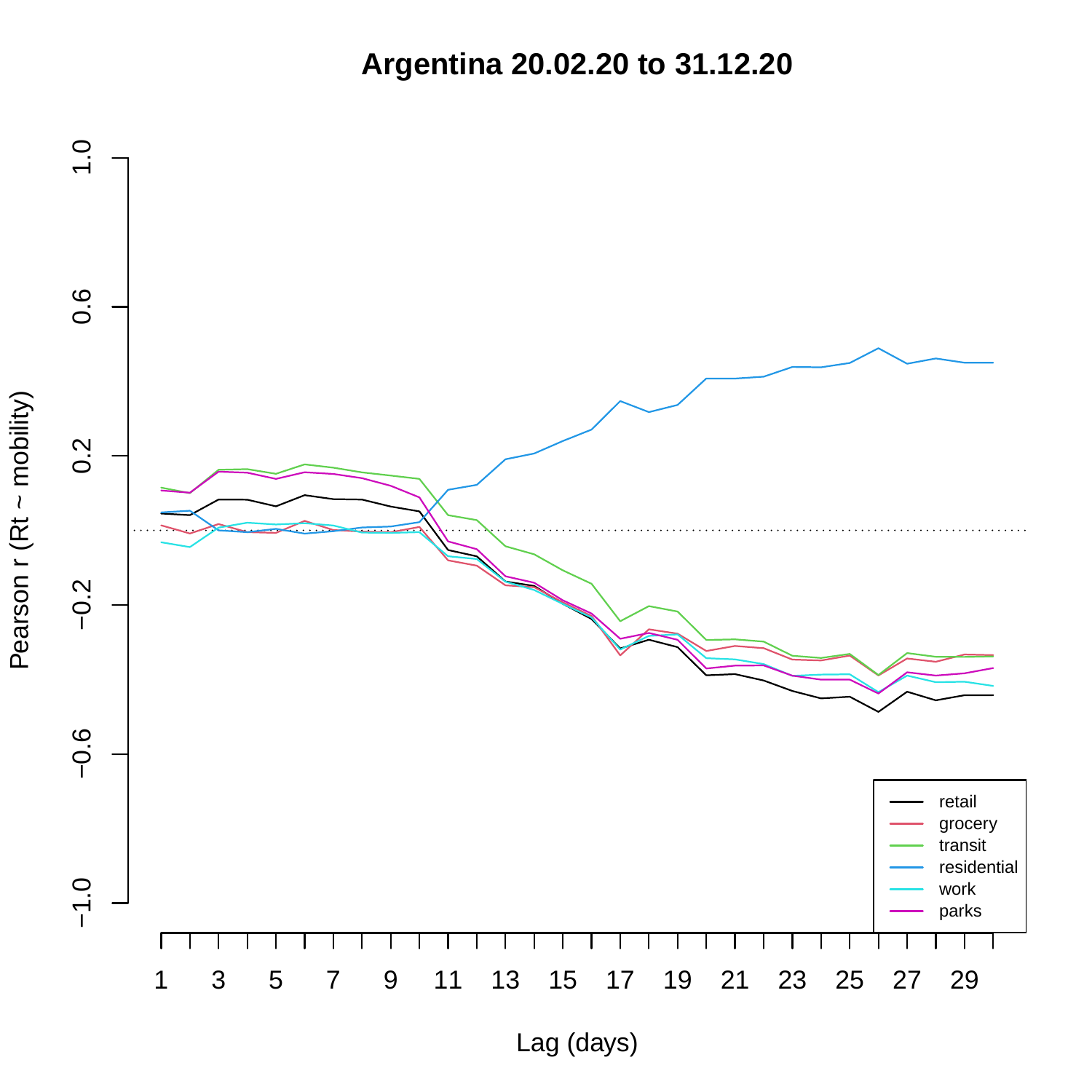# Argentina 20.02.20 to 31.12.20

Pearson r (Rt ~ mobility)

Lag (days)

- retail
- grocery
- transit
- residential
- work
- parks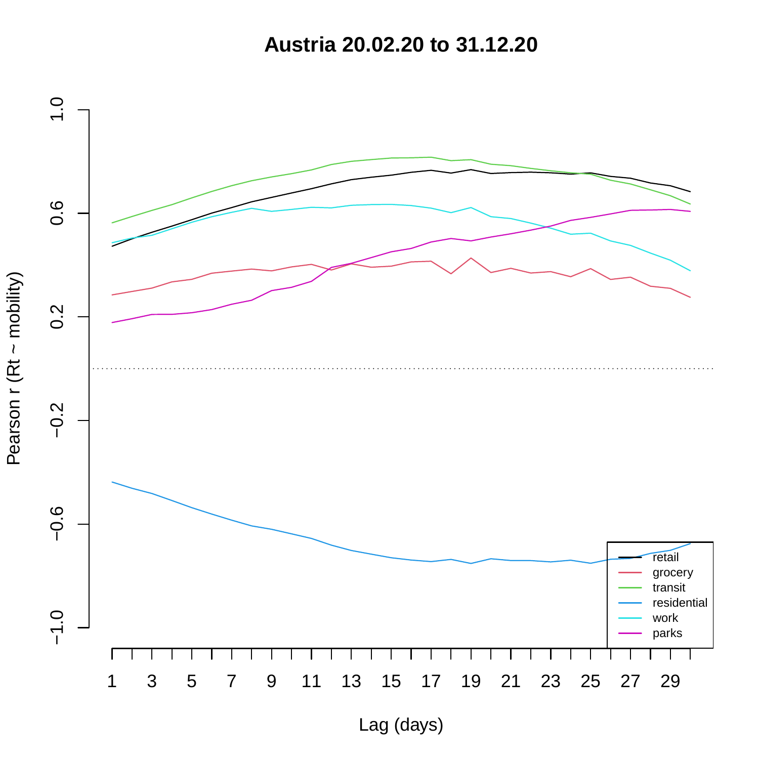# Austria 20.02.20 to 31.12.20

Pearson r (Rt ~ mobility)

1.0
0.6
0.2
−0.2
−0.6
−1.0

1 3 5 7 9 11 13 15 17 19 21 23 25 27 29

Lag (days)

- retail
- grocery
- transit
- residential
- work
- parks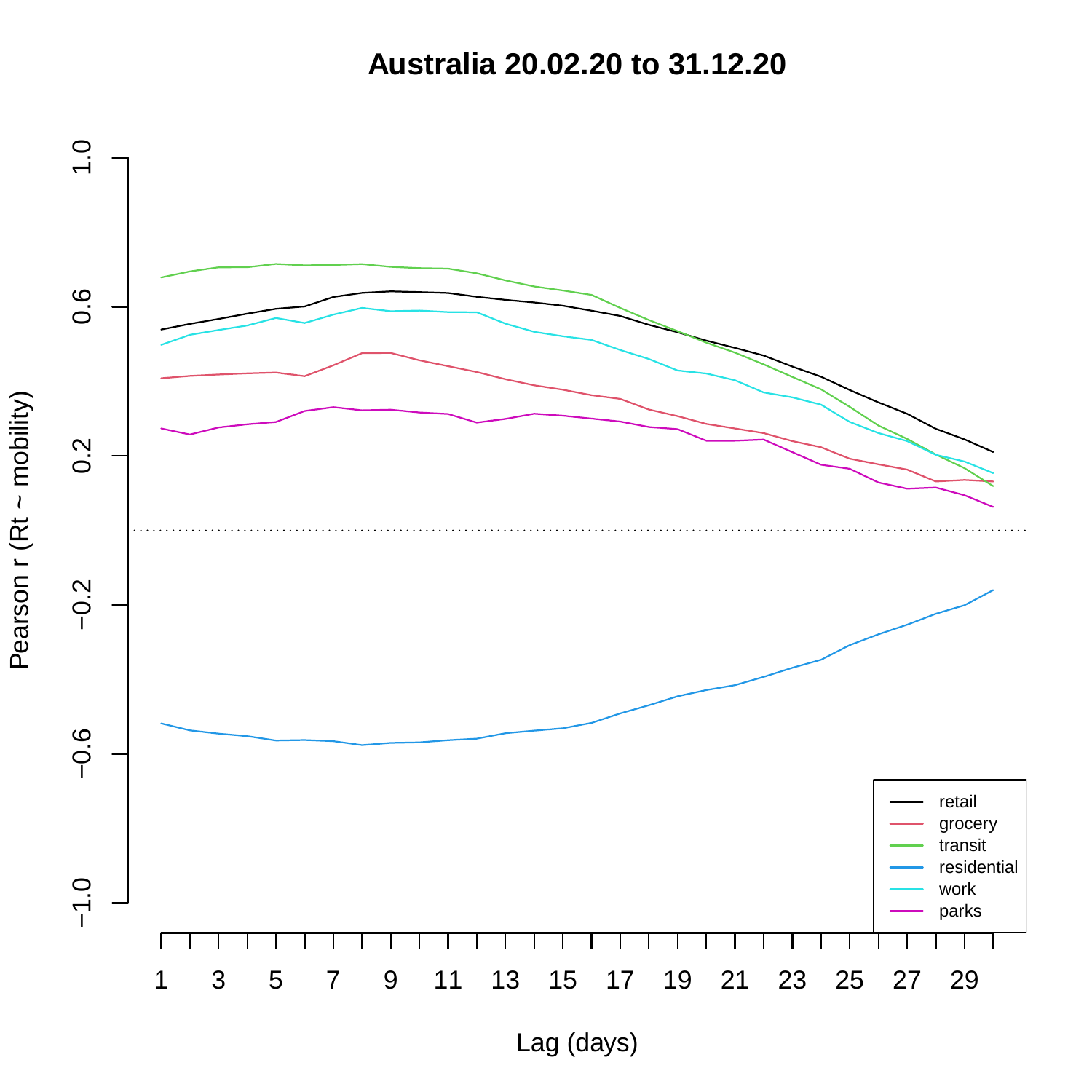**Australia 20.02.20 to 31.12.20**

Pearson r (Rt ~ mobility)

1.0
0.6
0.2
−0.2
−0.6
−1.0

1 3 5 7 9 11 13 15 17 19 21 23 25 27 29

Lag (days)

- retail
- grocery
- transit
- residential
- work
- parks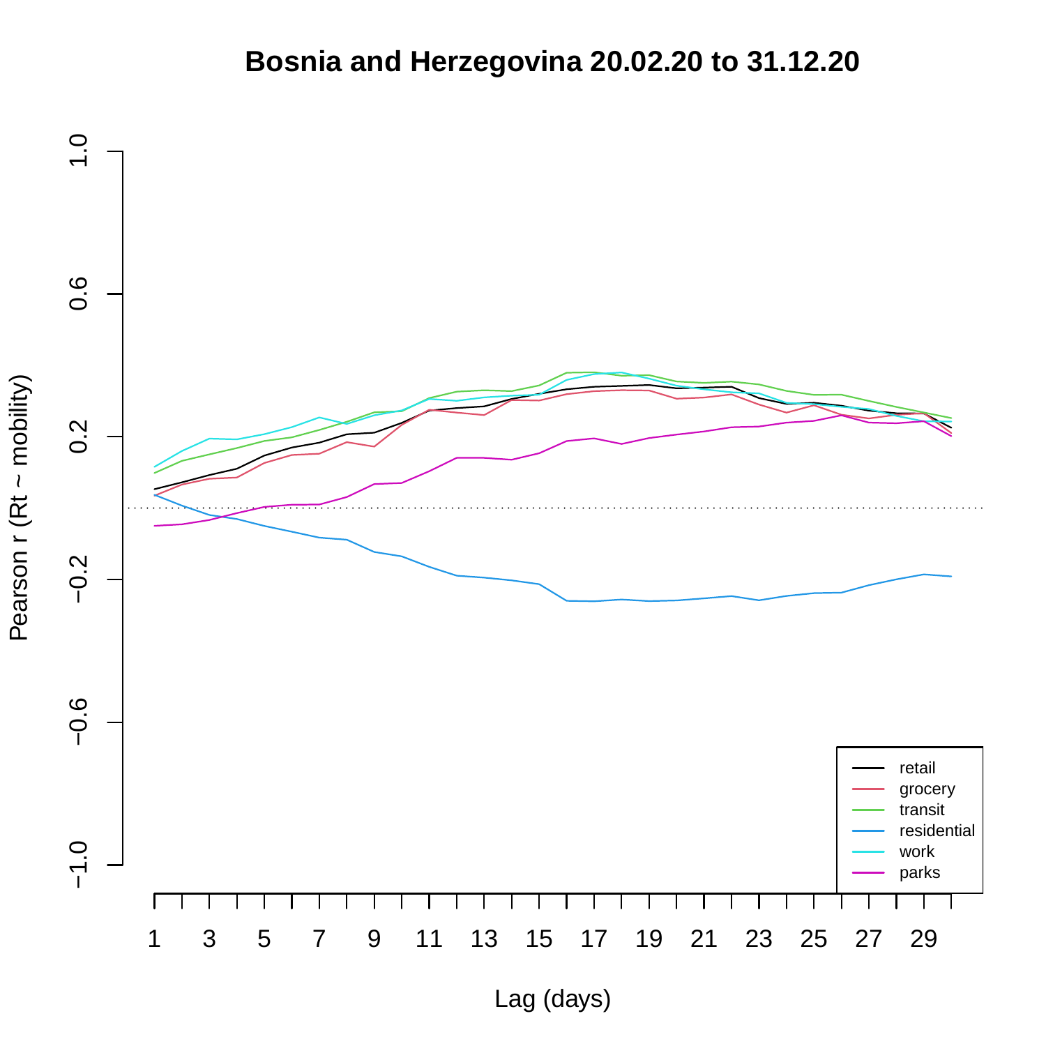# Bosnia and Herzegovina 20.02.20 to 31.12.20

Pearson r (Rt ~ mobility)

Lag (days)

- retail
- grocery
- transit
- residential
- work
- parks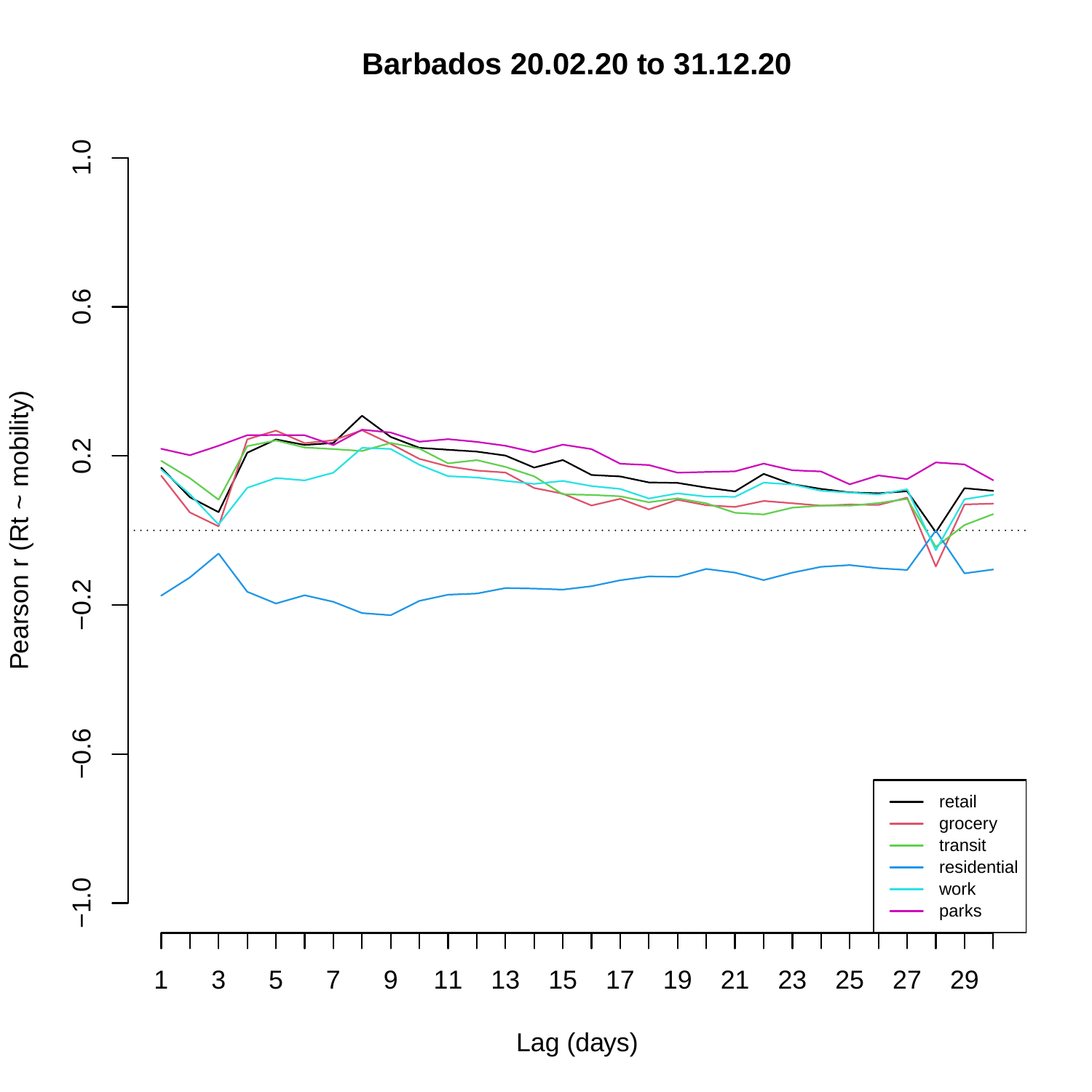# Barbados 20.02.20 to 31.12.20

Pearson r (Rt ~ mobility)

1.0
0.6
0.2
−0.2
−0.6
−1.0

1 3 5 7 9 11 13 15 17 19 21 23 25 27 29

Lag (days)

- retail
- grocery
- transit
- residential
- work
- parks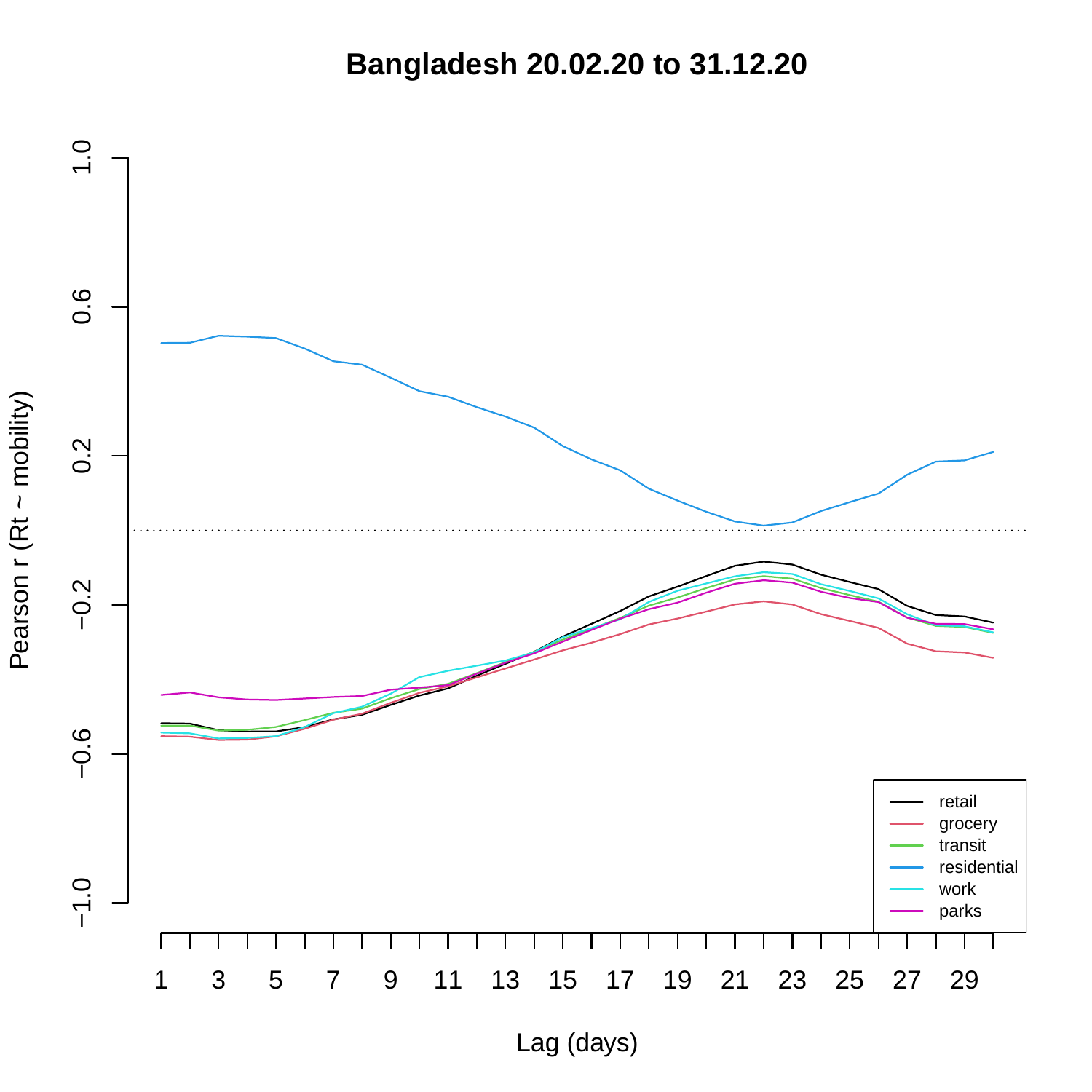# Bangladesh 20.02.20 to 31.12.20

Pearson r (Rt ~ mobility)

1.0
0.6
0.2
−0.2
−0.6
−1.0

1 3 5 7 9 11 13 15 17 19 21 23 25 27 29

Lag (days)

- retail
- grocery
- transit
- residential
- work
- parks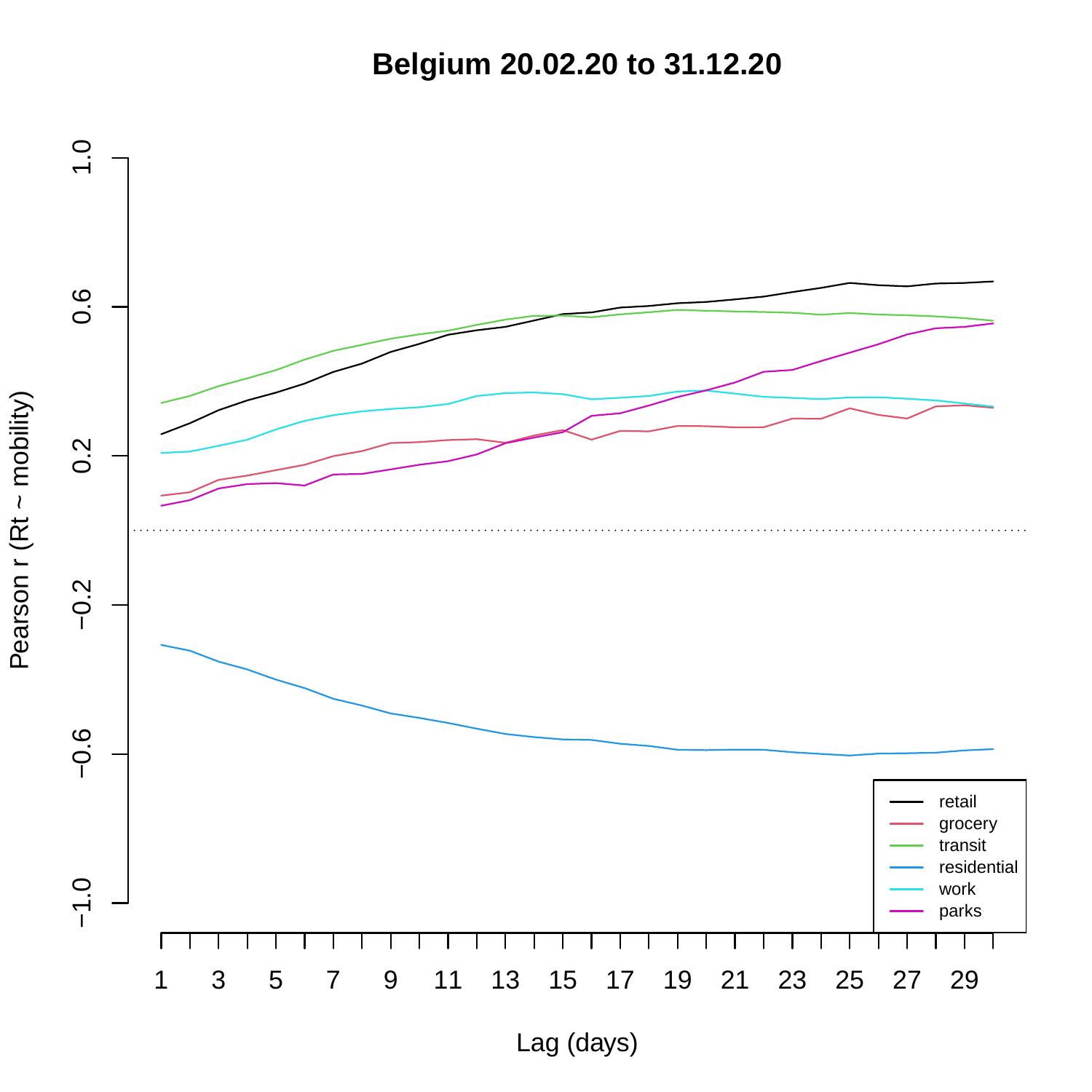# Belgium 20.02.20 to 31.12.20

Pearson r (Rt ~ mobility)

Lag (days)

- retail
- grocery
- transit
- residential
- work
- parks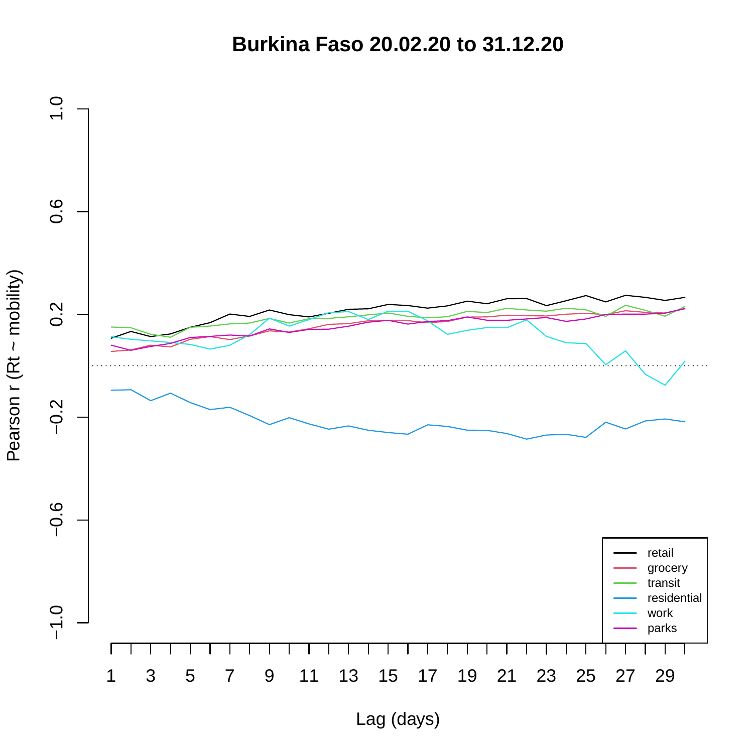# Burkina Faso 20.02.20 to 31.12.20

Pearson r (Rt ~ mobility)

1.0, 0.6, 0.2, −0.2, −0.6, −1.0

Lag (days)

1, 3, 5, 7, 9, 11, 13, 15, 17, 19, 21, 23, 25, 27, 29

- retail
- grocery
- transit
- residential
- work
- parks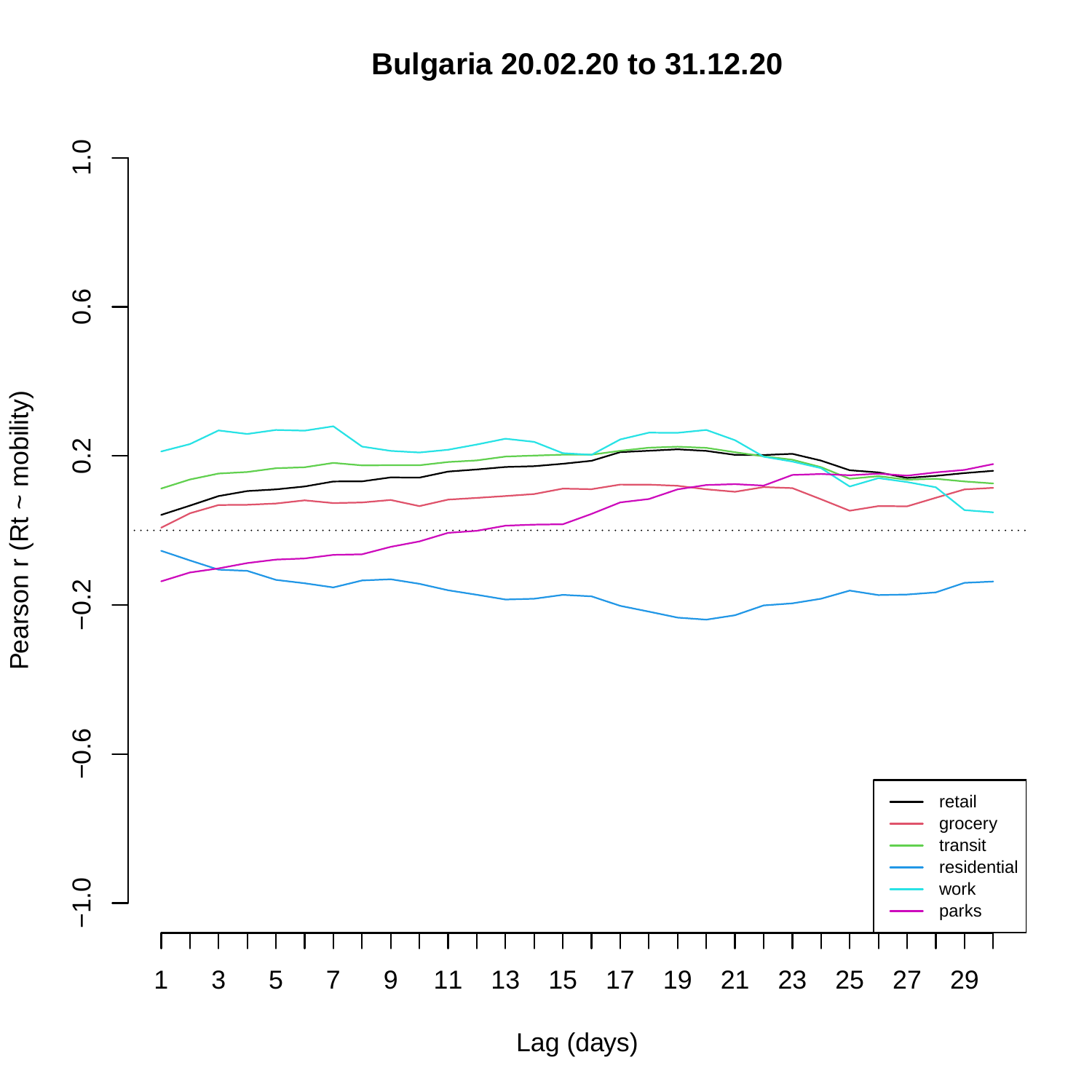# Bulgaria 20.02.20 to 31.12.20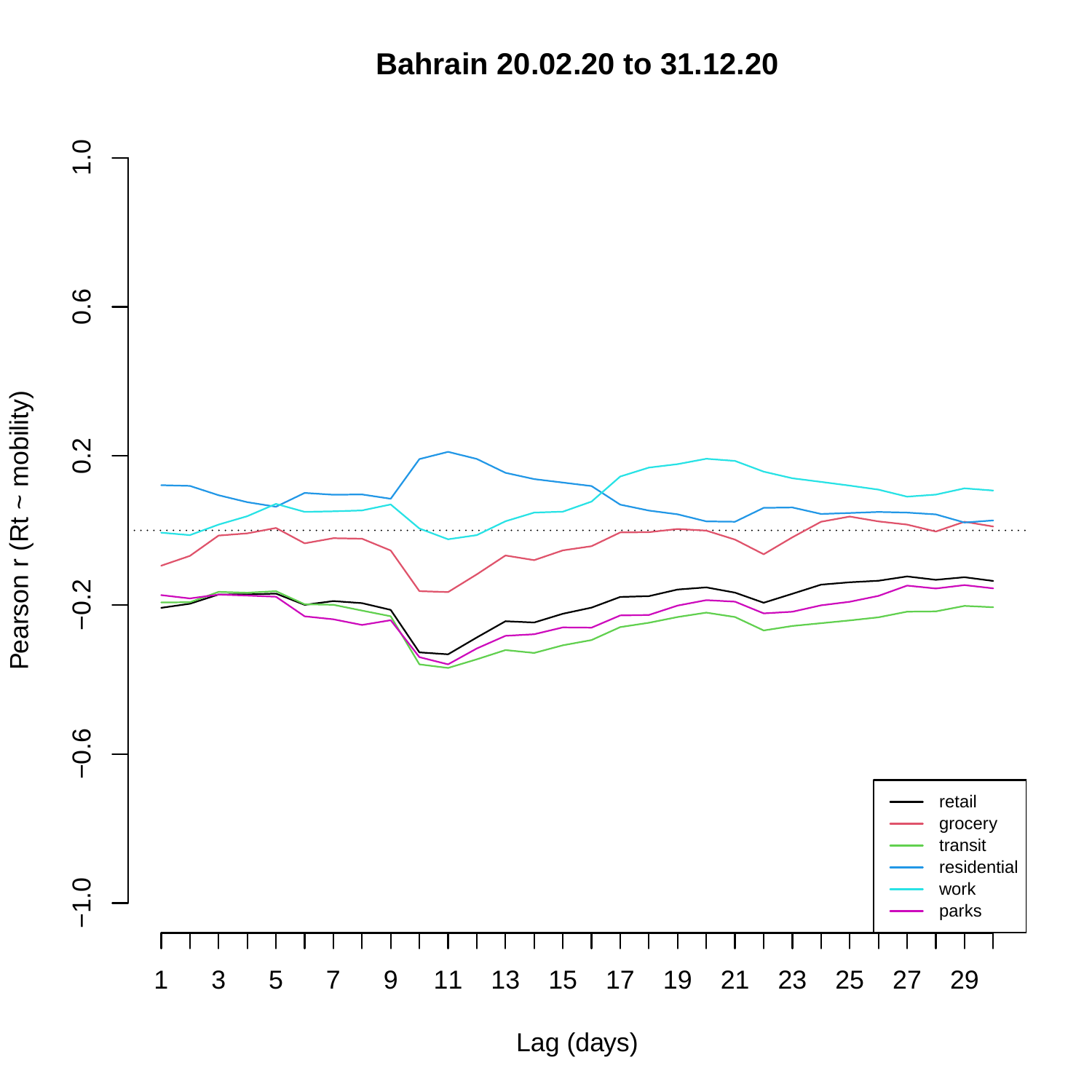# Bahrain 20.02.20 to 31.12.20

Pearson r (Rt ~ mobility)

1.0
0.6
0.2
−0.2
−0.6
−1.0

1 3 5 7 9 11 13 15 17 19 21 23 25 27 29

Lag (days)

- retail
- grocery
- transit
- residential
- work
- parks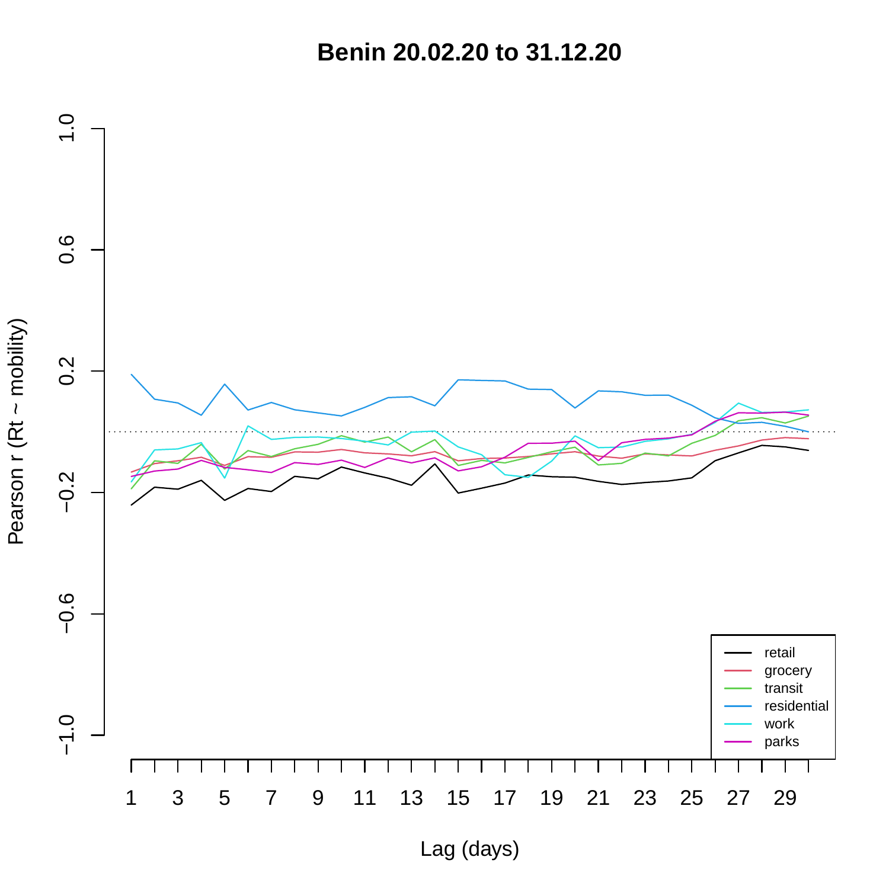# Benin 20.02.20 to 31.12.20

Pearson r (Rt ~ mobility)

Lag (days)

- retail
- grocery
- transit
- residential
- work
- parks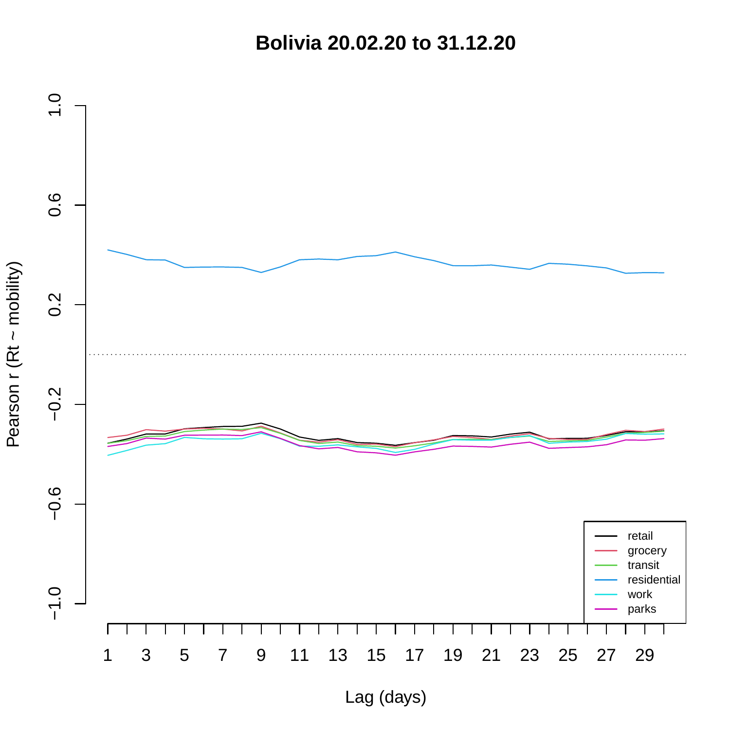# Bolivia 20.02.20 to 31.12.20

Pearson r (Rt ~ mobility)

Lag (days)

retail
grocery
transit
residential
work
parks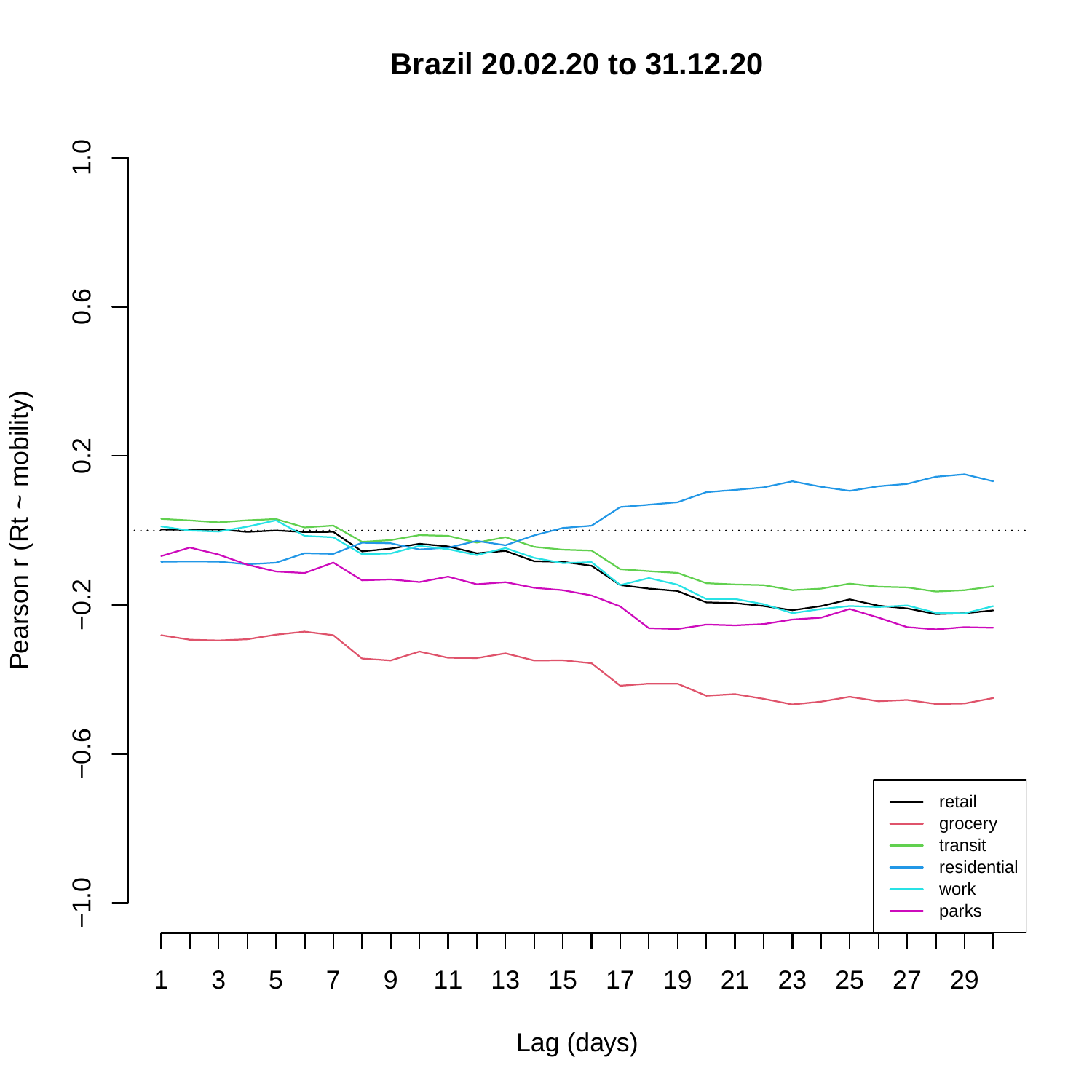# Brazil 20.02.20 to 31.12.20

Pearson r (Rt ~ mobility)

Lag (days)

retail
grocery
transit
residential
work
parks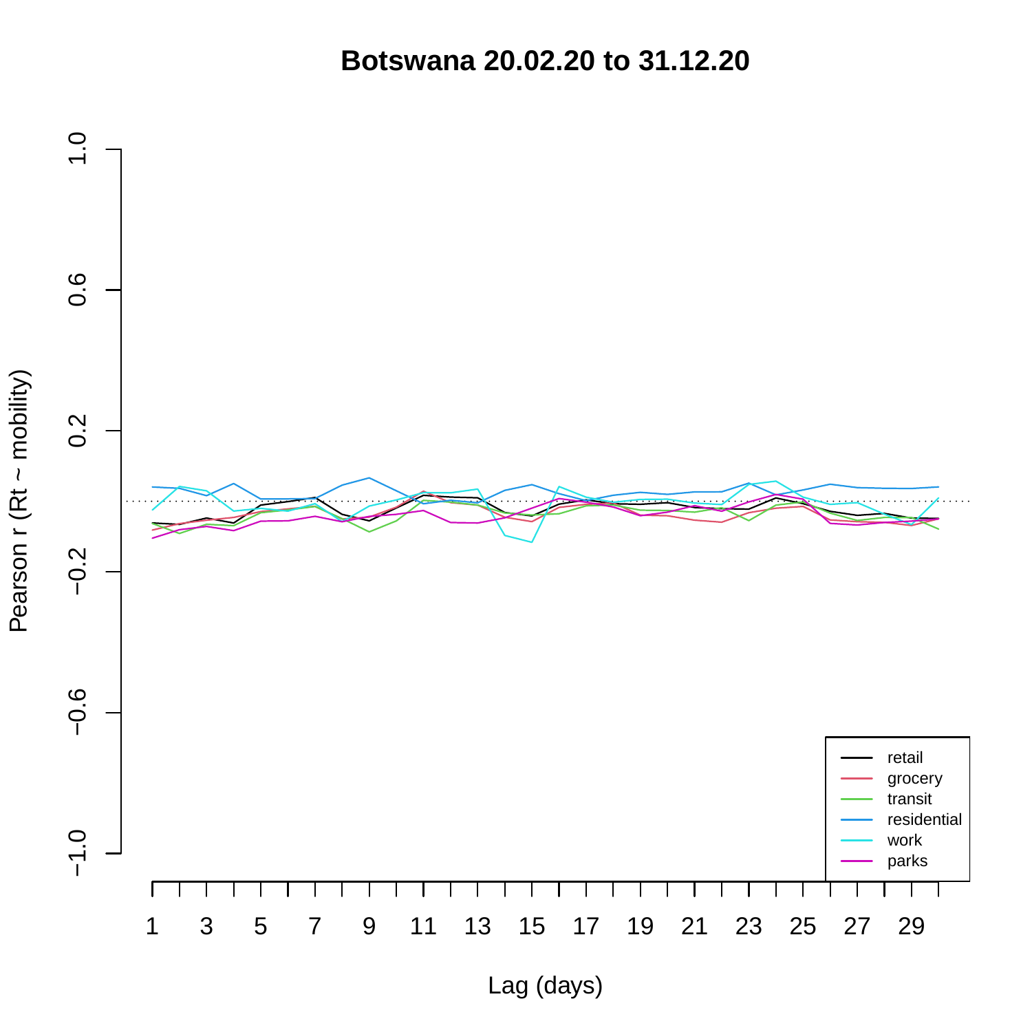# Botswana 20.02.20 to 31.12.20

Pearson r (Rt ~ mobility)

Lag (days)

- retail
- grocery
- transit
- residential
- work
- parks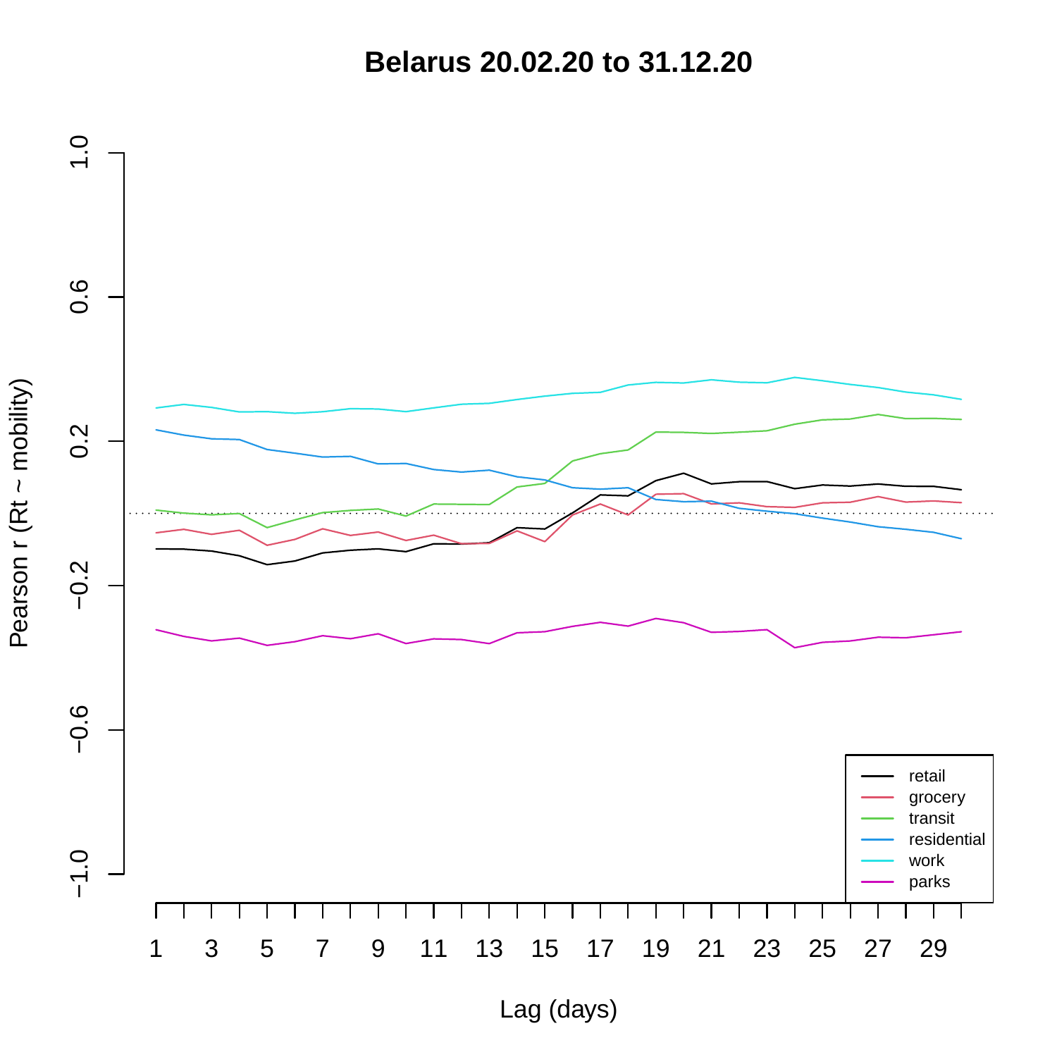# Belarus 20.02.20 to 31.12.20

Pearson r (Rt ~ mobility)

Lag (days)

Legend: retail, grocery, transit, residential, work, parks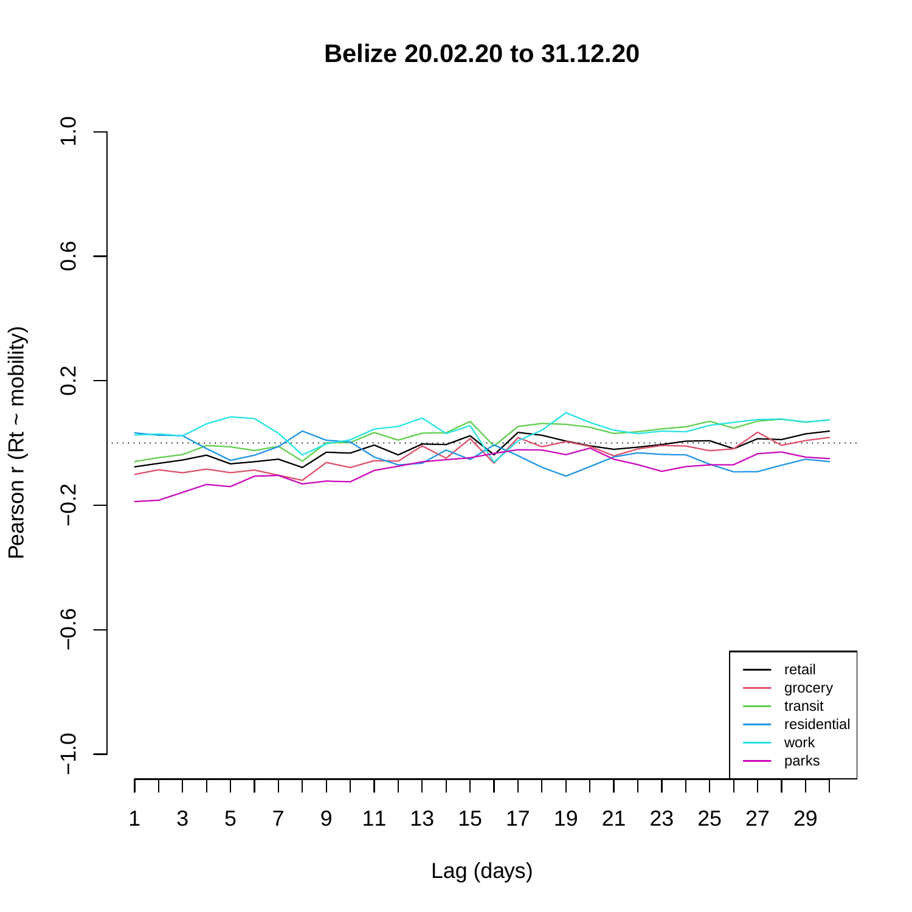# Belize 20.02.20 to 31.12.20

Pearson r (Rt ~ mobility)

Lag (days)

- retail
- grocery
- transit
- residential
- work
- parks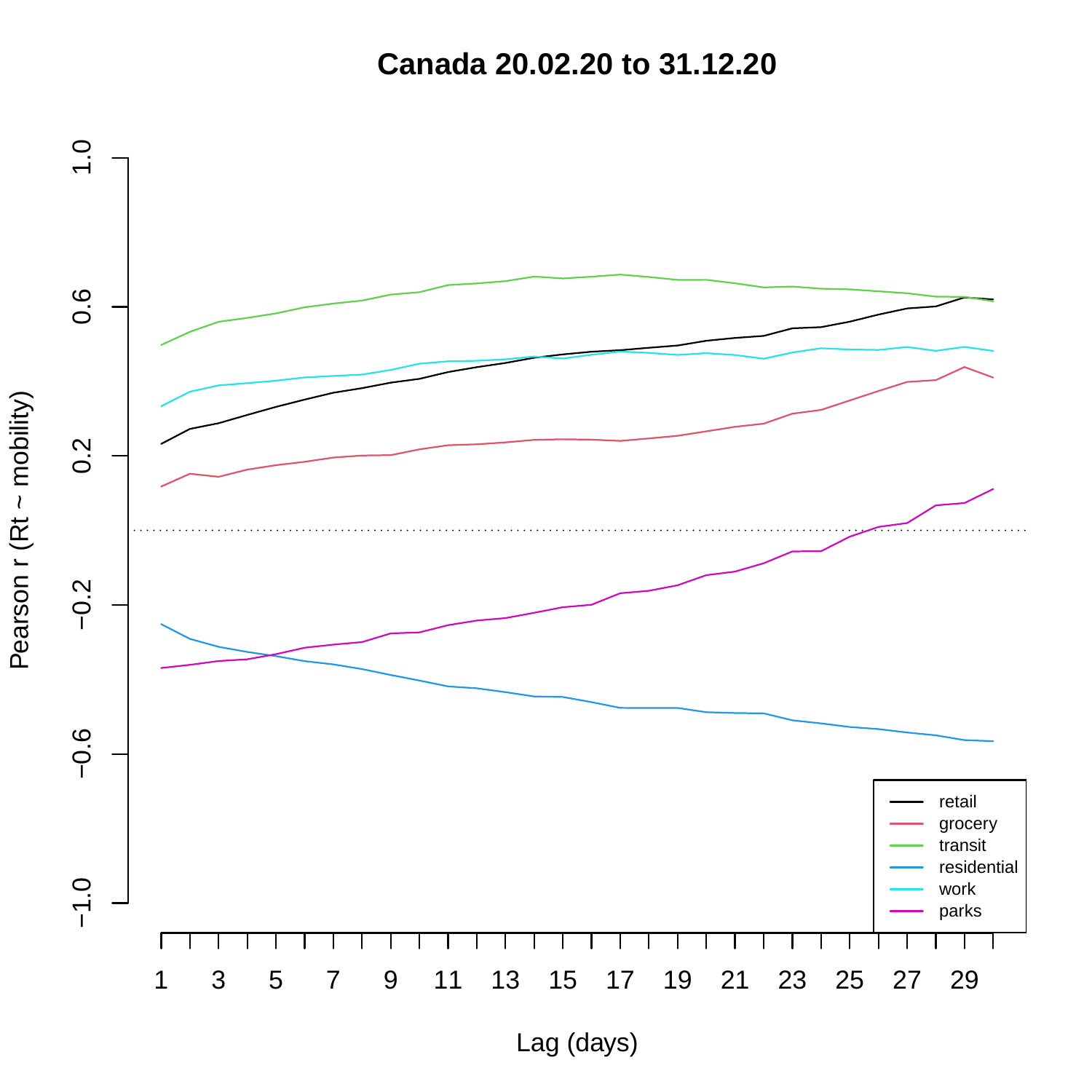# Canada 20.02.20 to 31.12.20

Pearson r (Rt ~ mobility)

Lag (days)

- retail
- grocery
- transit
- residential
- work
- parks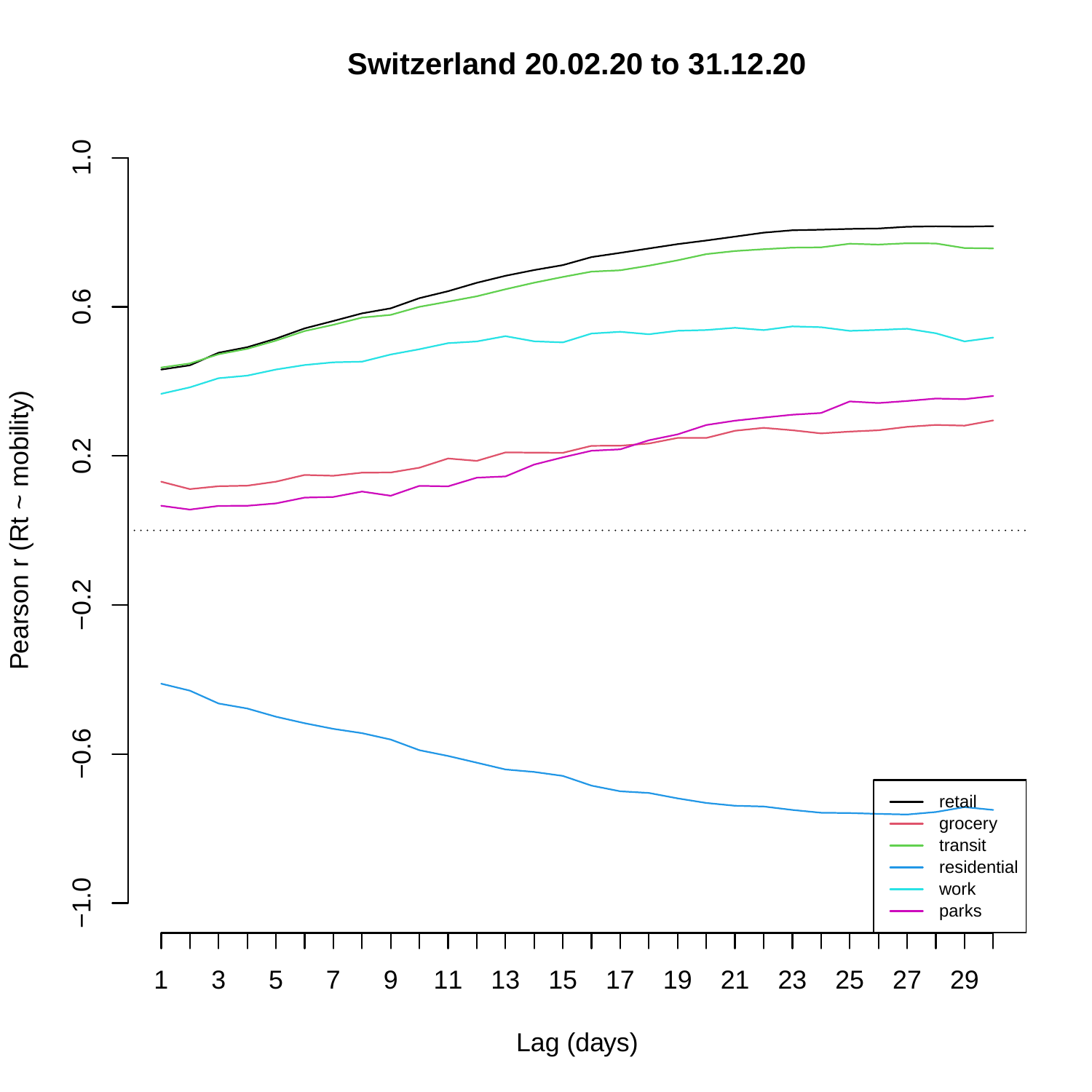# Switzerland 20.02.20 to 31.12.20

Pearson r (Rt ~ mobility)

Lag (days)

- retail
- grocery
- transit
- residential
- work
- parks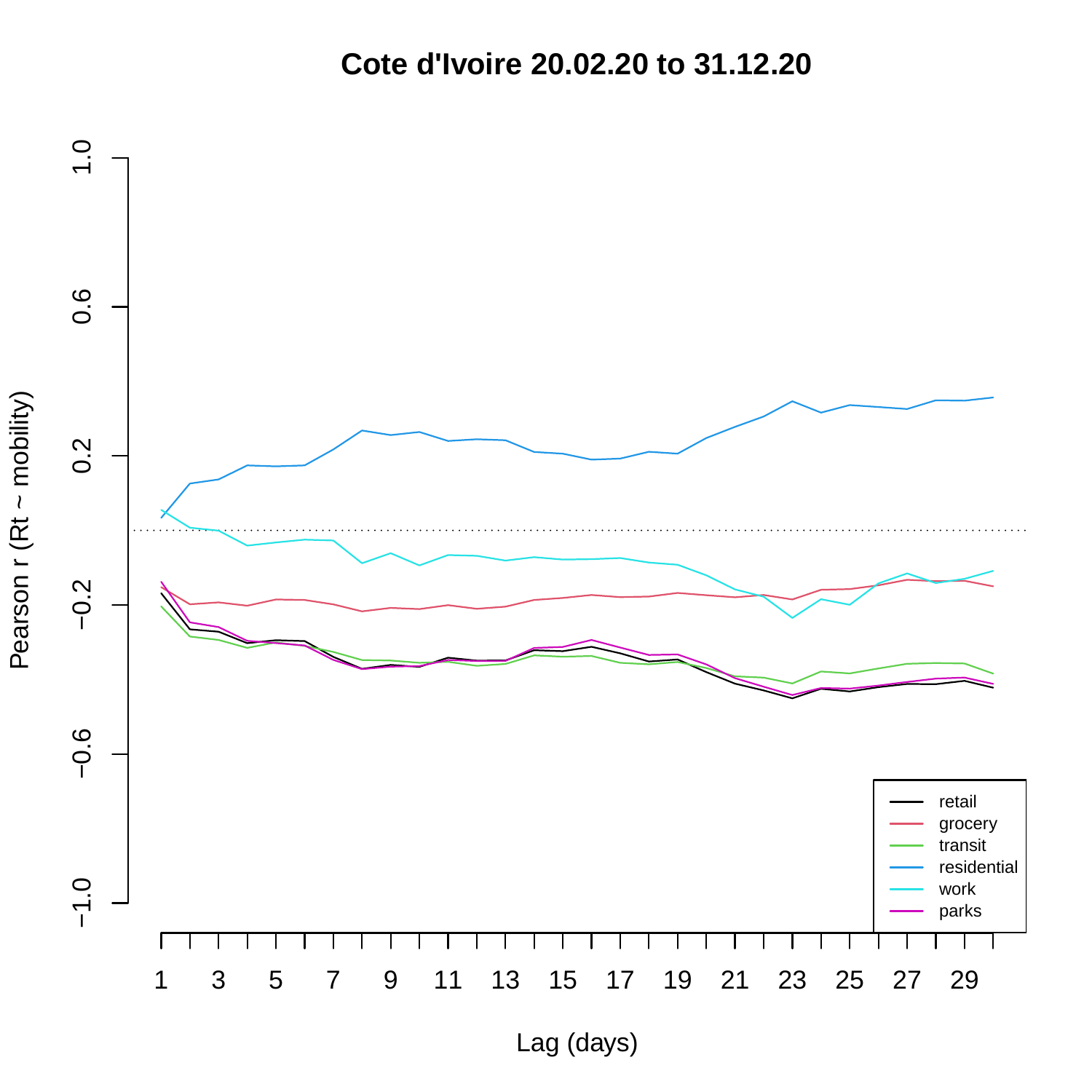# Cote d'Ivoire 20.02.20 to 31.12.20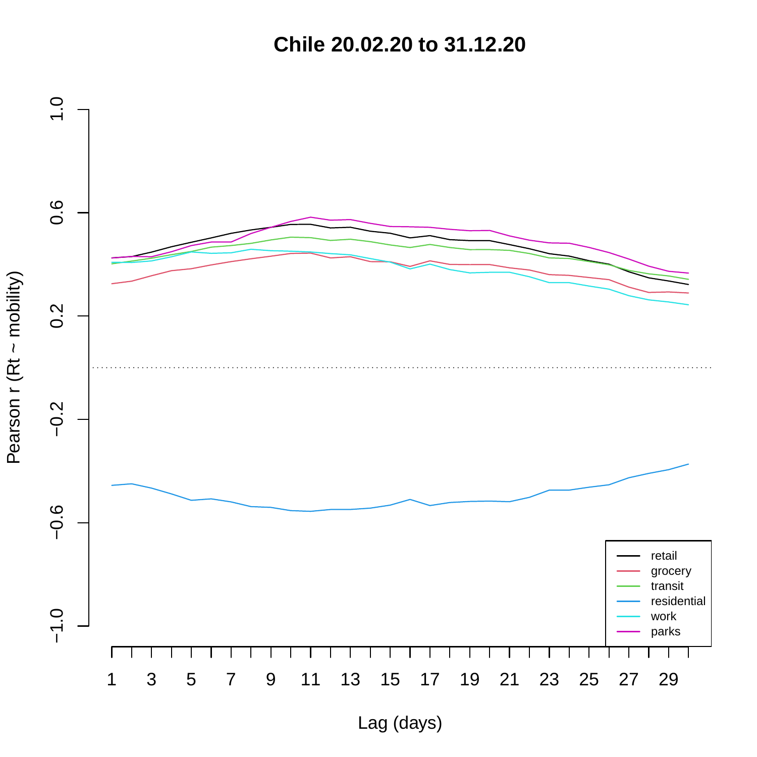# Chile 20.02.20 to 31.12.20

Pearson r (Rt ~ mobility)

Lag (days)

retail
grocery
transit
residential
work
parks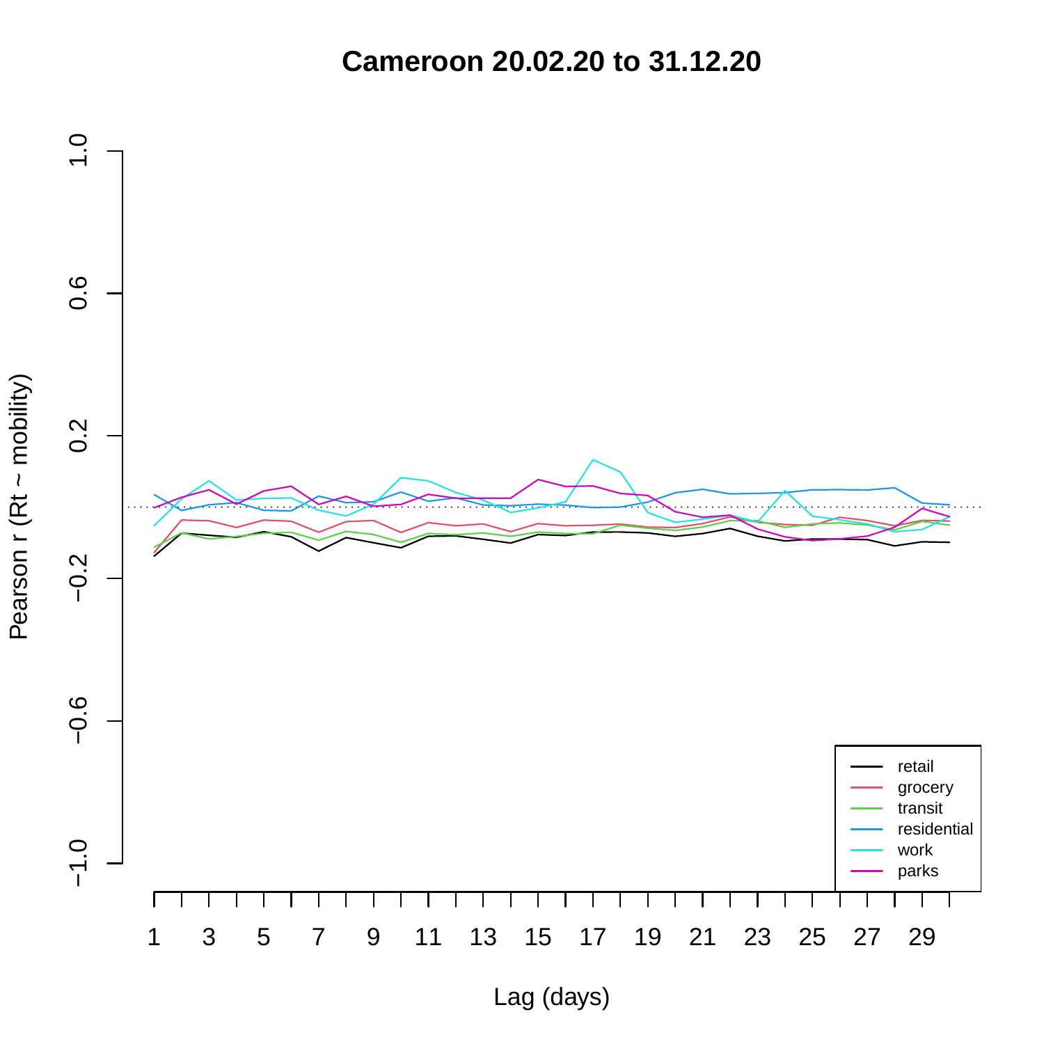# Cameroon 20.02.20 to 31.12.20

Pearson r (Rt ~ mobility)

Lag (days)

retail
grocery
transit
residential
work
parks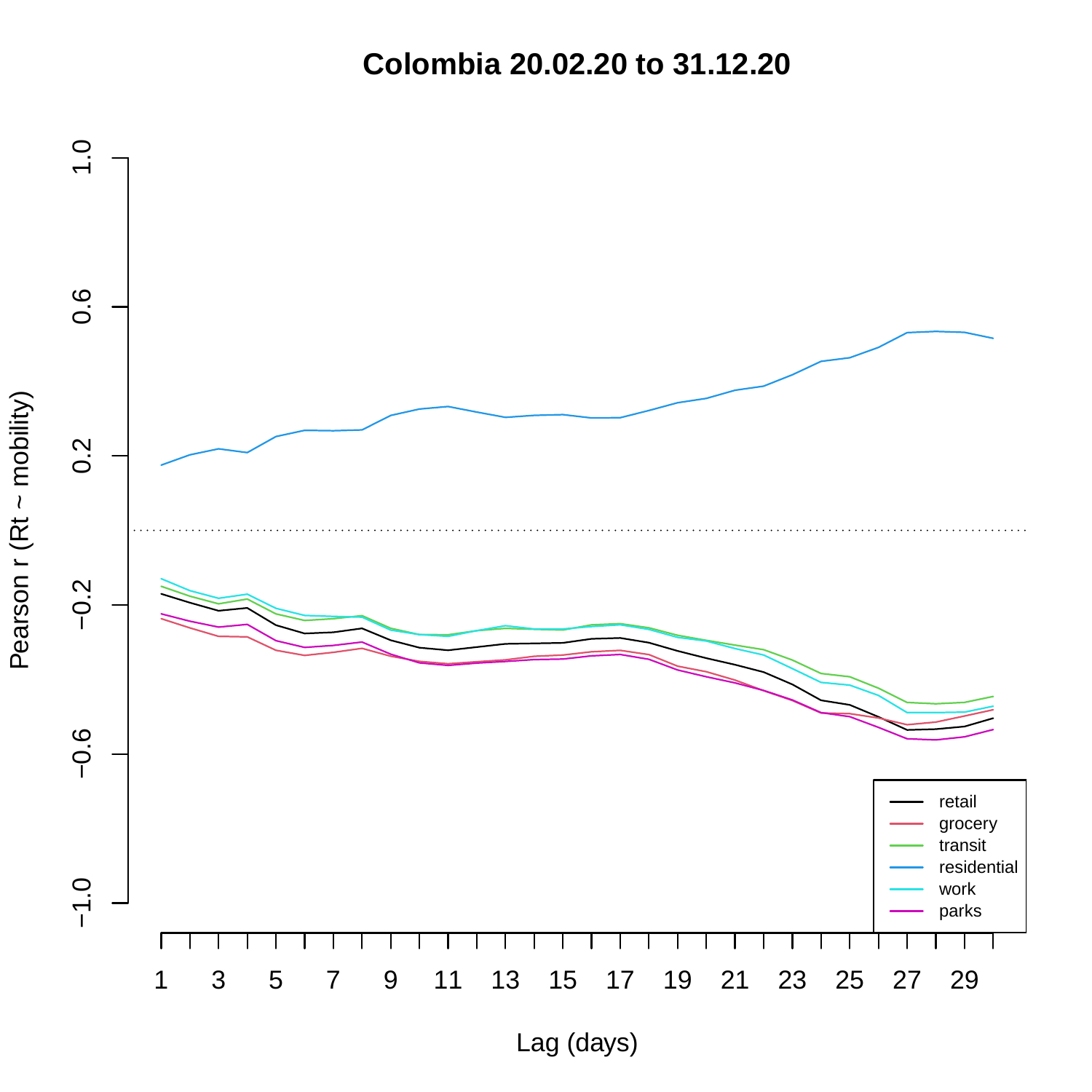# Colombia 20.02.20 to 31.12.20

Pearson r (Rt ~ mobility)

Lag (days)

retail
grocery
transit
residential
work
parks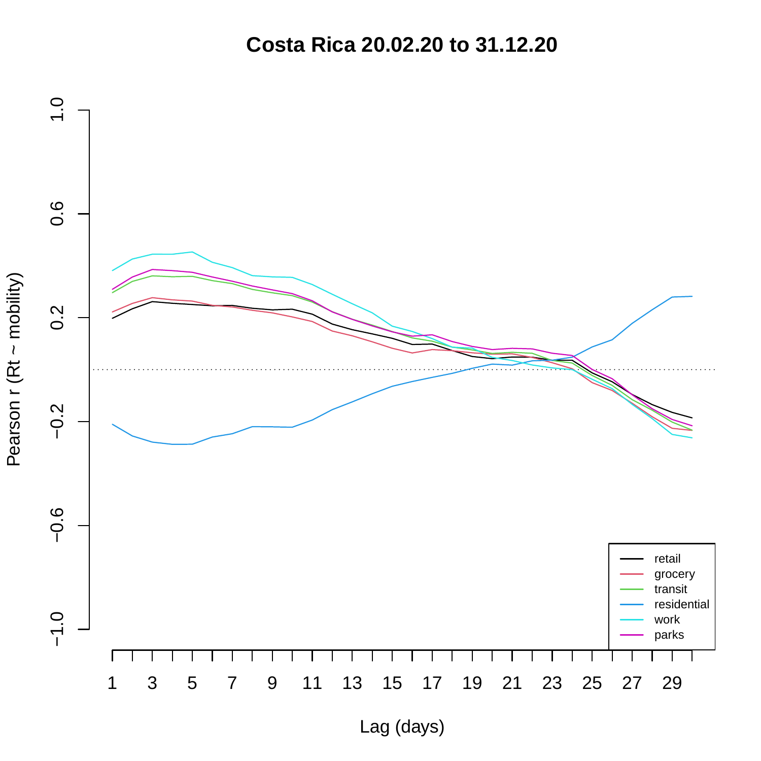# Costa Rica 20.02.20 to 31.12.20

Pearson r (Rt ~ mobility)

1.0

0.6

0.2

−0.2

−0.6

−1.0

1 3 5 7 9 11 13 15 17 19 21 23 25 27 29

Lag (days)

- retail
- grocery
- transit
- residential
- work
- parks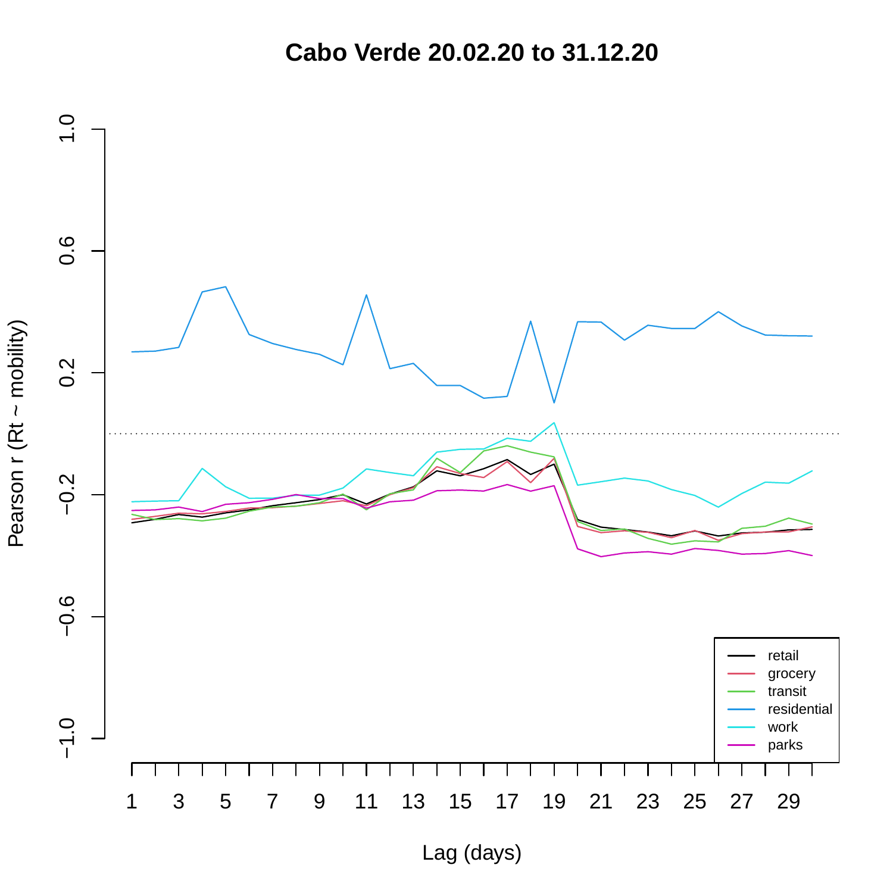# Cabo Verde 20.02.20 to 31.12.20

Pearson r (Rt ~ mobility)

Lag (days)

retail
grocery
transit
residential
work
parks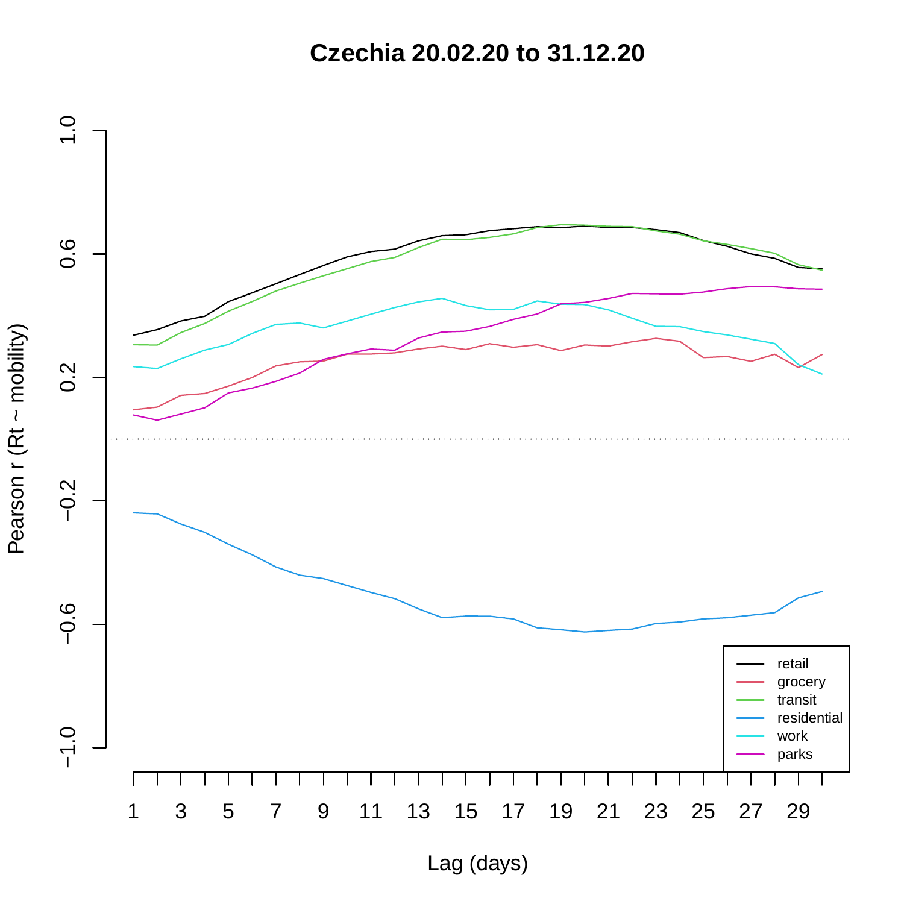**Czechia 20.02.20 to 31.12.20**

Pearson r (Rt ~ mobility)

Lag (days)

- retail
- grocery
- transit
- residential
- work
- parks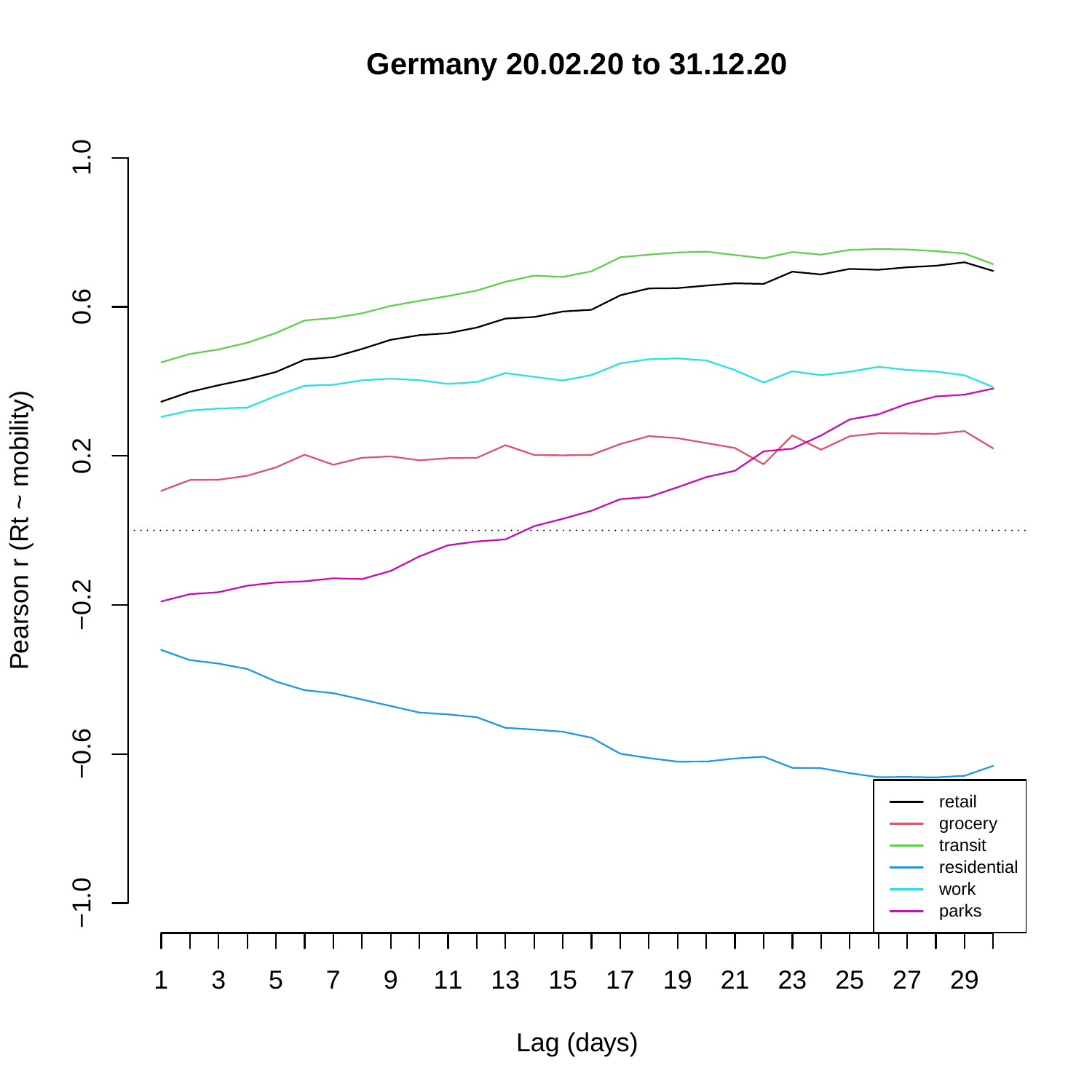**Germany 20.02.20 to 31.12.20**

Pearson r (Rt ~ mobility)

1.0
0.6
0.2
−0.2
−0.6
−1.0

1 3 5 7 9 11 13 15 17 19 21 23 25 27 29

Lag (days)

- retail
- grocery
- transit
- residential
- work
- parks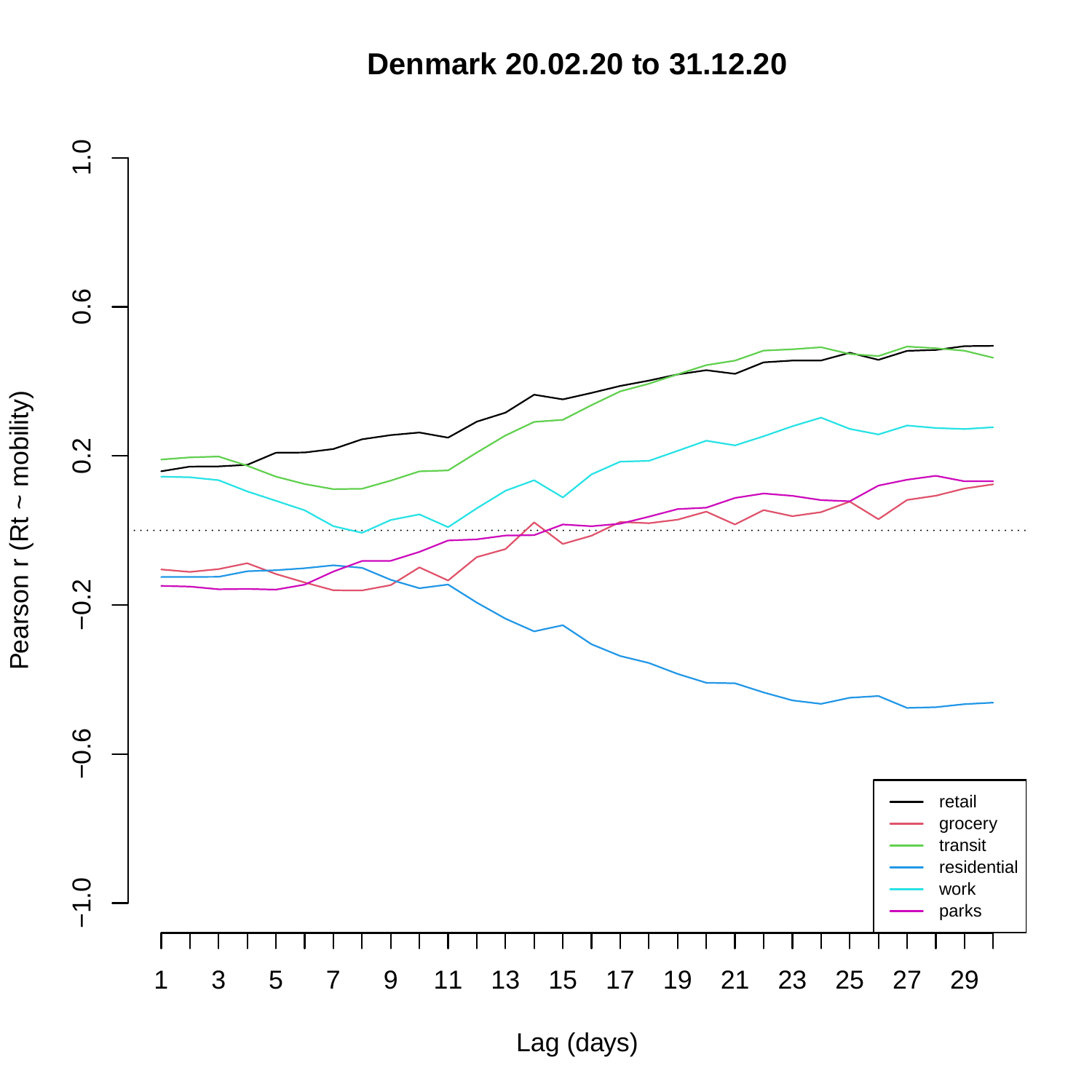# Denmark 20.02.20 to 31.12.20

Pearson r (Rt ~ mobility)

Lag (days)

- retail
- grocery
- transit
- residential
- work
- parks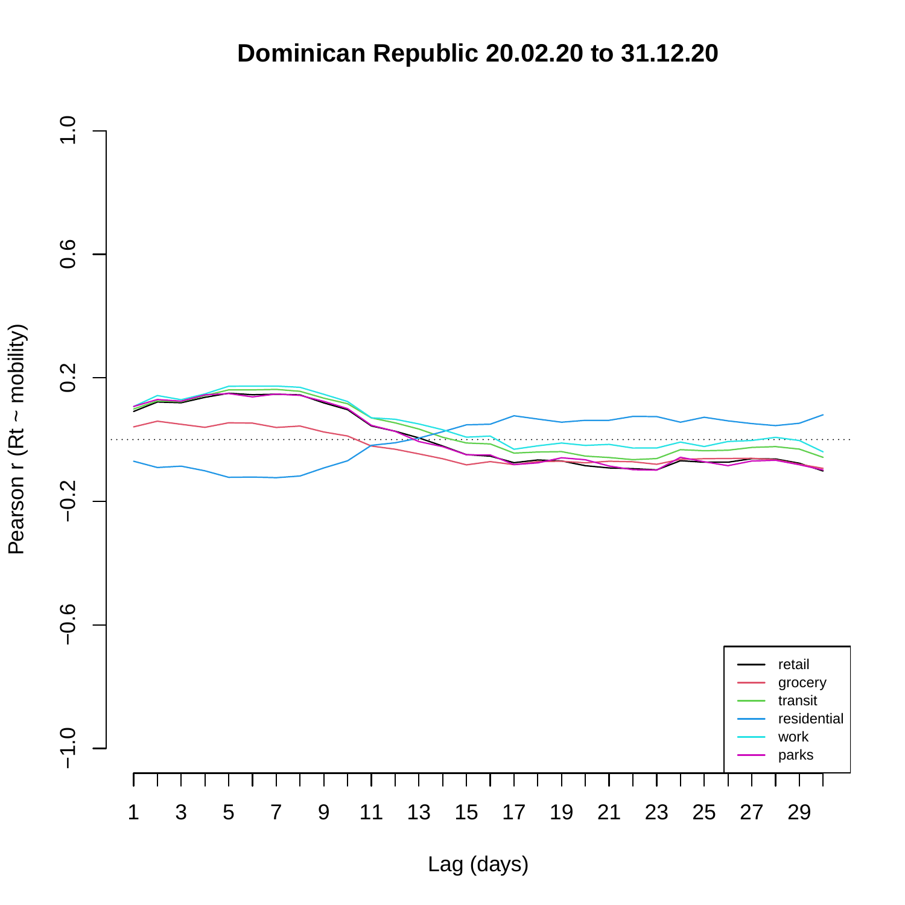# Dominican Republic 20.02.20 to 31.12.20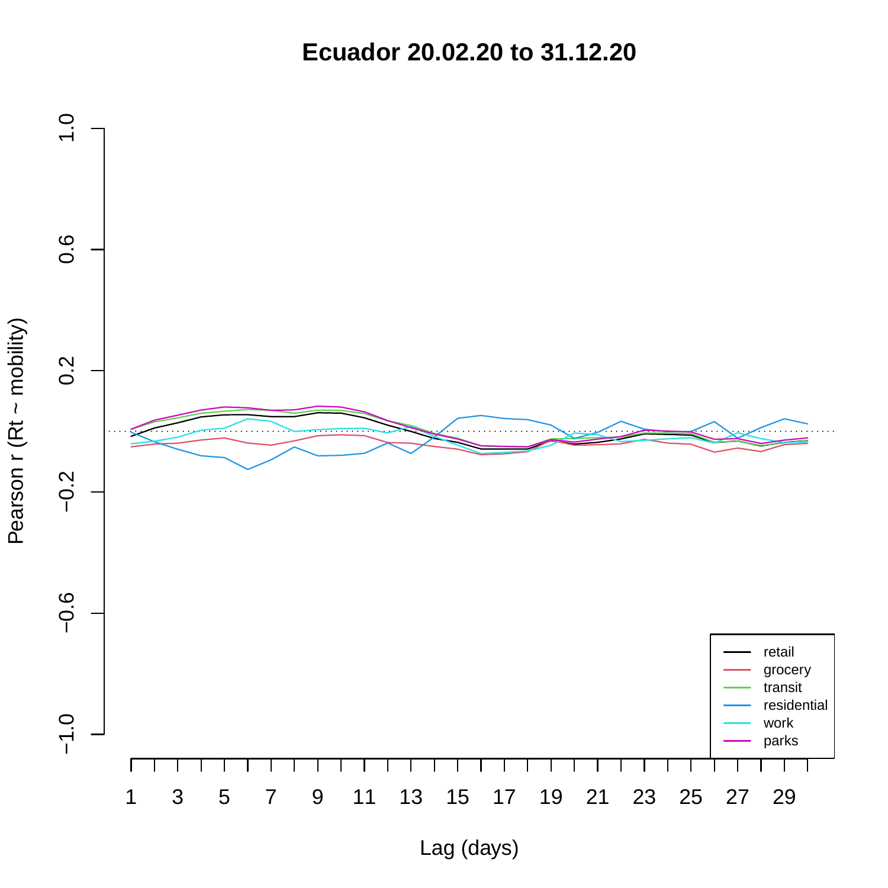# Ecuador 20.02.20 to 31.12.20

Pearson r (Rt ~ mobility)

1.0
0.6
0.2
−0.2
−0.6
−1.0

1 3 5 7 9 11 13 15 17 19 21 23 25 27 29

Lag (days)

- retail
- grocery
- transit
- residential
- work
- parks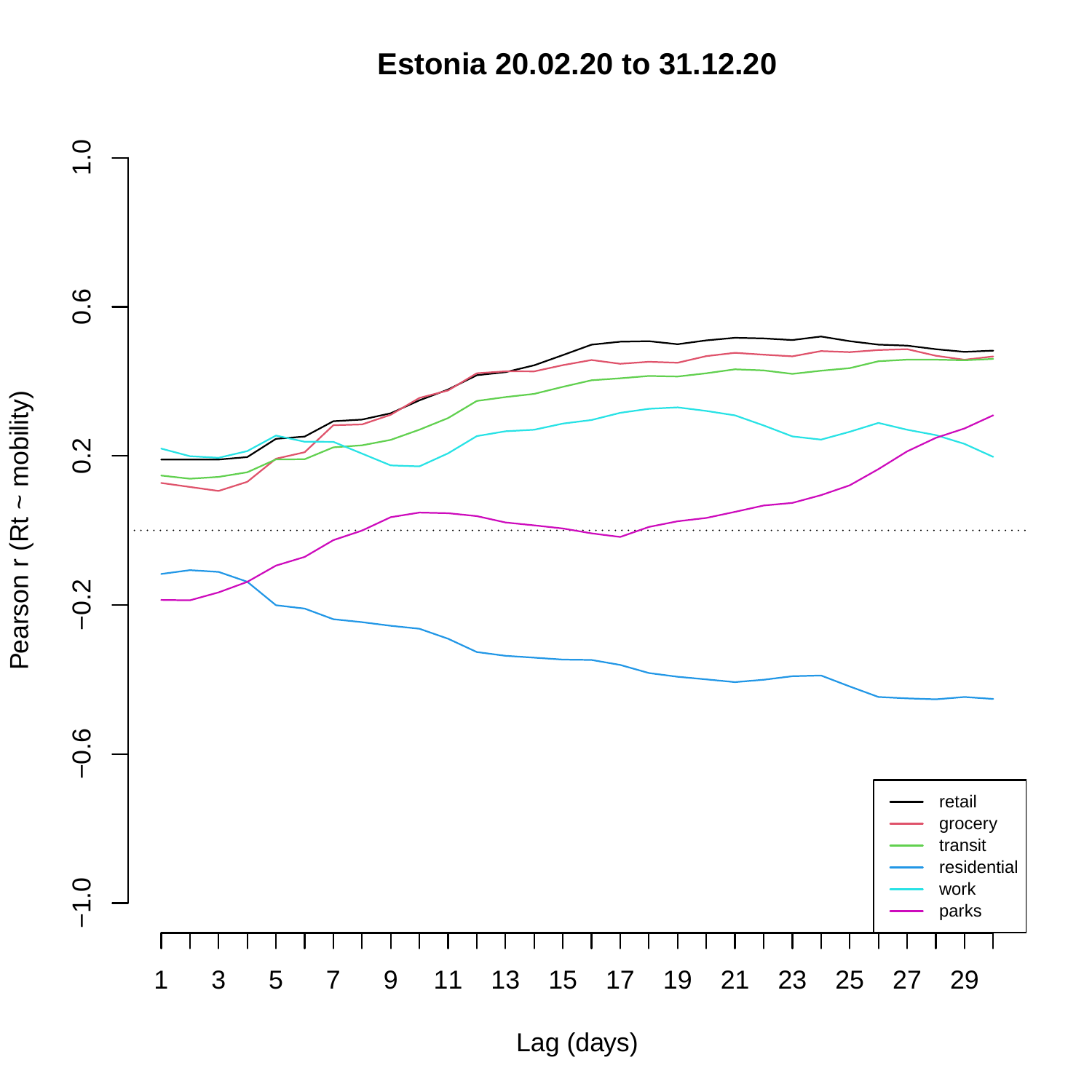# Estonia 20.02.20 to 31.12.20

Pearson r (Rt ~ mobility)

Lag (days)

retail
grocery
transit
residential
work
parks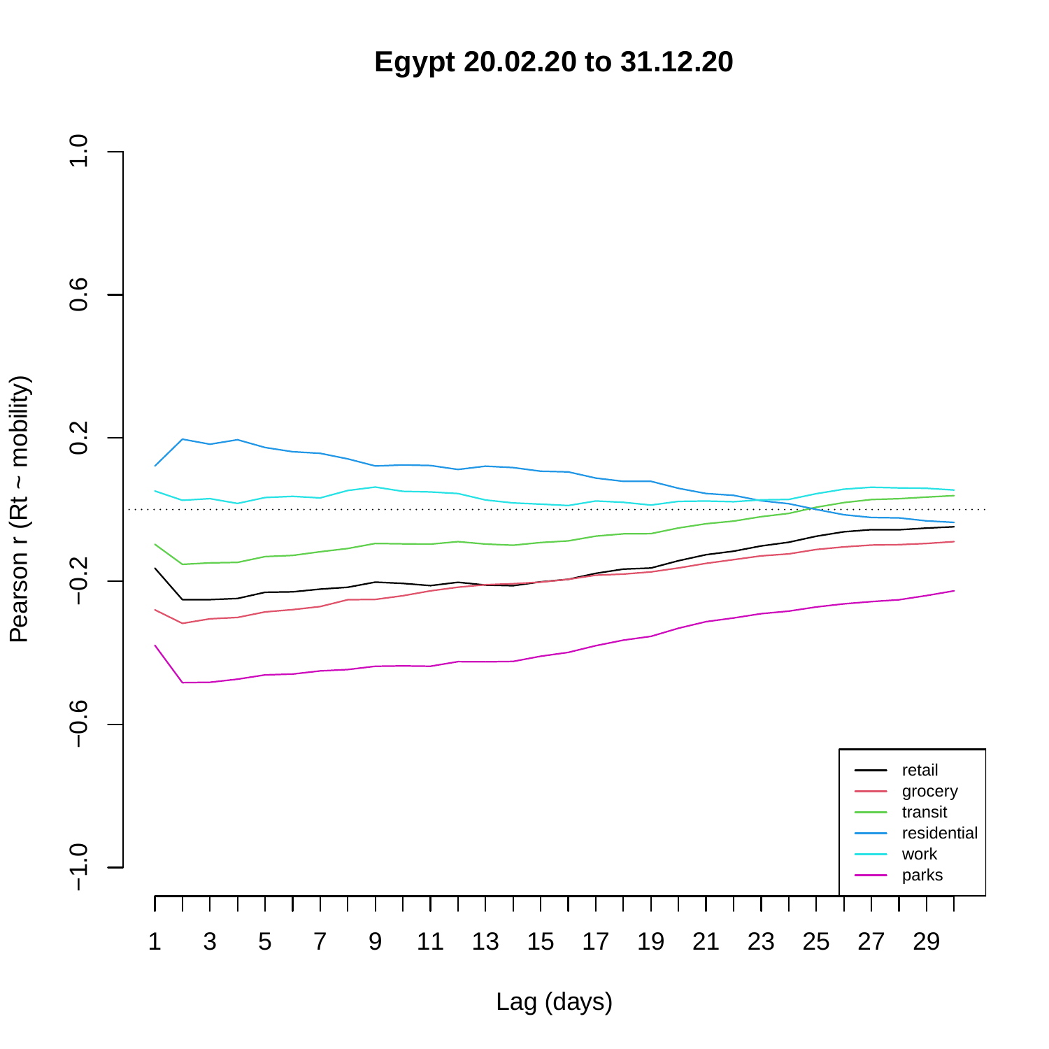# Egypt 20.02.20 to 31.12.20

Pearson r (Rt ~ mobility)

Lag (days)

- retail
- grocery
- transit
- residential
- work
- parks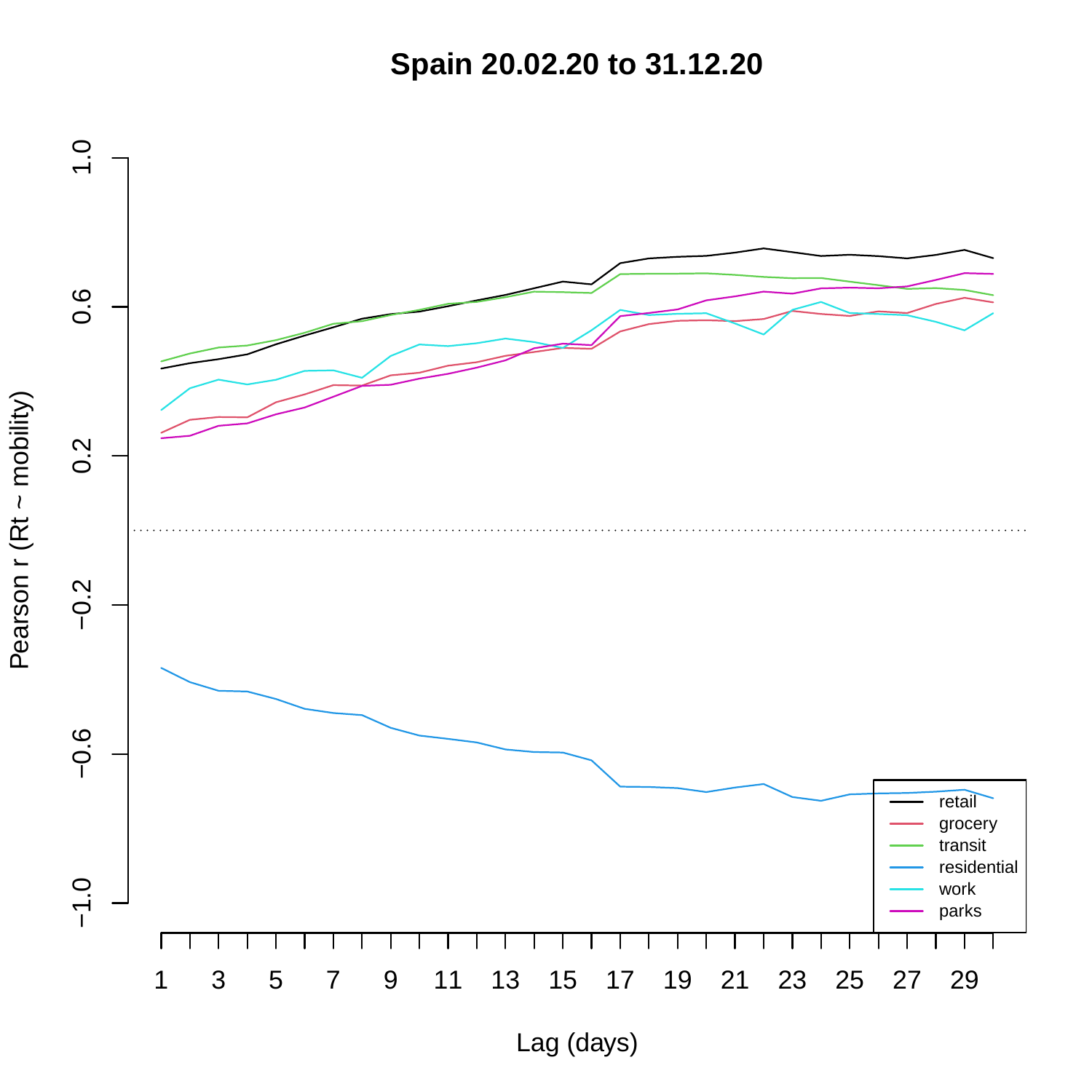**Spain 20.02.20 to 31.12.20**

Pearson r (Rt ~ mobility)

Lag (days)

- retail
- grocery
- transit
- residential
- work
- parks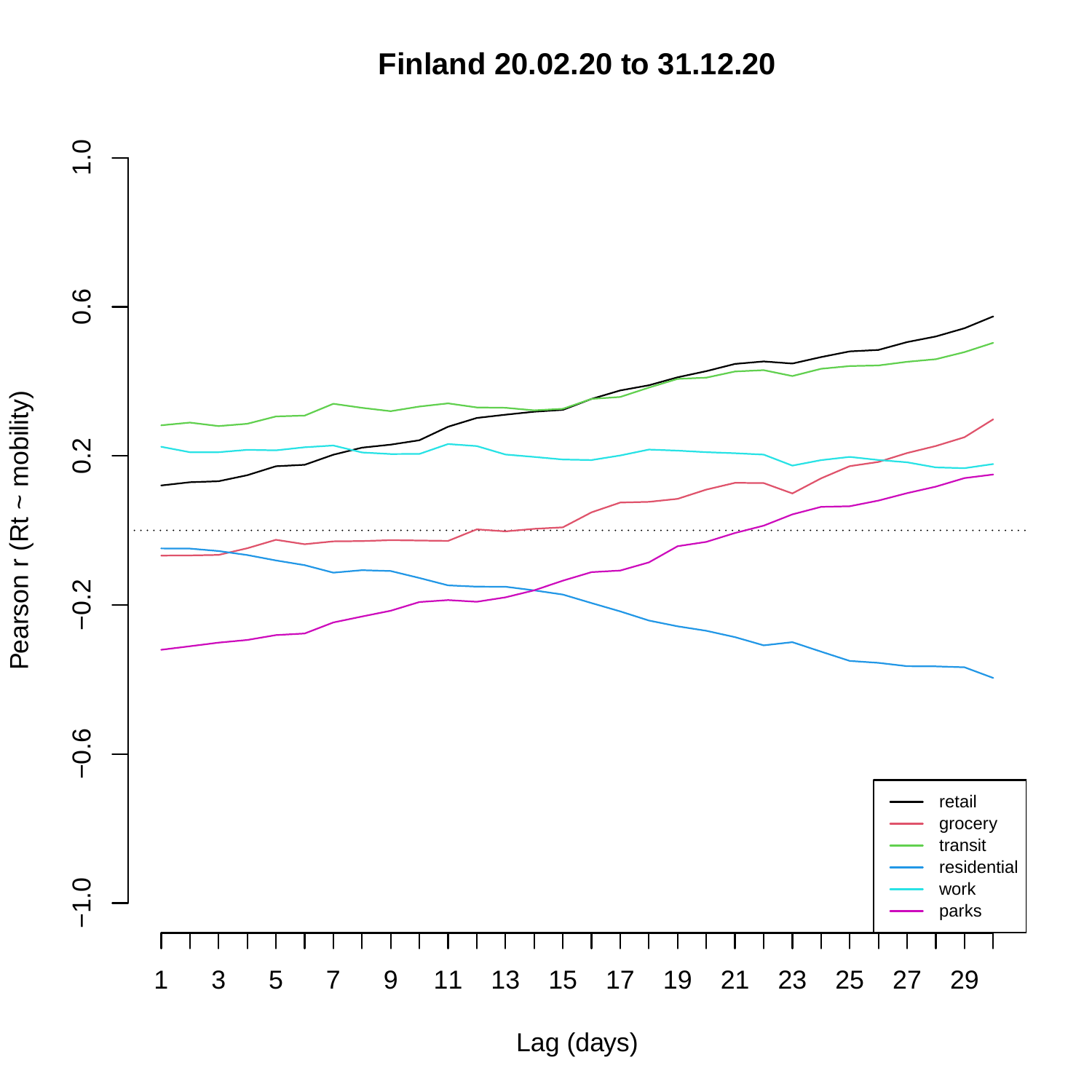# Finland 20.02.20 to 31.12.20

Pearson r (Rt ~ mobility)

Lag (days)

retail
grocery
transit
residential
work
parks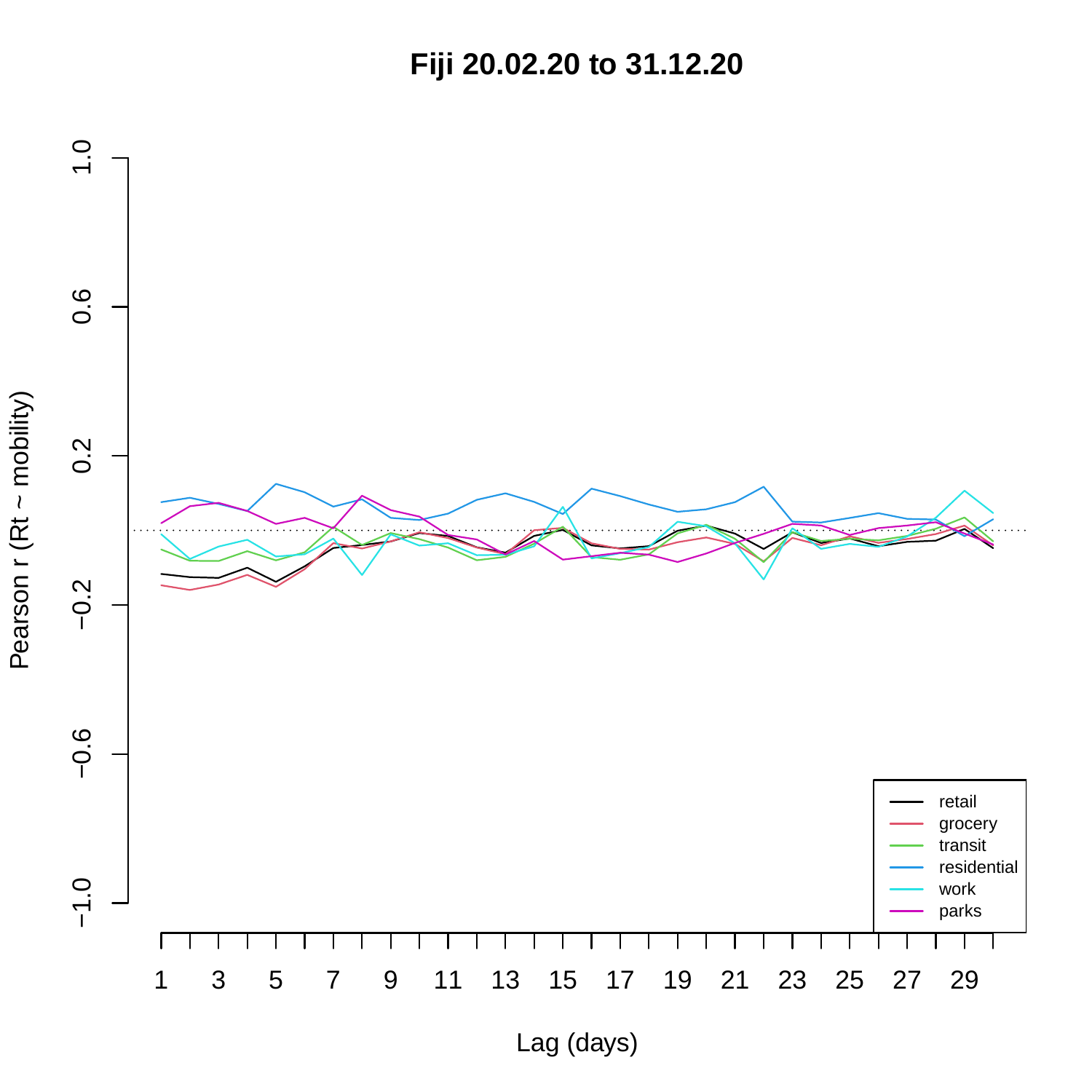# Fiji 20.02.20 to 31.12.20

Pearson r (Rt ~ mobility)

1.0
0.6
0.2
−0.2
−0.6
−1.0

1 3 5 7 9 11 13 15 17 19 21 23 25 27 29

Lag (days)

- retail
- grocery
- transit
- residential
- work
- parks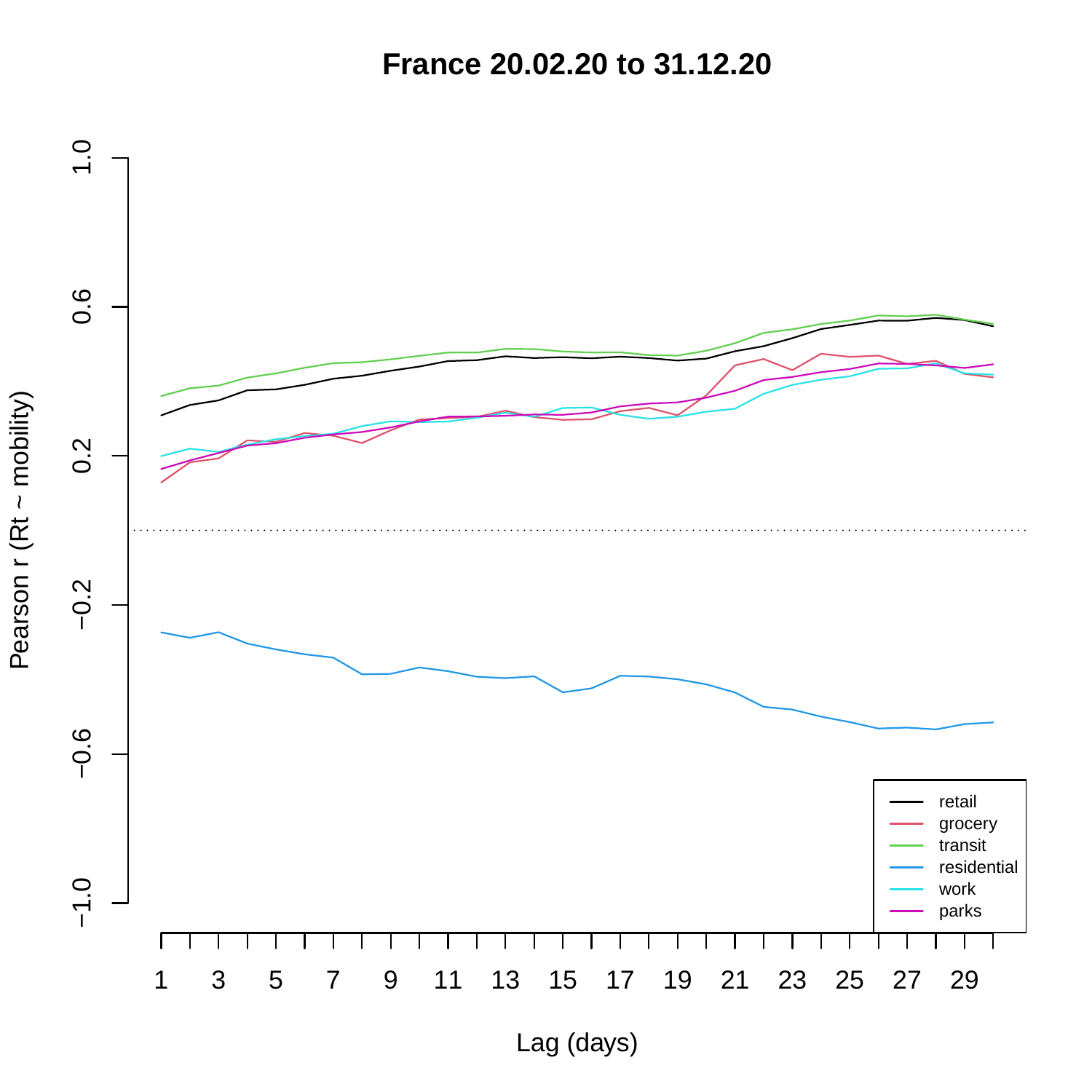# France 20.02.20 to 31.12.20

Pearson r (Rt ~ mobility)

Lag (days)

- retail
- grocery
- transit
- residential
- work
- parks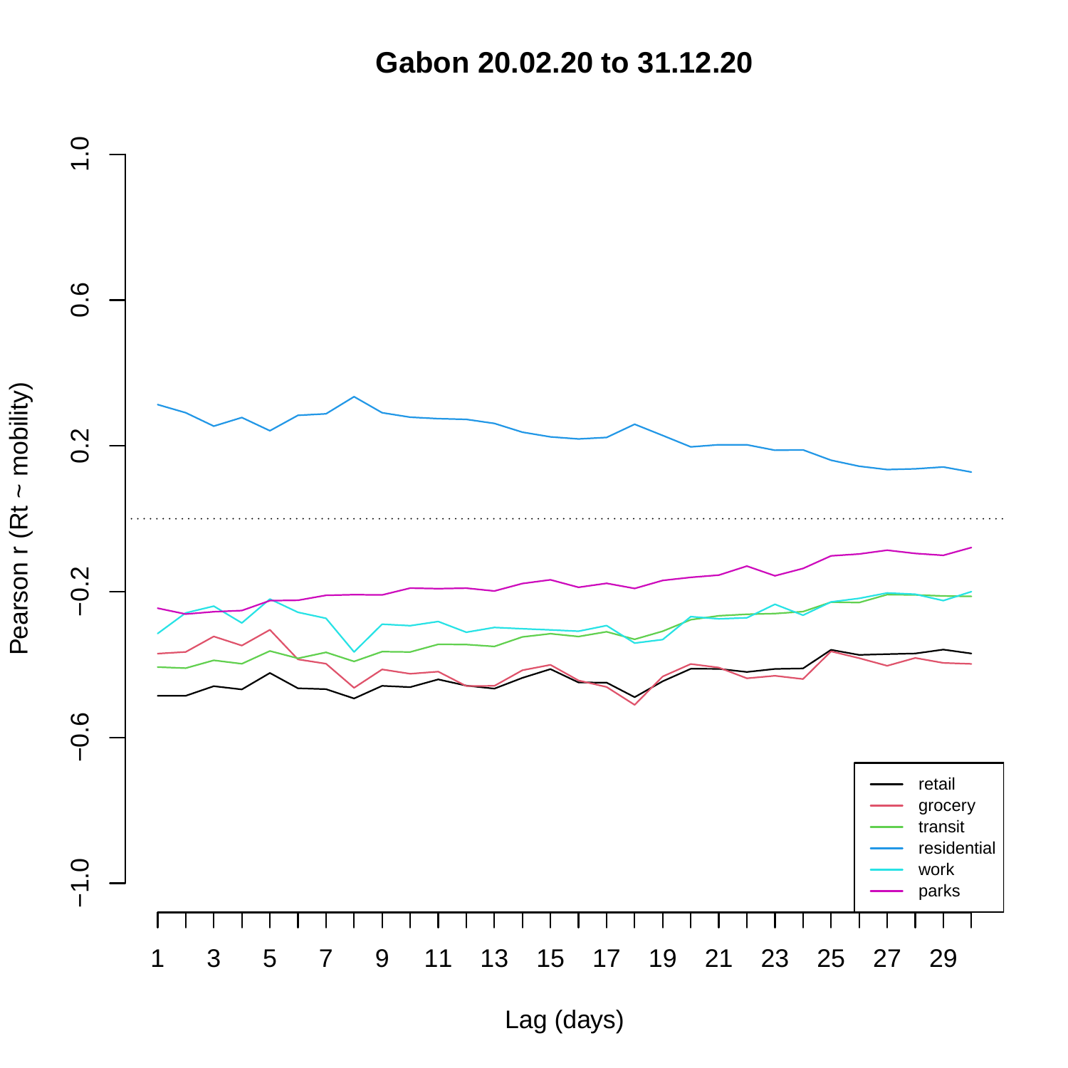# Gabon 20.02.20 to 31.12.20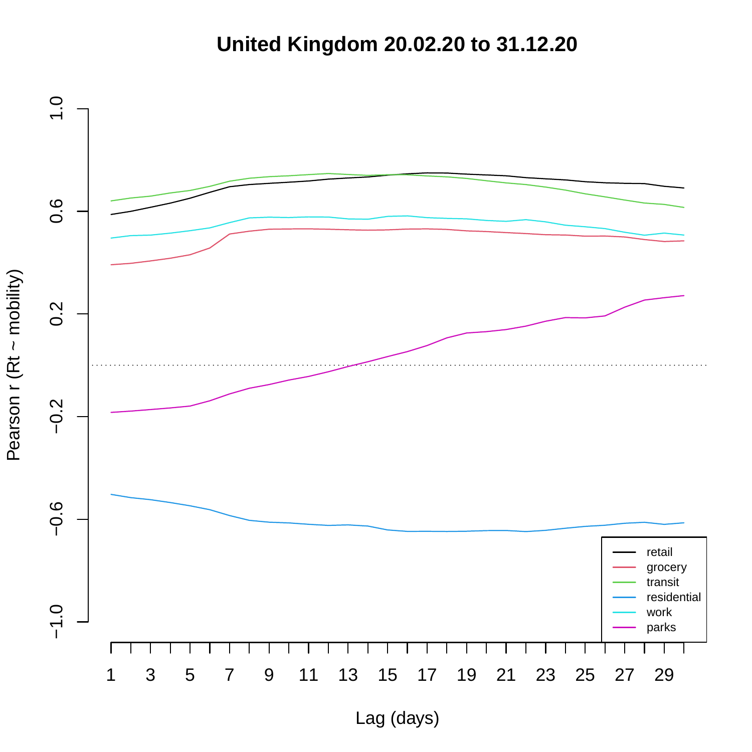# United Kingdom 20.02.20 to 31.12.20

Pearson r (Rt ~ mobility)

Lag (days)

- retail
- grocery
- transit
- residential
- work
- parks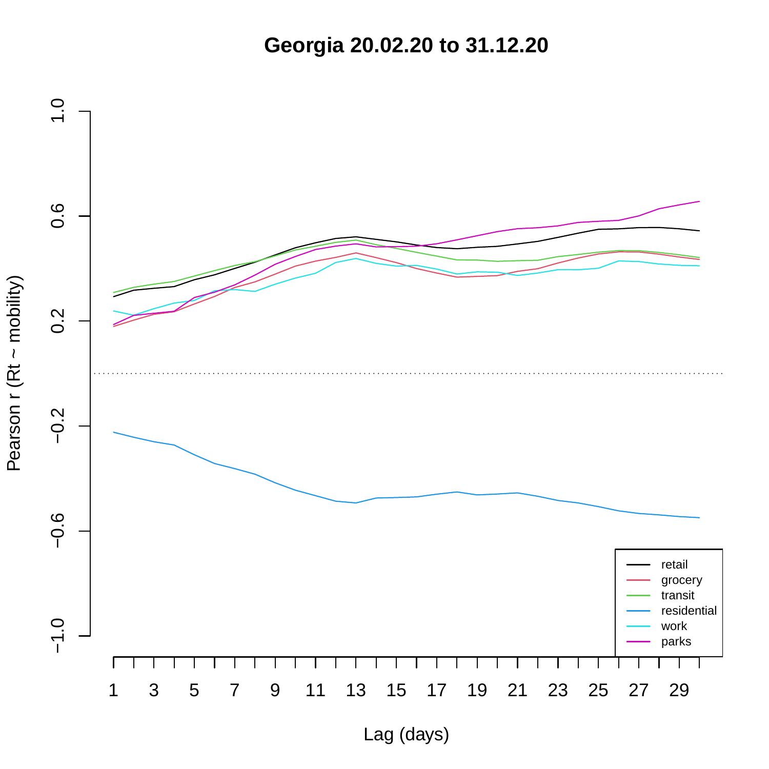# Georgia 20.02.20 to 31.12.20

Pearson r (Rt ~ mobility)

Lag (days)

retail
grocery
transit
residential
work
parks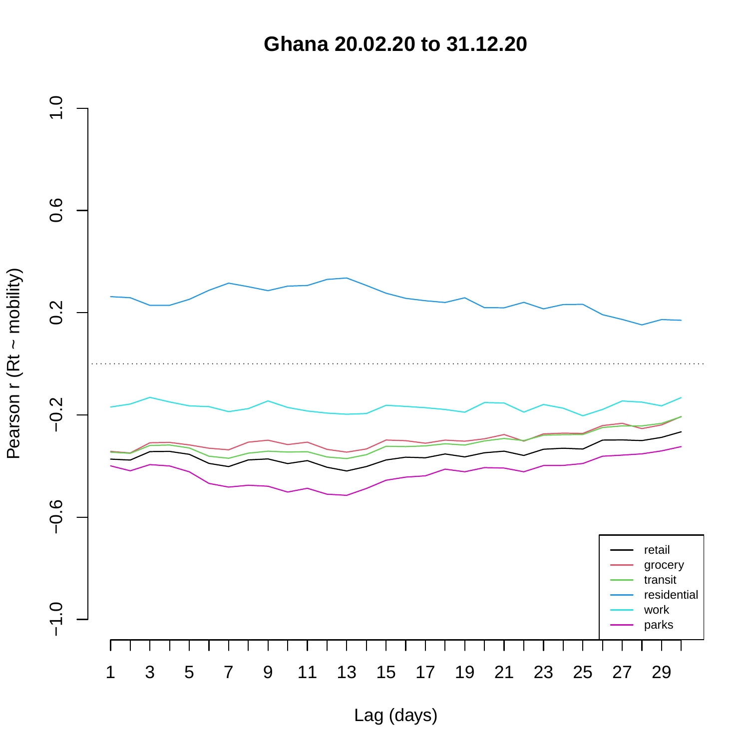# Ghana 20.02.20 to 31.12.20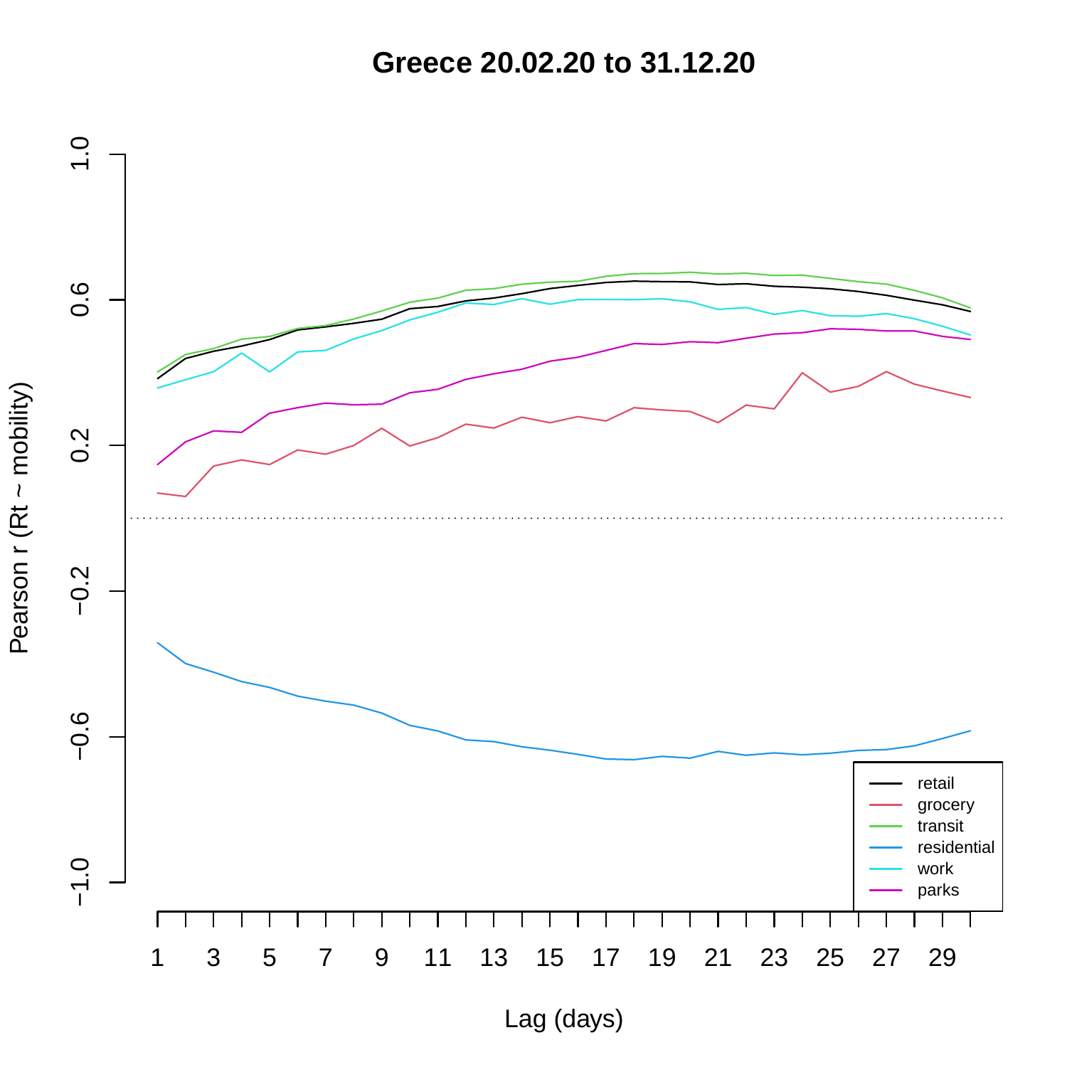# Greece 20.02.20 to 31.12.20

Pearson r (Rt ~ mobility)

Lag (days)

- retail
- grocery
- transit
- residential
- work
- parks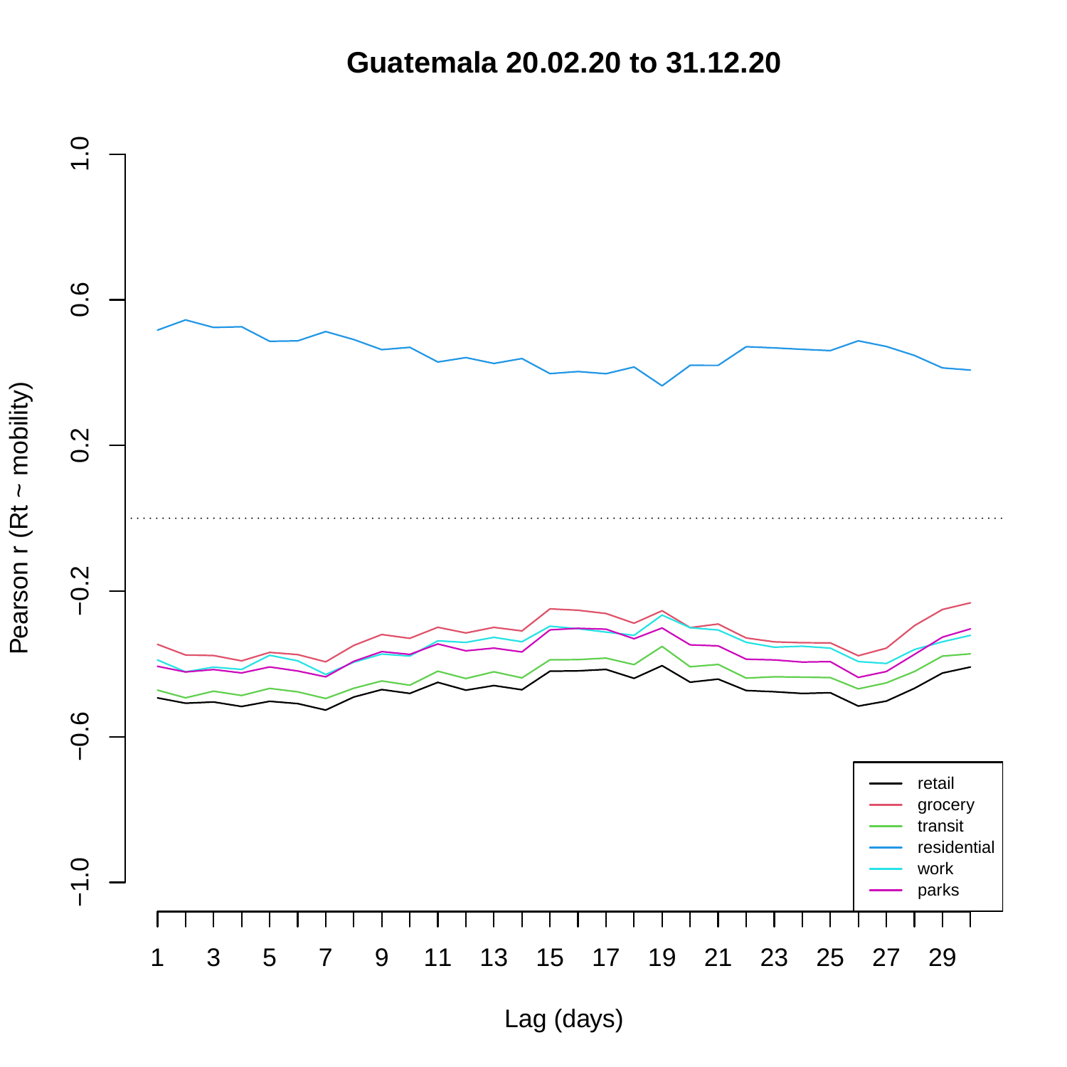# Guatemala 20.02.20 to 31.12.20

Pearson r (Rt ~ mobility)

1.0, 0.6, 0.2, −0.2, −0.6, −1.0

Lag (days)

1, 3, 5, 7, 9, 11, 13, 15, 17, 19, 21, 23, 25, 27, 29

- retail
- grocery
- transit
- residential
- work
- parks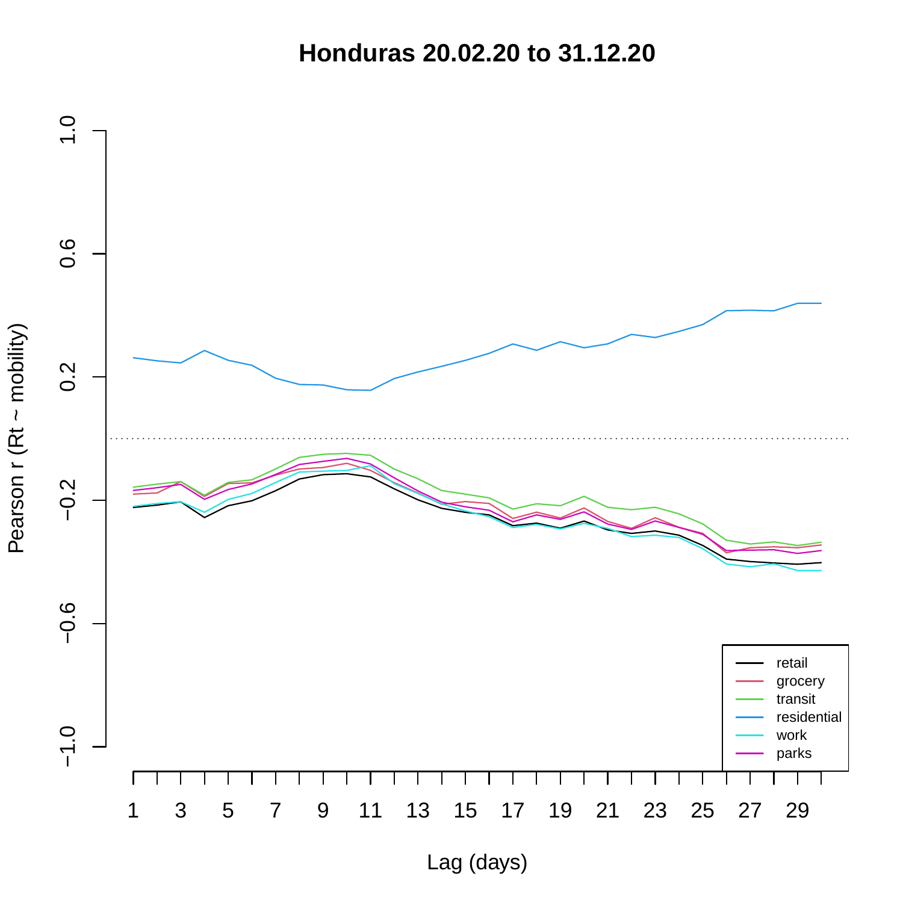# Honduras 20.02.20 to 31.12.20

Pearson r (Rt ~ mobility)

Lag (days)

retail
grocery
transit
residential
work
parks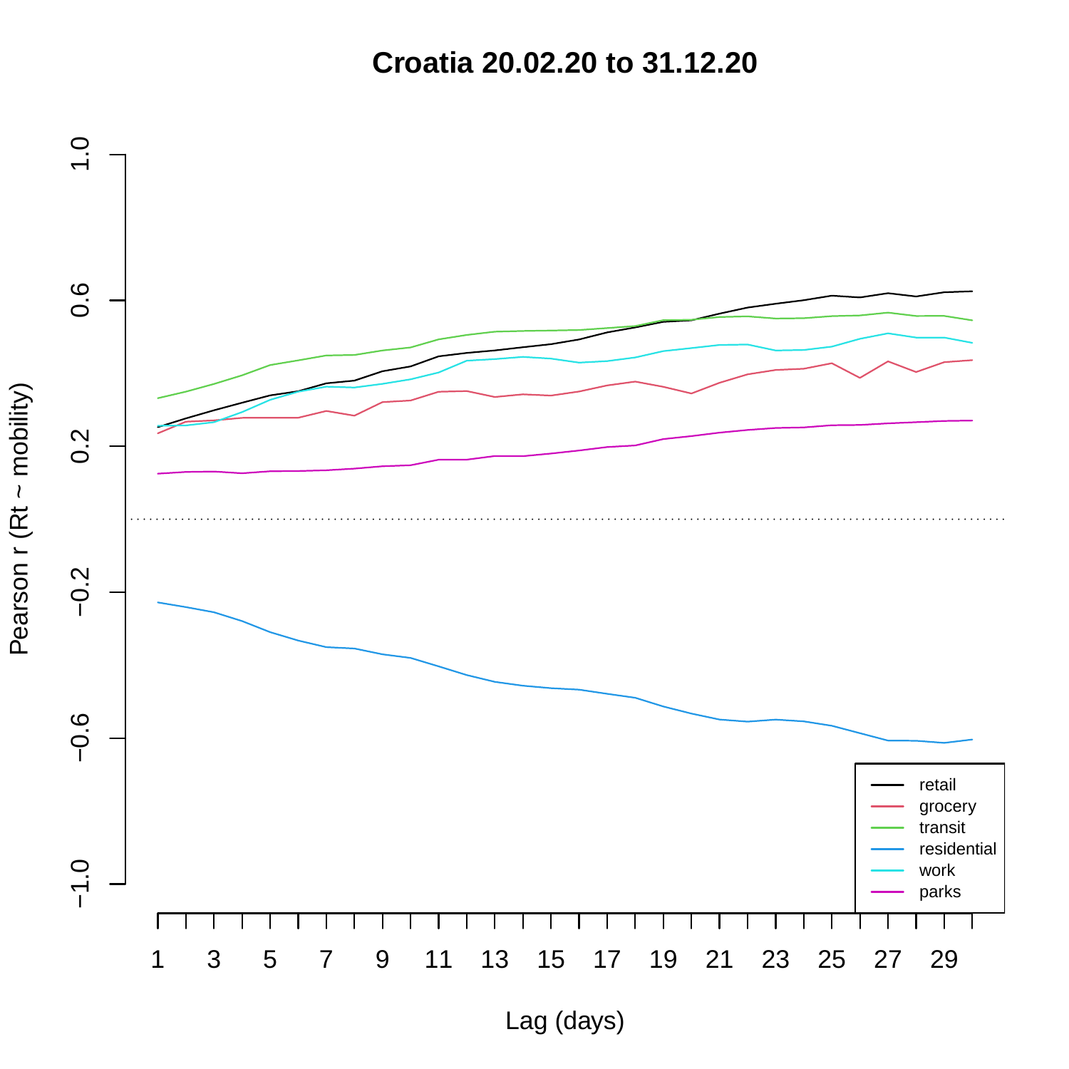# Croatia 20.02.20 to 31.12.20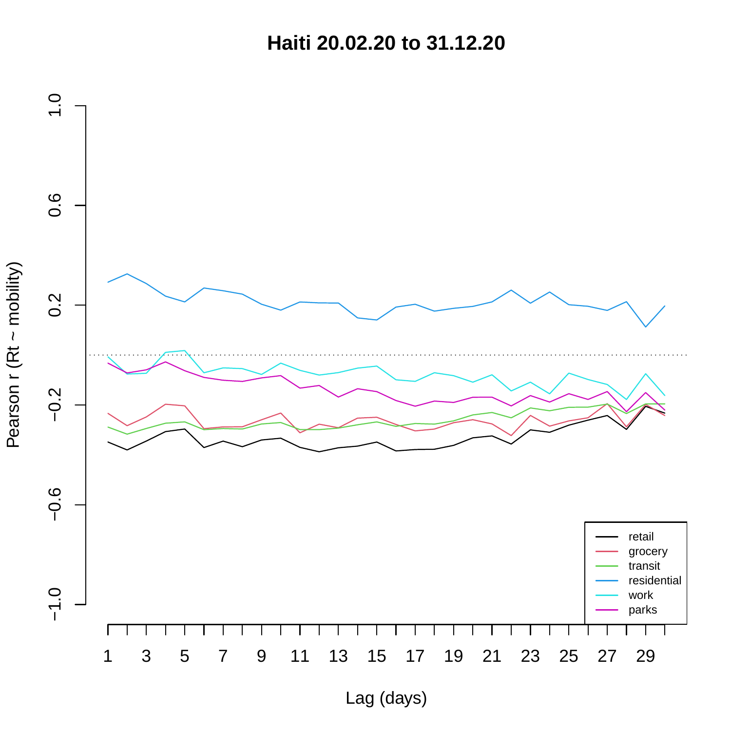# Haiti 20.02.20 to 31.12.20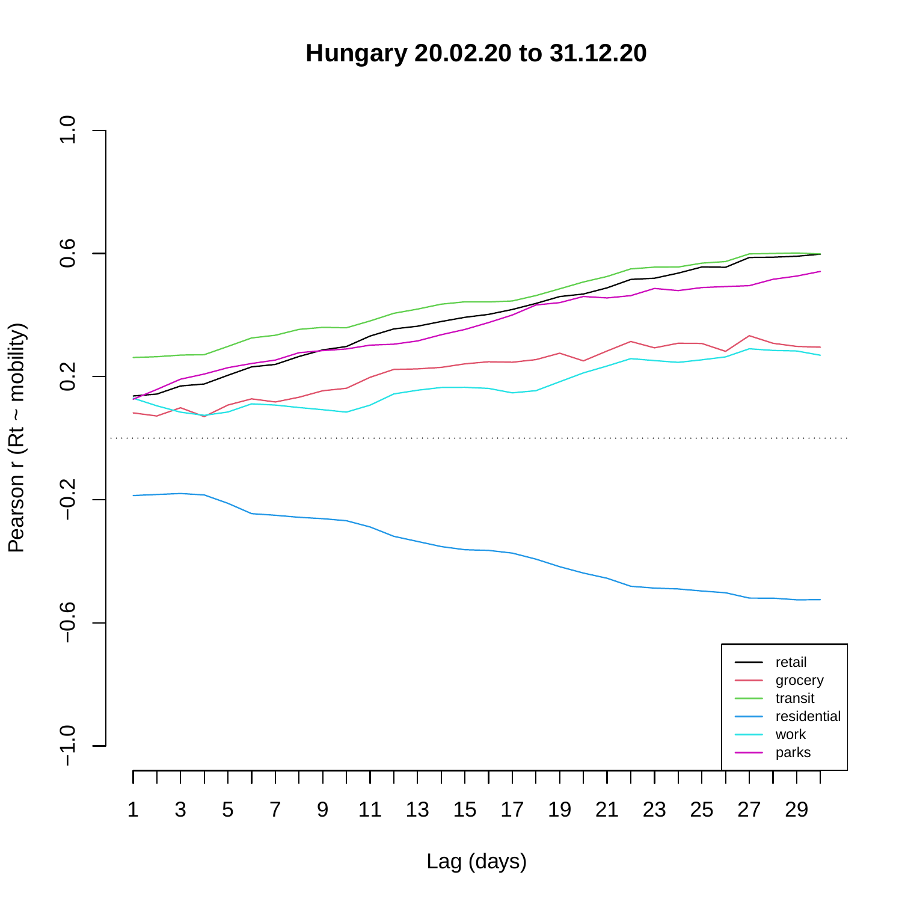# Hungary 20.02.20 to 31.12.20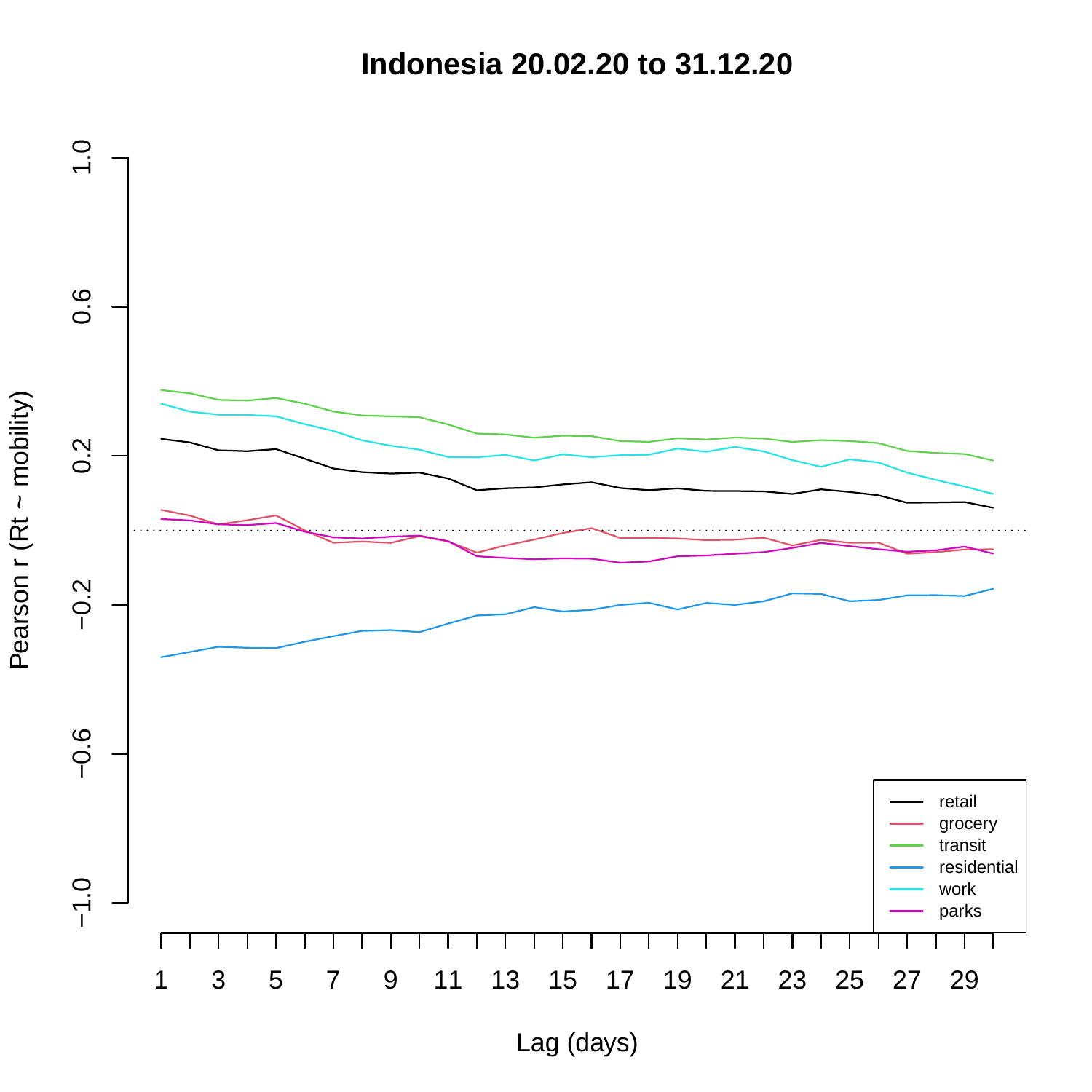# Indonesia 20.02.20 to 31.12.20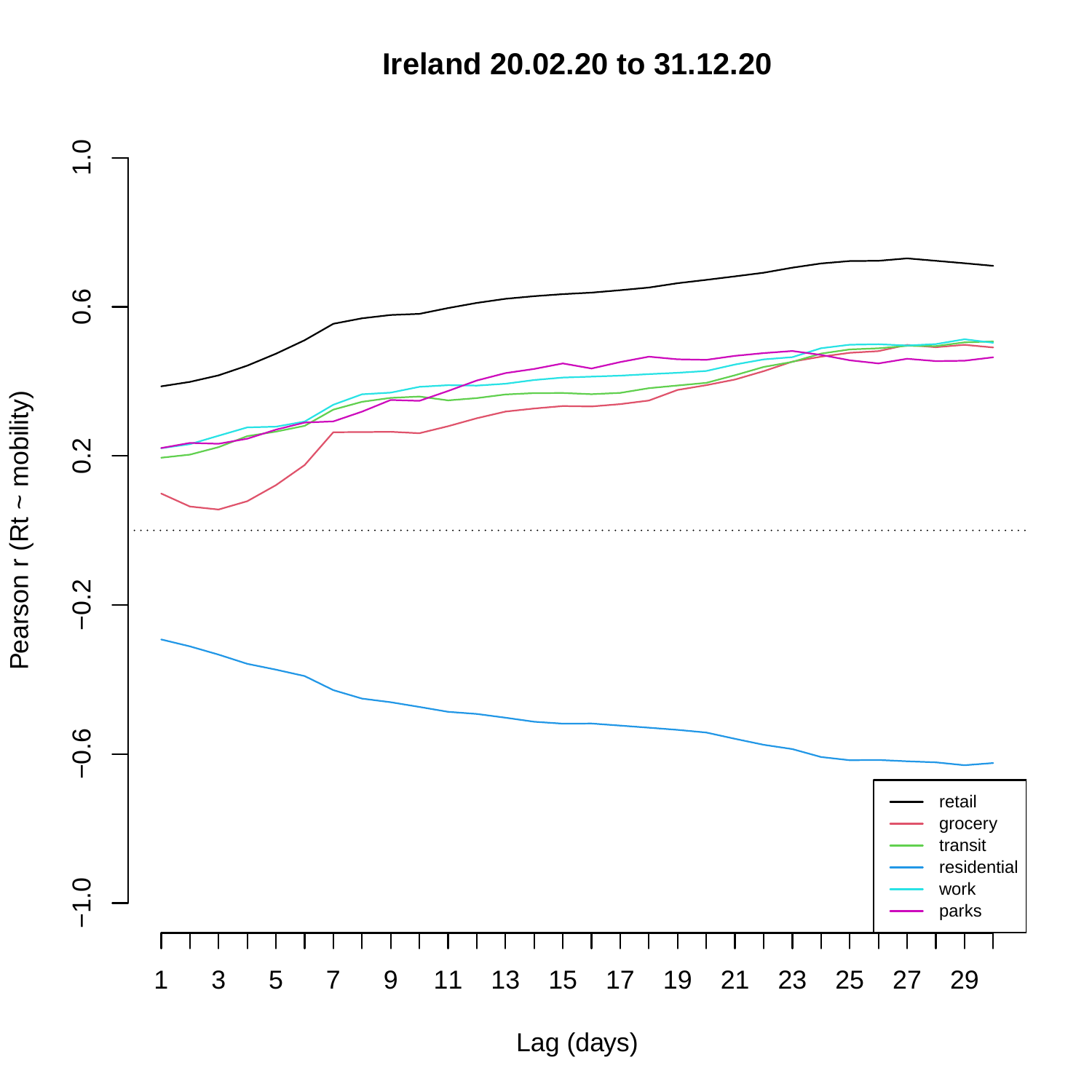# Ireland 20.02.20 to 31.12.20

Pearson r (Rt ~ mobility)

1.0
0.6
0.2
−0.2
−0.6
−1.0

1 3 5 7 9 11 13 15 17 19 21 23 25 27 29

Lag (days)

- retail
- grocery
- transit
- residential
- work
- parks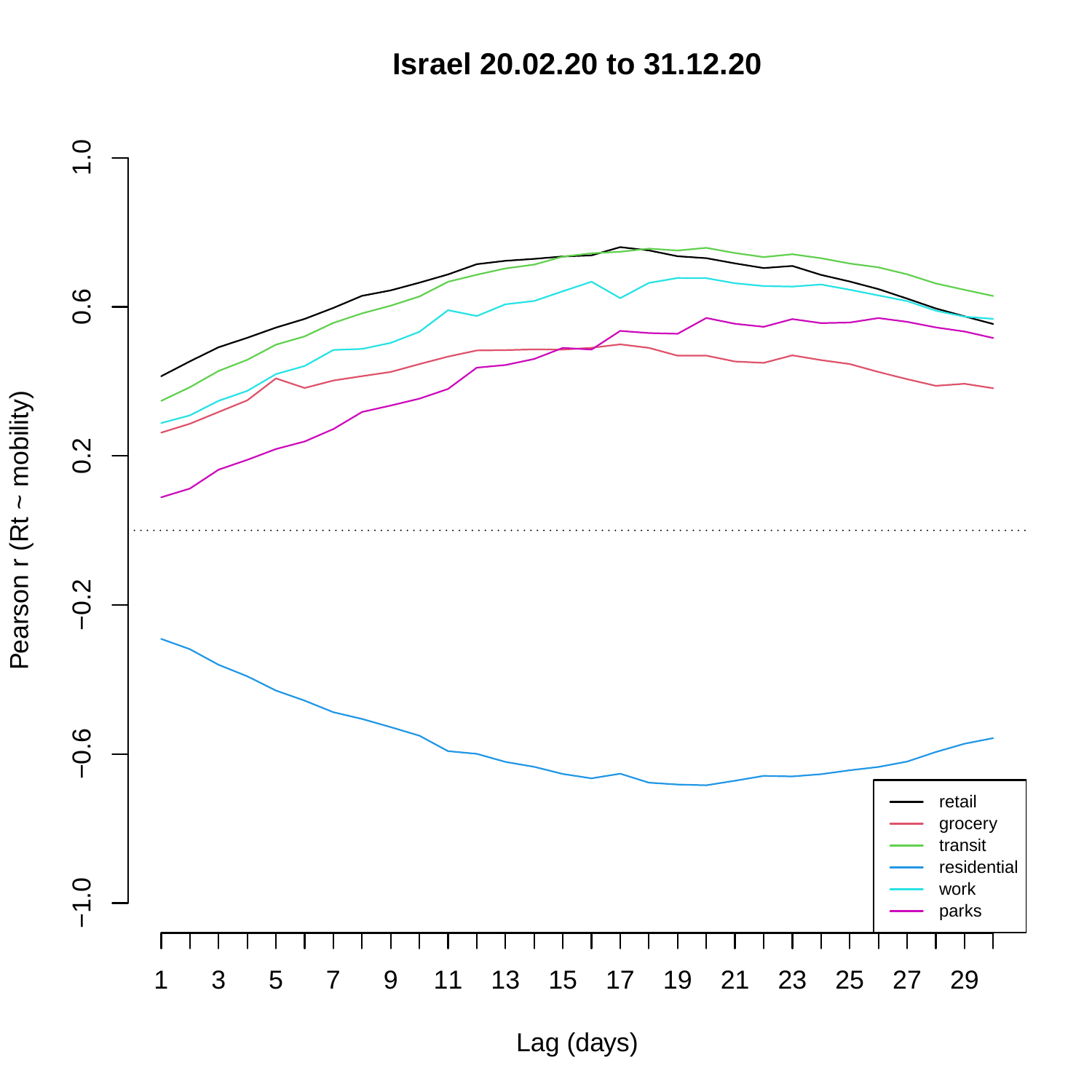# Israel 20.02.20 to 31.12.20

Pearson r (Rt ~ mobility)

Lag (days)

- retail
- grocery
- transit
- residential
- work
- parks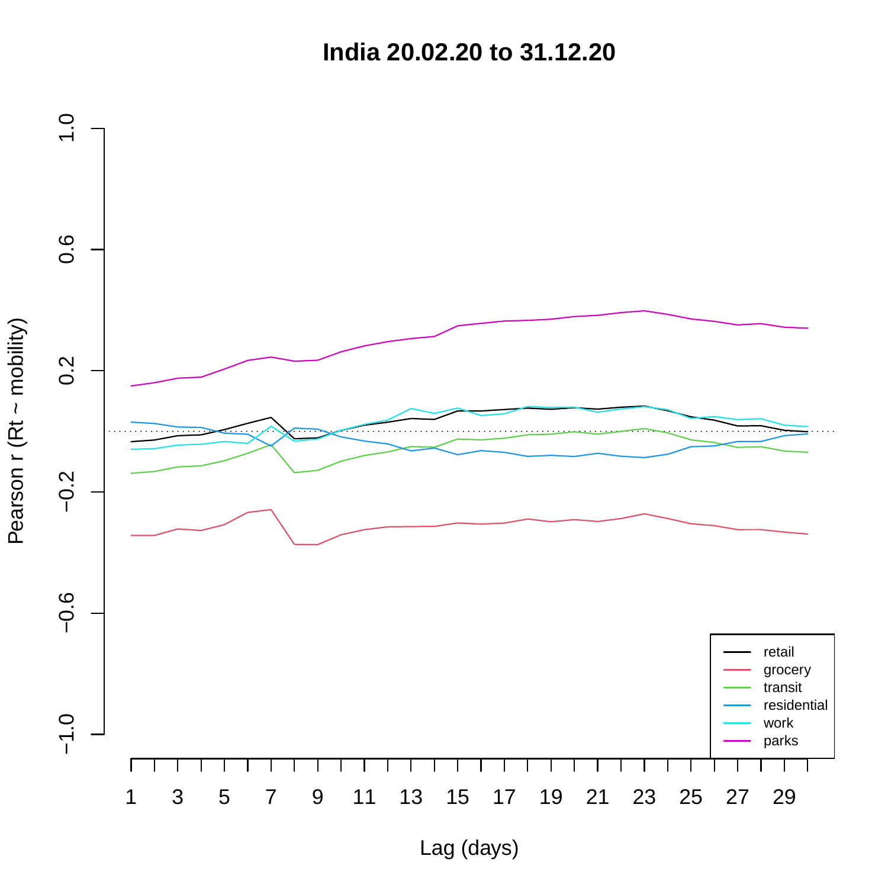# India 20.02.20 to 31.12.20

Pearson r (Rt ~ mobility)

Lag (days)

- retail
- grocery
- transit
- residential
- work
- parks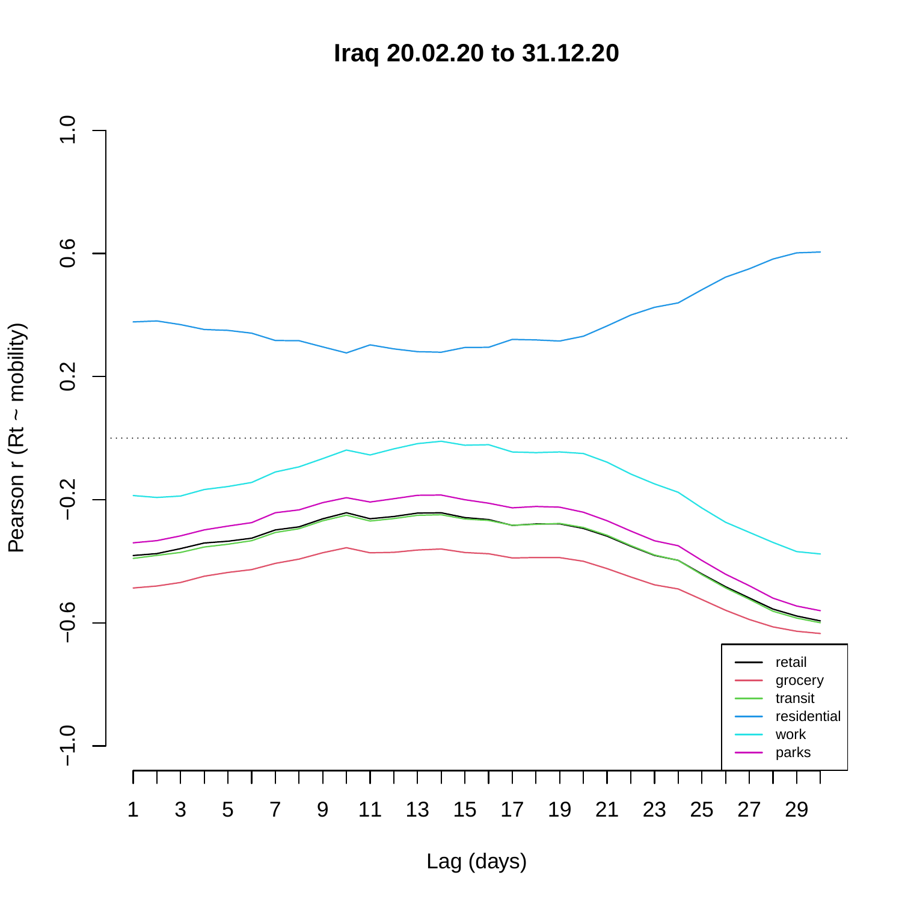# Iraq 20.02.20 to 31.12.20

Pearson r (Rt ~ mobility)

Lag (days)

- retail
- grocery
- transit
- residential
- work
- parks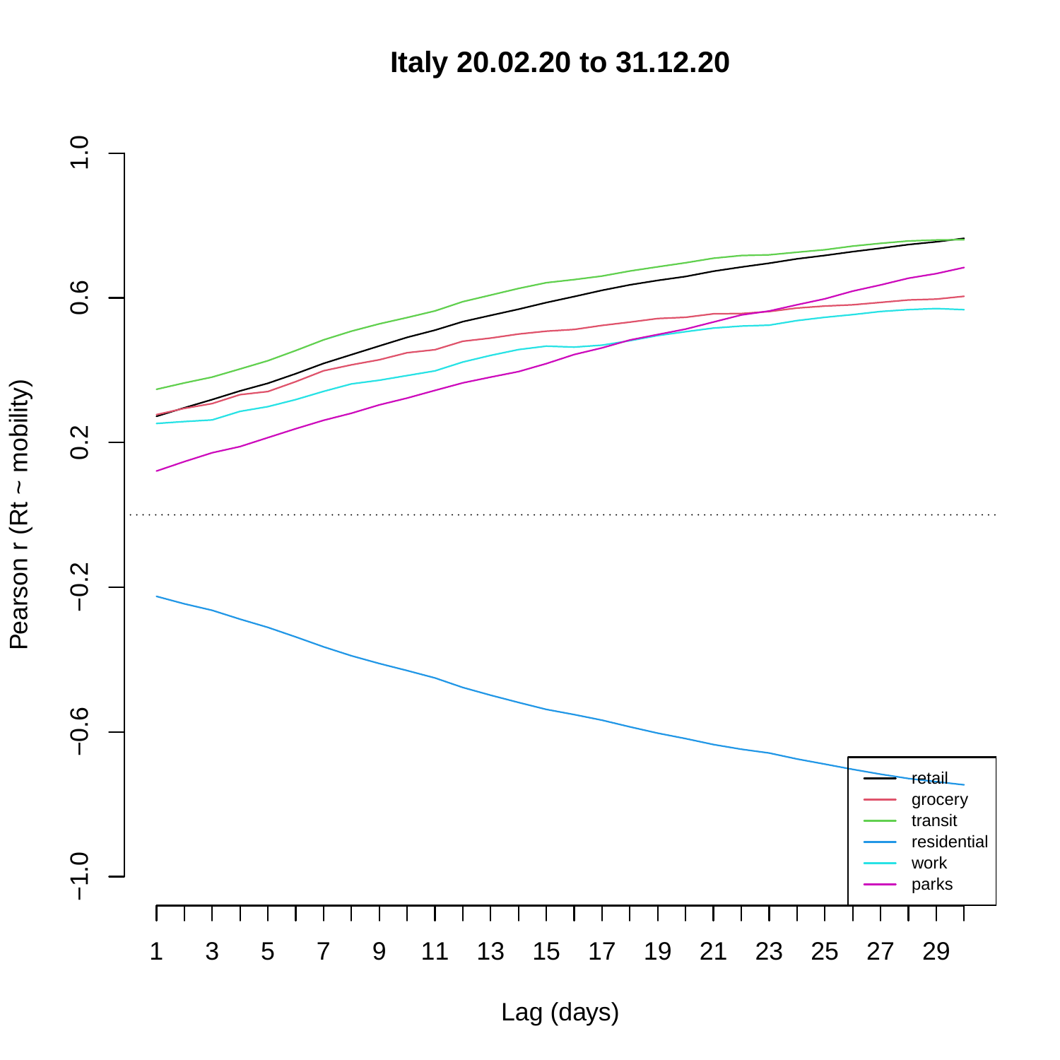**Italy 20.02.20 to 31.12.20**

Pearson r (Rt ~ mobility)

1.0
0.6
0.2
−0.2
−0.6
−1.0

1 3 5 7 9 11 13 15 17 19 21 23 25 27 29

Lag (days)

- retail
- grocery
- transit
- residential
- work
- parks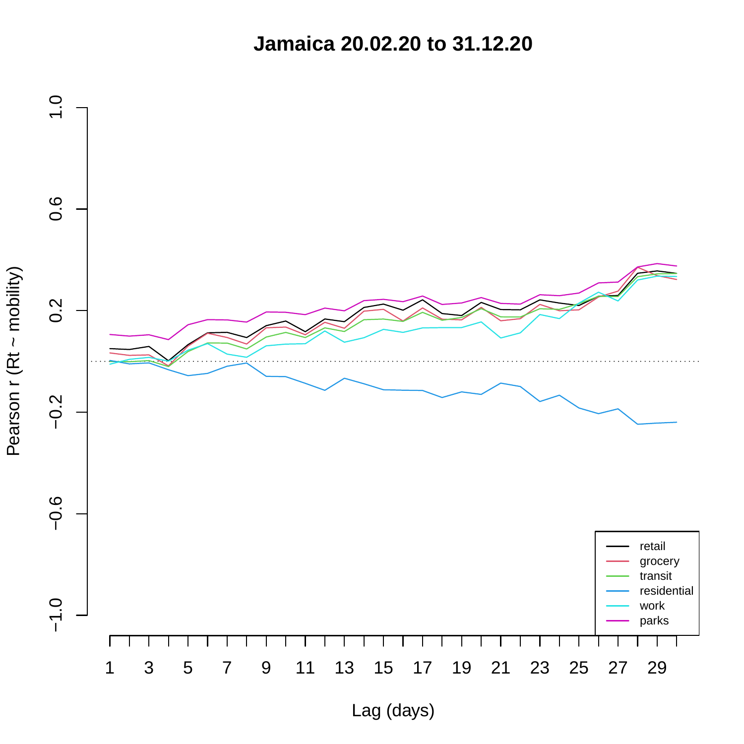**Jamaica 20.02.20 to 31.12.20**

Pearson r (Rt ~ mobility)

1.0
0.6
0.2
−0.2
−0.6
−1.0

1 3 5 7 9 11 13 15 17 19 21 23 25 27 29

Lag (days)

- retail
- grocery
- transit
- residential
- work
- parks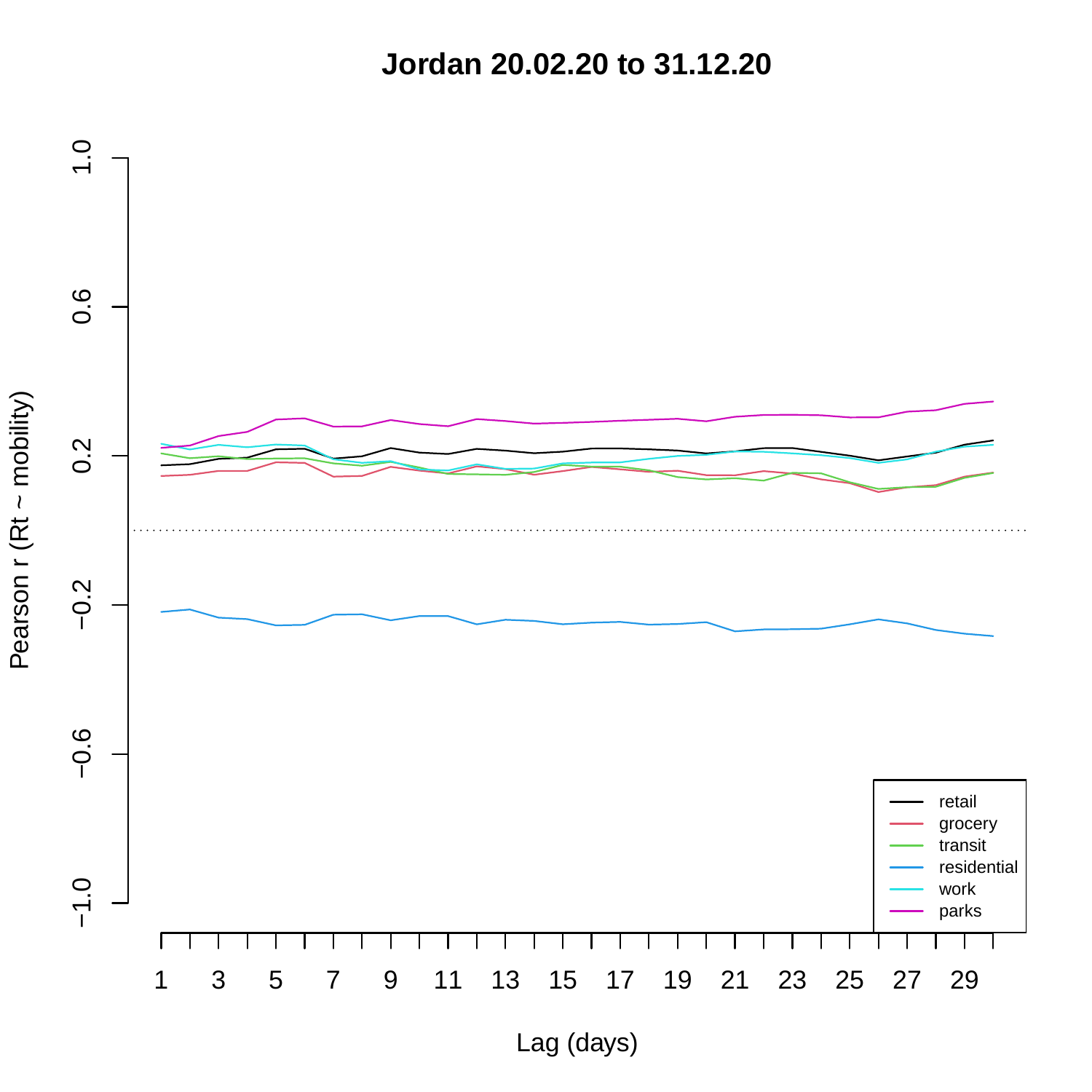# Jordan 20.02.20 to 31.12.20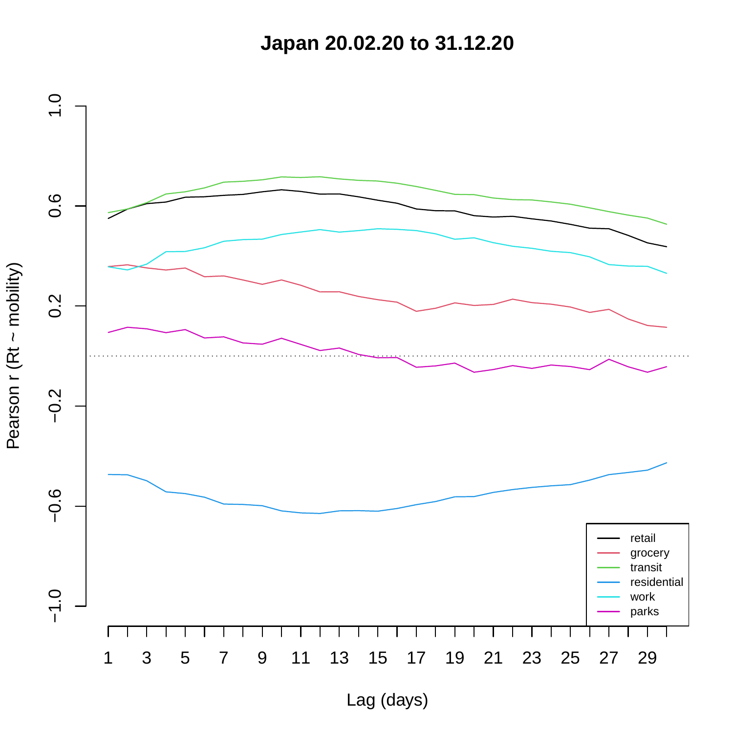**Japan 20.02.20 to 31.12.20**

Pearson r (Rt ~ mobility)

Lag (days)

- retail
- grocery
- transit
- residential
- work
- parks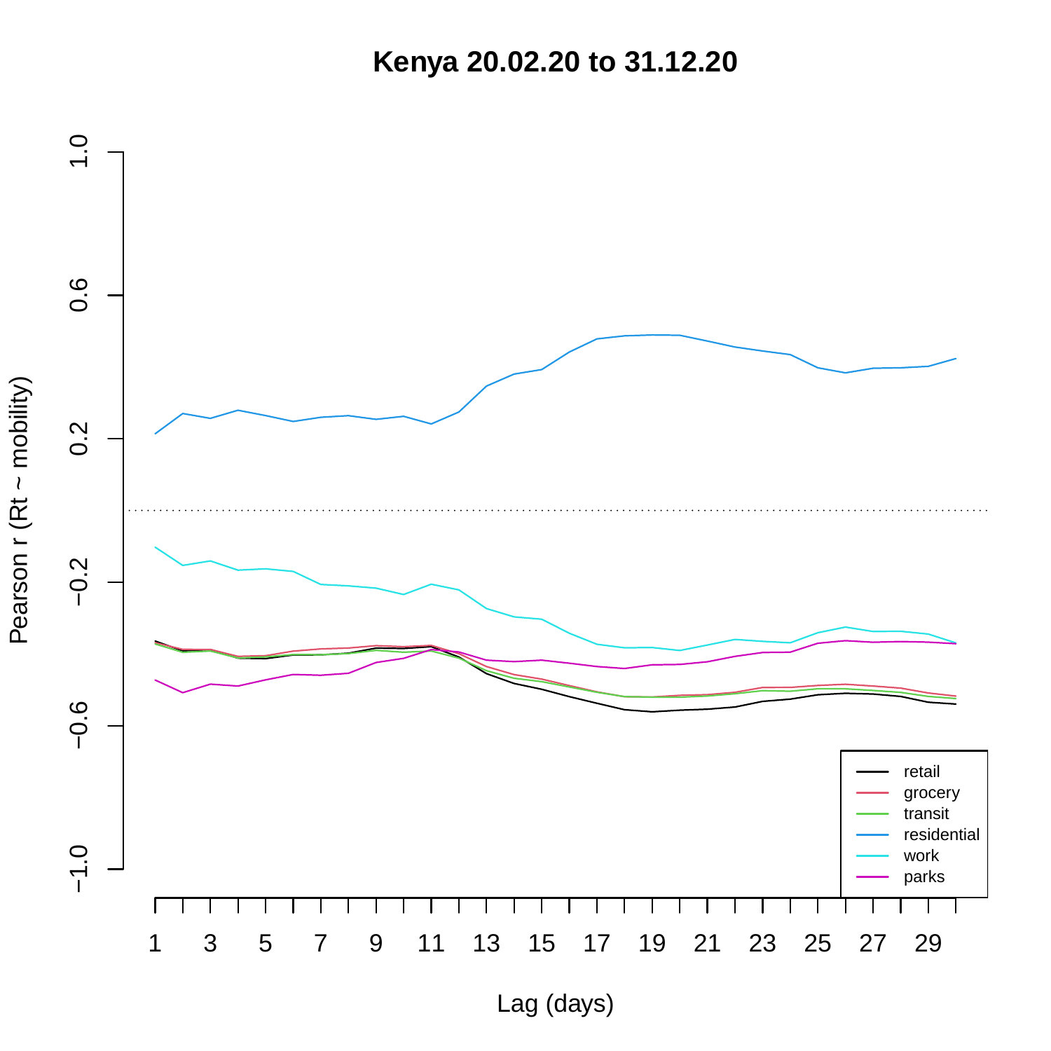# Kenya 20.02.20 to 31.12.20

Pearson r (Rt ~ mobility)

Lag (days)

- retail
- grocery
- transit
- residential
- work
- parks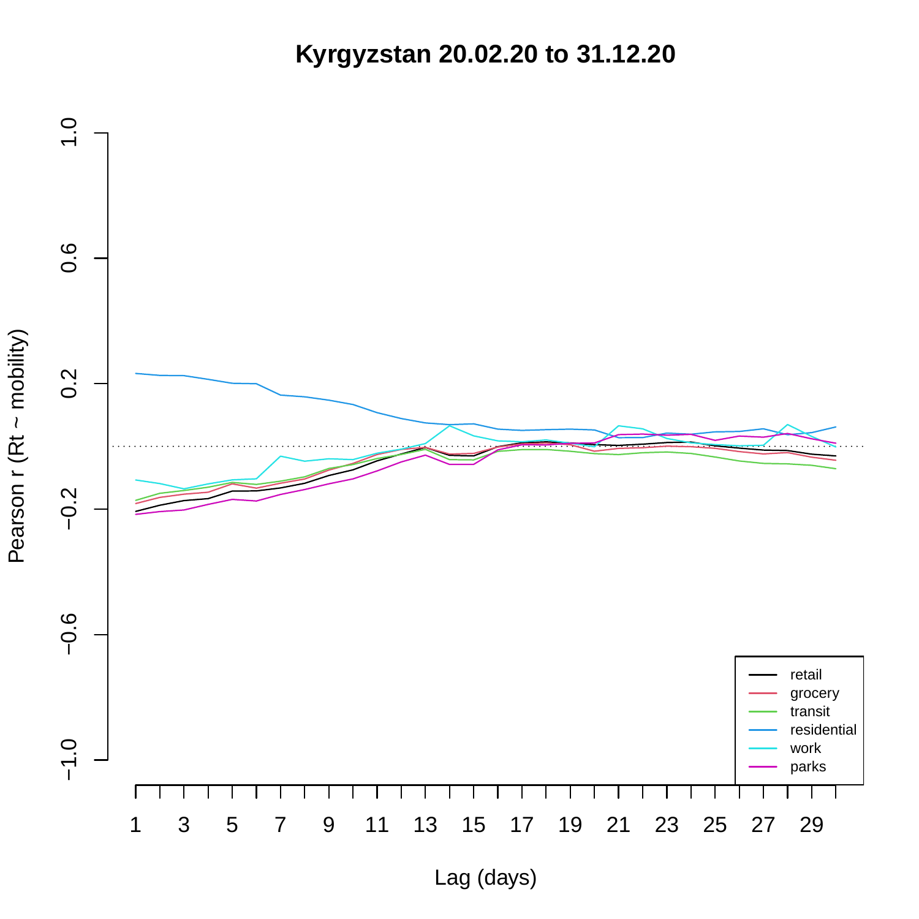# Kyrgyzstan 20.02.20 to 31.12.20

Pearson r (Rt ~ mobility)

Lag (days)

retail
grocery
transit
residential
work
parks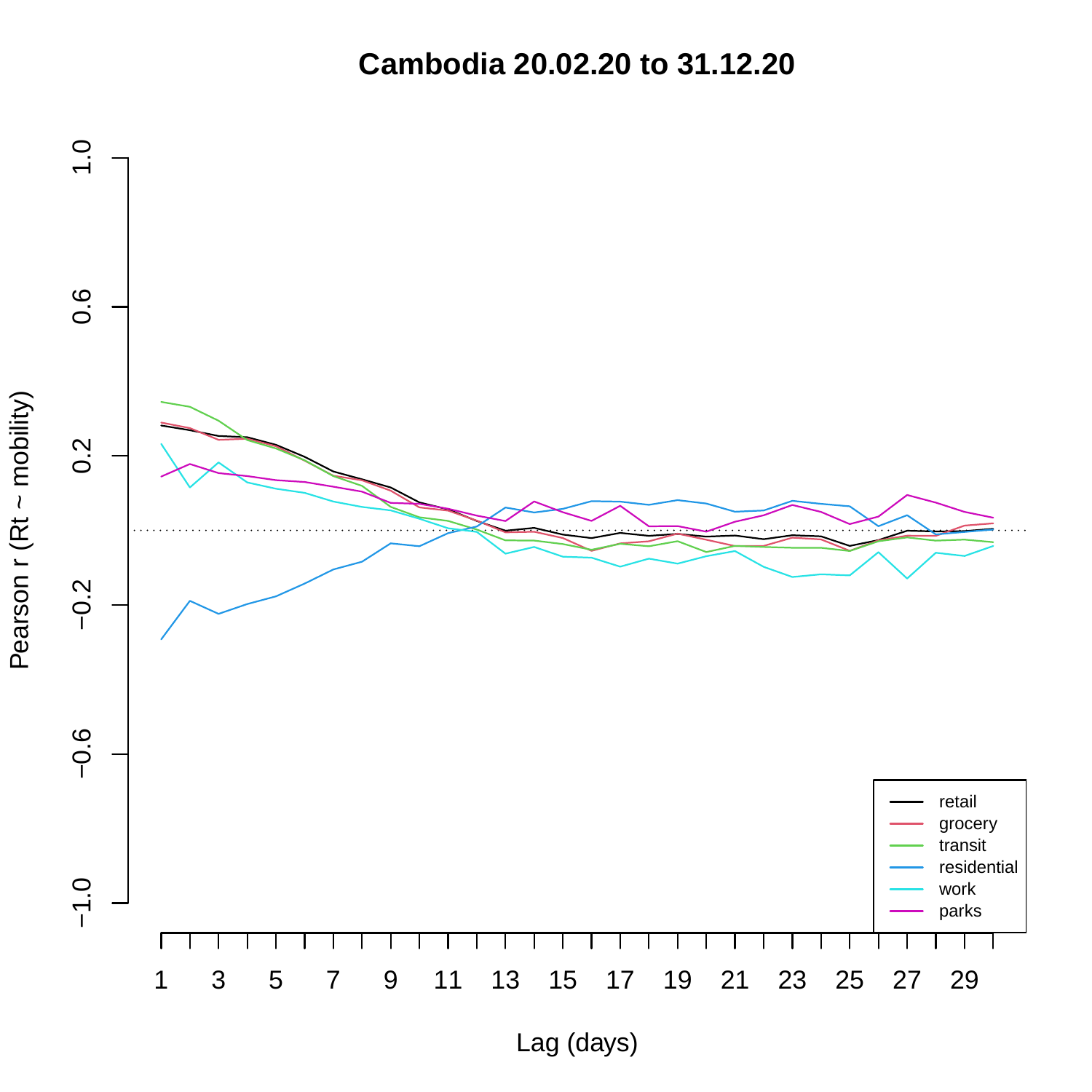# Cambodia 20.02.20 to 31.12.20

Pearson r (Rt ~ mobility)

Lag (days)

- retail
- grocery
- transit
- residential
- work
- parks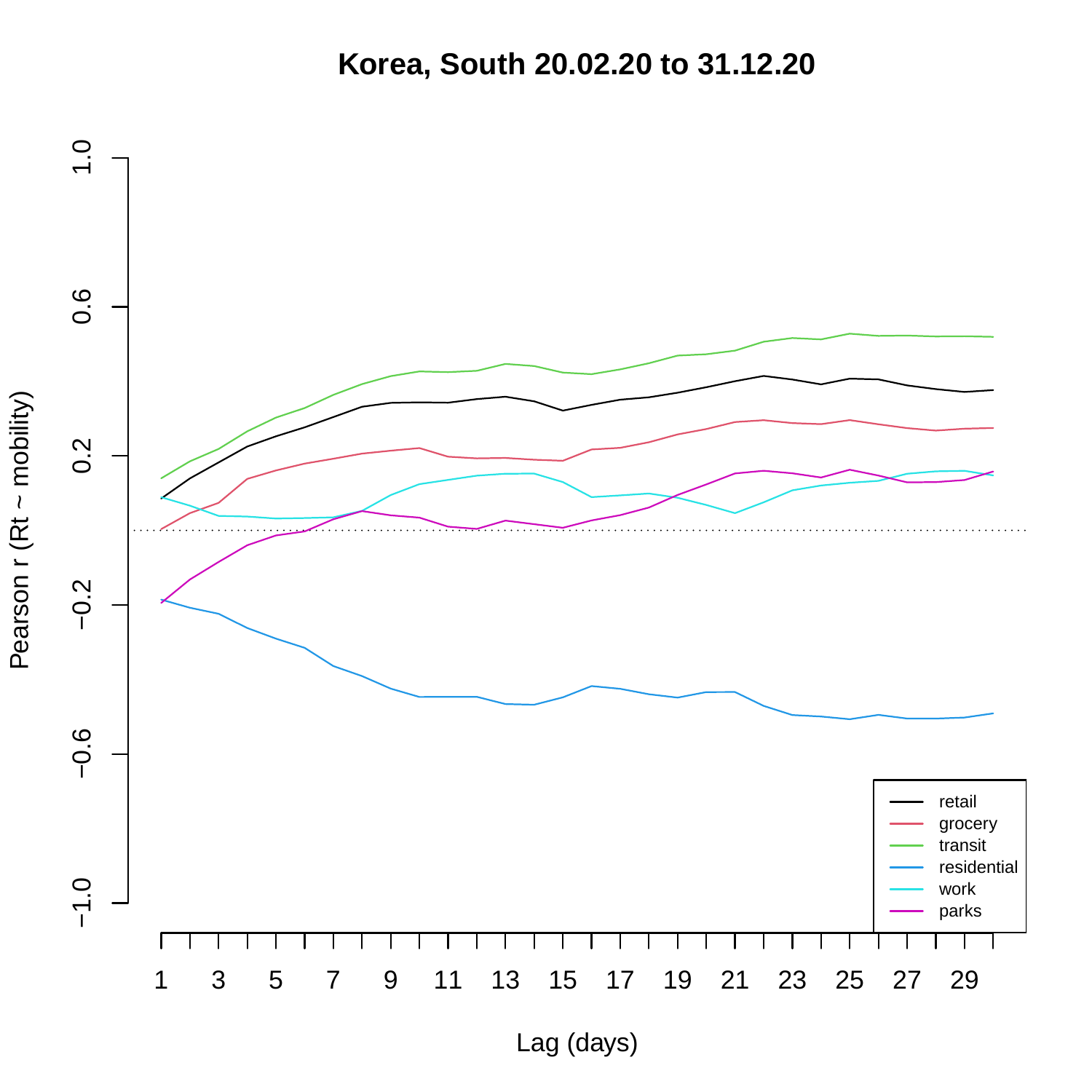# Korea, South 20.02.20 to 31.12.20

Pearson r (Rt ~ mobility)

1.0

0.6

0.2

−0.2

−0.6

−1.0

1 3 5 7 9 11 13 15 17 19 21 23 25 27 29

Lag (days)

- retail
- grocery
- transit
- residential
- work
- parks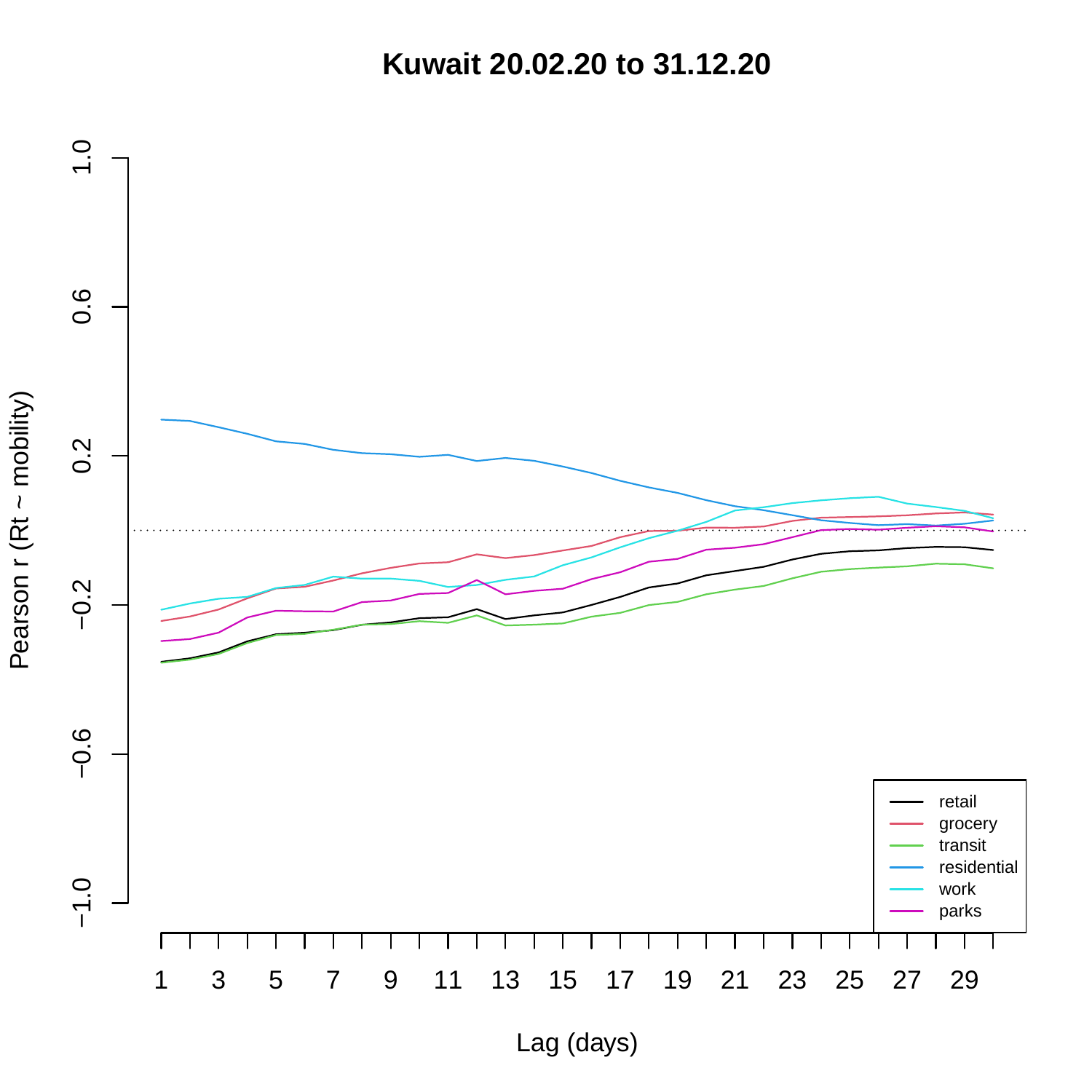# Kuwait 20.02.20 to 31.12.20

Pearson r (Rt ~ mobility)

Lag (days)

retail
grocery
transit
residential
work
parks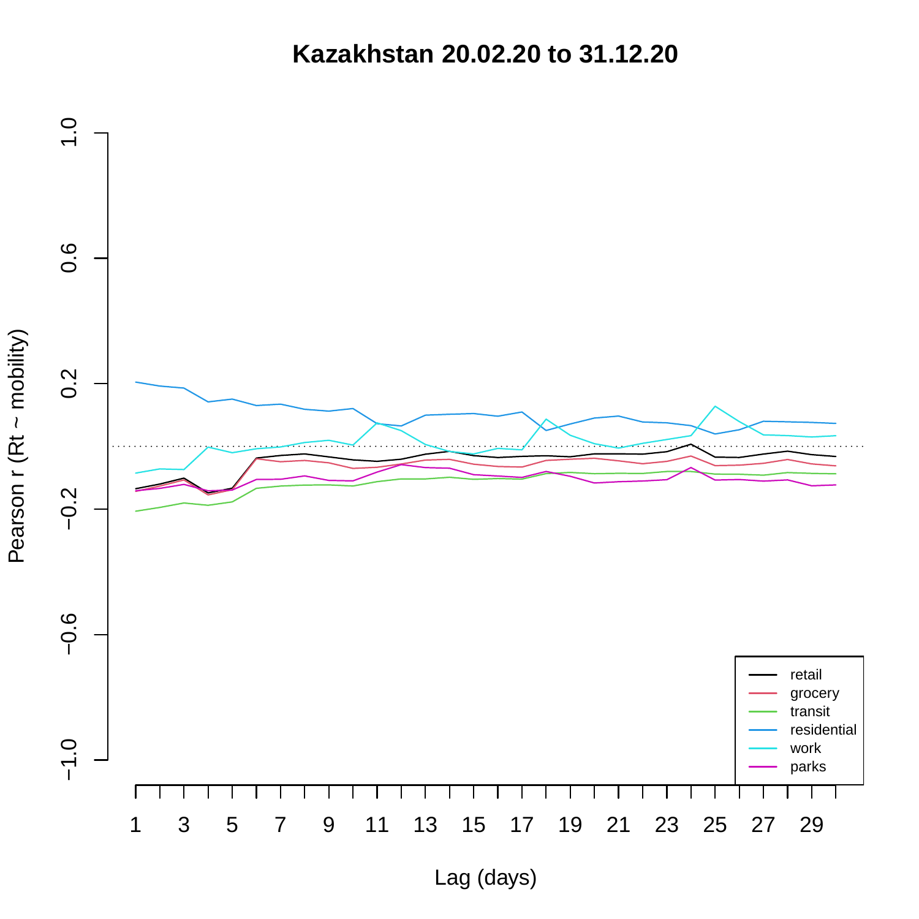# Kazakhstan 20.02.20 to 31.12.20

Pearson r (Rt ~ mobility)

Lag (days)

- retail
- grocery
- transit
- residential
- work
- parks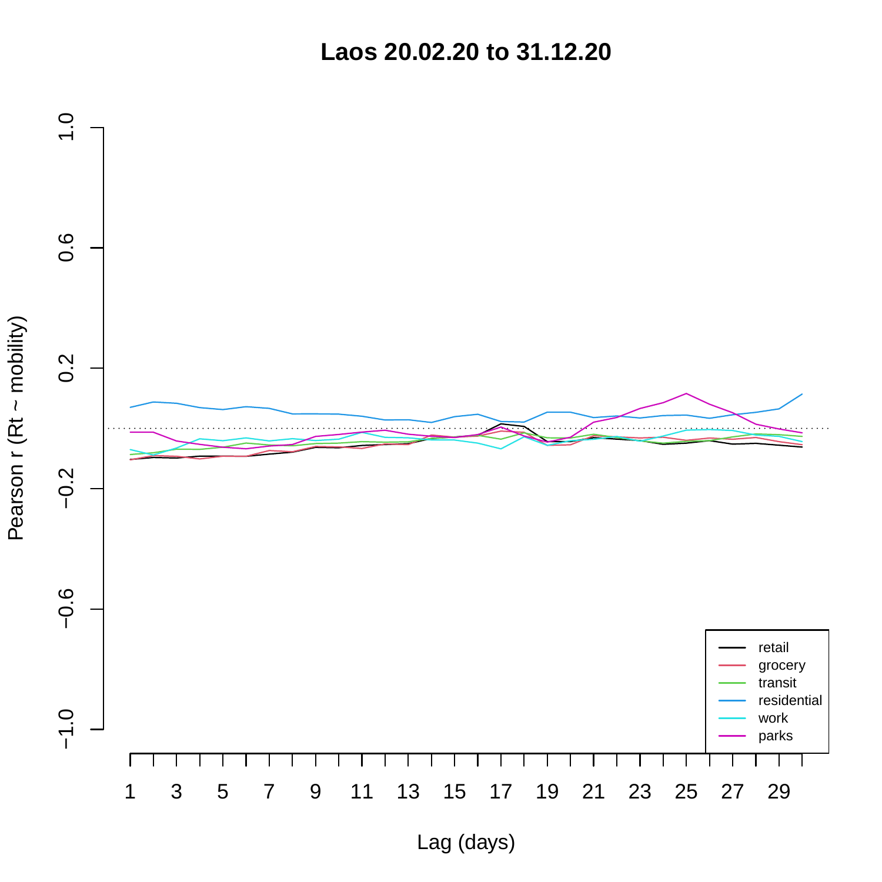# Laos 20.02.20 to 31.12.20

Pearson r (Rt ~ mobility)

1.0
0.6
0.2
−0.2
−0.6
−1.0

Lag (days)

1 3 5 7 9 11 13 15 17 19 21 23 25 27 29

- retail
- grocery
- transit
- residential
- work
- parks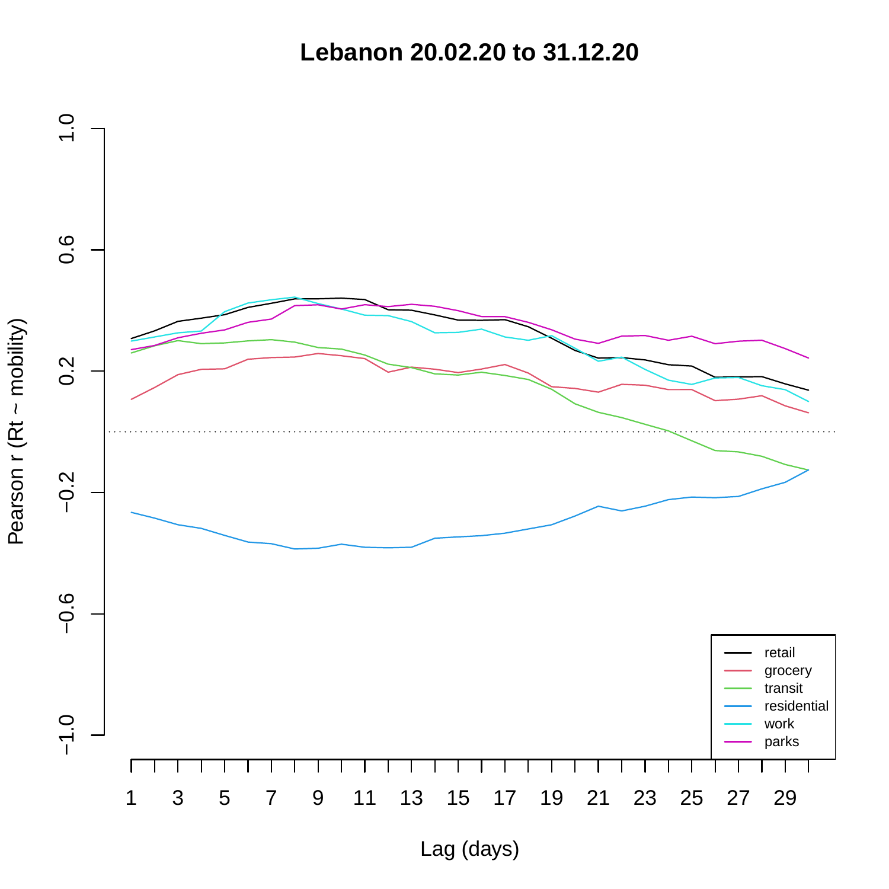# Lebanon 20.02.20 to 31.12.20

Pearson r (Rt ~ mobility)

Lag (days)

retail
grocery
transit
residential
work
parks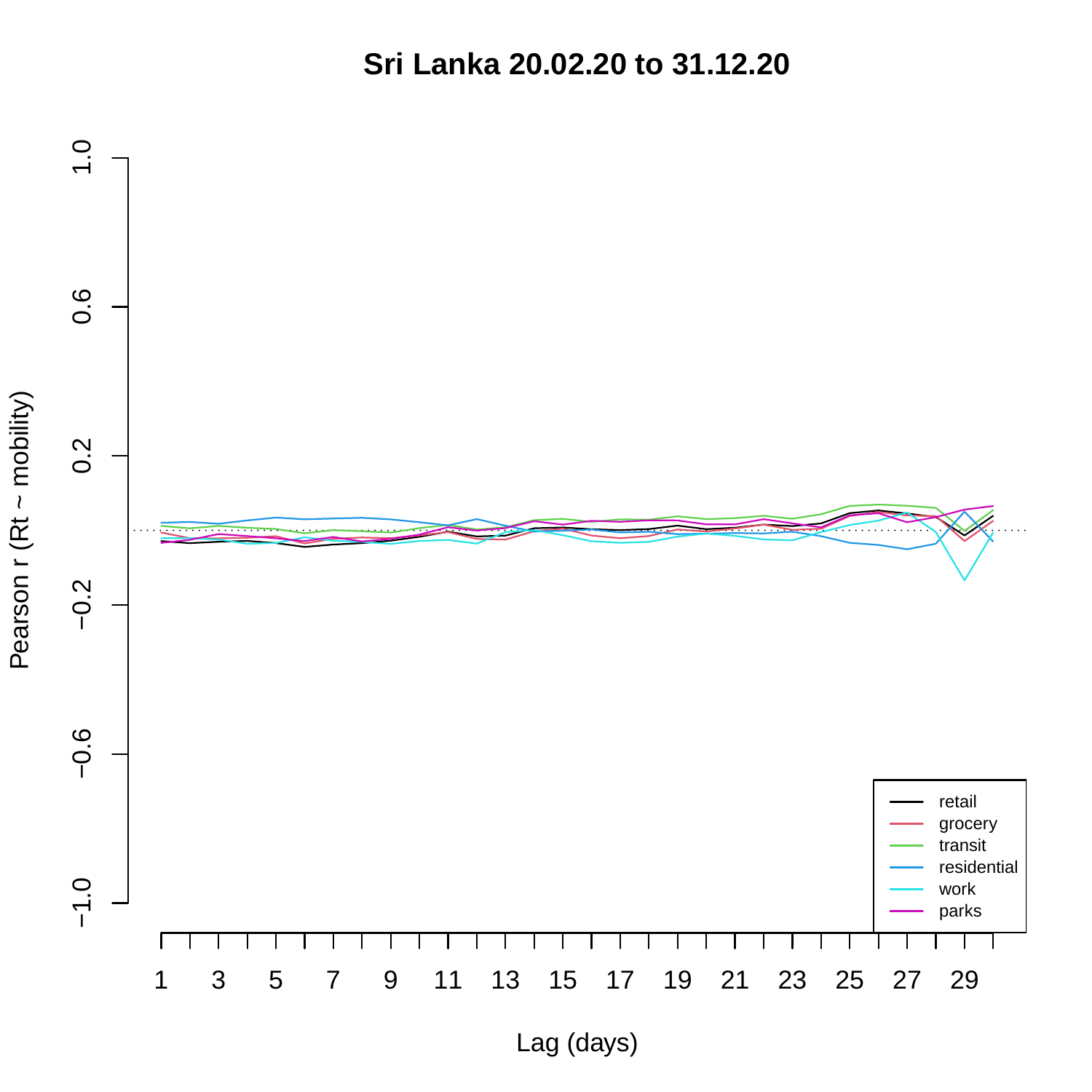# Sri Lanka 20.02.20 to 31.12.20

Pearson r (Rt ~ mobility)

1.0
0.6
0.2
−0.2
−0.6
−1.0

Lag (days)

1 3 5 7 9 11 13 15 17 19 21 23 25 27 29

- retail
- grocery
- transit
- residential
- work
- parks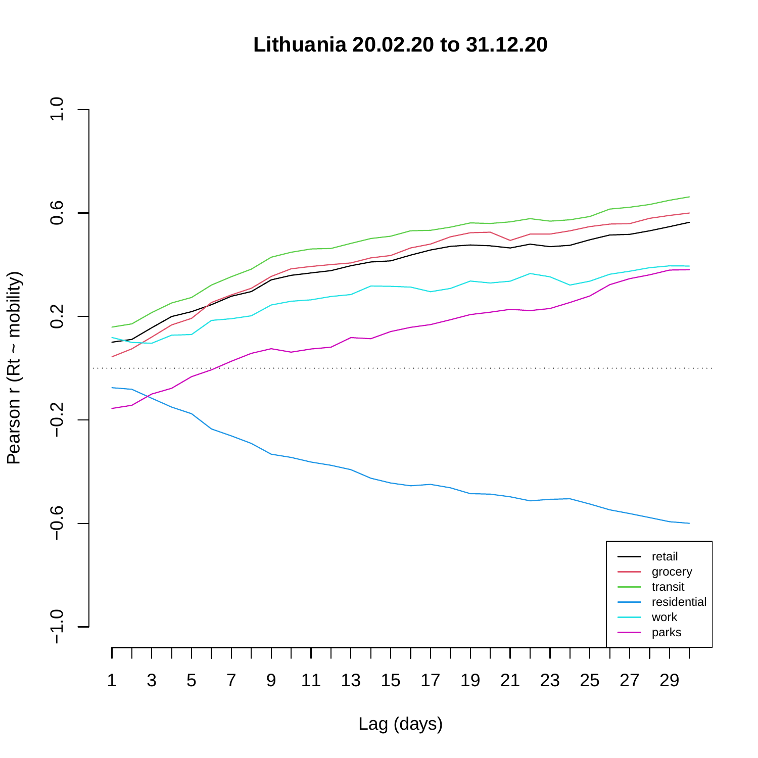# Lithuania 20.02.20 to 31.12.20

Pearson r (Rt ~ mobility)

Lag (days)

- retail
- grocery
- transit
- residential
- work
- parks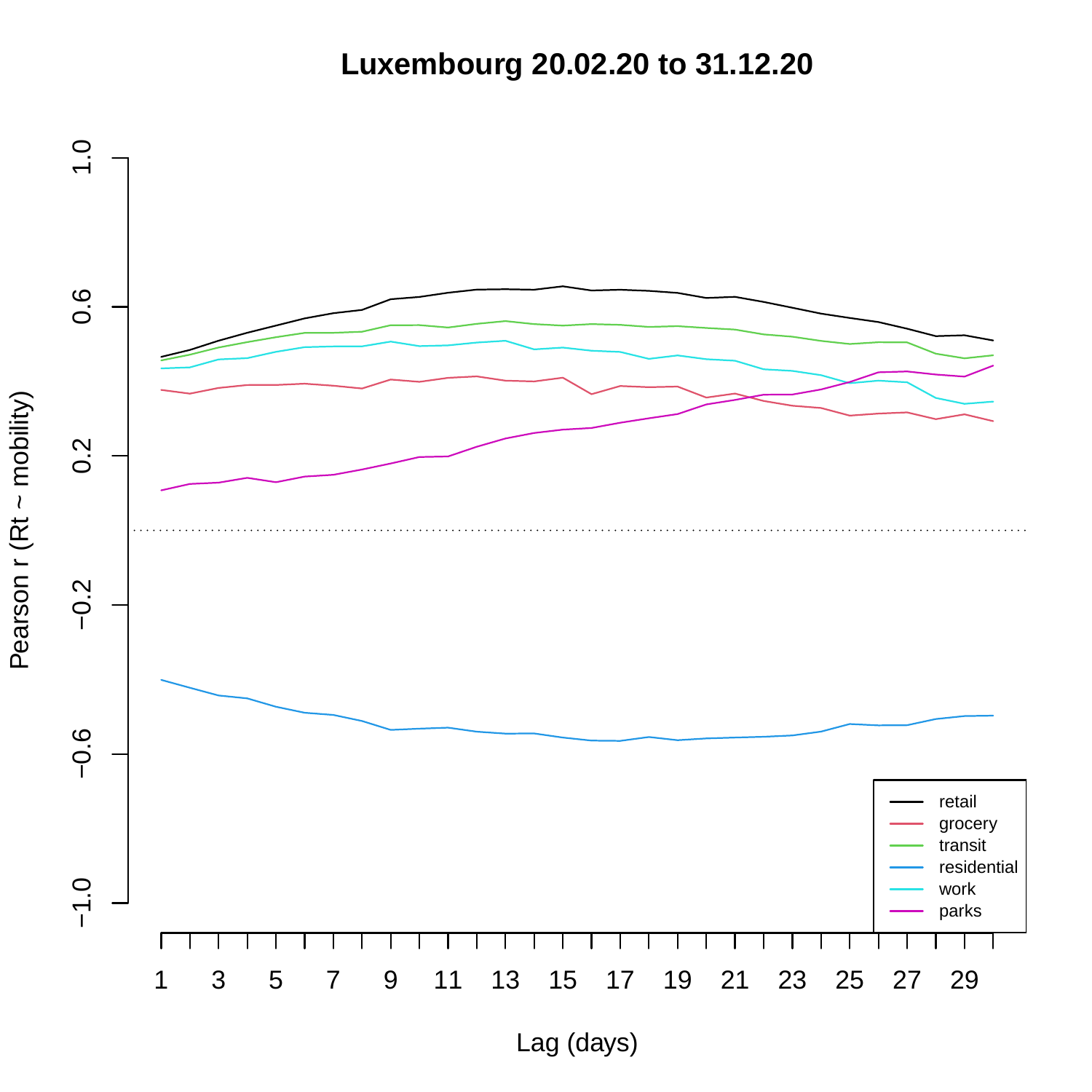# Luxembourg 20.02.20 to 31.12.20

Pearson r (Rt ~ mobility)

1.0
0.6
0.2
−0.2
−0.6
−1.0

1 3 5 7 9 11 13 15 17 19 21 23 25 27 29

Lag (days)

- retail
- grocery
- transit
- residential
- work
- parks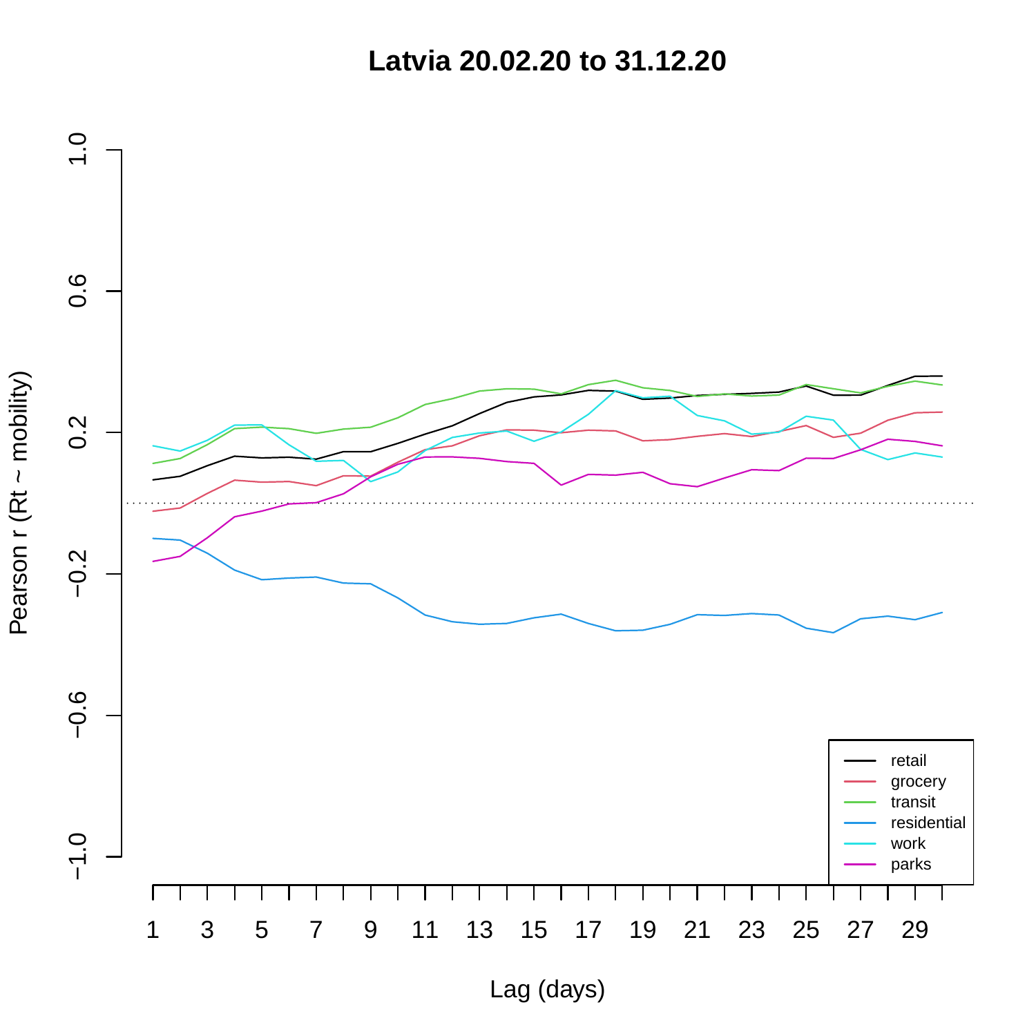# Latvia 20.02.20 to 31.12.20

Pearson r (Rt ~ mobility)

Lag (days)

- retail
- grocery
- transit
- residential
- work
- parks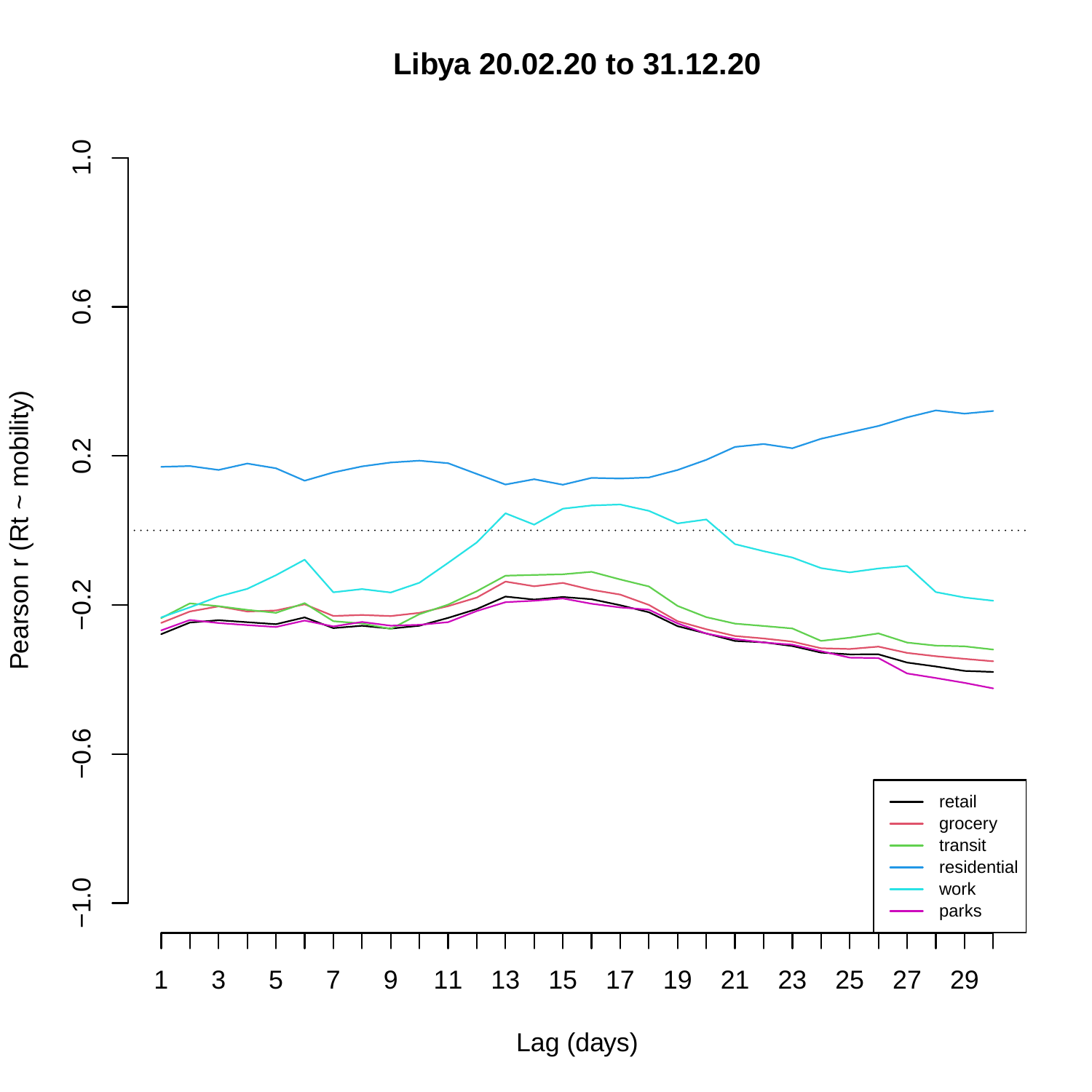# Libya 20.02.20 to 31.12.20

Pearson r (Rt ~ mobility)

Lag (days)

retail
grocery
transit
residential
work
parks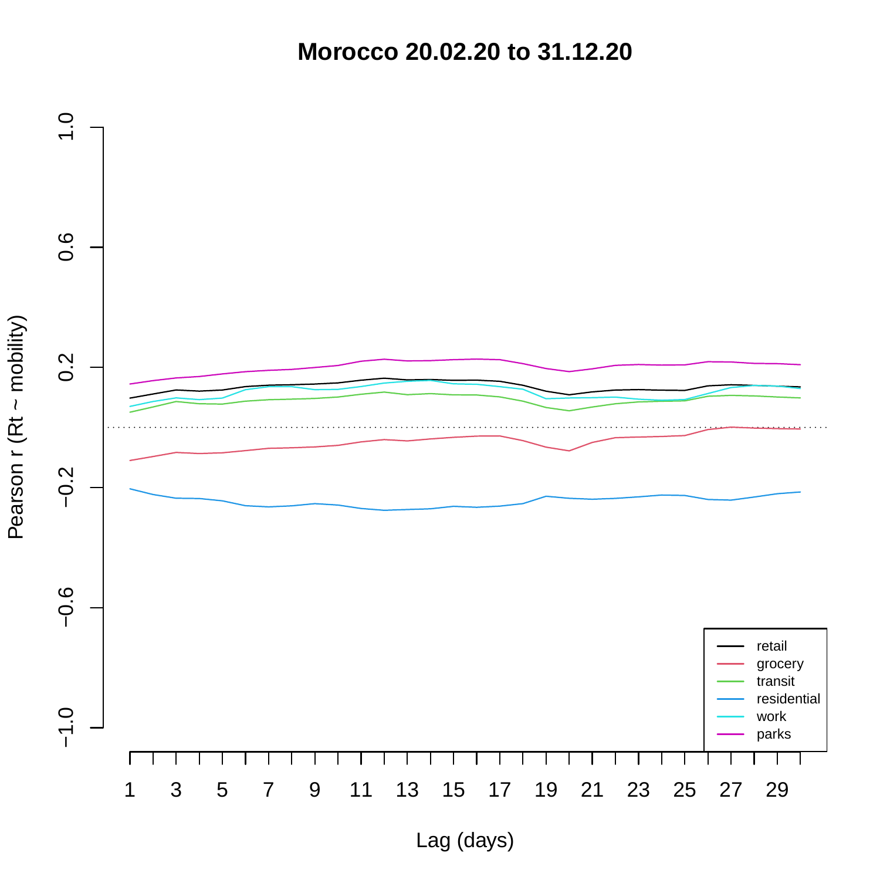# Morocco 20.02.20 to 31.12.20

| Legend |
|---|
| retail |
| grocery |
| transit |
| residential |
| work |
| parks |

Pearson r (Rt ~ mobility)

Lag (days)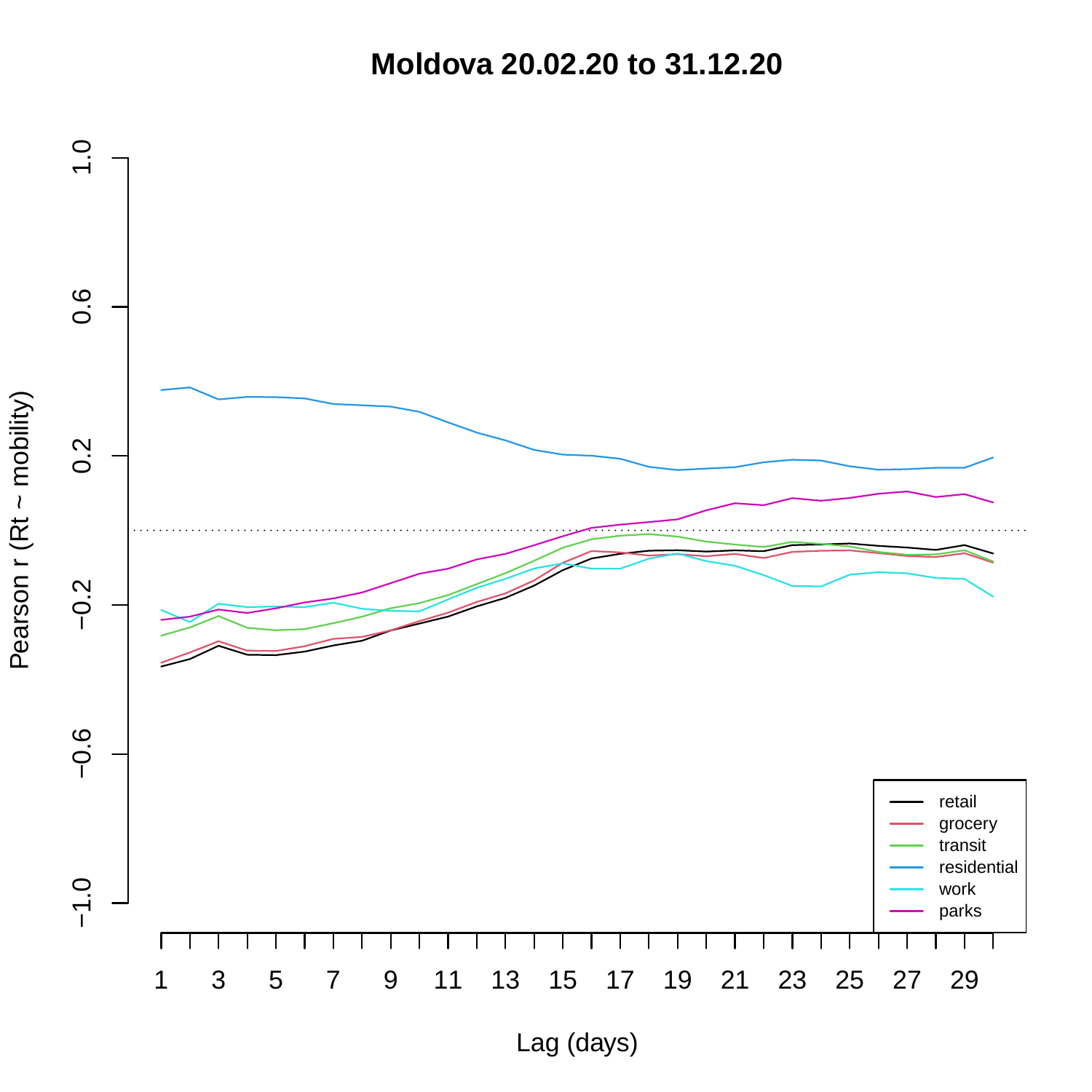# Moldova 20.02.20 to 31.12.20

Pearson r (Rt ~ mobility)

Lag (days)

retail
grocery
transit
residential
work
parks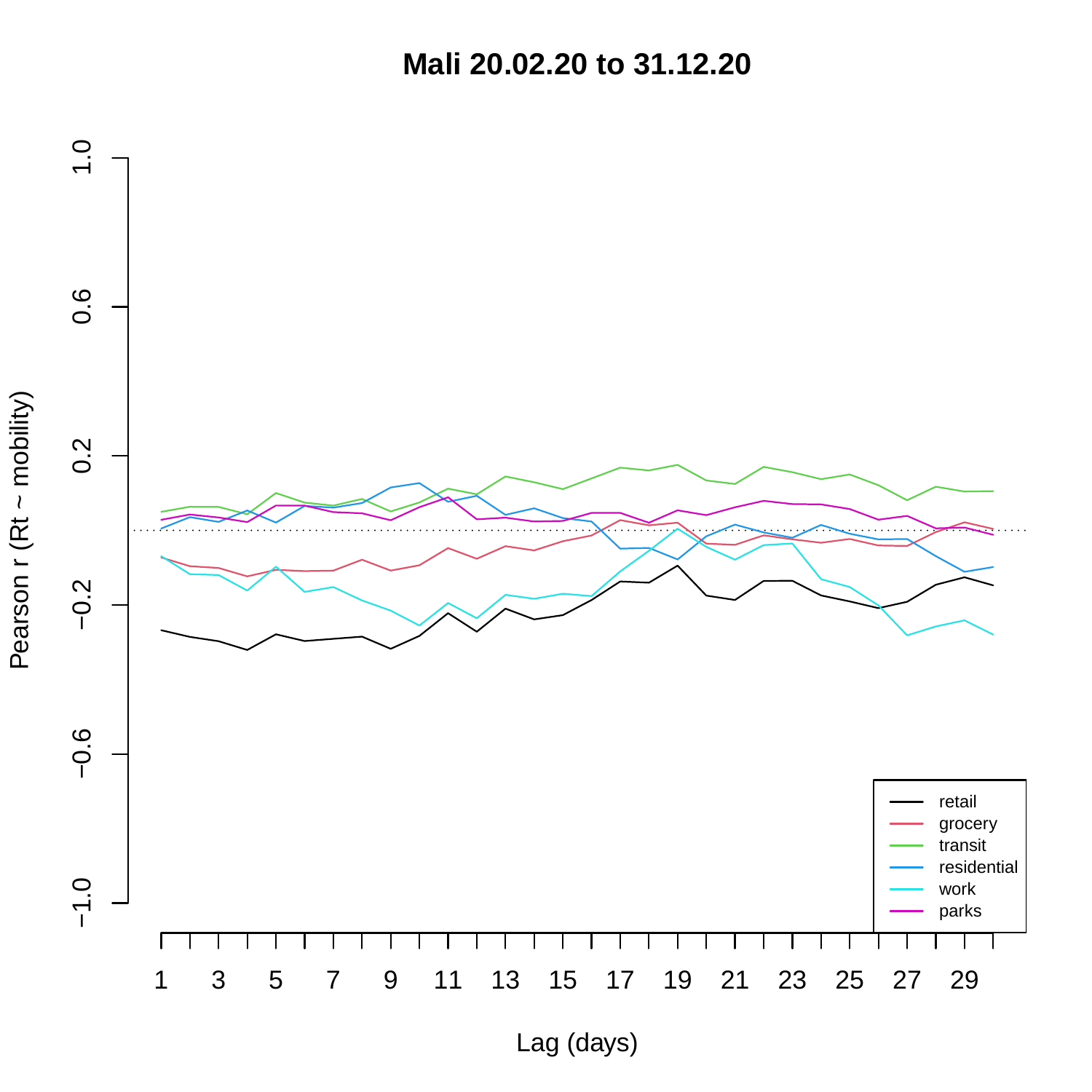**Mali 20.02.20 to 31.12.20**

Pearson r (Rt ~ mobility)

Lag (days)

- retail
- grocery
- transit
- residential
- work
- parks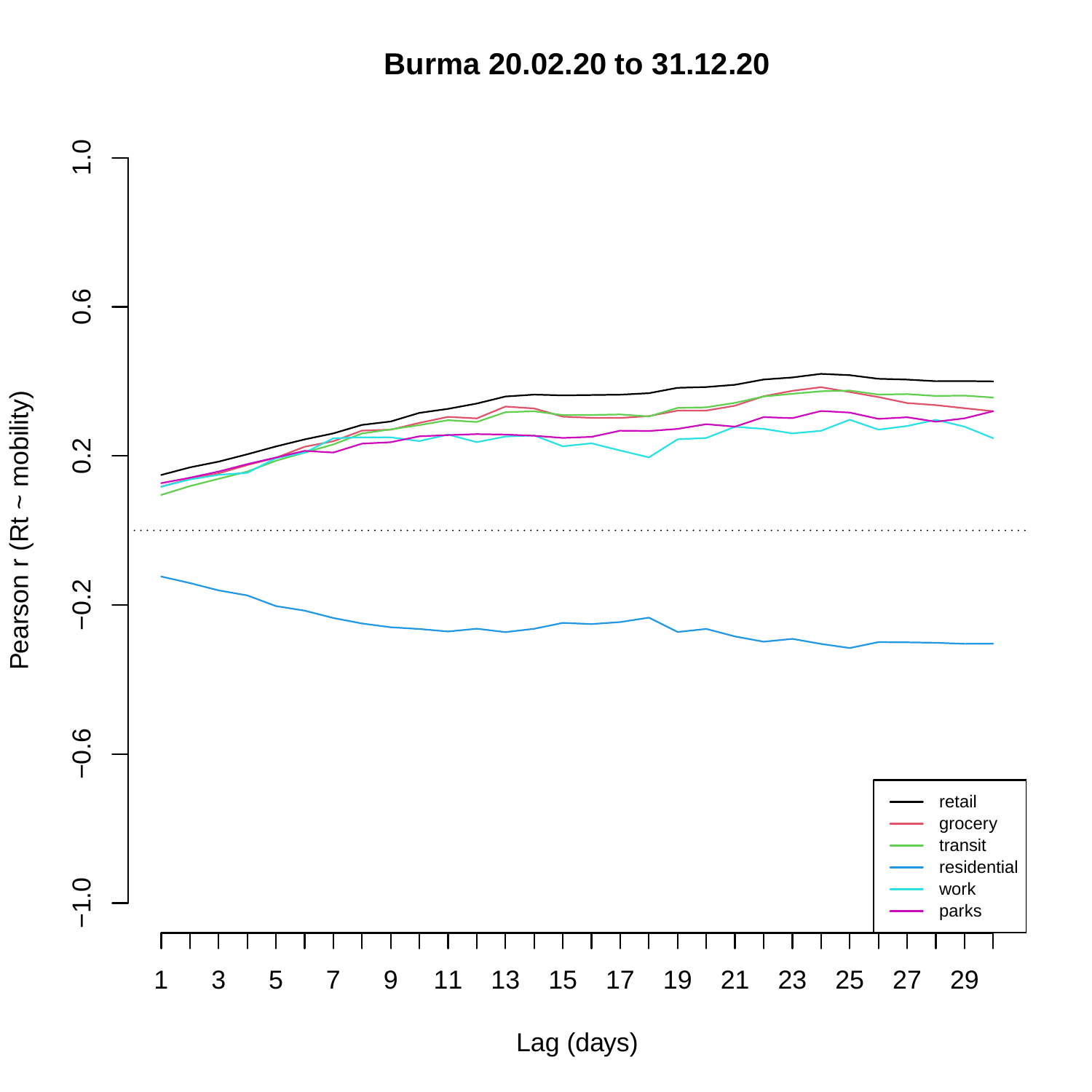**Burma 20.02.20 to 31.12.20**

Pearson r (Rt ~ mobility)

Lag (days)

- retail
- grocery
- transit
- residential
- work
- parks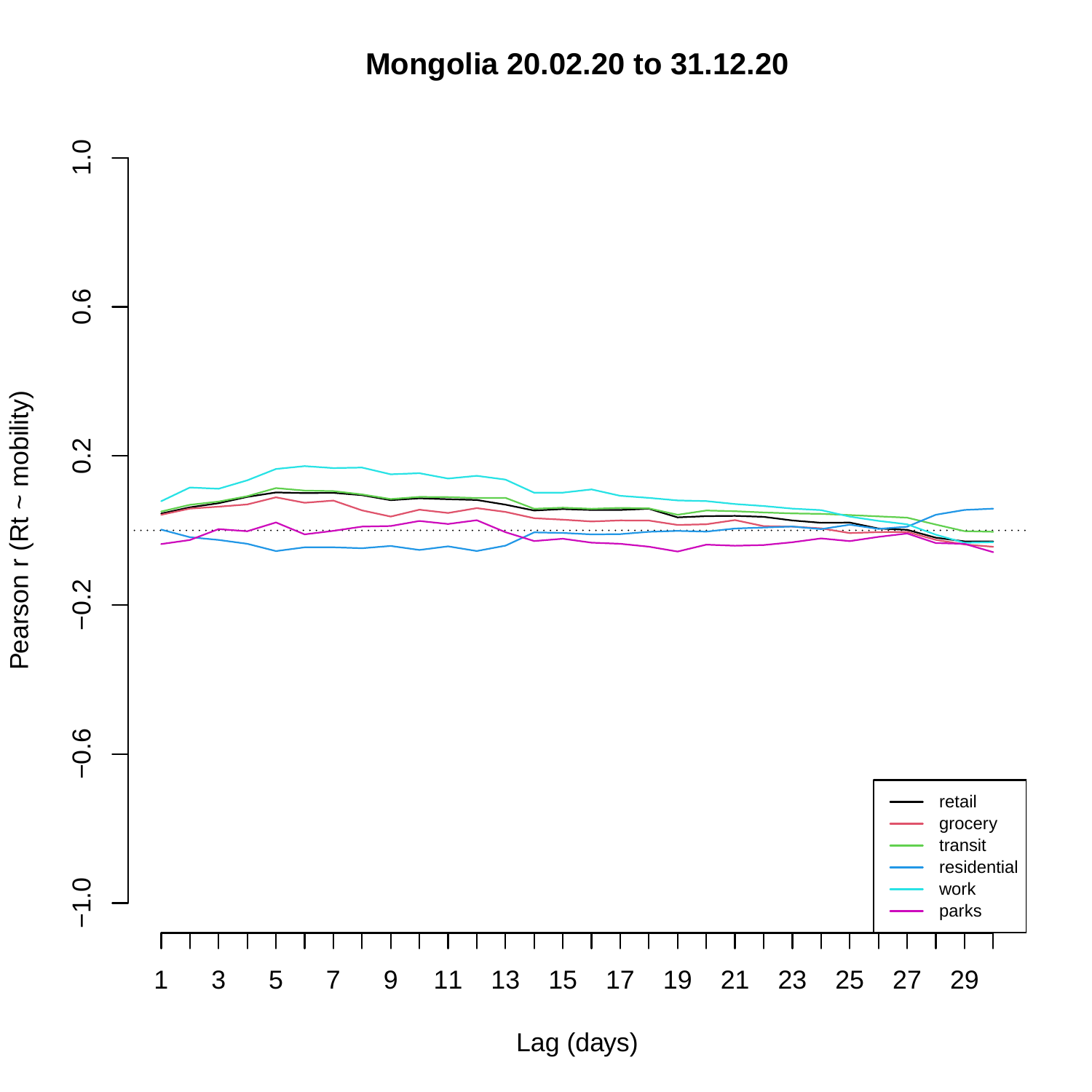# Mongolia 20.02.20 to 31.12.20

Pearson r (Rt ~ mobility)

1.0
0.6
0.2
−0.2
−0.6
−1.0

1 3 5 7 9 11 13 15 17 19 21 23 25 27 29

Lag (days)

- retail
- grocery
- transit
- residential
- work
- parks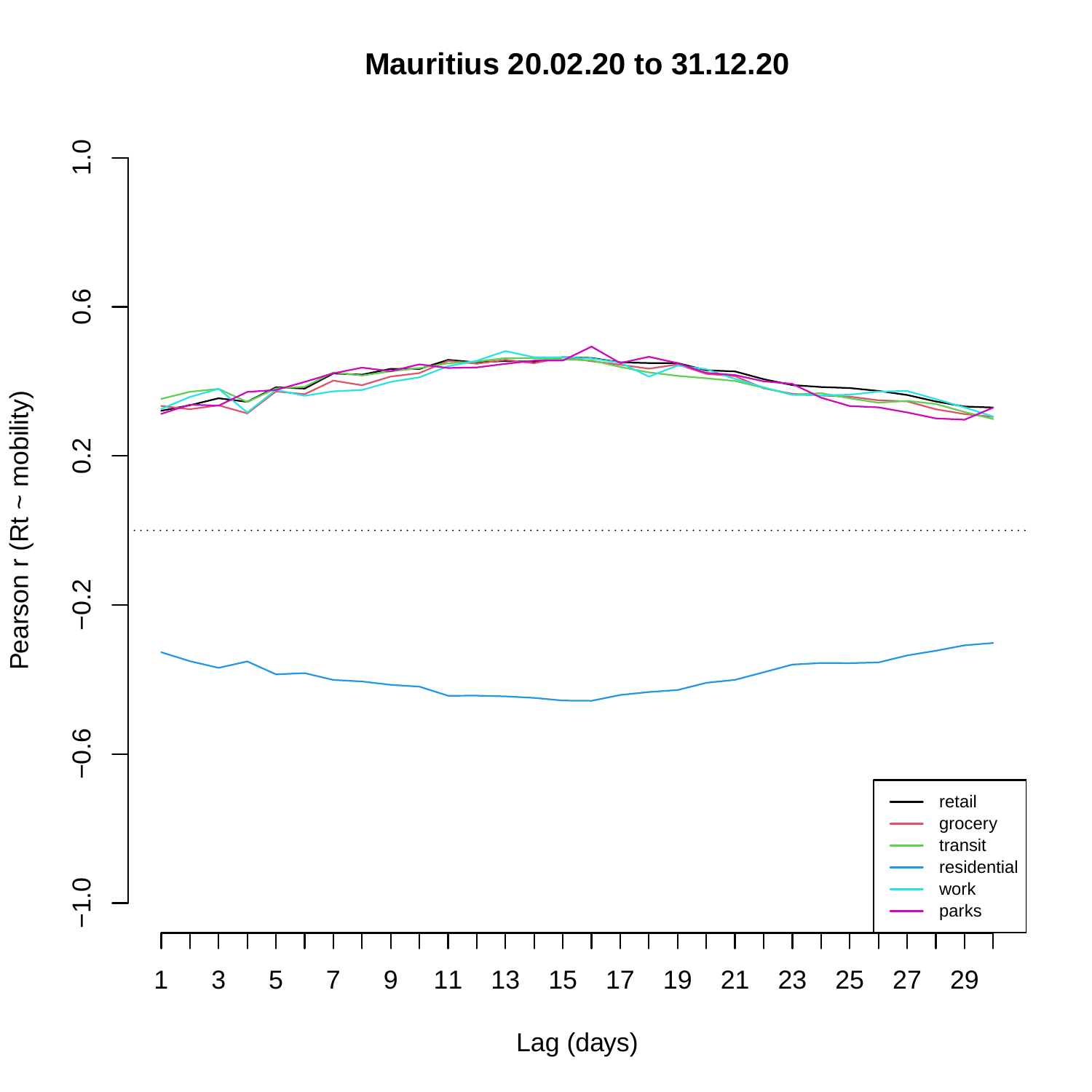# Mauritius 20.02.20 to 31.12.20

Pearson r (Rt ~ mobility)

1.0
0.6
0.2
−0.2
−0.6
−1.0

1 3 5 7 9 11 13 15 17 19 21 23 25 27 29

Lag (days)

- retail
- grocery
- transit
- residential
- work
- parks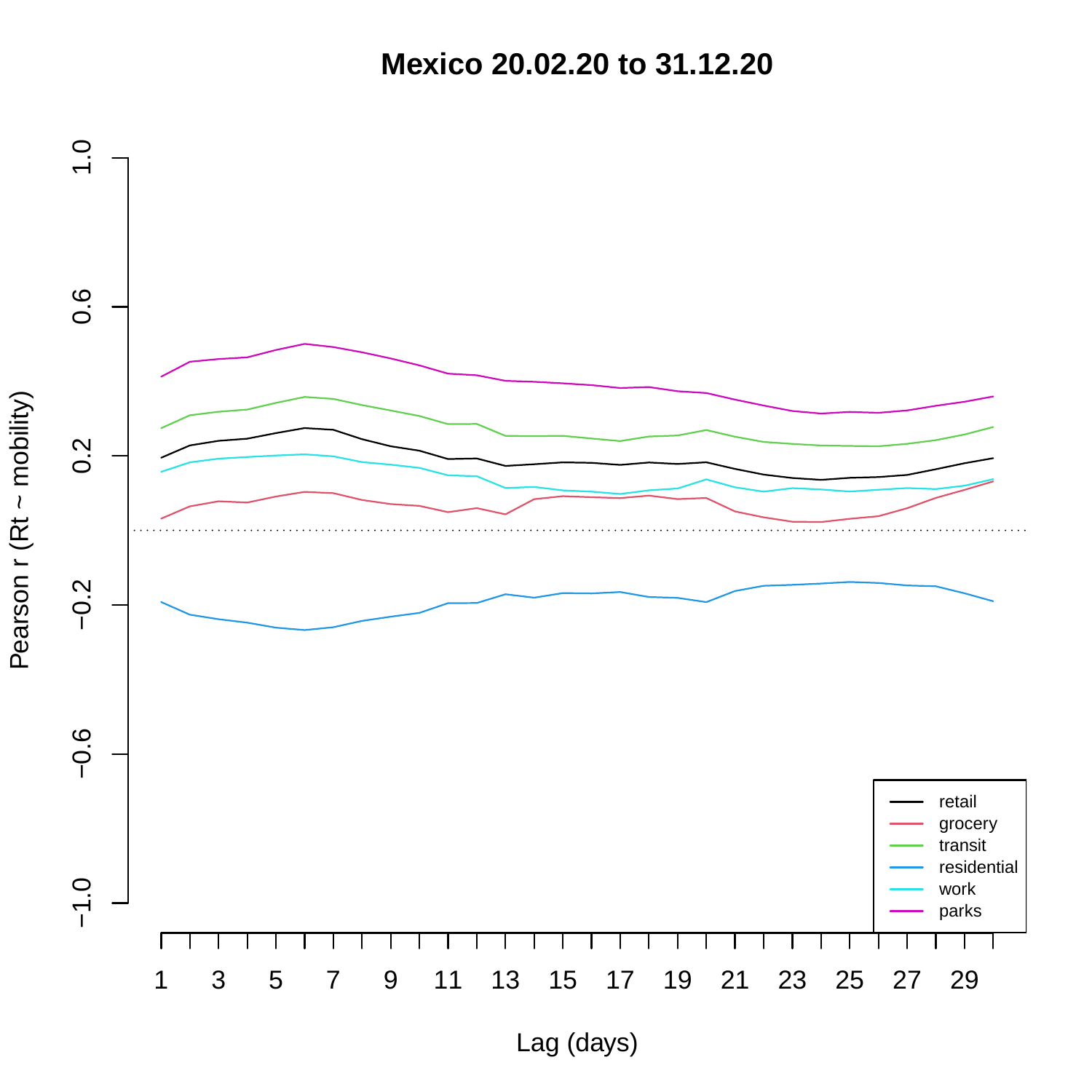**Mexico 20.02.20 to 31.12.20**

Pearson r (Rt ~ mobility)

1.0
0.6
0.2
−0.2
−0.6
−1.0

1 3 5 7 9 11 13 15 17 19 21 23 25 27 29

Lag (days)

- retail
- grocery
- transit
- residential
- work
- parks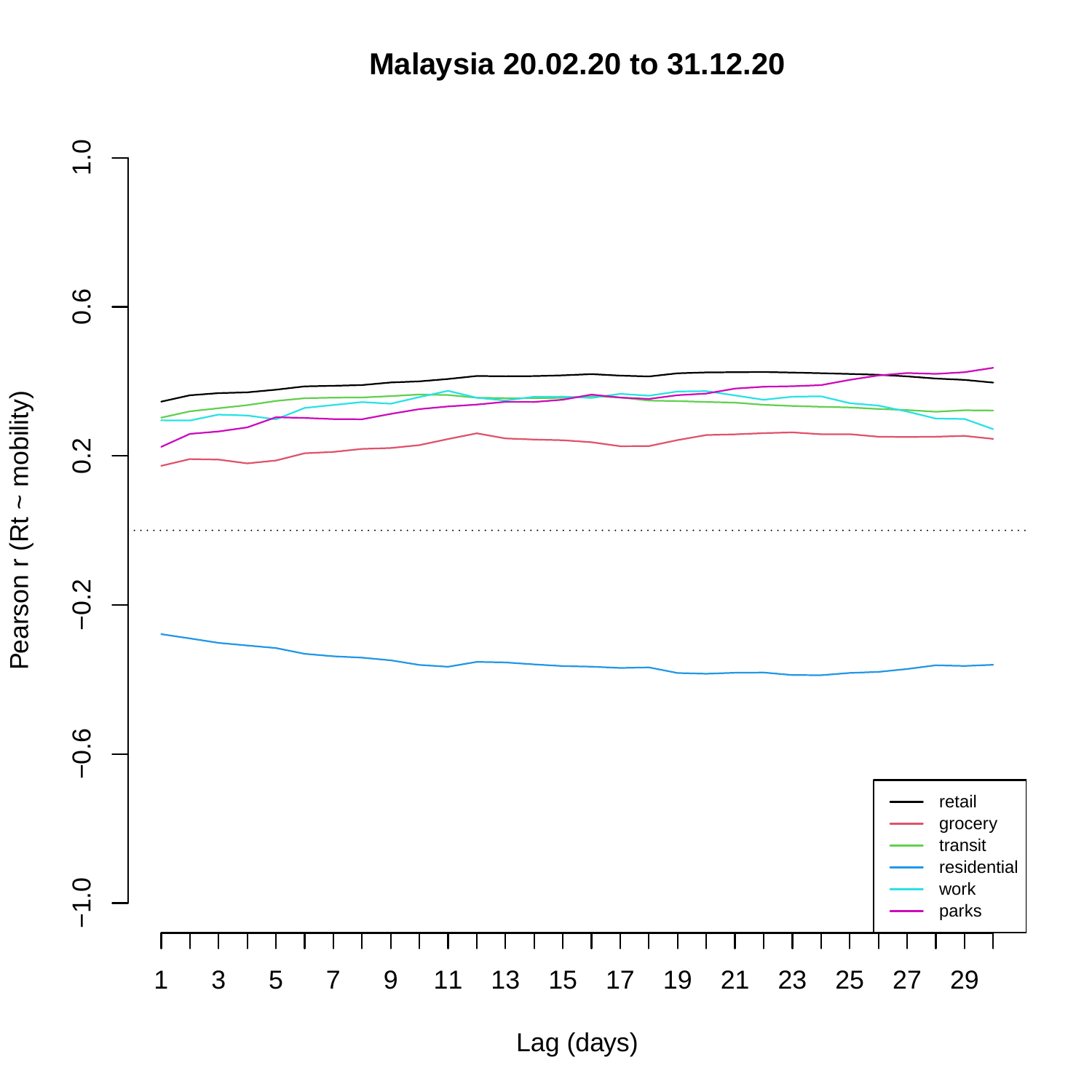# Malaysia 20.02.20 to 31.12.20

Pearson r (Rt ~ mobility)

Lag (days)

- retail
- grocery
- transit
- residential
- work
- parks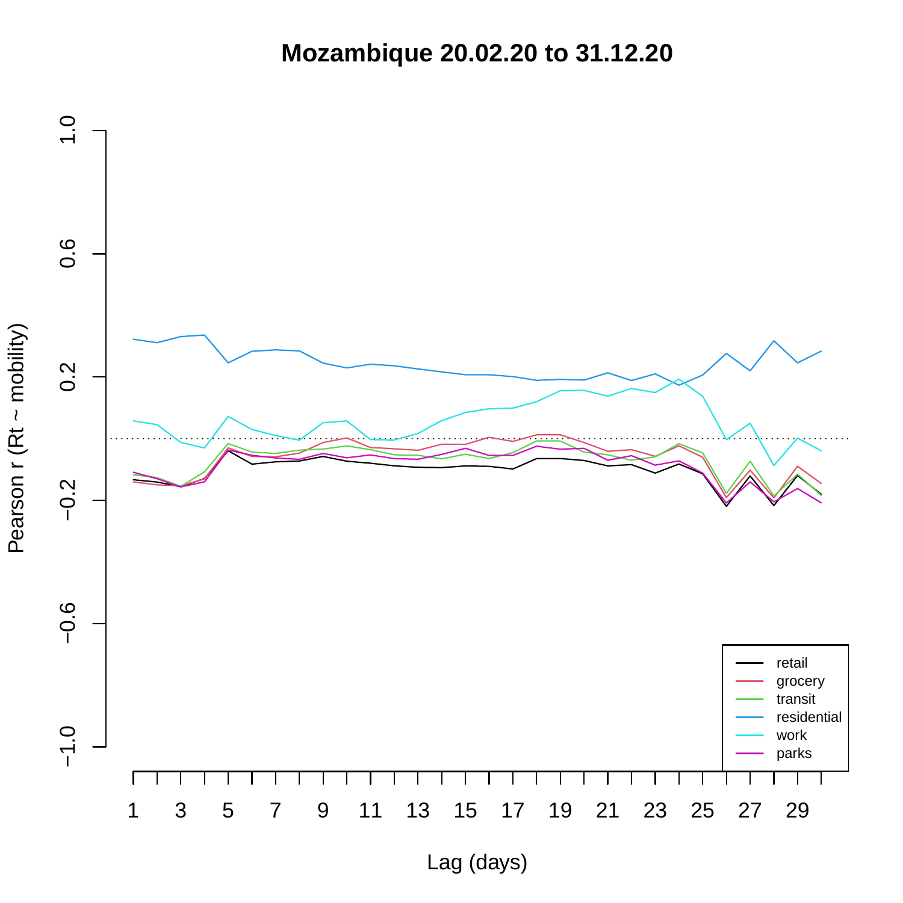# Mozambique 20.02.20 to 31.12.20

Pearson r (Rt ~ mobility)

Lag (days)

retail
grocery
transit
residential
work
parks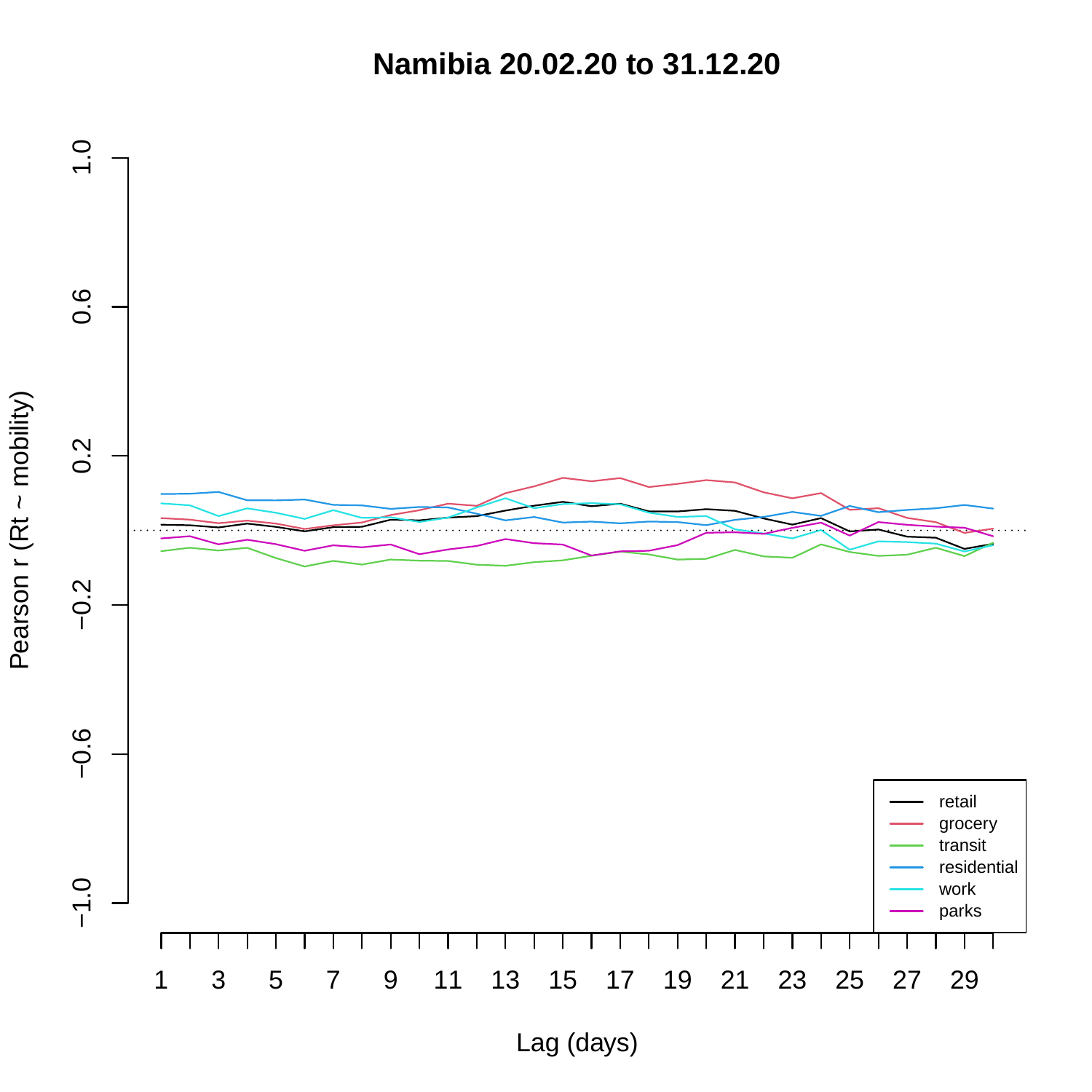# Namibia 20.02.20 to 31.12.20

Pearson r (Rt ~ mobility)

1.0
0.6
0.2
−0.2
−0.6
−1.0

Lag (days)

1 3 5 7 9 11 13 15 17 19 21 23 25 27 29

- retail
- grocery
- transit
- residential
- work
- parks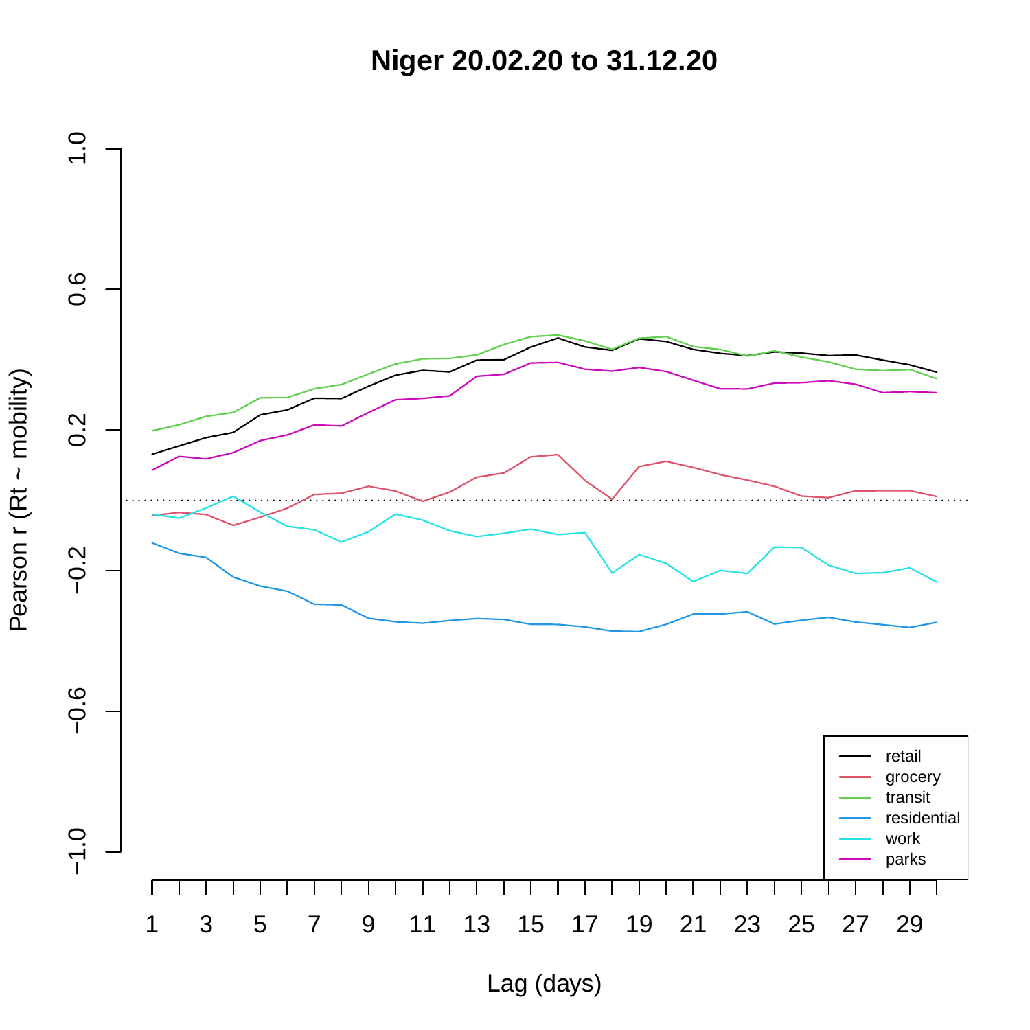# Niger 20.02.20 to 31.12.20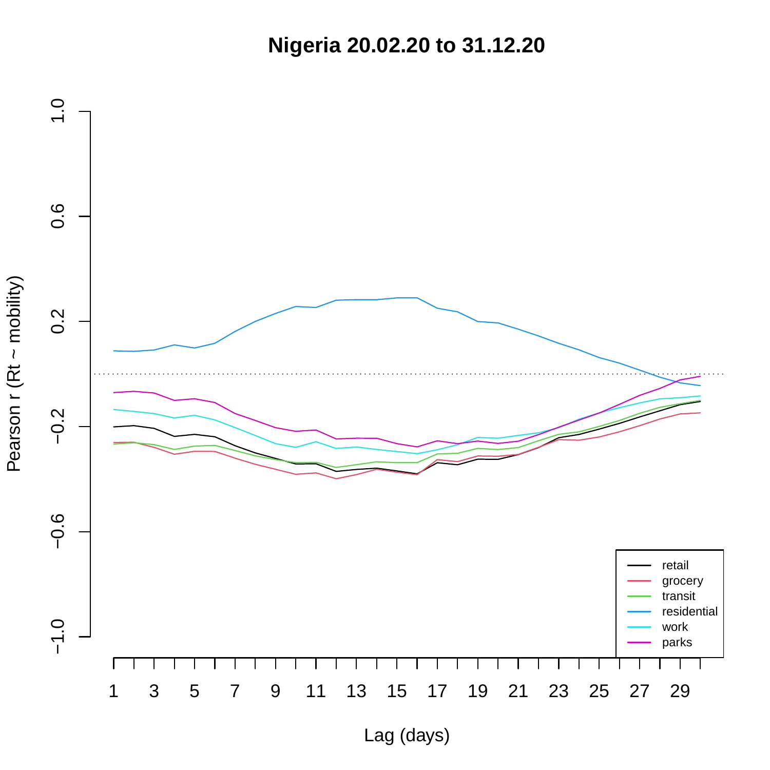# Nigeria 20.02.20 to 31.12.20

Pearson r (Rt ~ mobility)

Lag (days)

- retail
- grocery
- transit
- residential
- work
- parks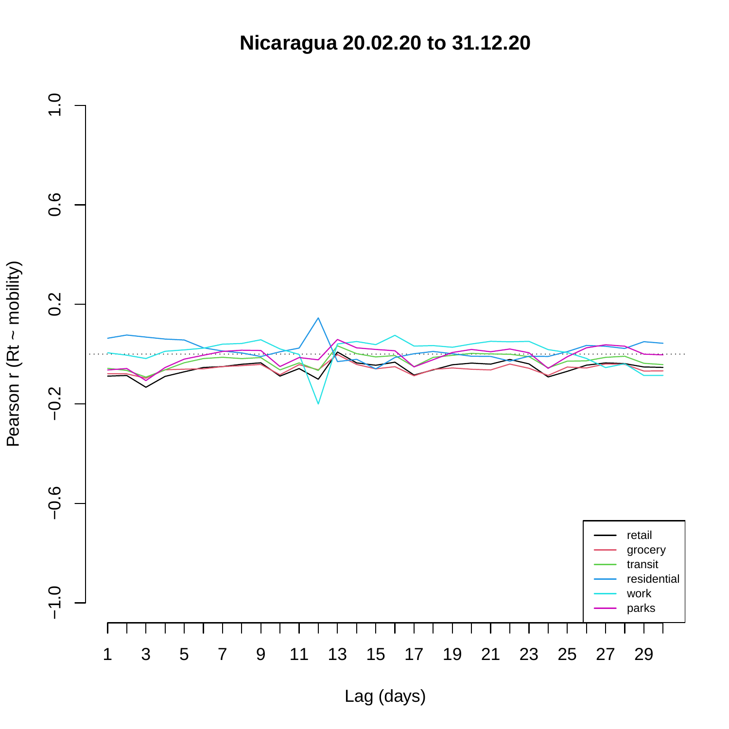# Nicaragua 20.02.20 to 31.12.20

Pearson r (Rt ~ mobility)

Lag (days)

- retail
- grocery
- transit
- residential
- work
- parks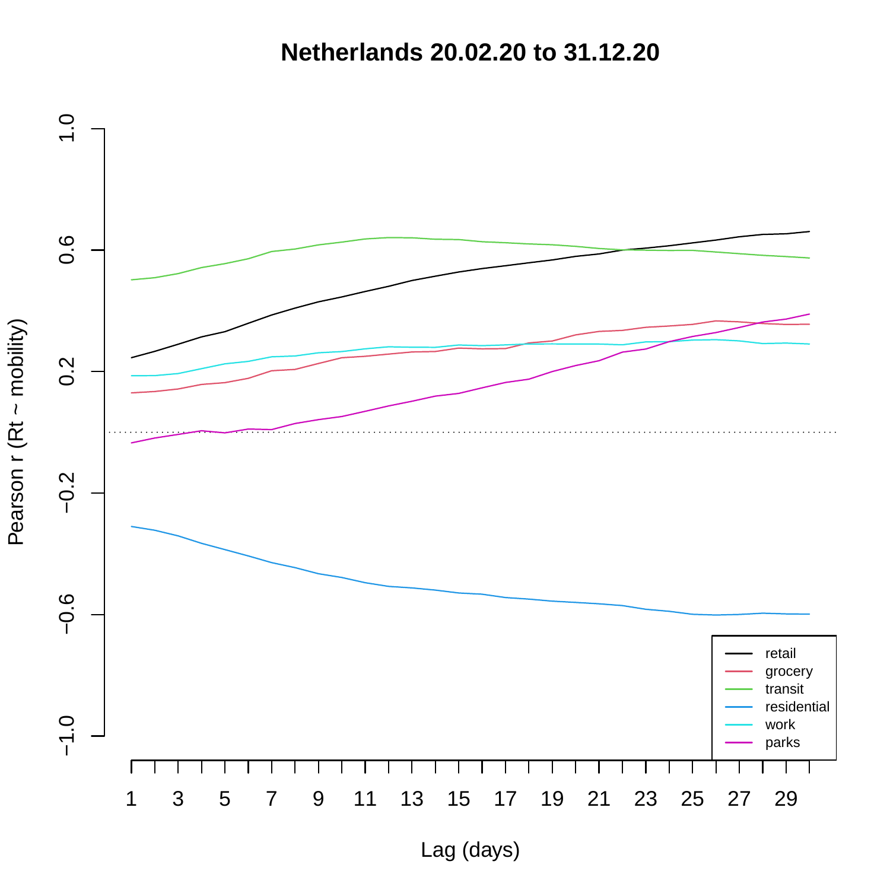# Netherlands 20.02.20 to 31.12.20

Pearson r (Rt ~ mobility)

1.0

0.6

0.2

−0.2

−0.6

−1.0

1 3 5 7 9 11 13 15 17 19 21 23 25 27 29

Lag (days)

- retail
- grocery
- transit
- residential
- work
- parks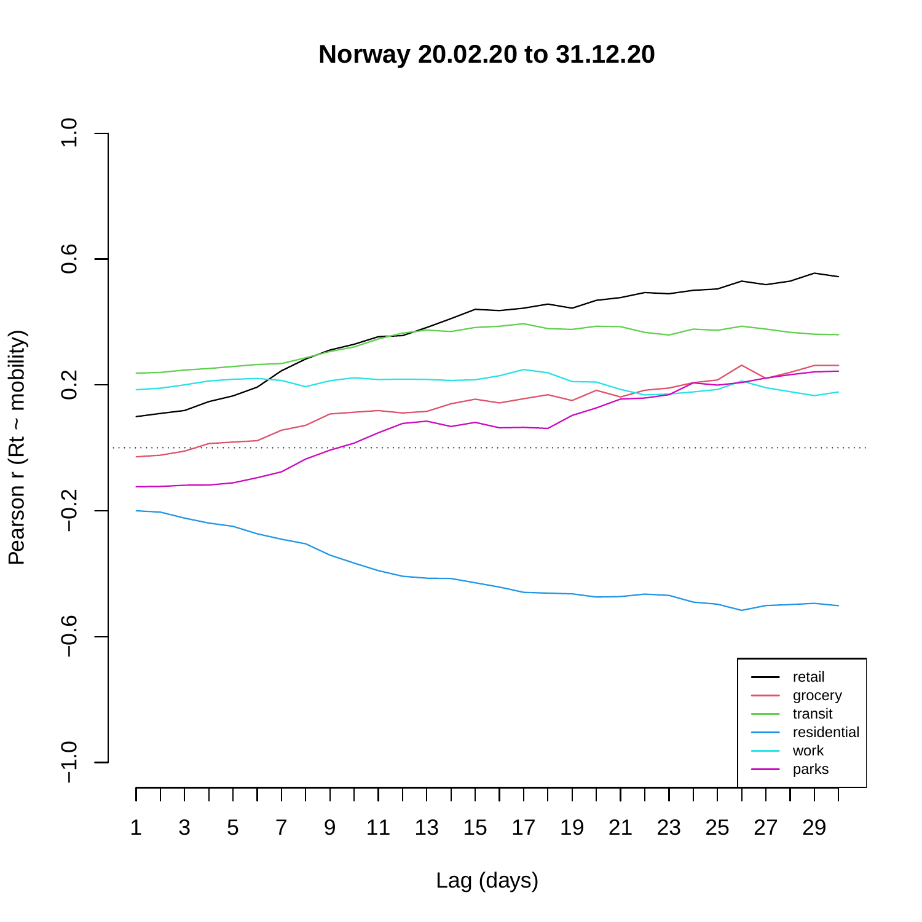# Norway 20.02.20 to 31.12.20

Pearson r (Rt ~ mobility)

Lag (days)

retail
grocery
transit
residential
work
parks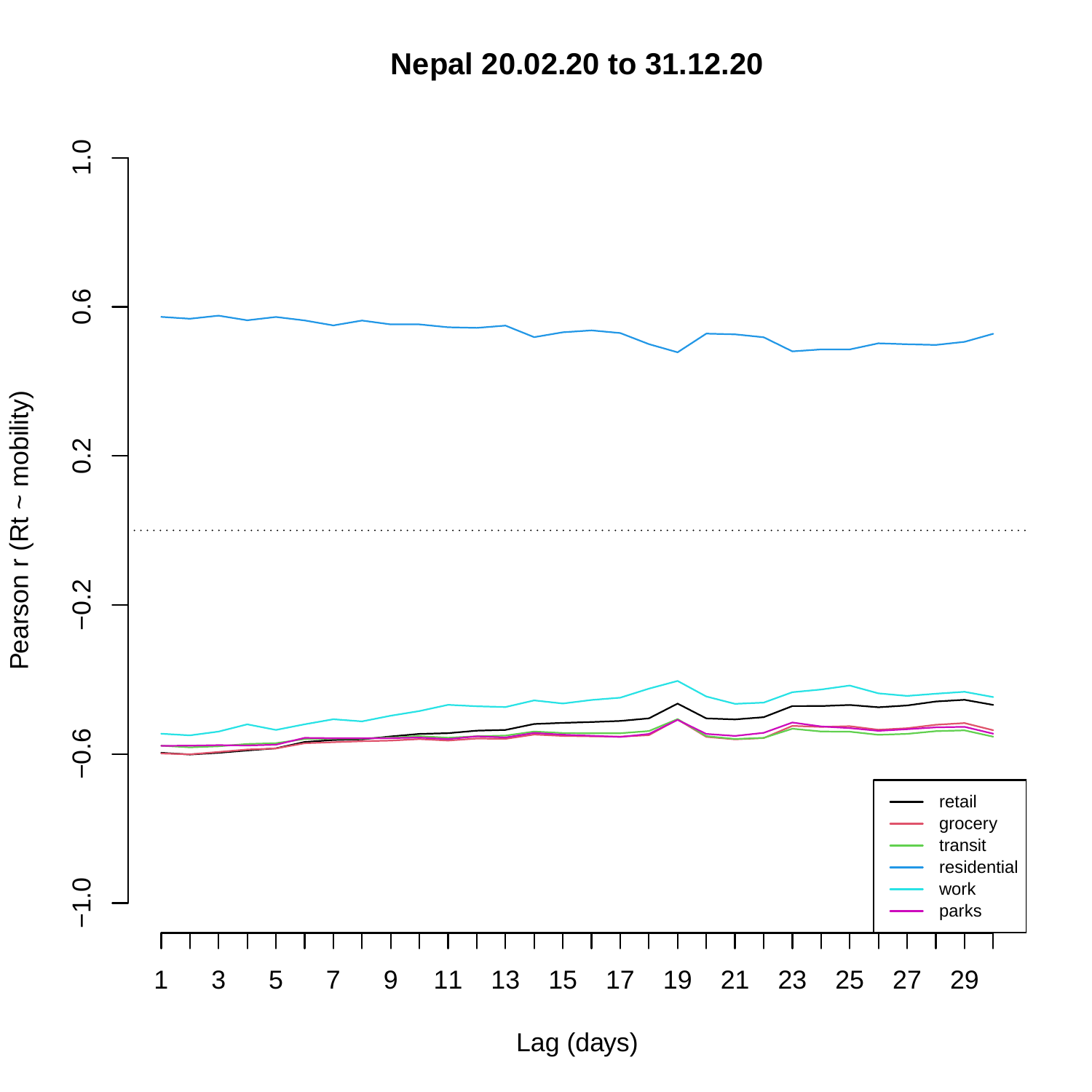# Nepal 20.02.20 to 31.12.20

Pearson r (Rt ~ mobility)

Lag (days)

retail
grocery
transit
residential
work
parks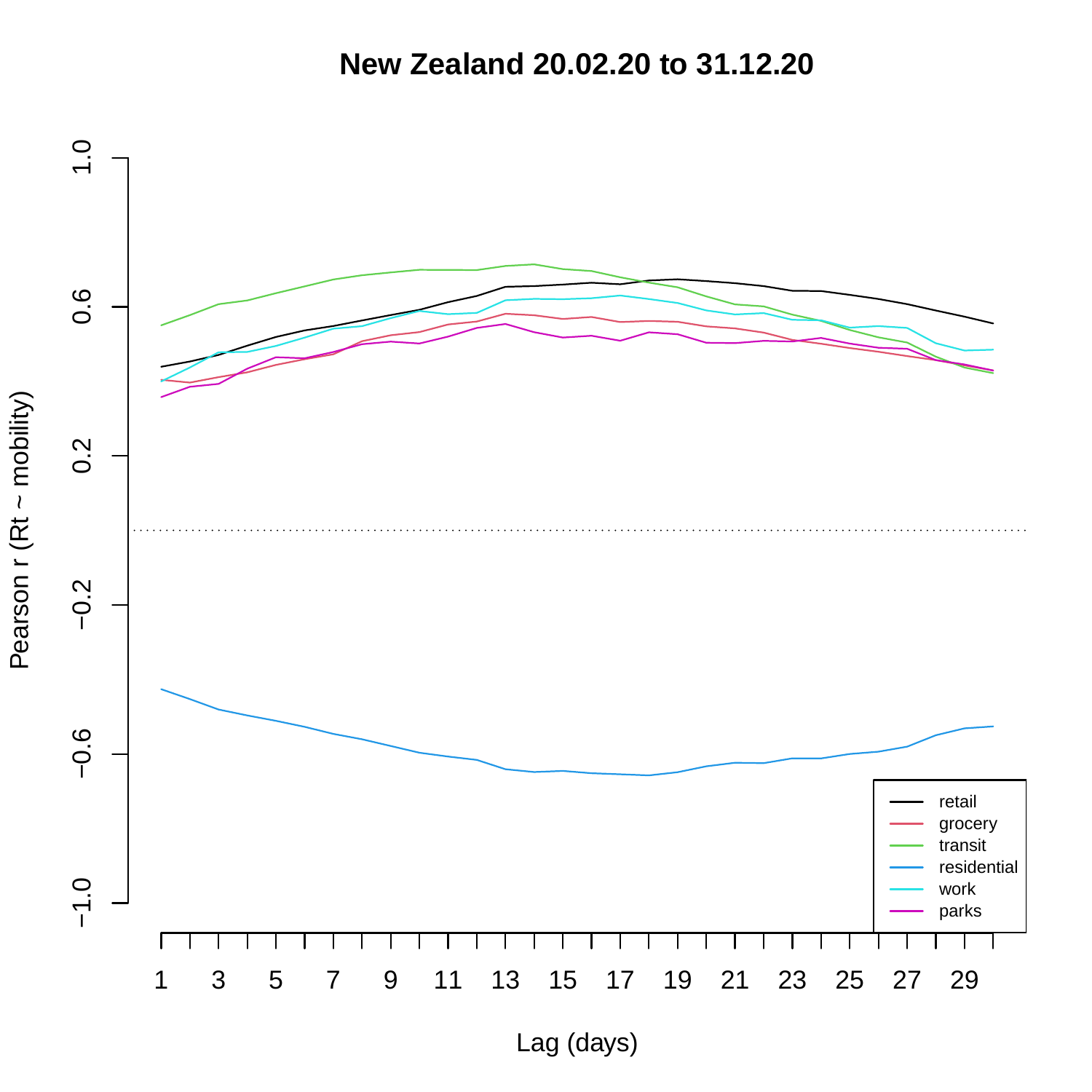# New Zealand 20.02.20 to 31.12.20

Pearson r (Rt ~ mobility)

1.0

0.6

0.2

−0.2

−0.6

−1.0

1 3 5 7 9 11 13 15 17 19 21 23 25 27 29

Lag (days)

- retail
- grocery
- transit
- residential
- work
- parks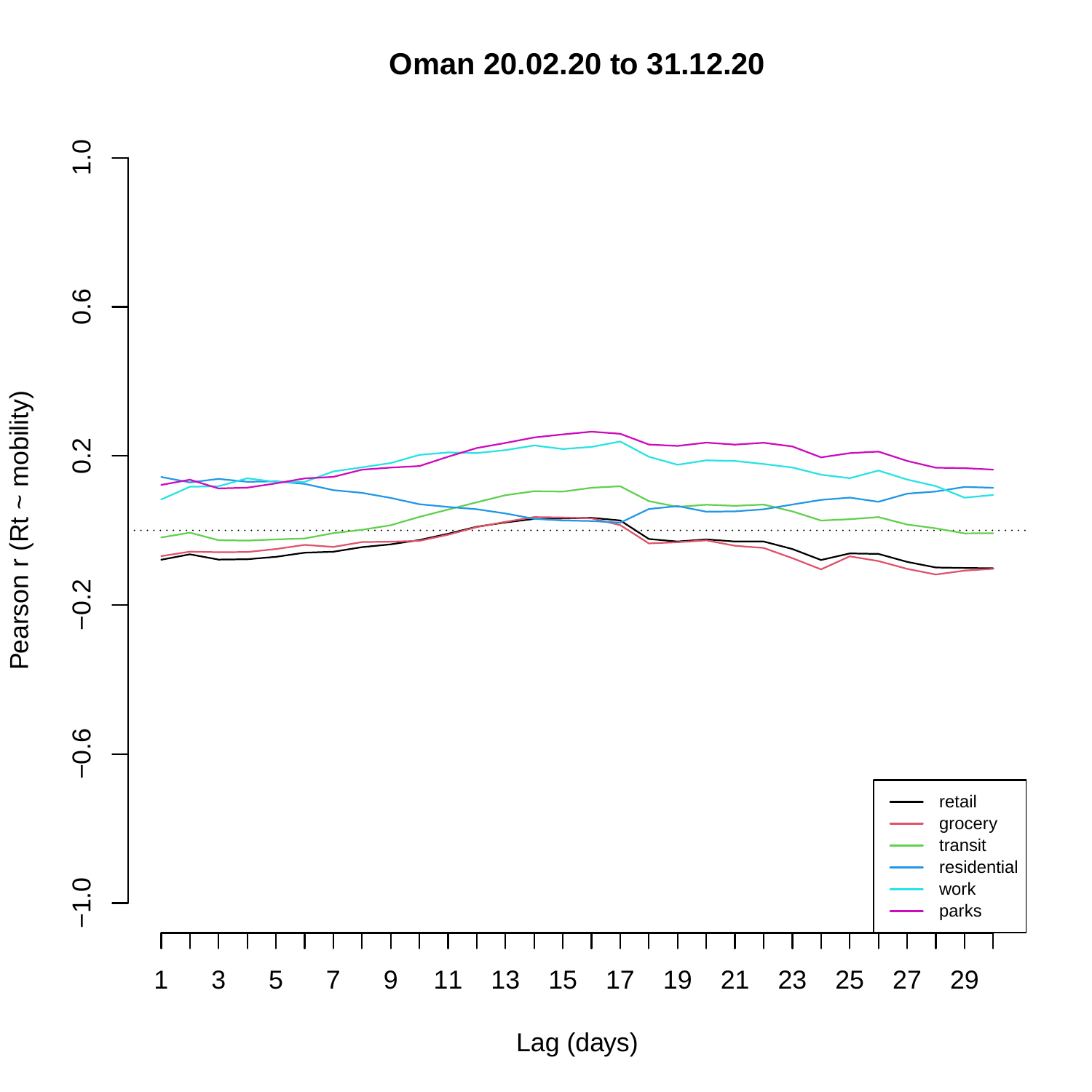# Oman 20.02.20 to 31.12.20

Pearson r (Rt ~ mobility)

Lag (days)

- retail
- grocery
- transit
- residential
- work
- parks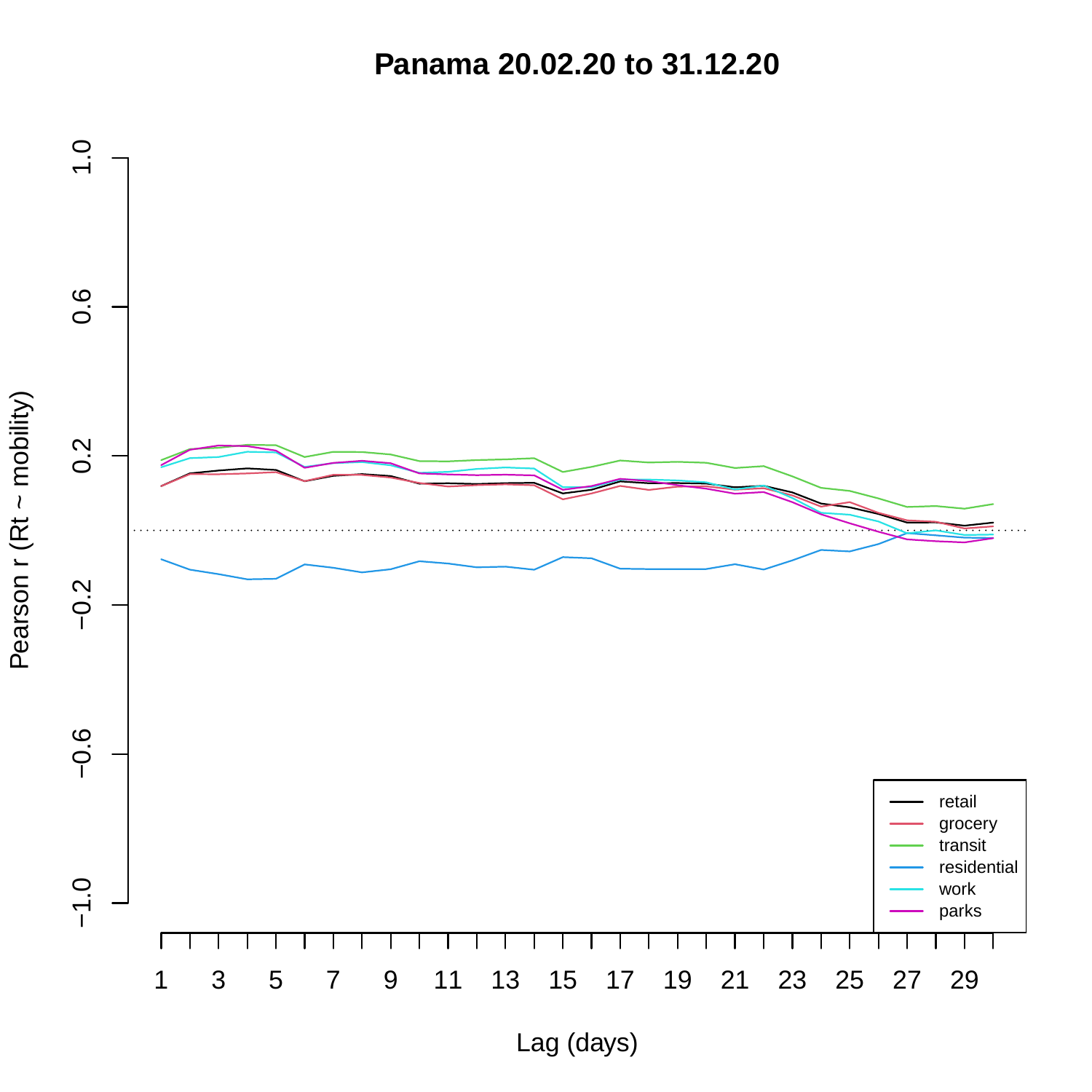# Panama 20.02.20 to 31.12.20

Pearson r (Rt ~ mobility)

1.0
0.6
0.2
−0.2
−0.6
−1.0

Lag (days)

1 3 5 7 9 11 13 15 17 19 21 23 25 27 29

- retail
- grocery
- transit
- residential
- work
- parks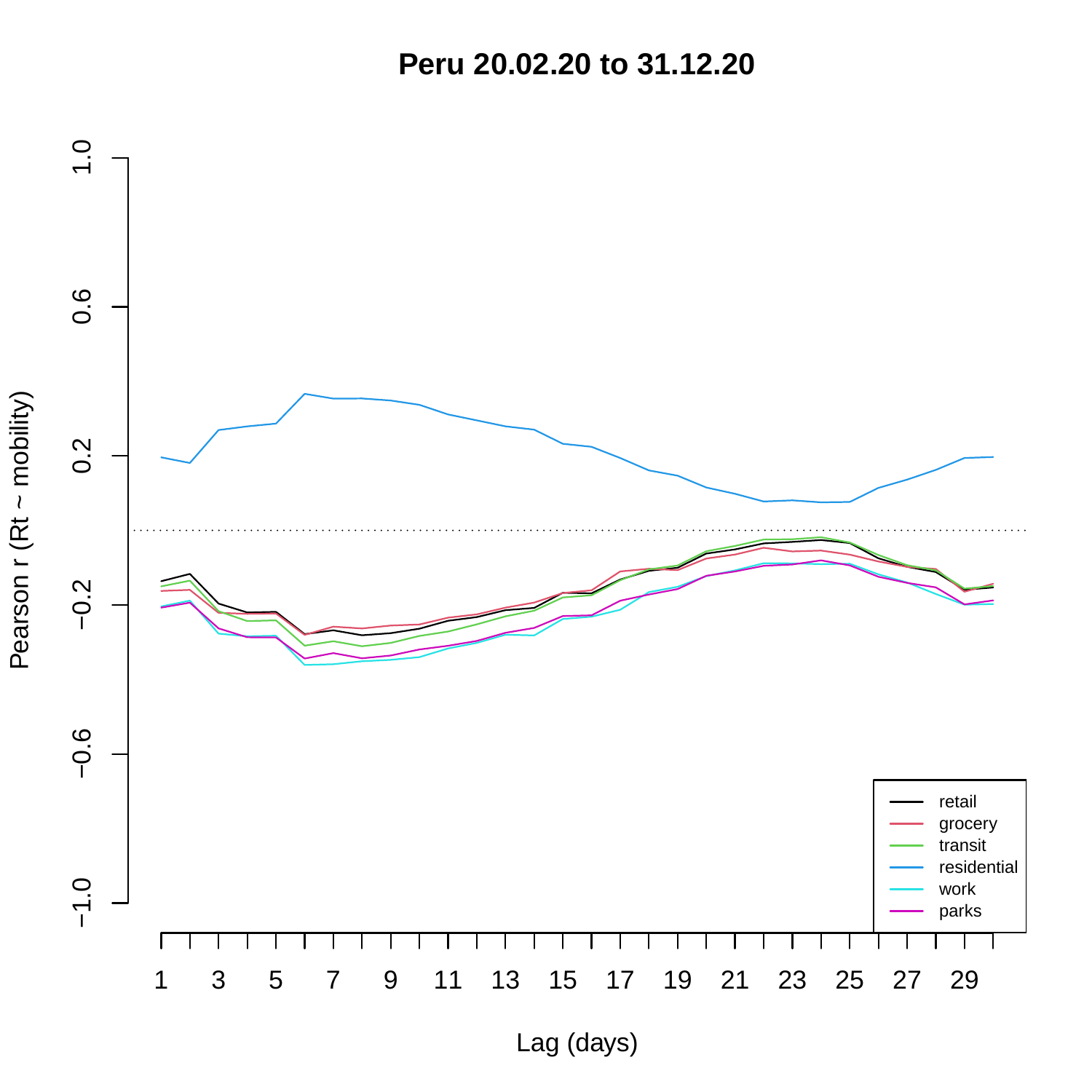# Peru 20.02.20 to 31.12.20

Pearson r (Rt ~ mobility)

Lag (days)

retail
grocery
transit
residential
work
parks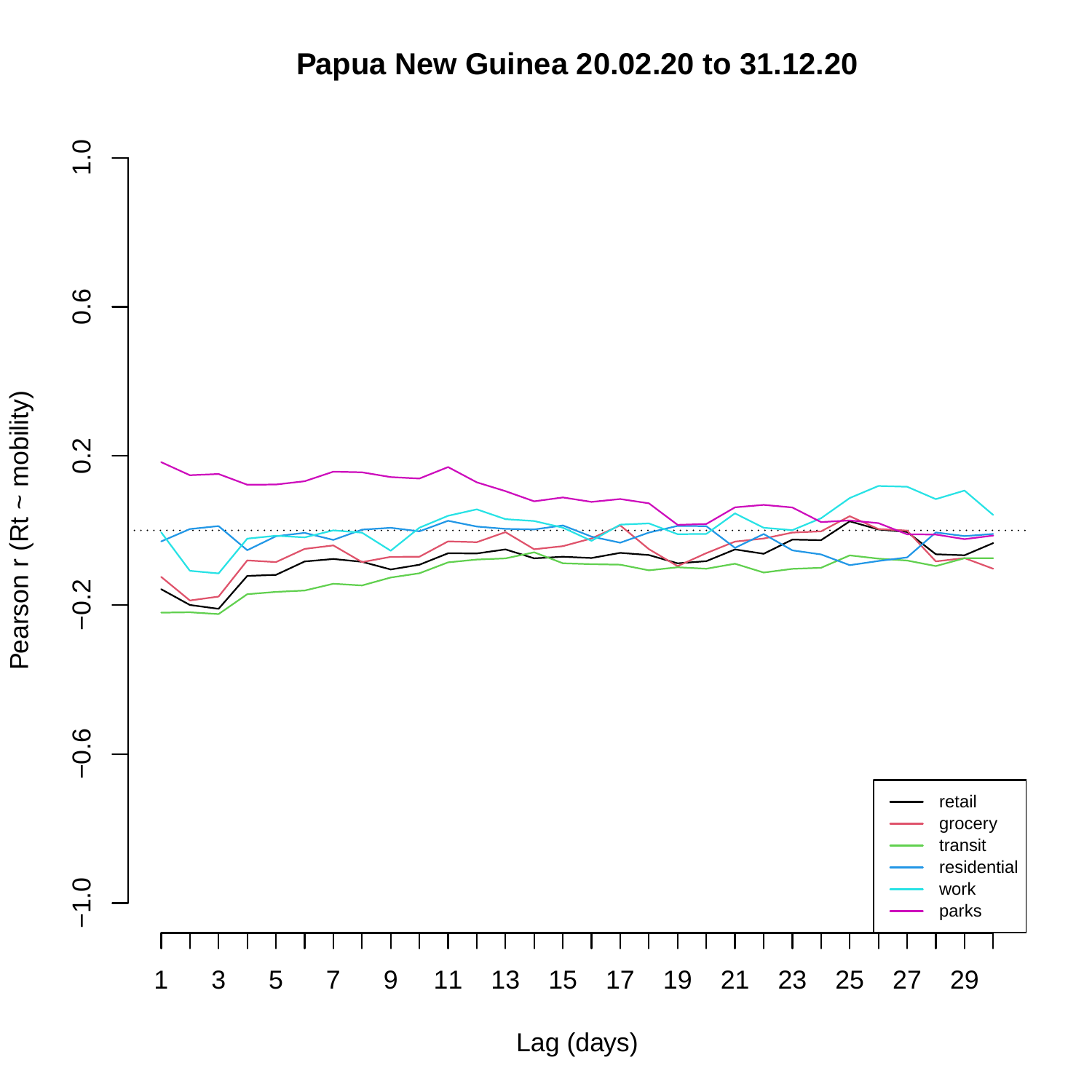# Papua New Guinea 20.02.20 to 31.12.20

Pearson r (Rt ~ mobility)

Lag (days)

retail
grocery
transit
residential
work
parks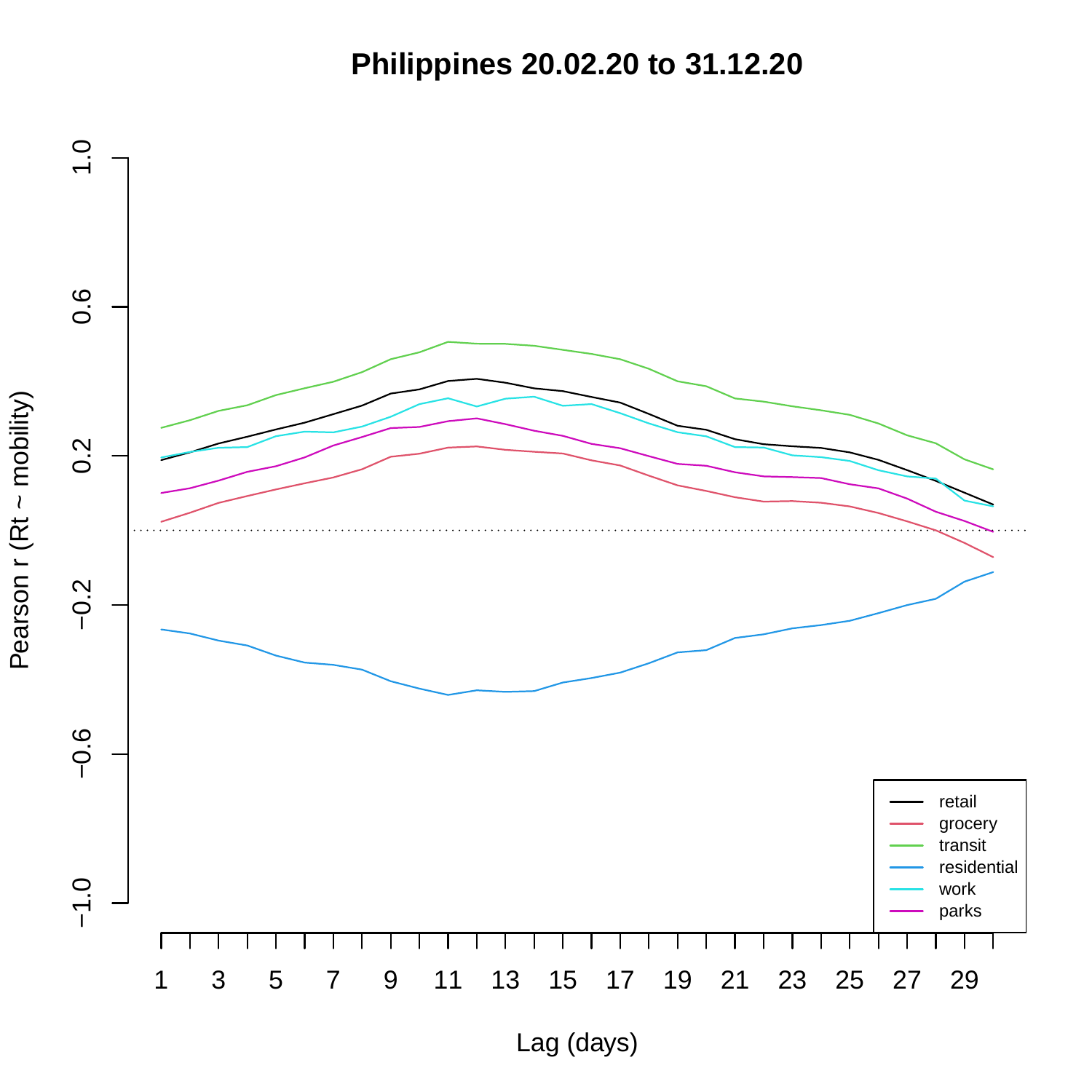# Philippines 20.02.20 to 31.12.20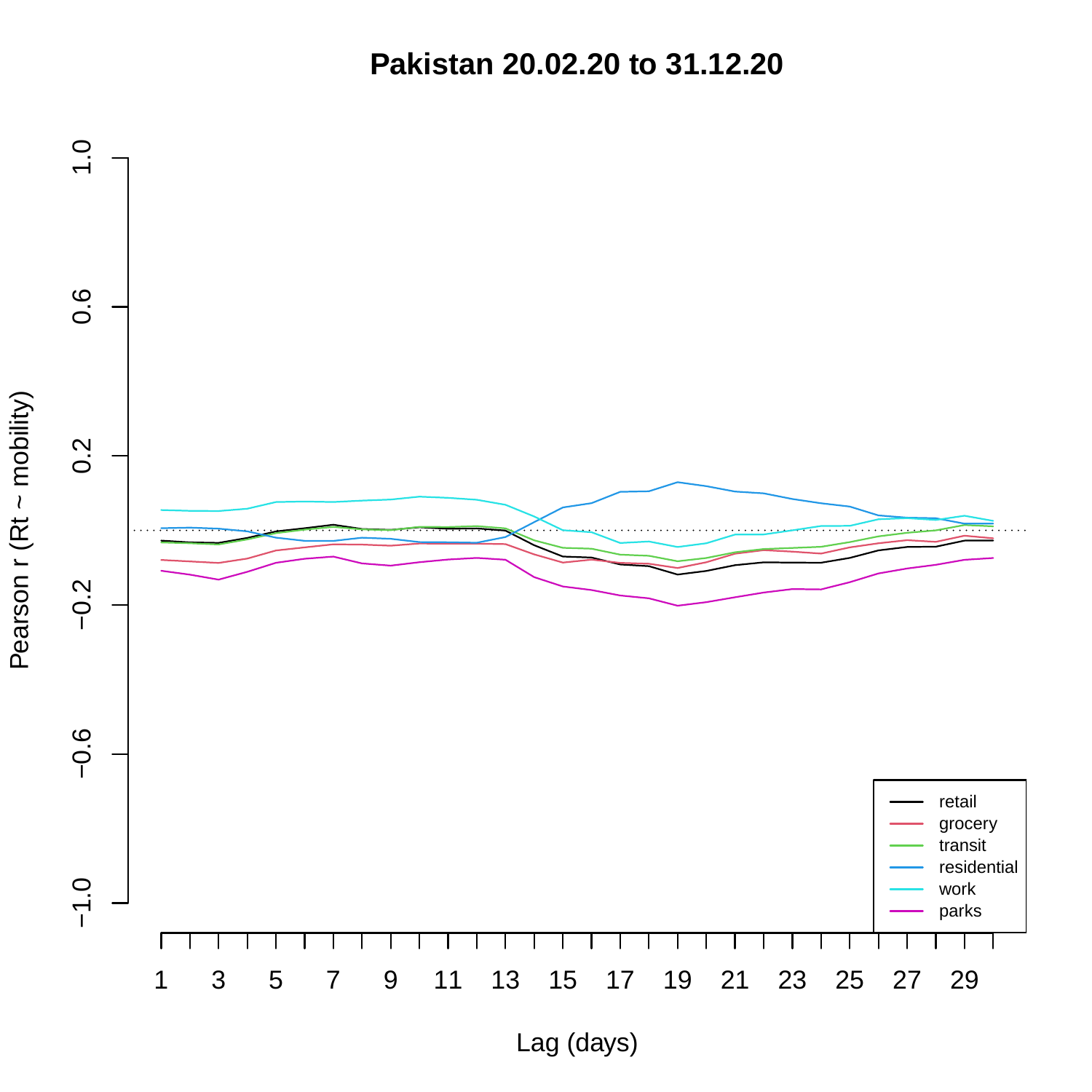# Pakistan 20.02.20 to 31.12.20

Pearson r (Rt ~ mobility)

1.0
0.6
0.2
−0.2
−0.6
−1.0

Lag (days)

1 3 5 7 9 11 13 15 17 19 21 23 25 27 29

- retail
- grocery
- transit
- residential
- work
- parks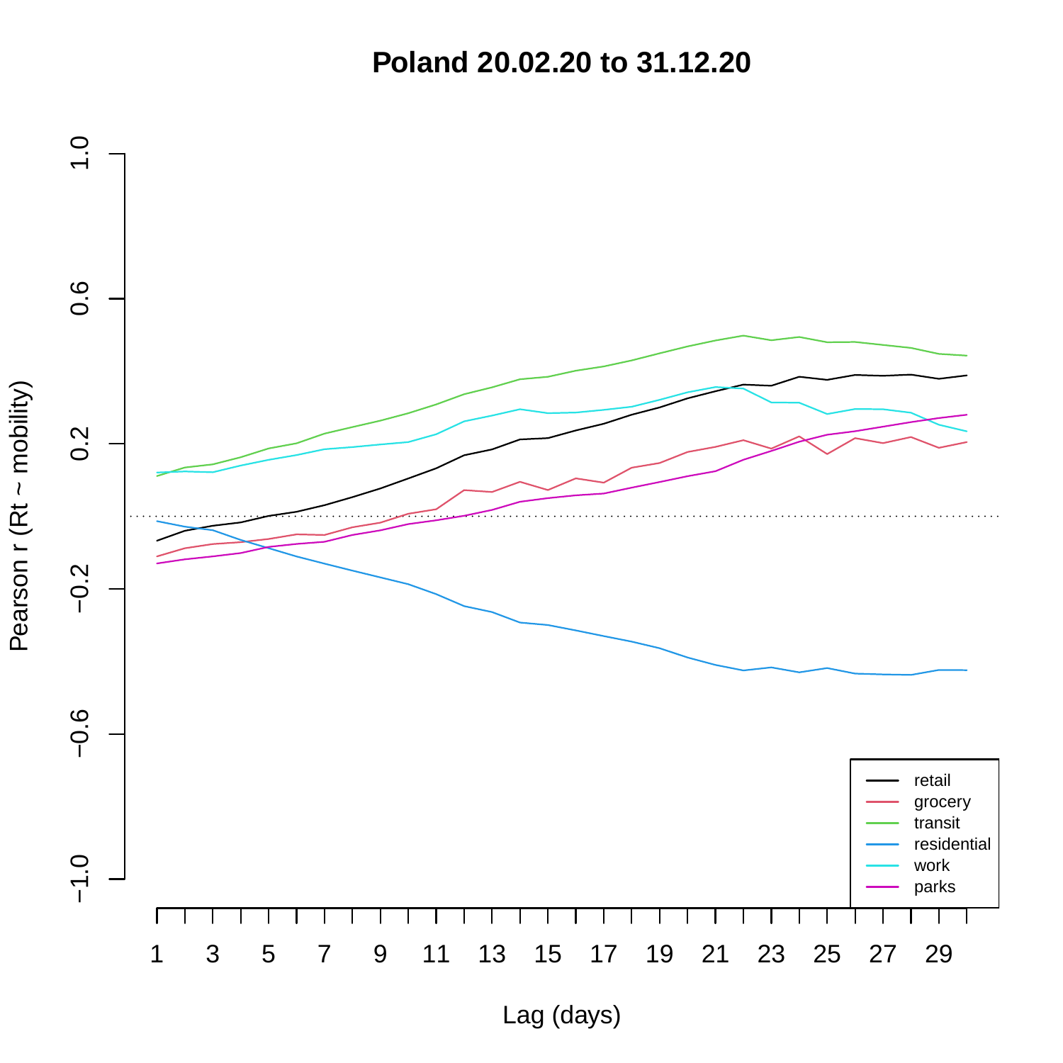**Poland 20.02.20 to 31.12.20**

Pearson r (Rt ~ mobility)

Lag (days)

- retail
- grocery
- transit
- residential
- work
- parks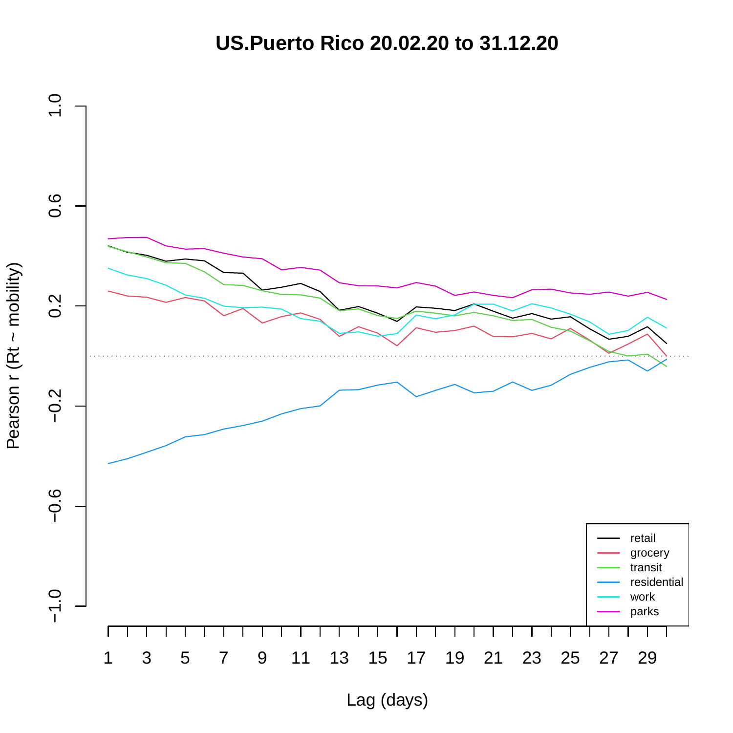# US.Puerto Rico 20.02.20 to 31.12.20

Pearson r (Rt ~ mobility)

Lag (days)

- retail
- grocery
- transit
- residential
- work
- parks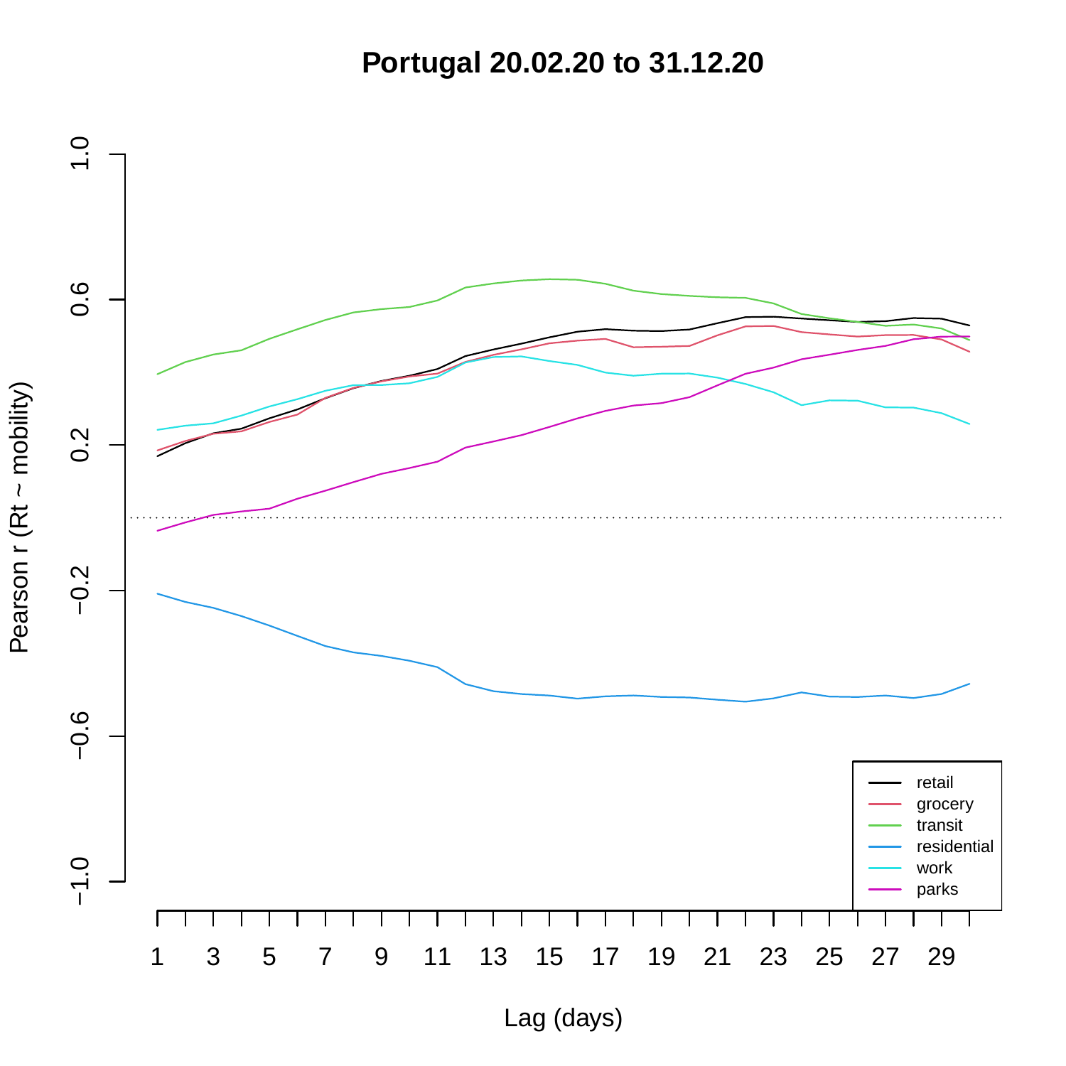# Portugal 20.02.20 to 31.12.20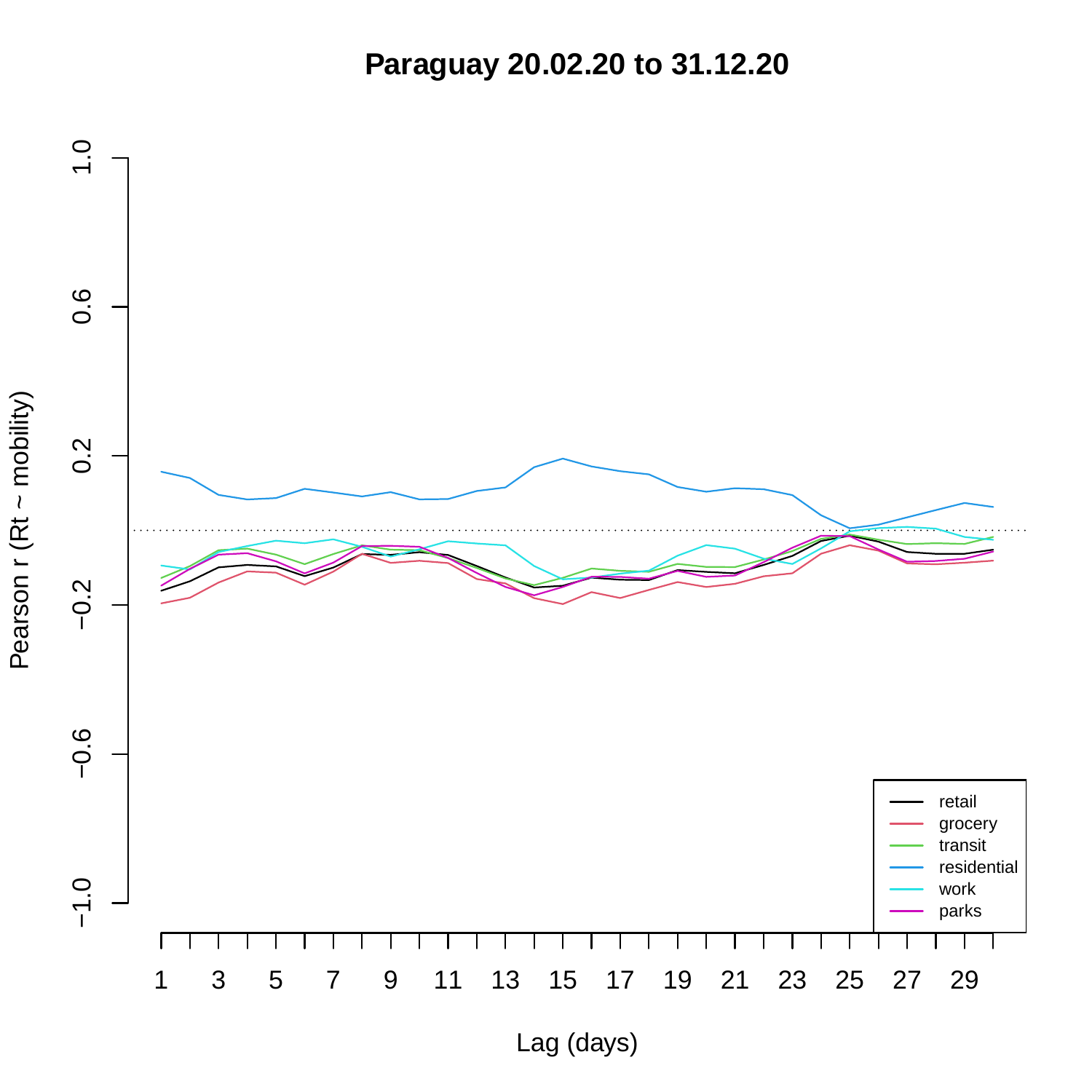# Paraguay 20.02.20 to 31.12.20

Pearson r (Rt ~ mobility)

Lag (days)

retail
grocery
transit
residential
work
parks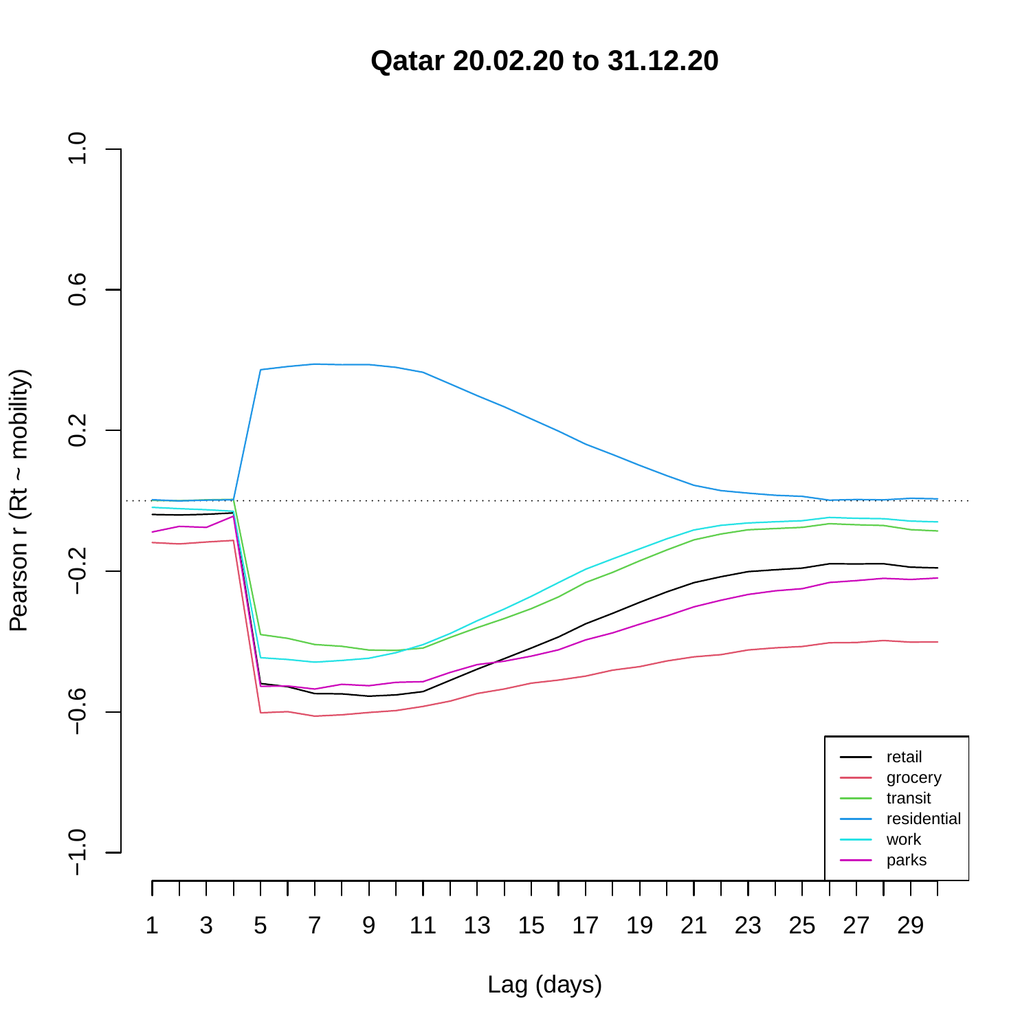# Qatar 20.02.20 to 31.12.20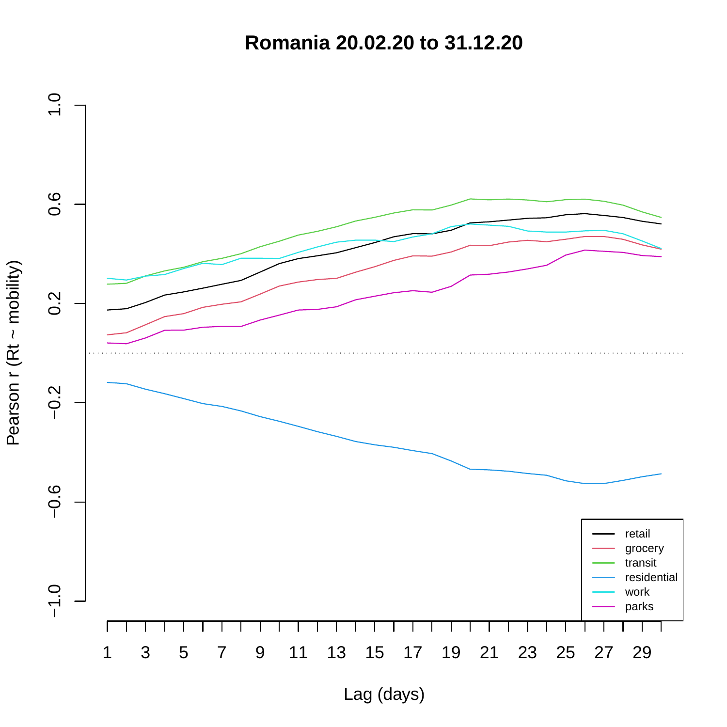# Romania 20.02.20 to 31.12.20

Pearson r (Rt ~ mobility)

Lag (days)

retail
grocery
transit
residential
work
parks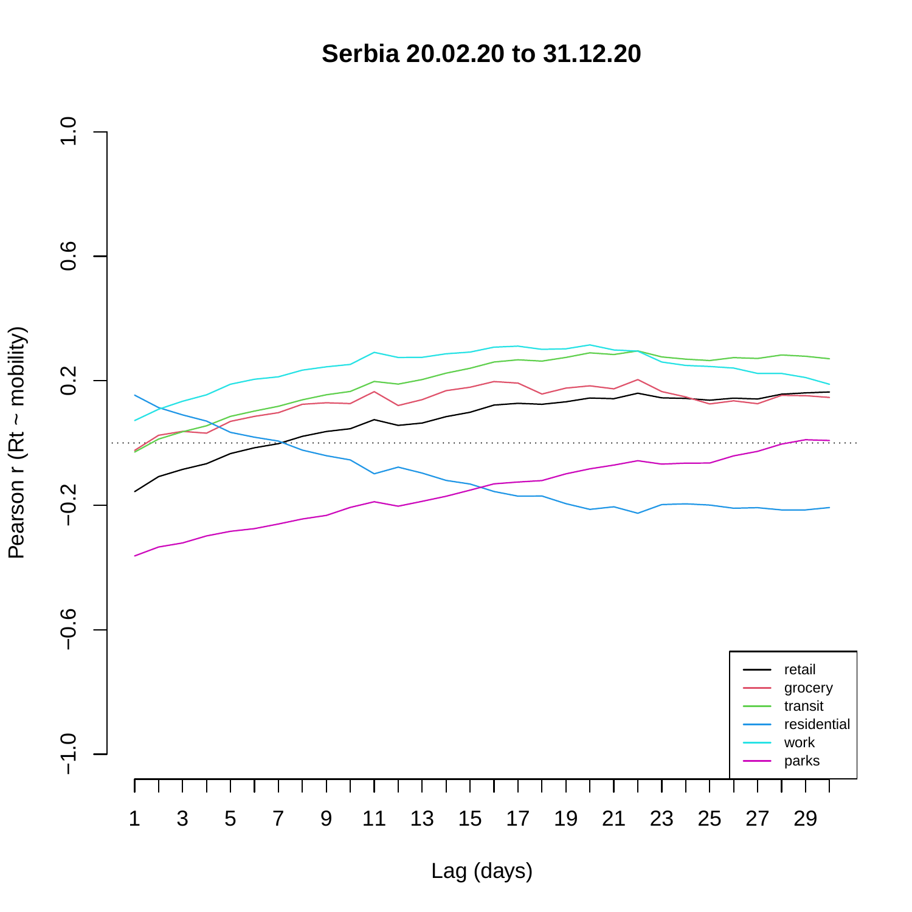# Serbia 20.02.20 to 31.12.20

Pearson r (Rt ~ mobility)

Lag (days)

retail
grocery
transit
residential
work
parks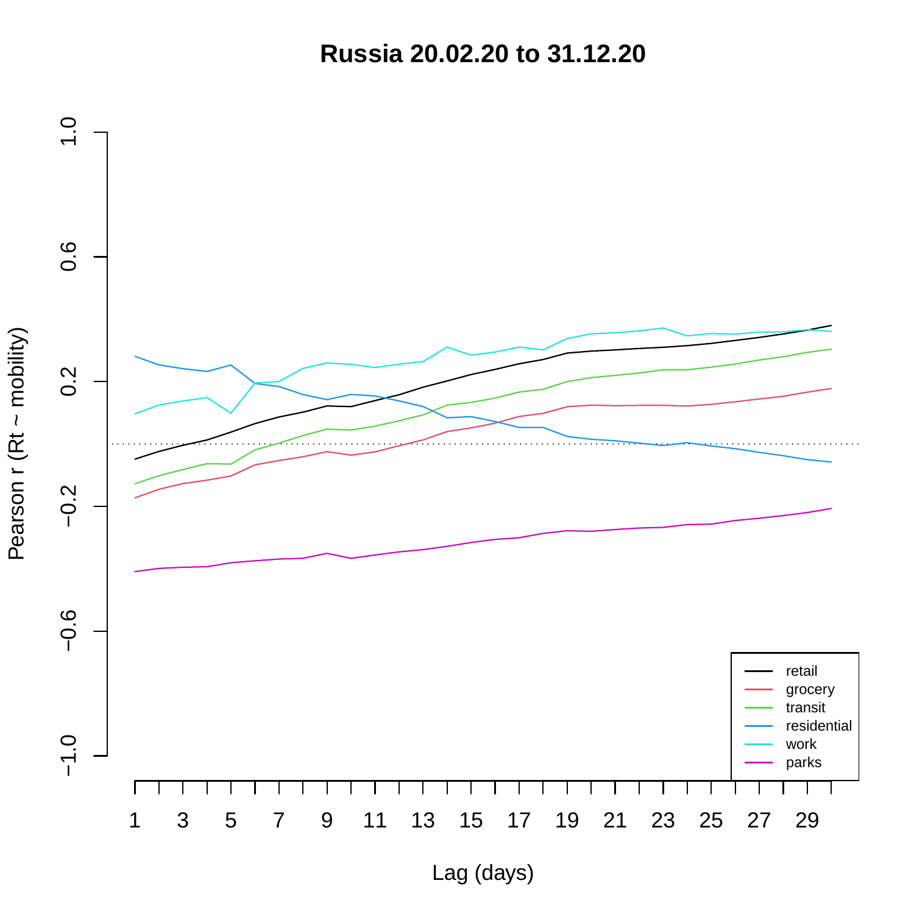# Russia 20.02.20 to 31.12.20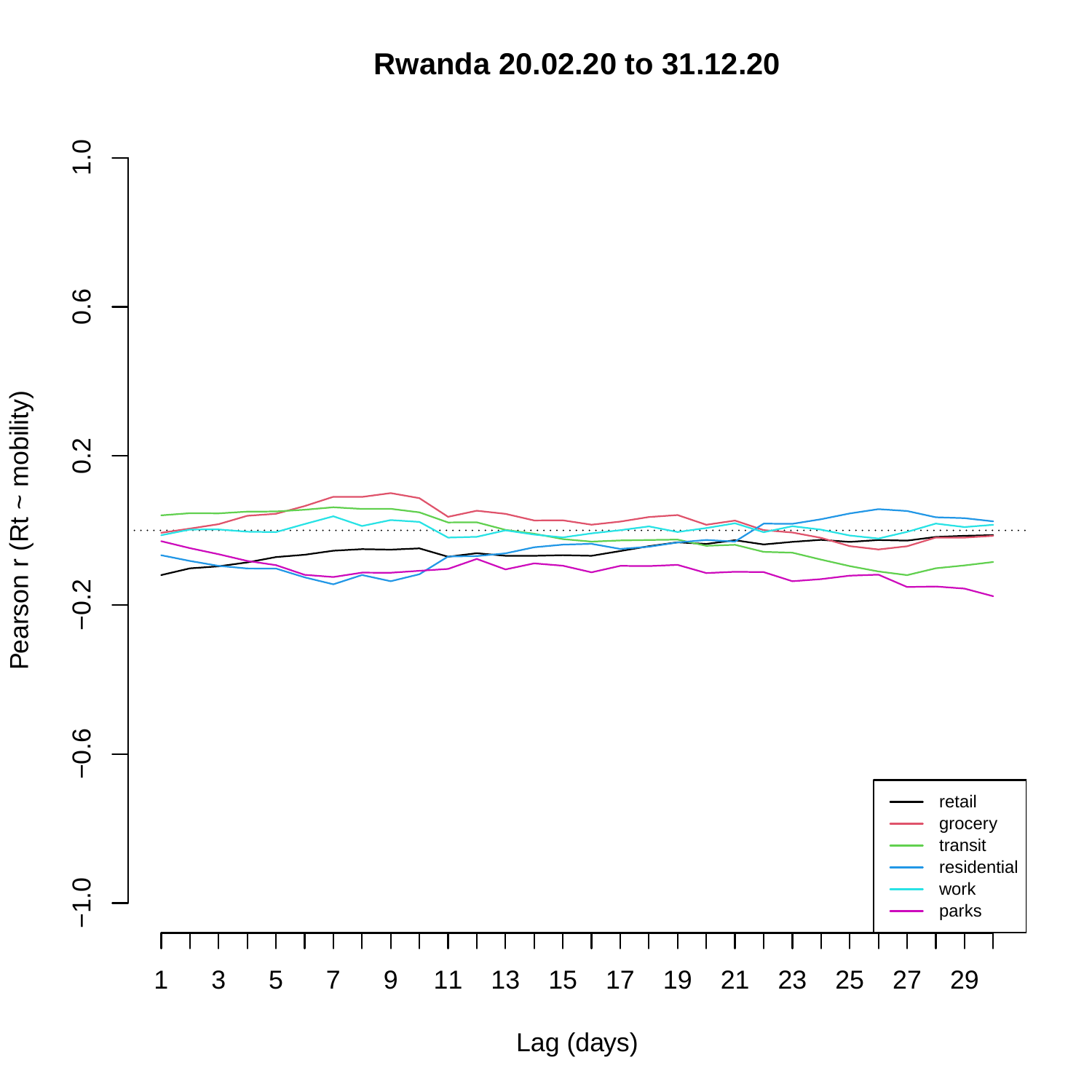# Rwanda 20.02.20 to 31.12.20

Pearson r (Rt ~ mobility)

Lag (days)

retail
grocery
transit
residential
work
parks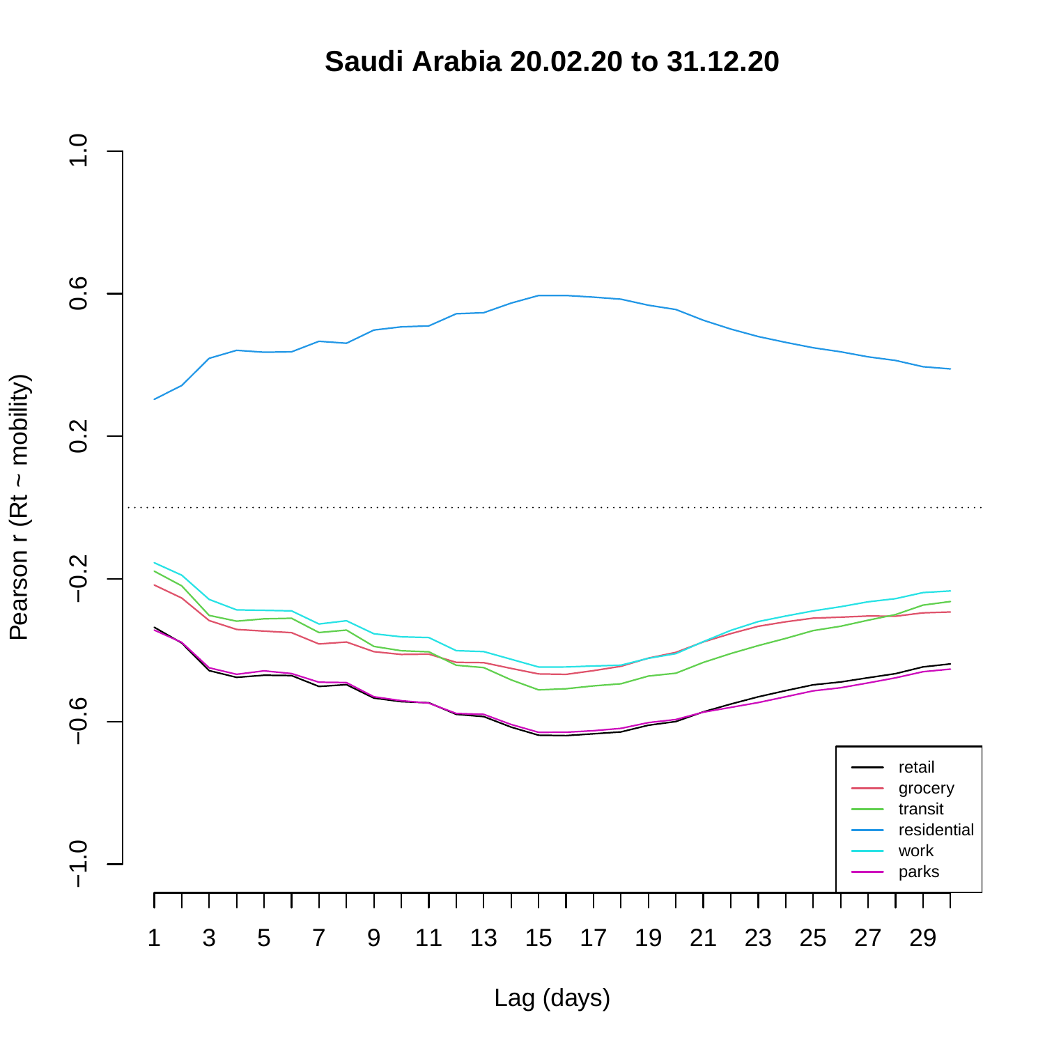# Saudi Arabia 20.02.20 to 31.12.20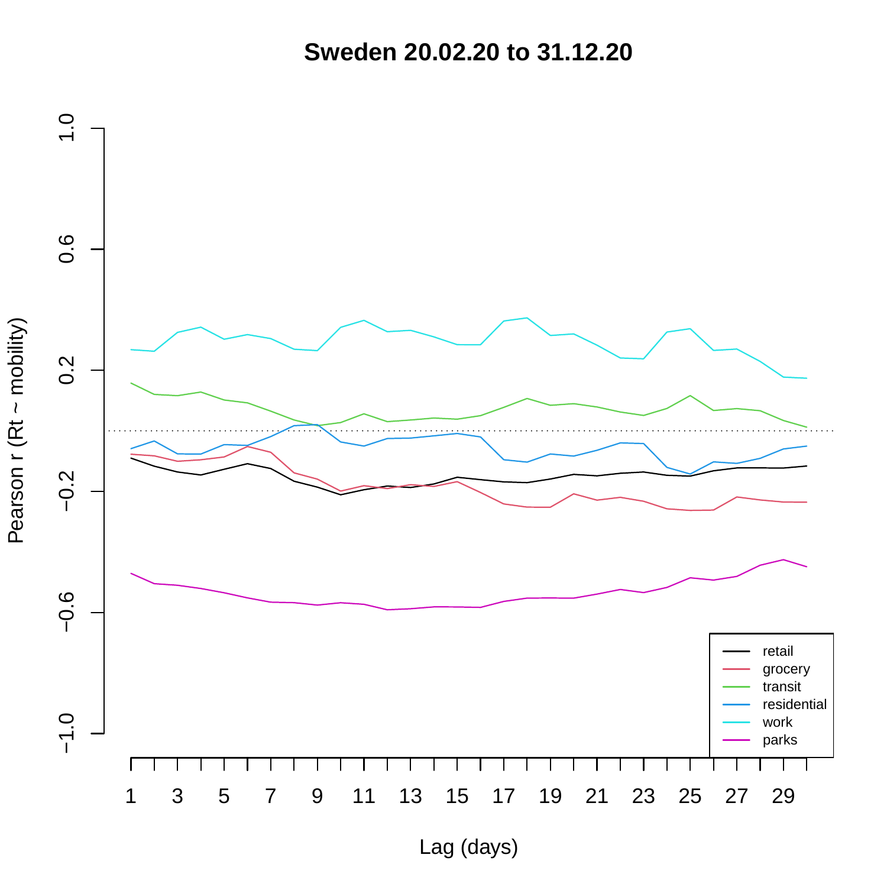# Sweden 20.02.20 to 31.12.20

Pearson r (Rt ~ mobility)

Lag (days)

Legend: retail, grocery, transit, residential, work, parks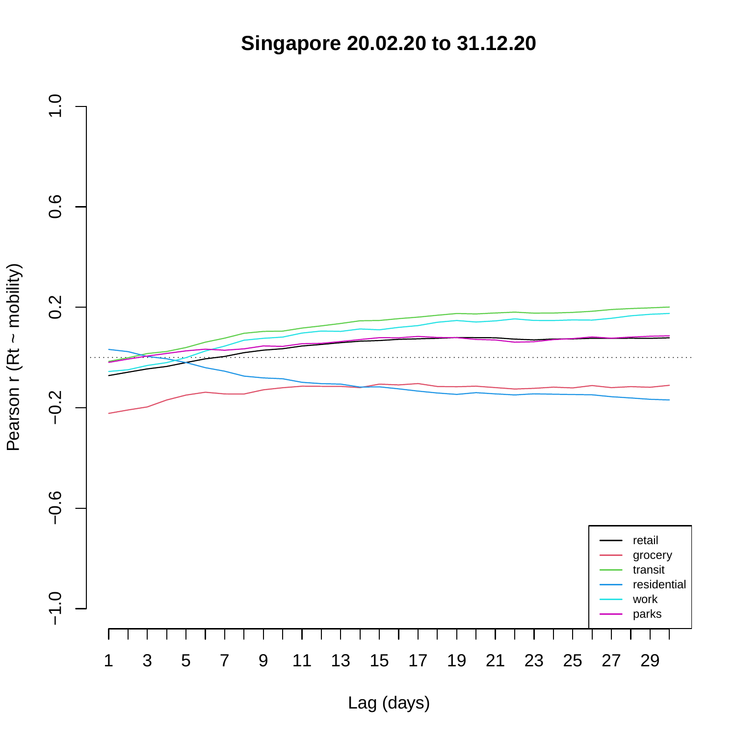# Singapore 20.02.20 to 31.12.20

Pearson r (Rt ~ mobility)

Lag (days)

- retail
- grocery
- transit
- residential
- work
- parks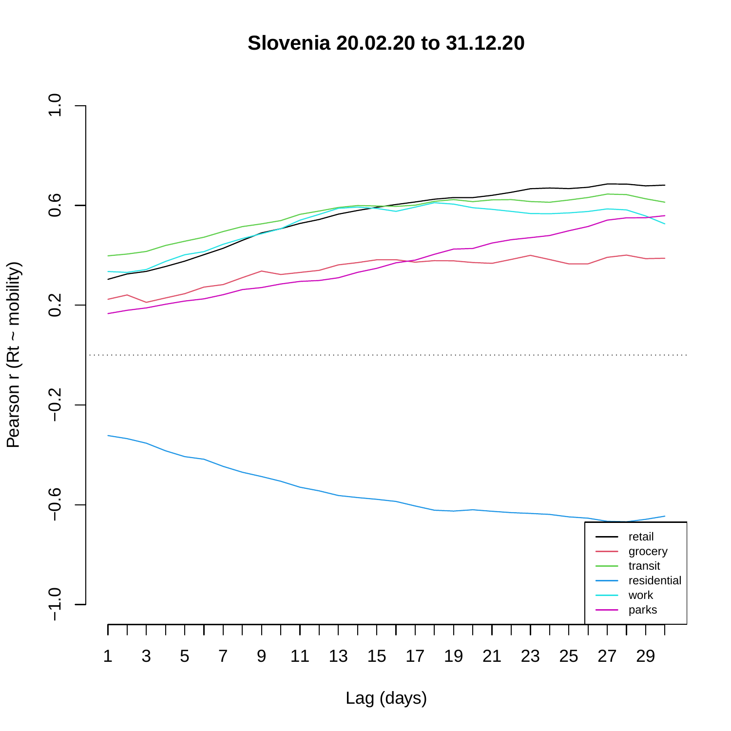# Slovenia 20.02.20 to 31.12.20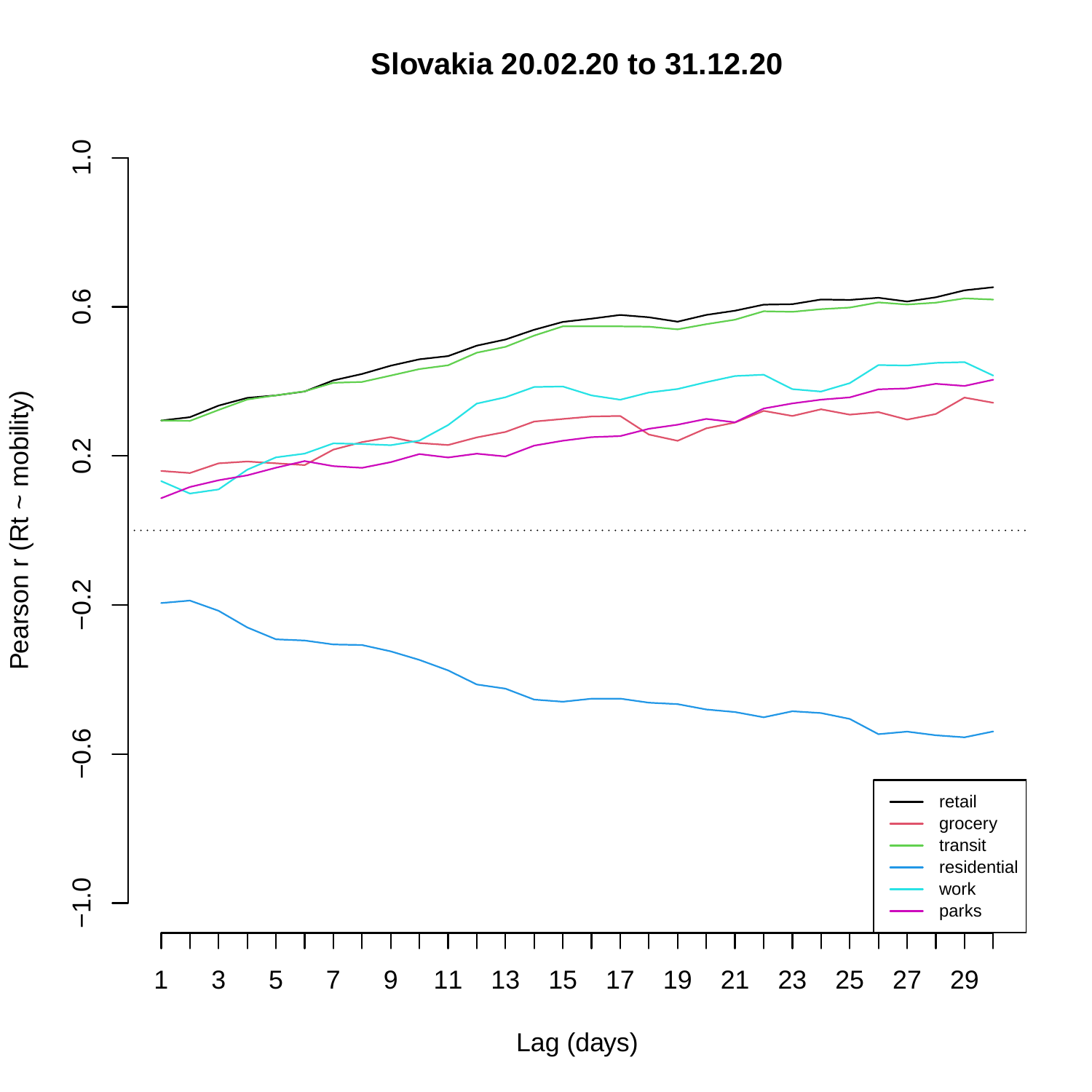# Slovakia 20.02.20 to 31.12.20

Pearson r (Rt ~ mobility)

Lag (days)

retail
grocery
transit
residential
work
parks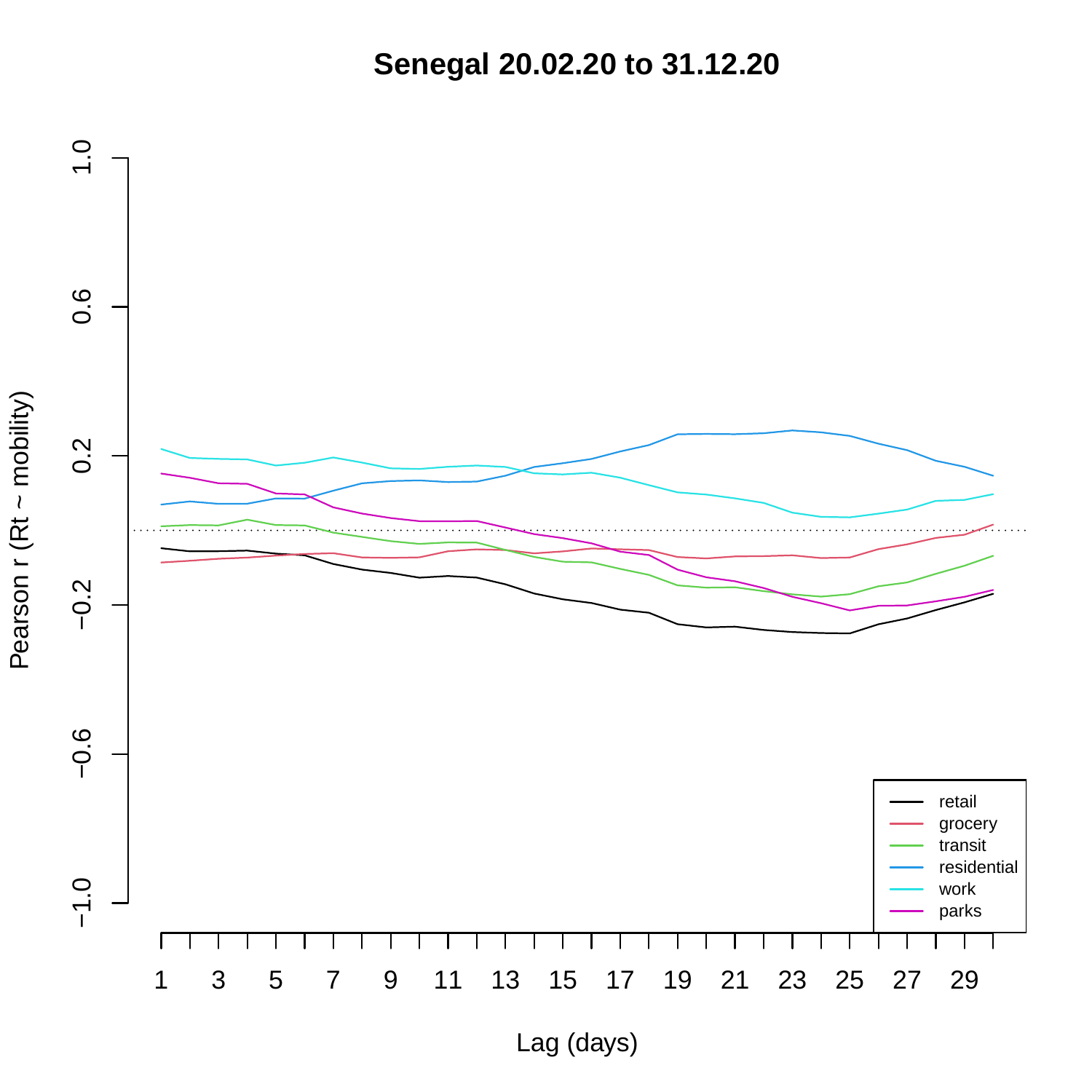# Senegal 20.02.20 to 31.12.20

Pearson r (Rt ~ mobility)

Lag (days)

retail
grocery
transit
residential
work
parks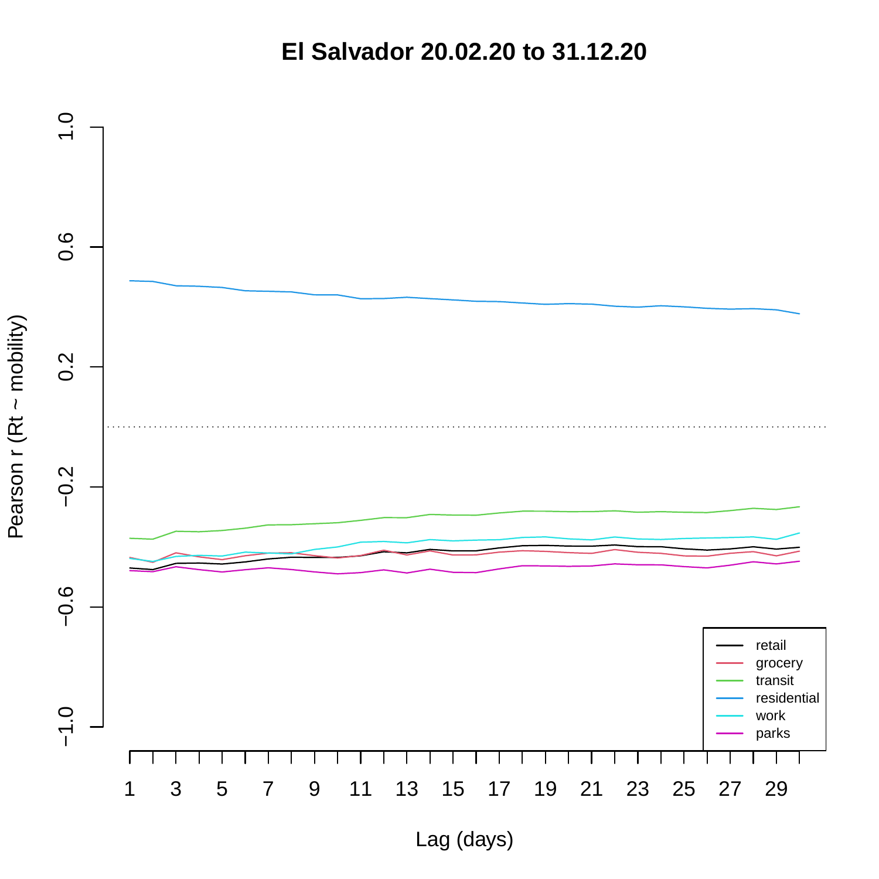# El Salvador 20.02.20 to 31.12.20

Pearson r (Rt ~ mobility)

Lag (days)

retail
grocery
transit
residential
work
parks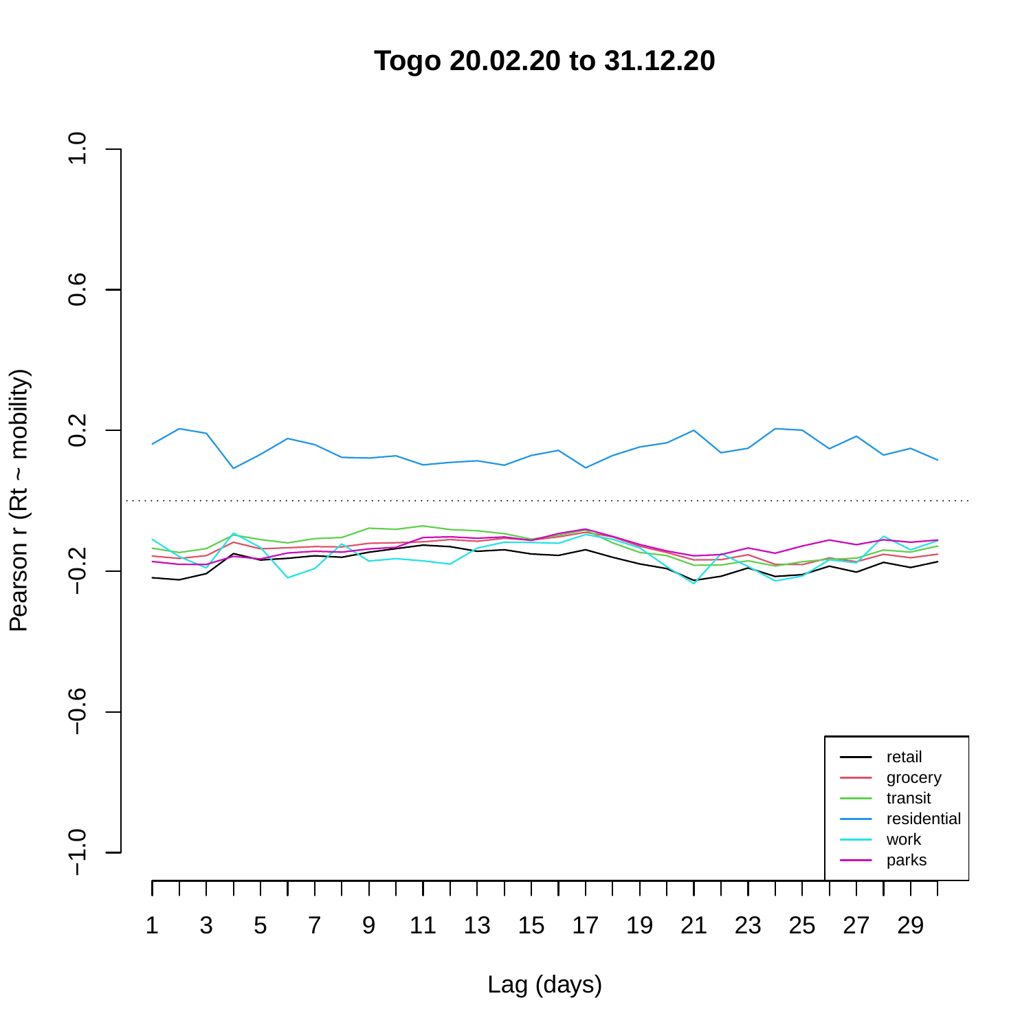# Togo 20.02.20 to 31.12.20

Pearson r (Rt ~ mobility)

Lag (days)

- retail
- grocery
- transit
- residential
- work
- parks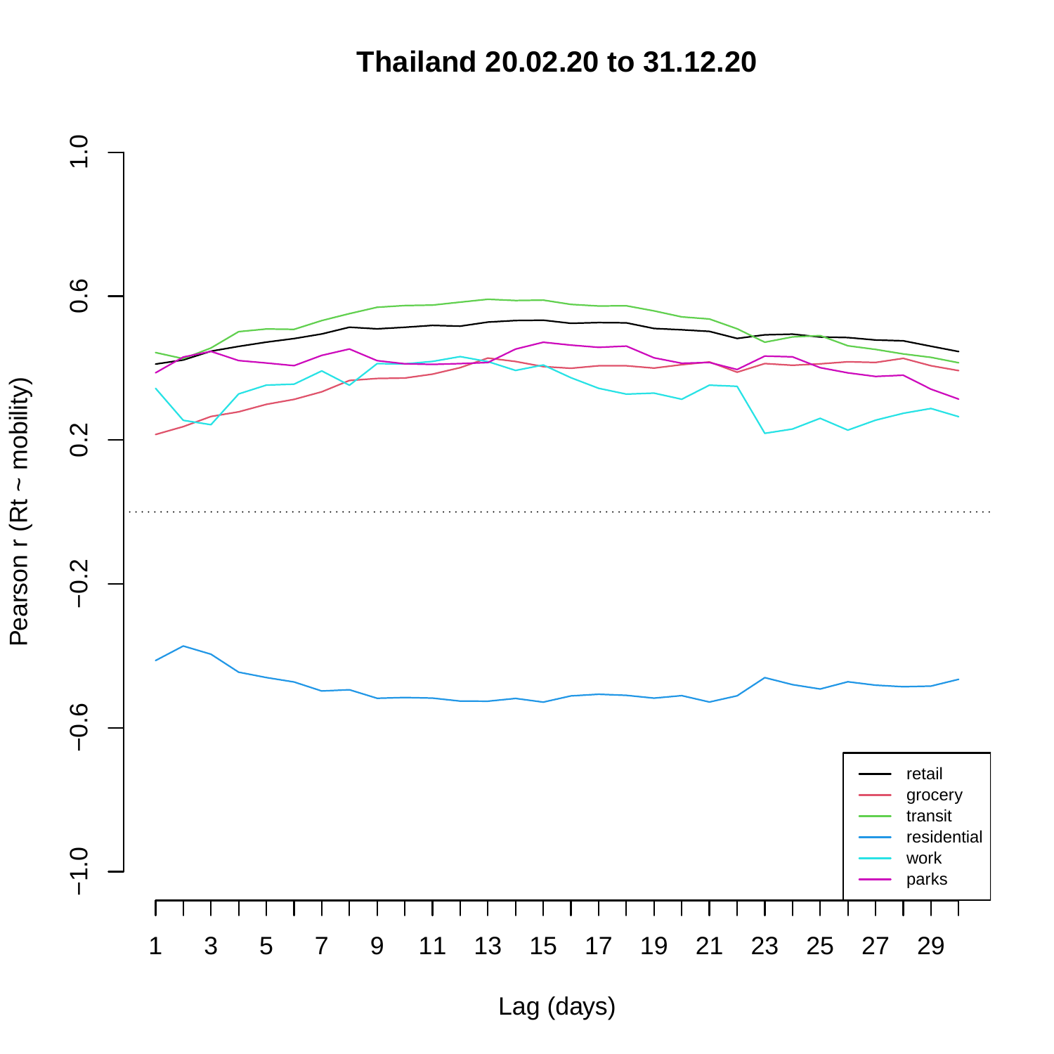# Thailand 20.02.20 to 31.12.20

Pearson r (Rt ~ mobility)

Lag (days)

- retail
- grocery
- transit
- residential
- work
- parks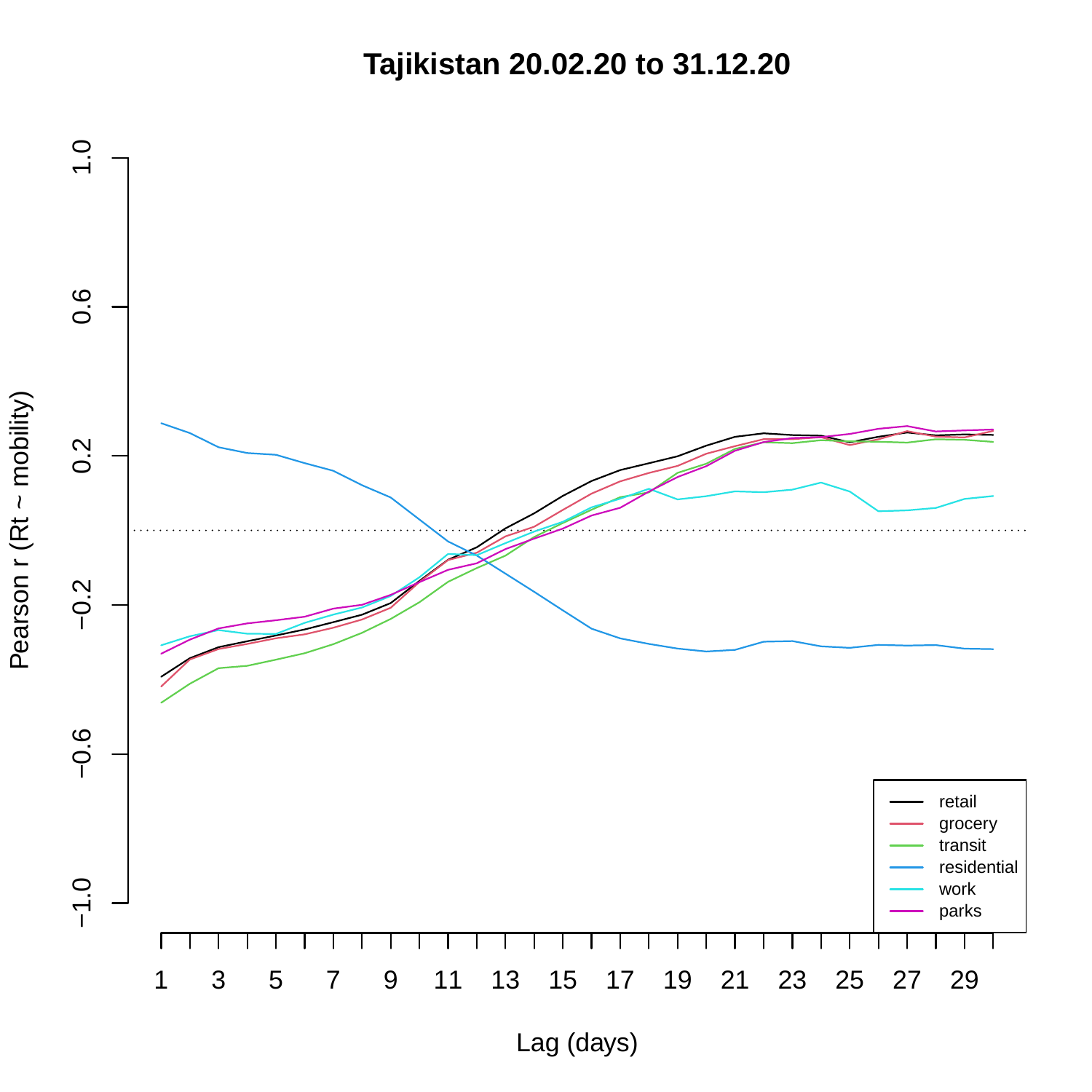# Tajikistan 20.02.20 to 31.12.20

Pearson r (Rt ~ mobility)

Lag (days)

retail
grocery
transit
residential
work
parks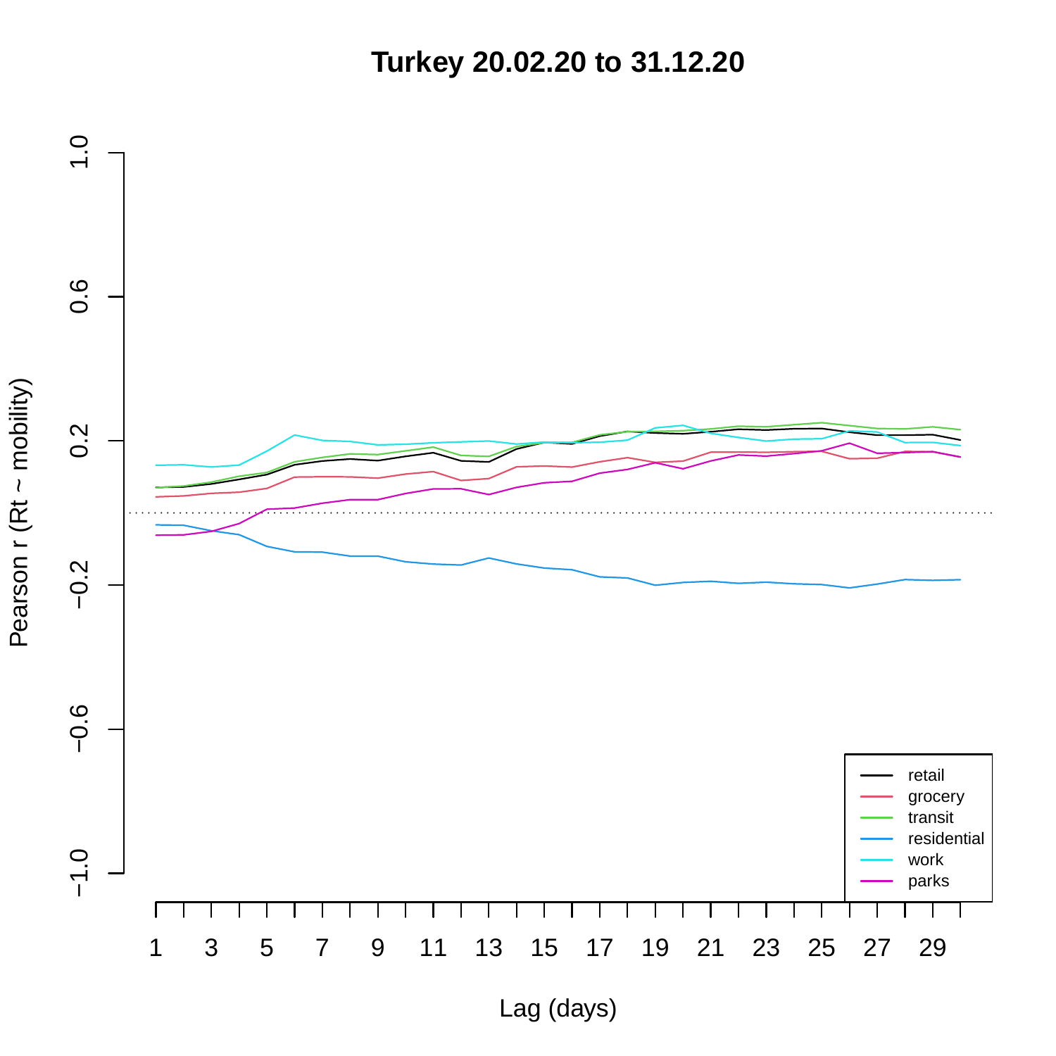# Turkey 20.02.20 to 31.12.20

Pearson r (Rt ~ mobility)

1.0
0.6
0.2
−0.2
−0.6
−1.0

1 3 5 7 9 11 13 15 17 19 21 23 25 27 29

Lag (days)

- retail
- grocery
- transit
- residential
- work
- parks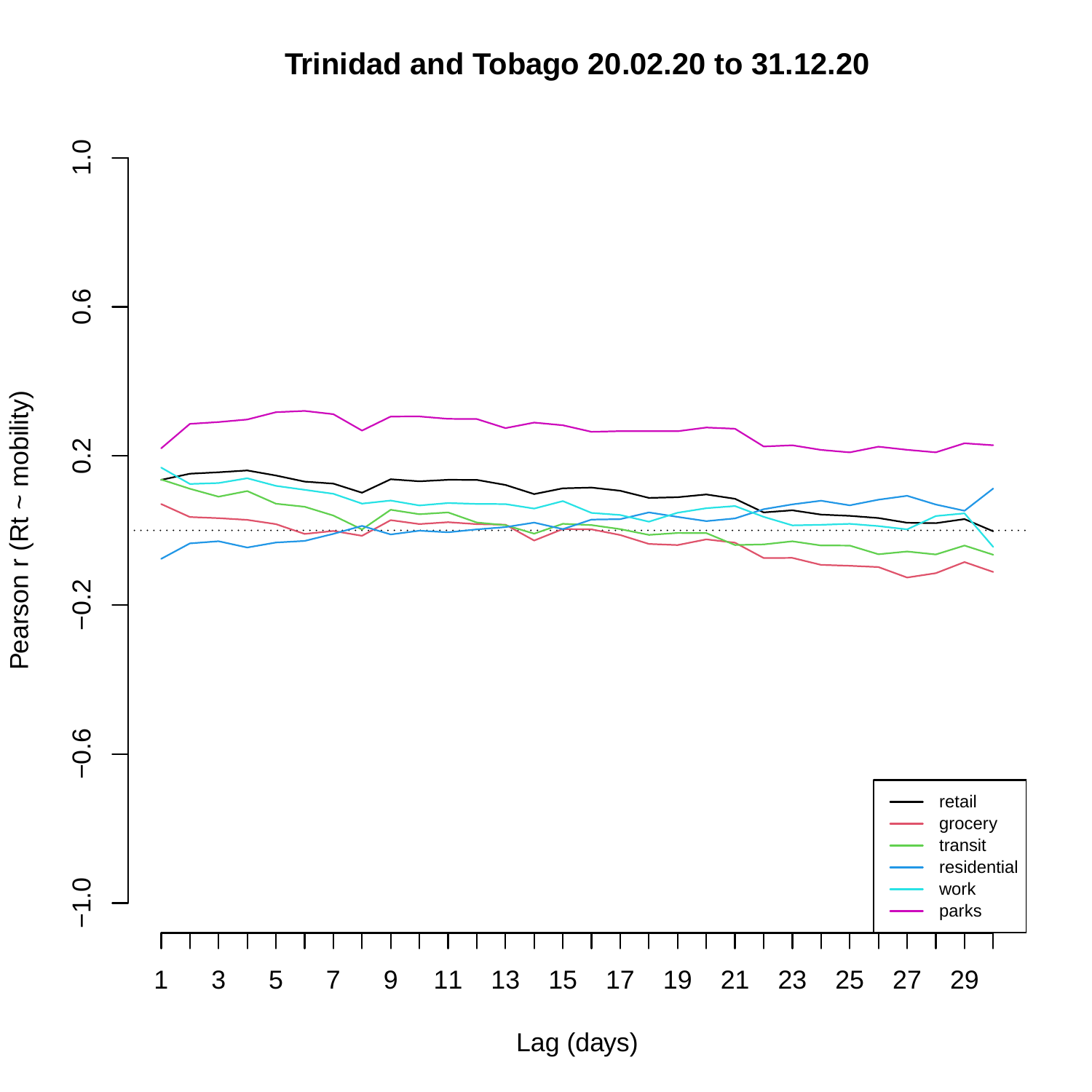# Trinidad and Tobago 20.02.20 to 31.12.20

Pearson r (Rt ~ mobility)

Lag (days)

retail
grocery
transit
residential
work
parks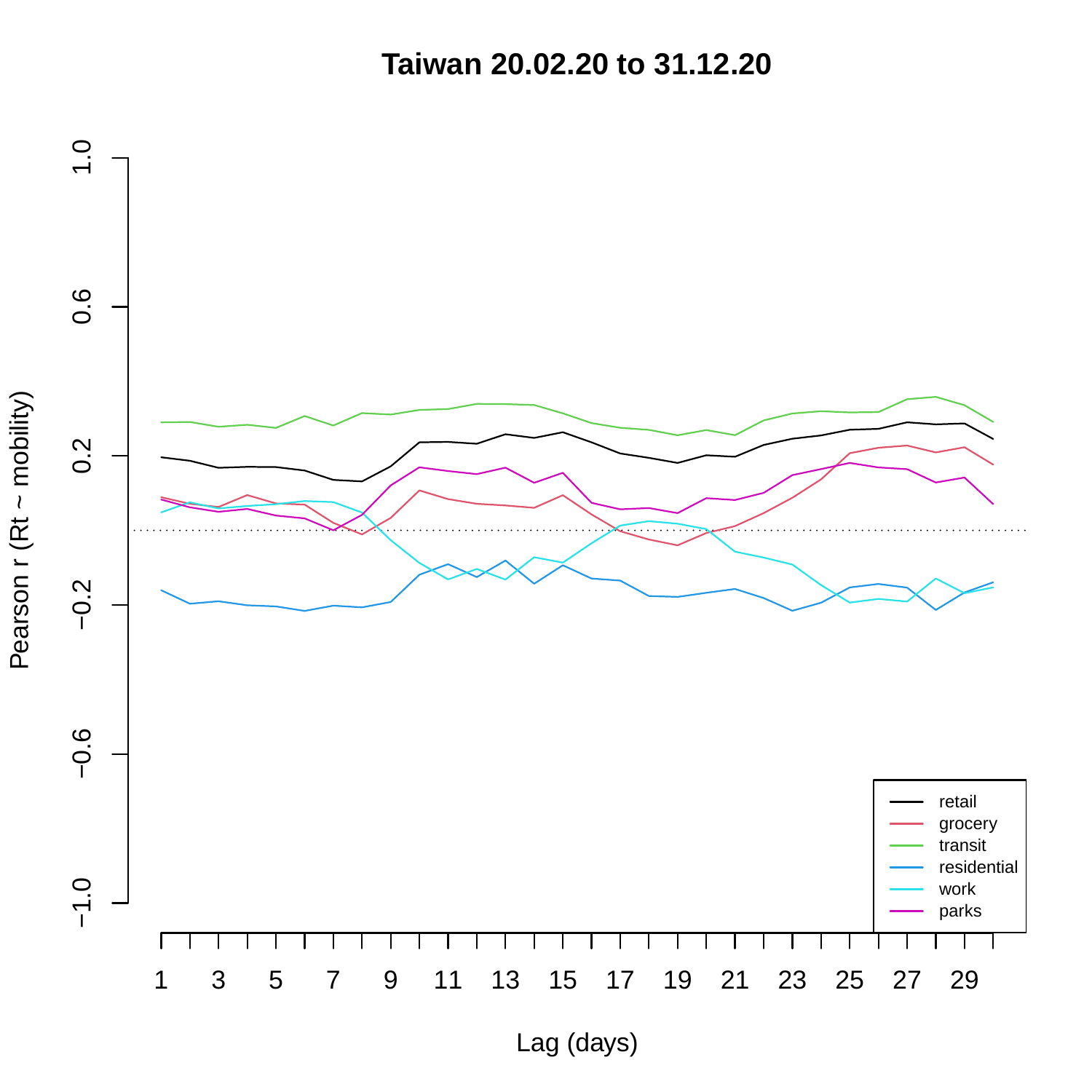# Taiwan 20.02.20 to 31.12.20

Pearson r (Rt ~ mobility)

Lag (days)

- retail
- grocery
- transit
- residential
- work
- parks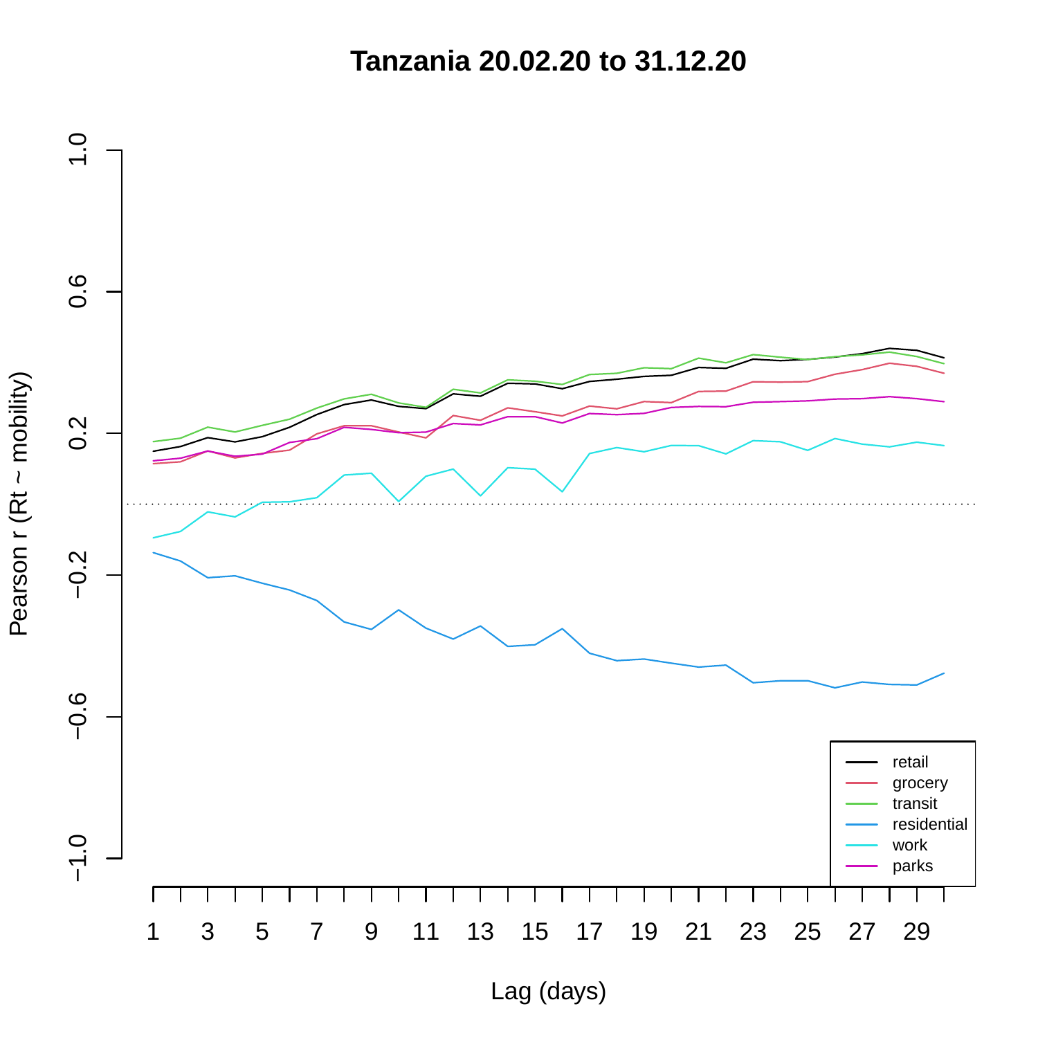# Tanzania 20.02.20 to 31.12.20

Pearson r (Rt ~ mobility)

1.0
0.6
0.2
−0.2
−0.6
−1.0

1 3 5 7 9 11 13 15 17 19 21 23 25 27 29

Lag (days)

- retail
- grocery
- transit
- residential
- work
- parks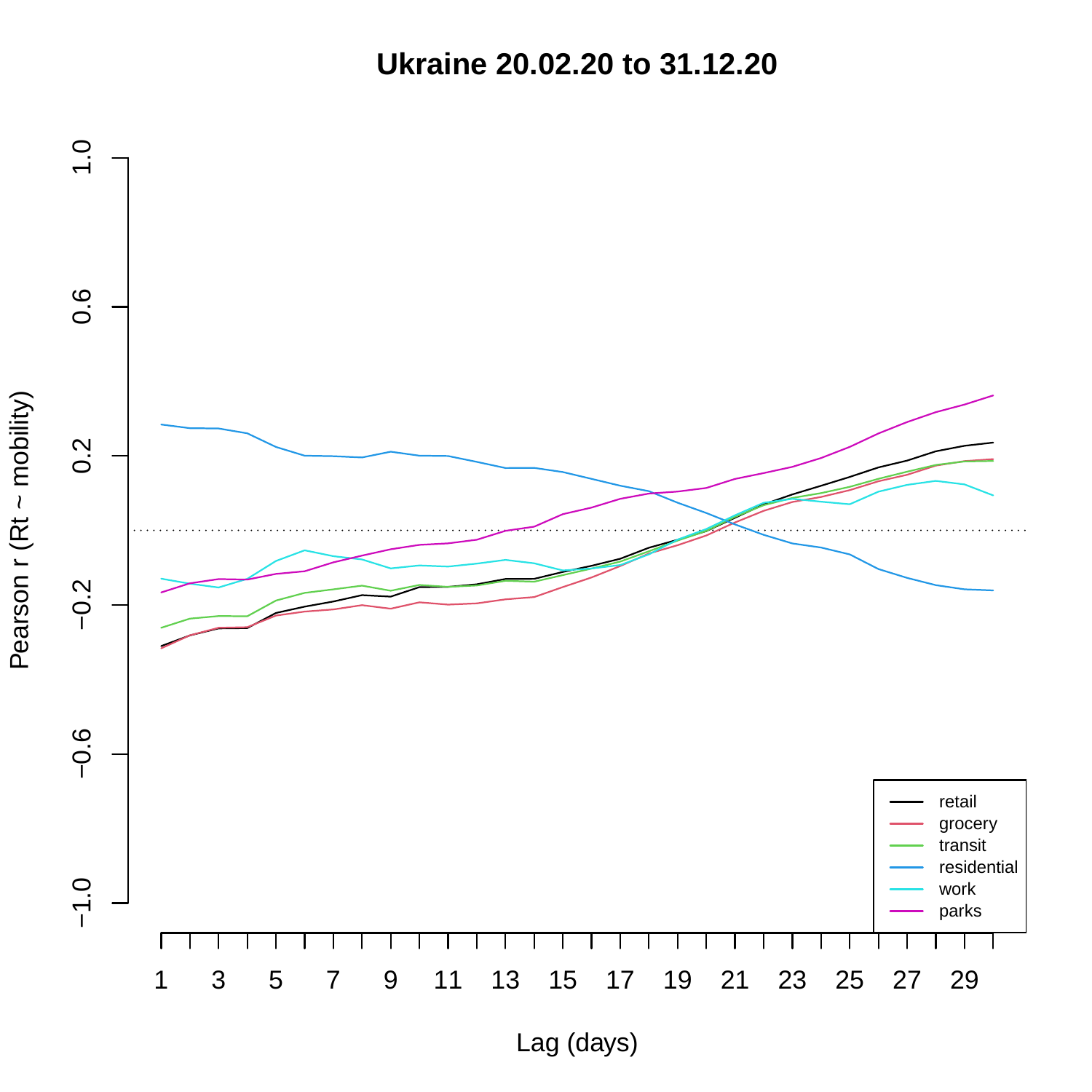# Ukraine 20.02.20 to 31.12.20

Pearson r (Rt ~ mobility)

Lag (days)

- retail
- grocery
- transit
- residential
- work
- parks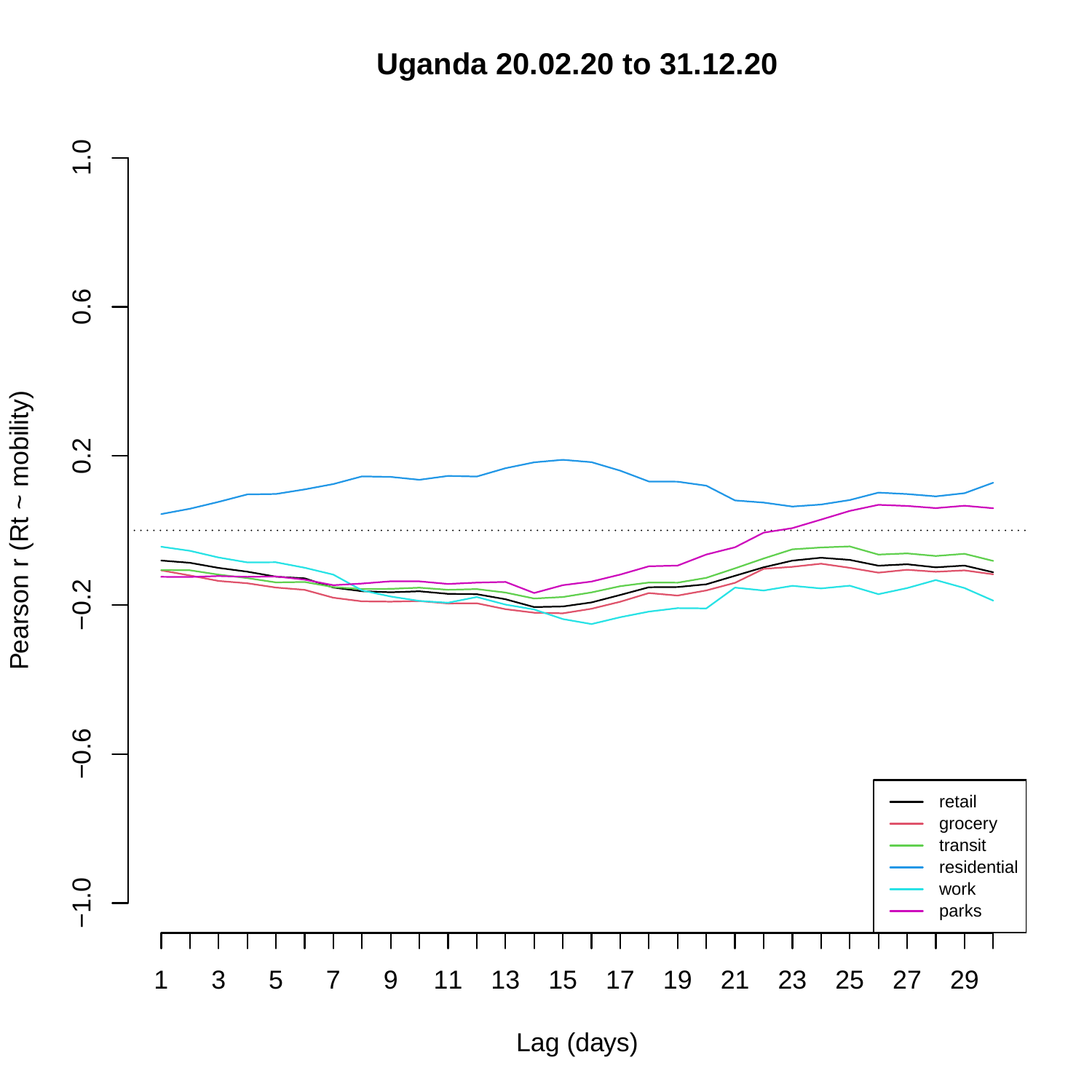# Uganda 20.02.20 to 31.12.20

Pearson r (Rt ~ mobility)

Lag (days)

- retail
- grocery
- transit
- residential
- work
- parks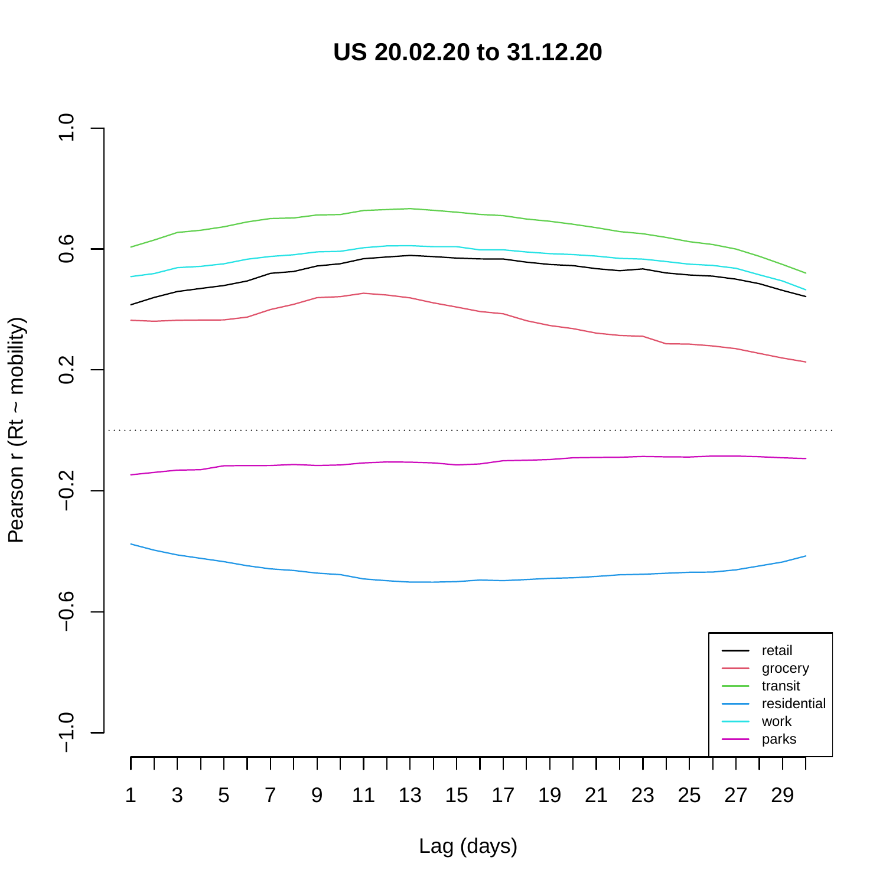# US 20.02.20 to 31.12.20

Pearson r (Rt ~ mobility)

1.0
0.6
0.2
−0.2
−0.6
−1.0

1 3 5 7 9 11 13 15 17 19 21 23 25 27 29

Lag (days)

- retail
- grocery
- transit
- residential
- work
- parks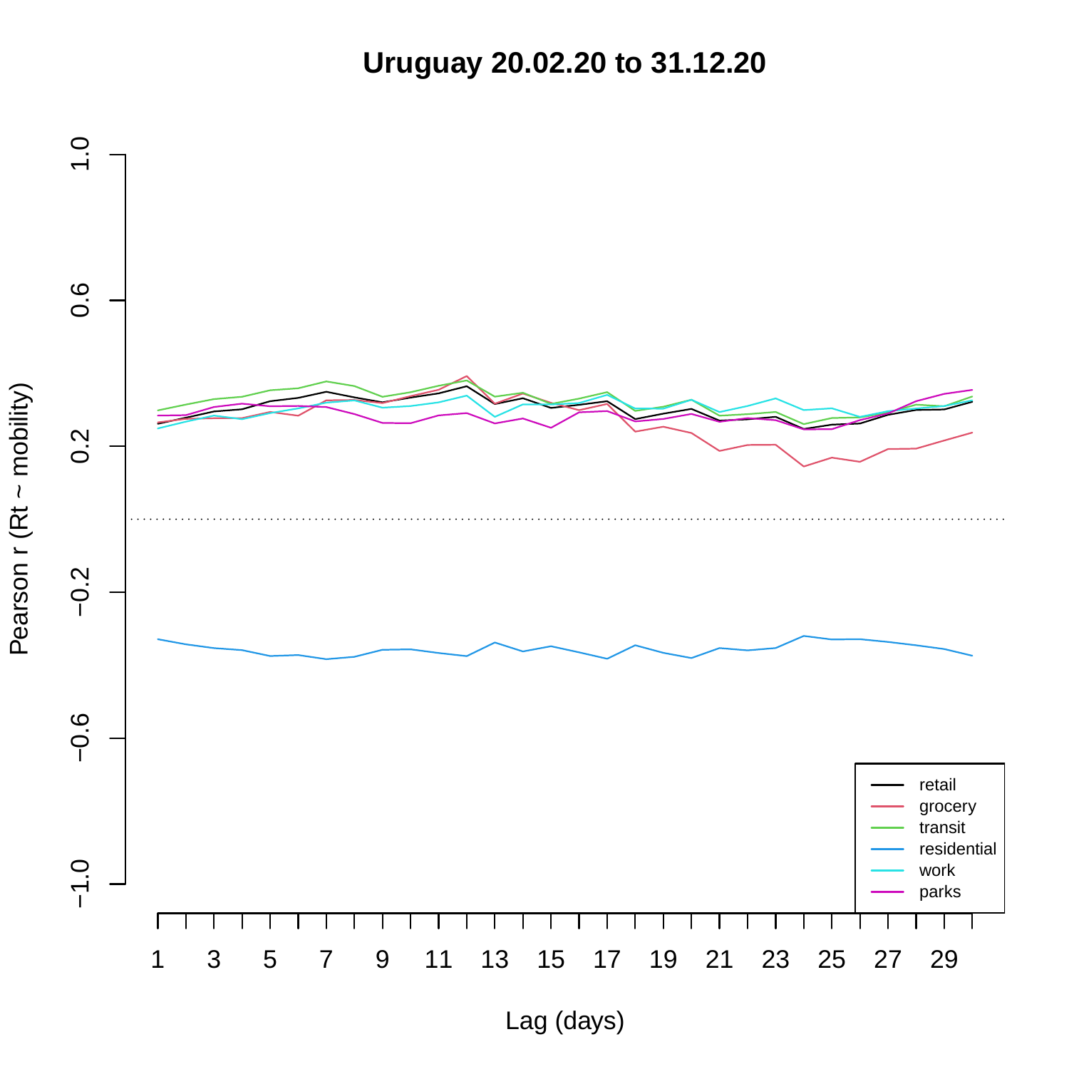# Uruguay 20.02.20 to 31.12.20

Pearson r (Rt ~ mobility)

Lag (days)

retail
grocery
transit
residential
work
parks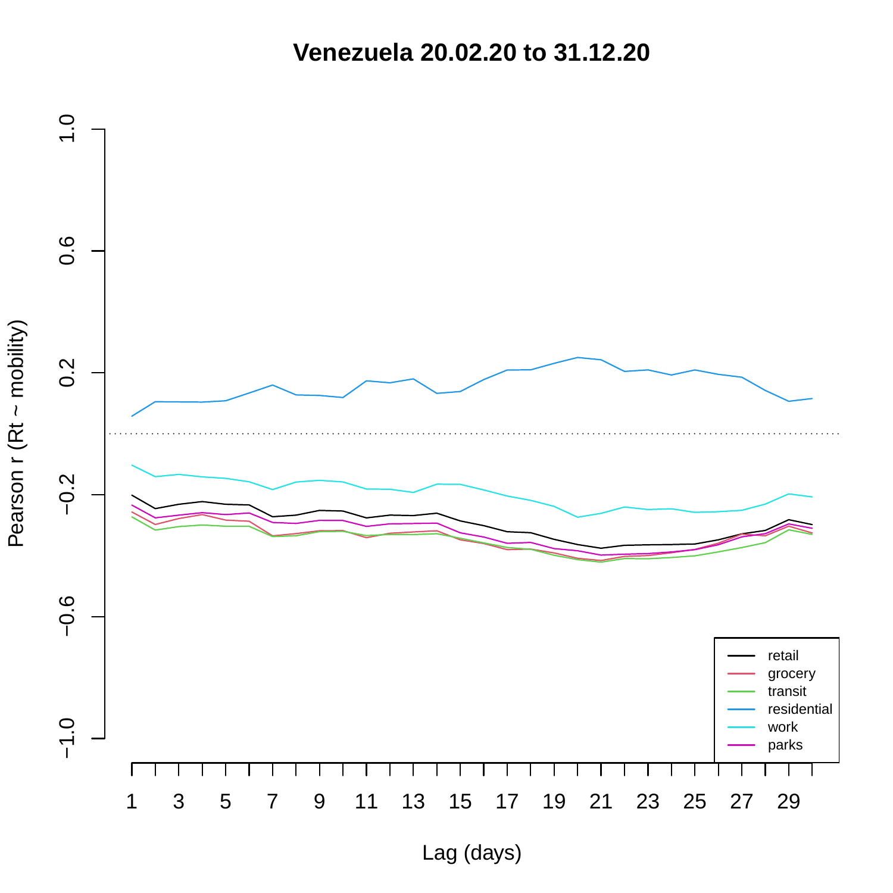# Venezuela 20.02.20 to 31.12.20

Pearson r (Rt ~ mobility)

Lag (days)

retail
grocery
transit
residential
work
parks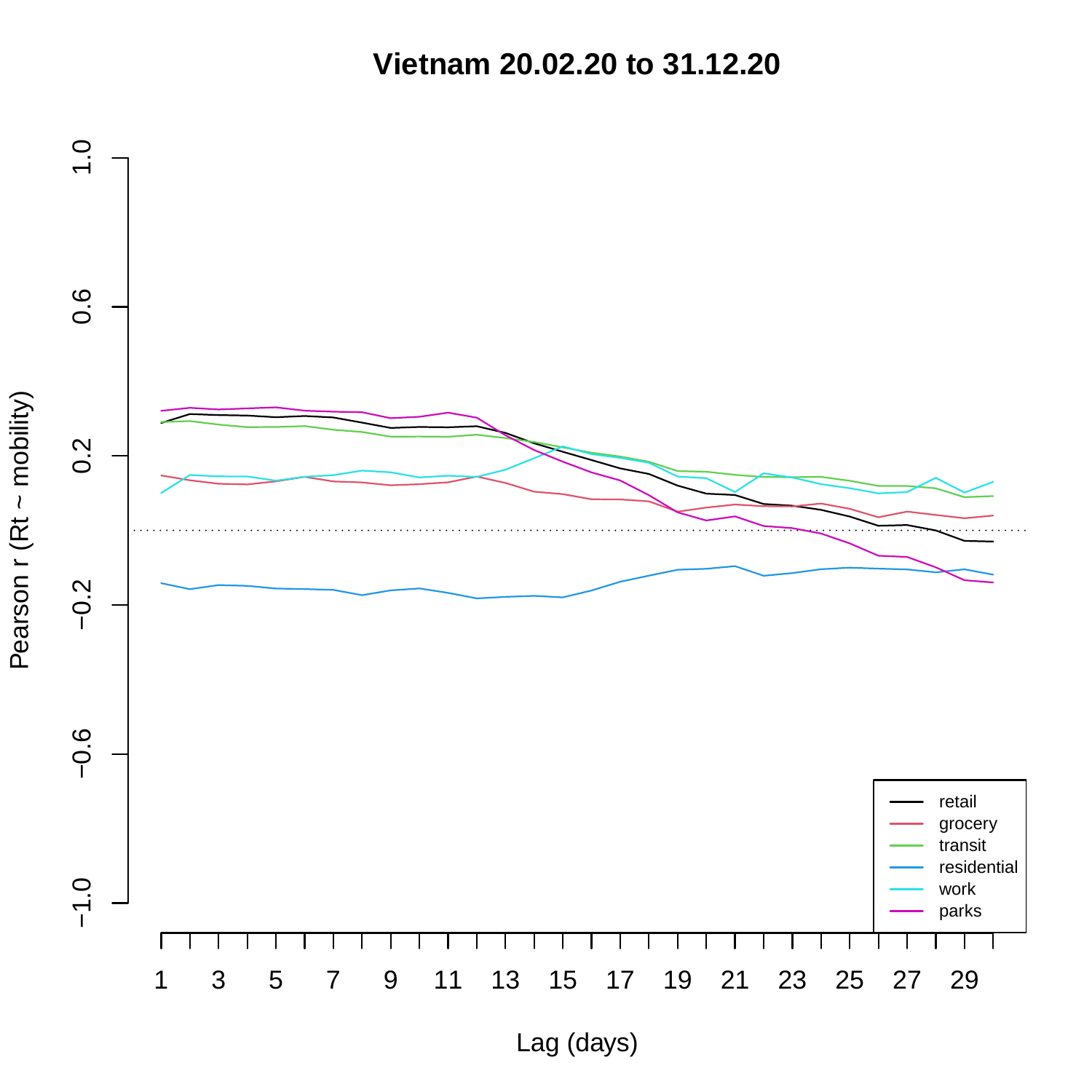# Vietnam 20.02.20 to 31.12.20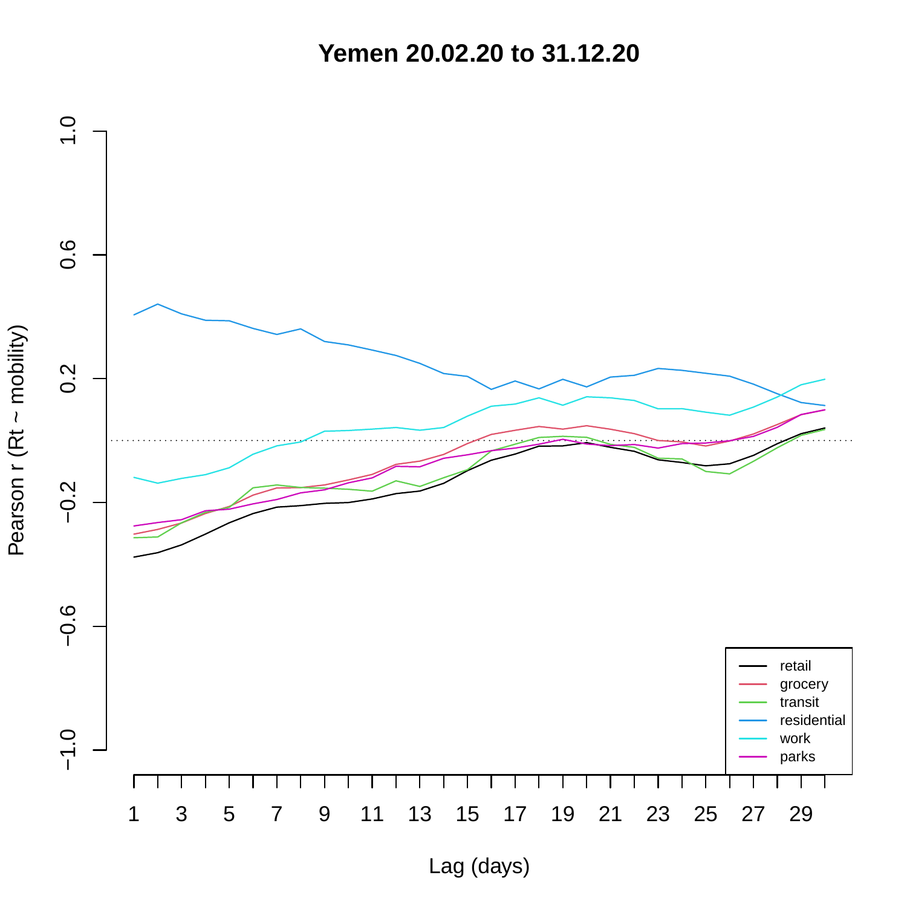# Yemen 20.02.20 to 31.12.20

Pearson r (Rt ~ mobility)

Lag (days)

- retail
- grocery
- transit
- residential
- work
- parks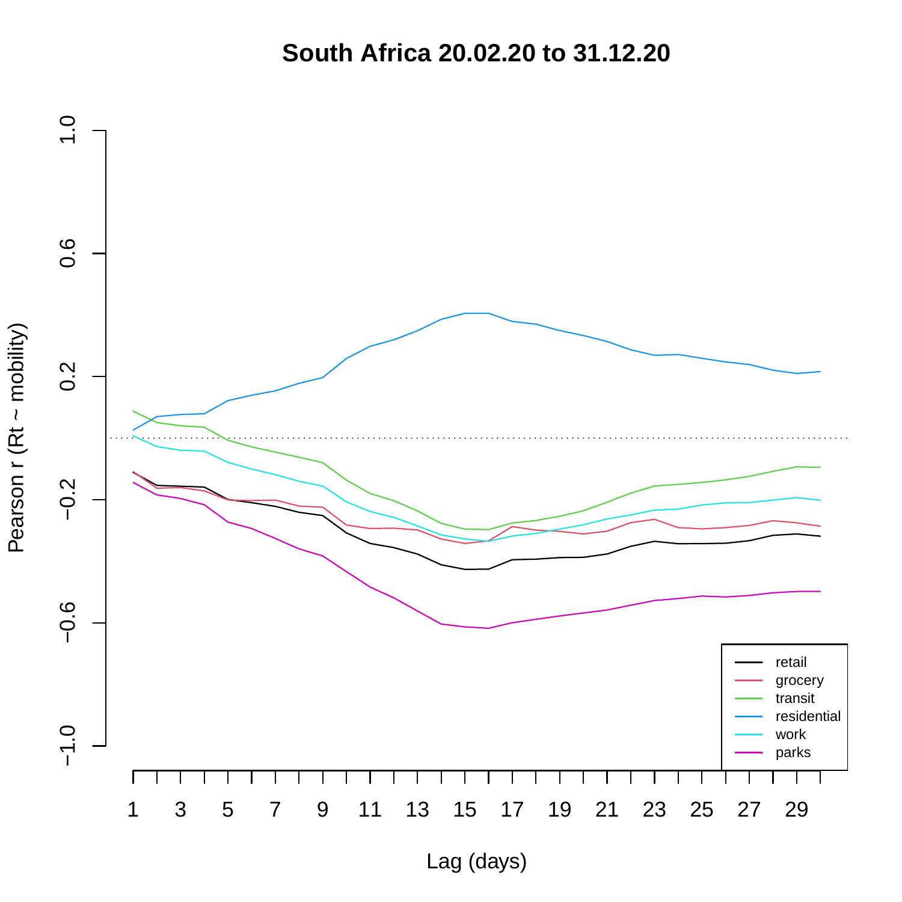# South Africa 20.02.20 to 31.12.20

Pearson r (Rt ~ mobility)

Lag (days)

- retail
- grocery
- transit
- residential
- work
- parks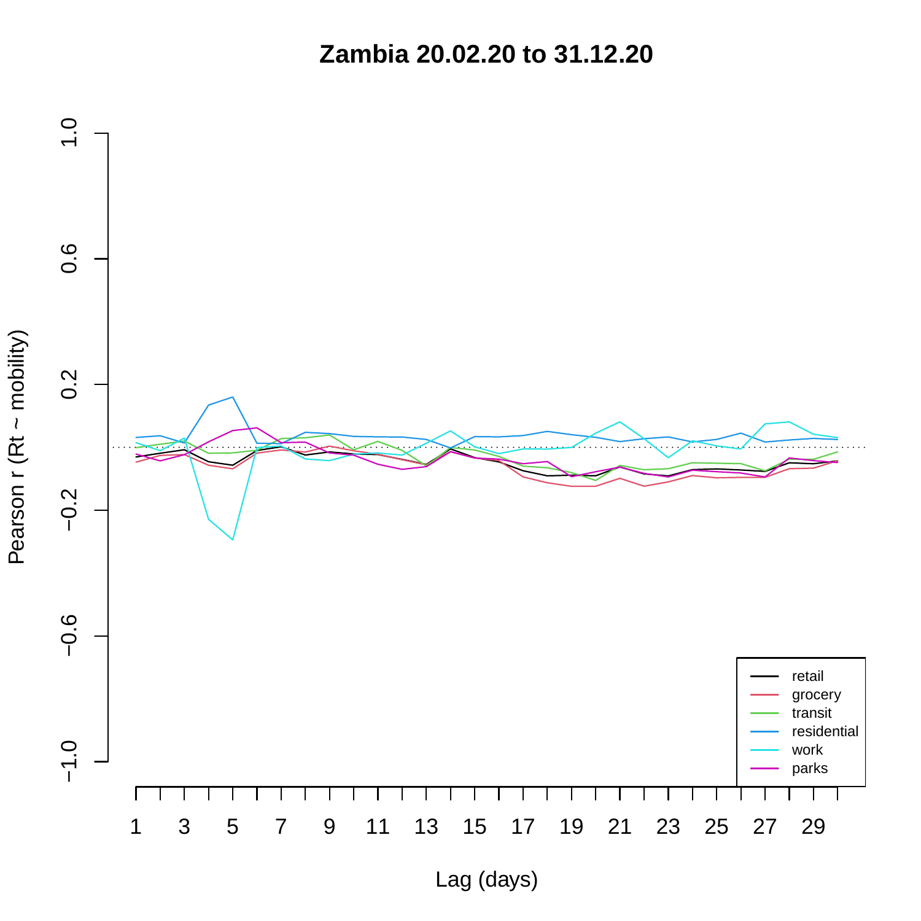# Zambia 20.02.20 to 31.12.20

Pearson r (Rt ~ mobility)

1.0
0.6
0.2
−0.2
−0.6
−1.0

1 3 5 7 9 11 13 15 17 19 21 23 25 27 29

Lag (days)

- retail
- grocery
- transit
- residential
- work
- parks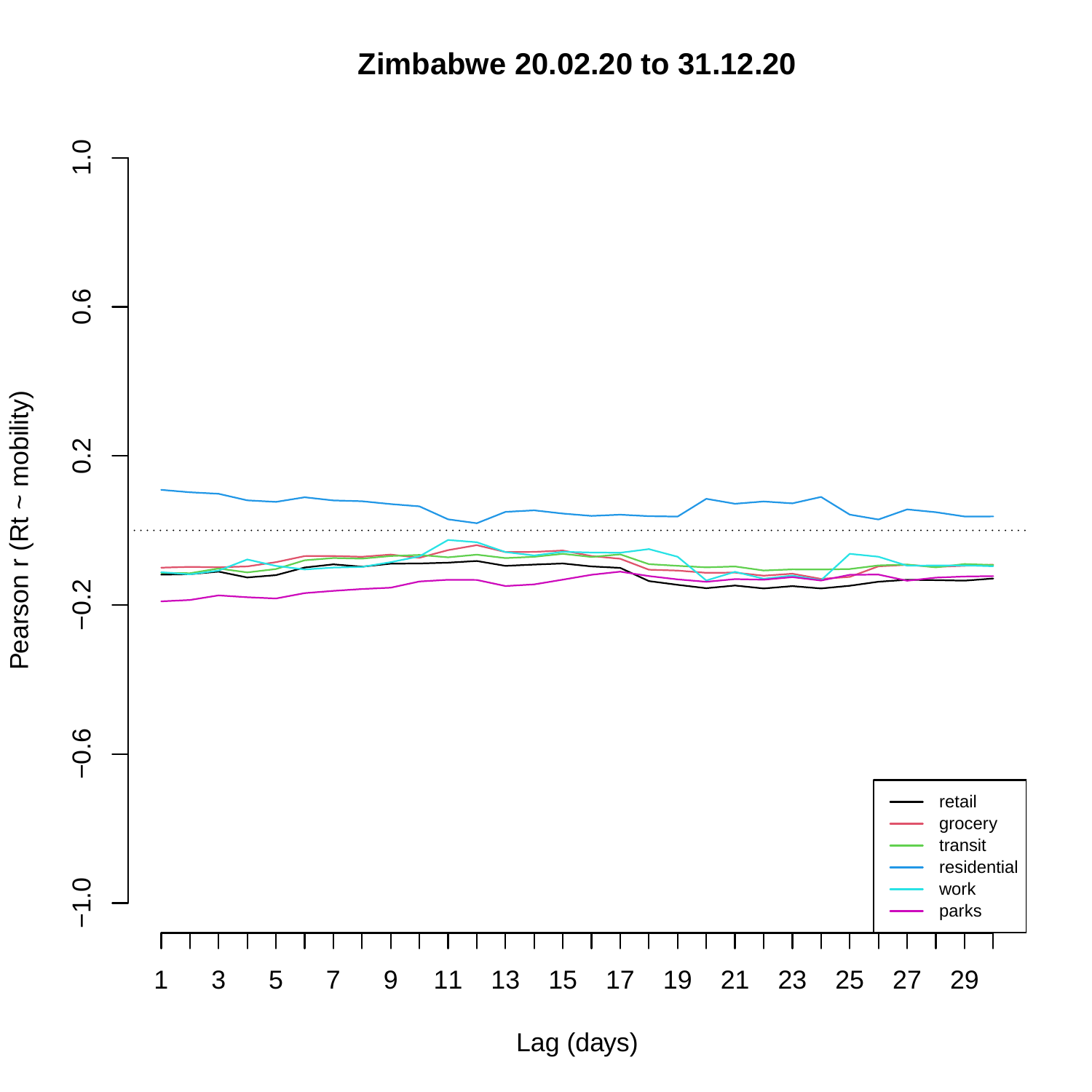# Zimbabwe 20.02.20 to 31.12.20

Pearson r (Rt ~ mobility)

Lag (days)

- retail
- grocery
- transit
- residential
- work
- parks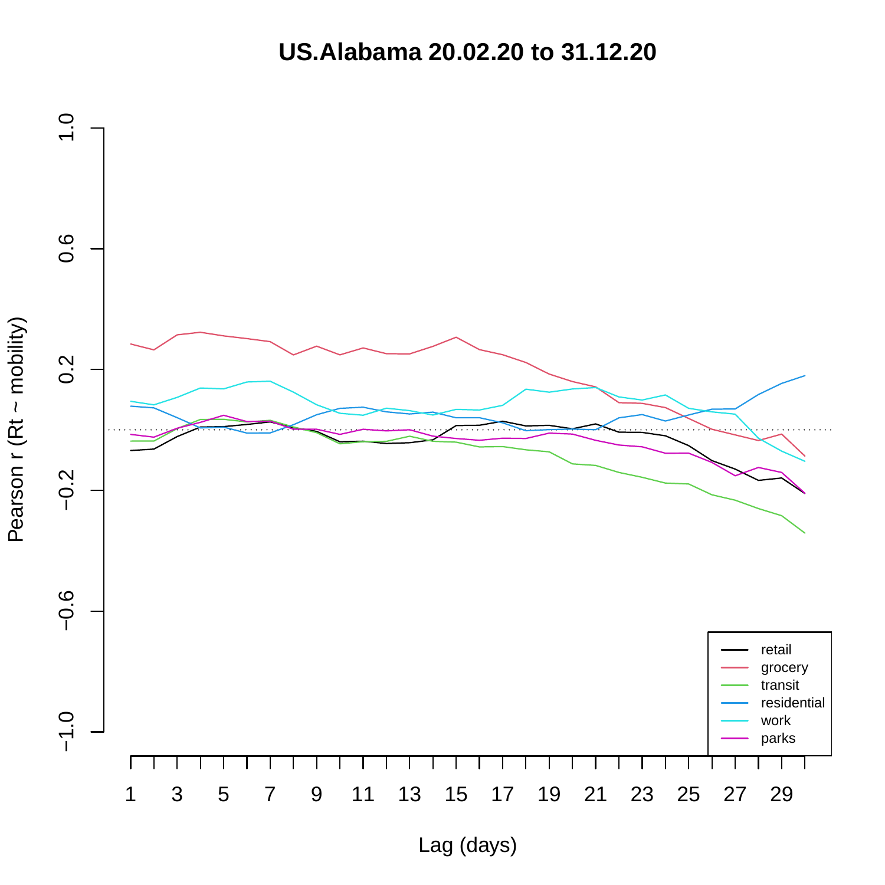# US.Alabama 20.02.20 to 31.12.20

Pearson r (Rt ~ mobility)

Lag (days)

- retail
- grocery
- transit
- residential
- work
- parks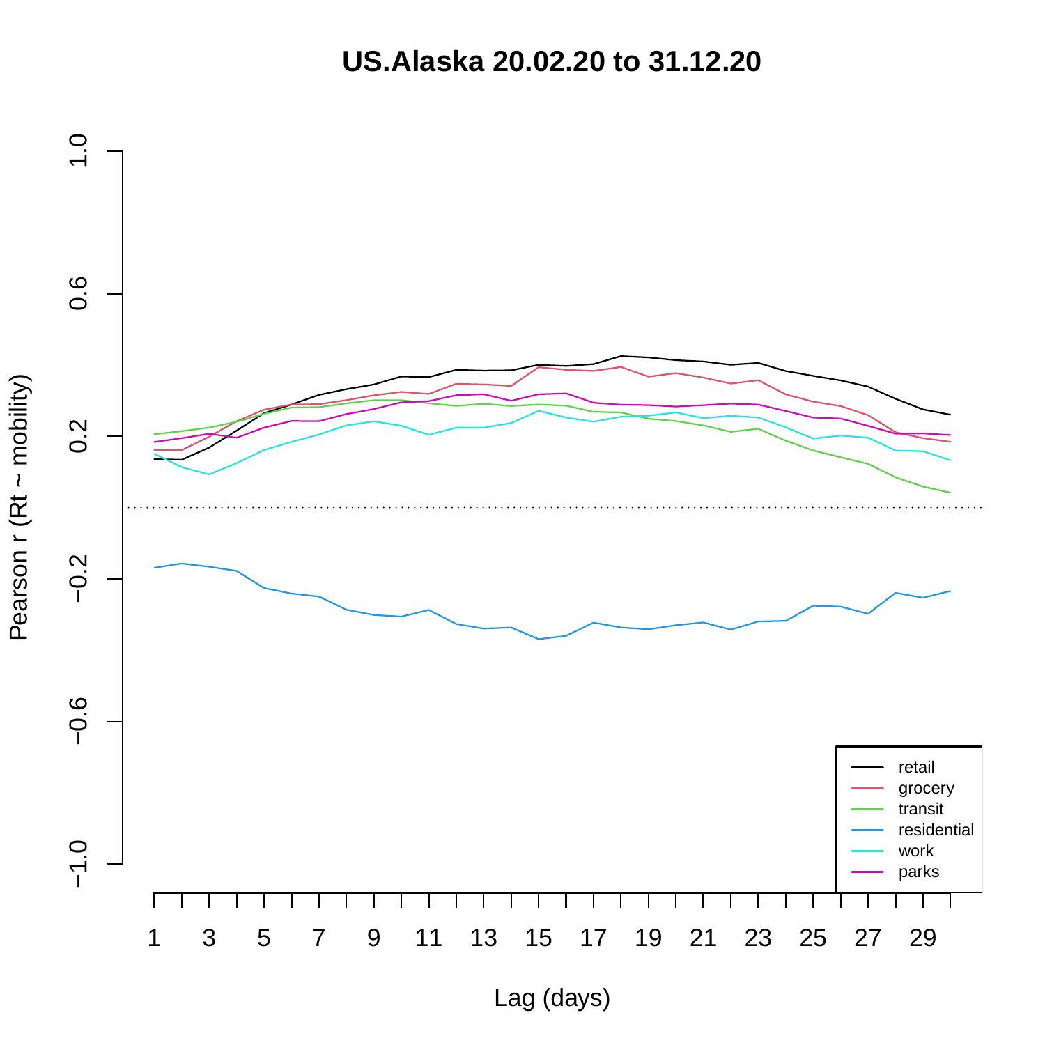# US.Alaska 20.02.20 to 31.12.20

Pearson r (Rt ~ mobility)

Lag (days)

- retail
- grocery
- transit
- residential
- work
- parks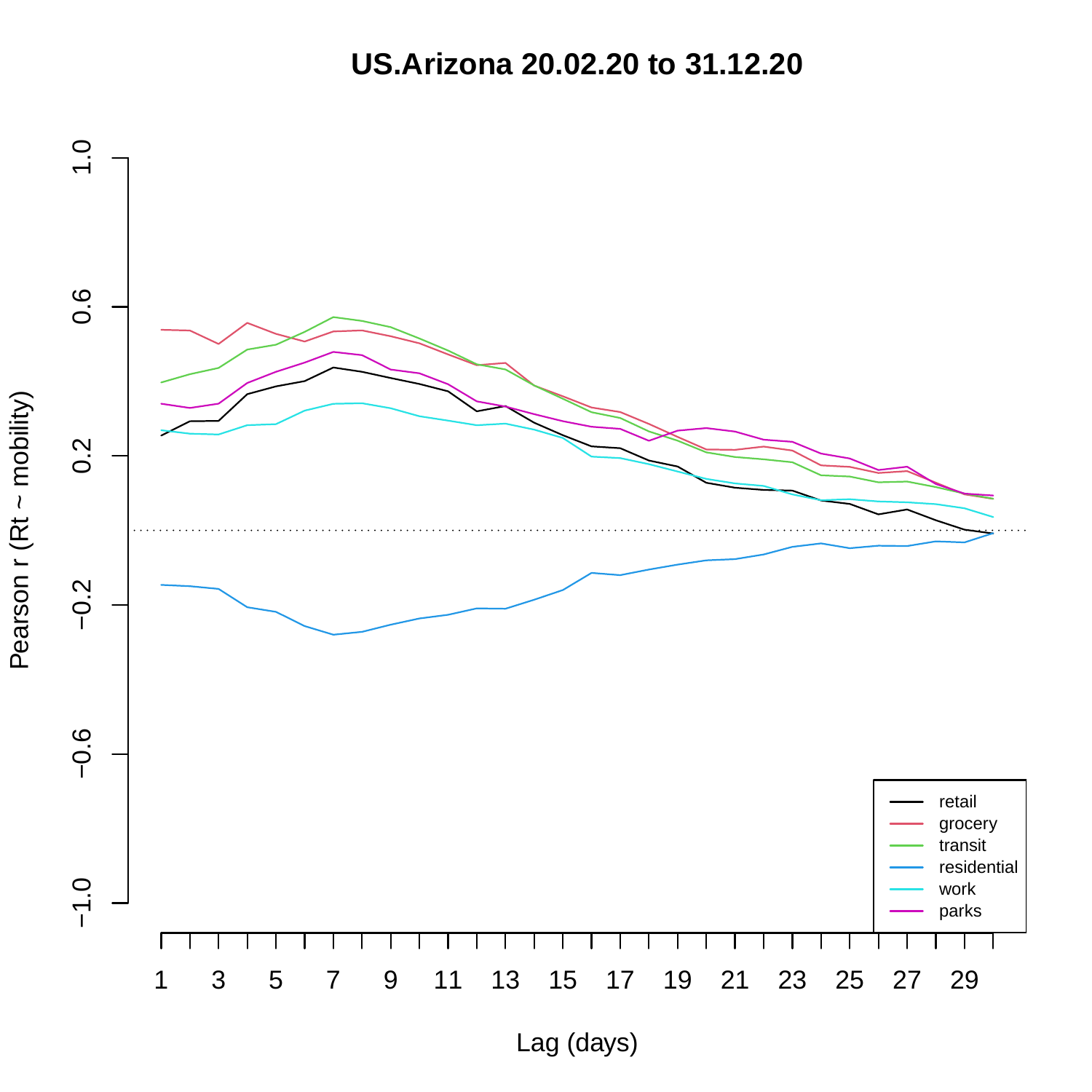# US.Arizona 20.02.20 to 31.12.20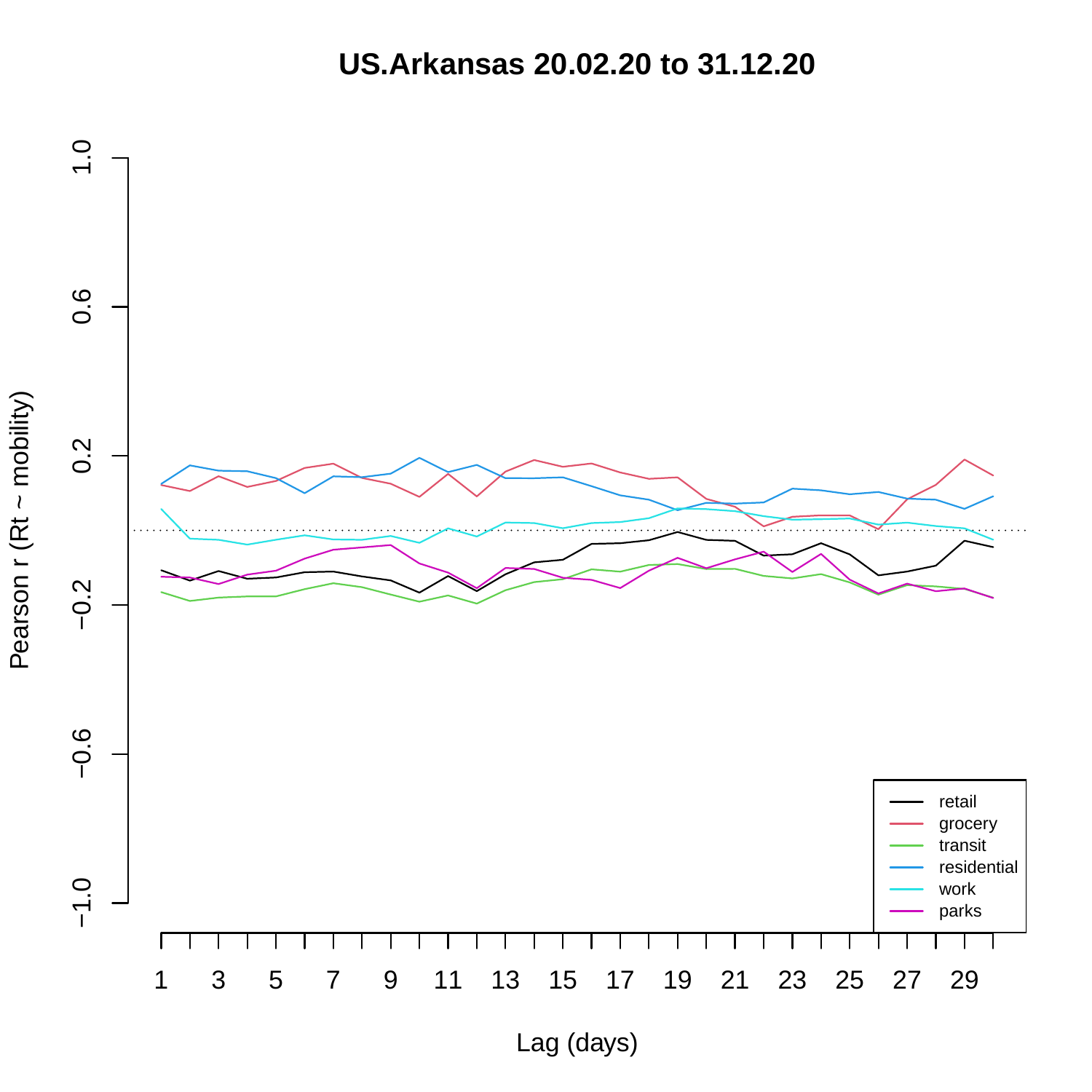# US.Arkansas 20.02.20 to 31.12.20

Pearson r (Rt ~ mobility)

Lag (days)

Legend: retail, grocery, transit, residential, work, parks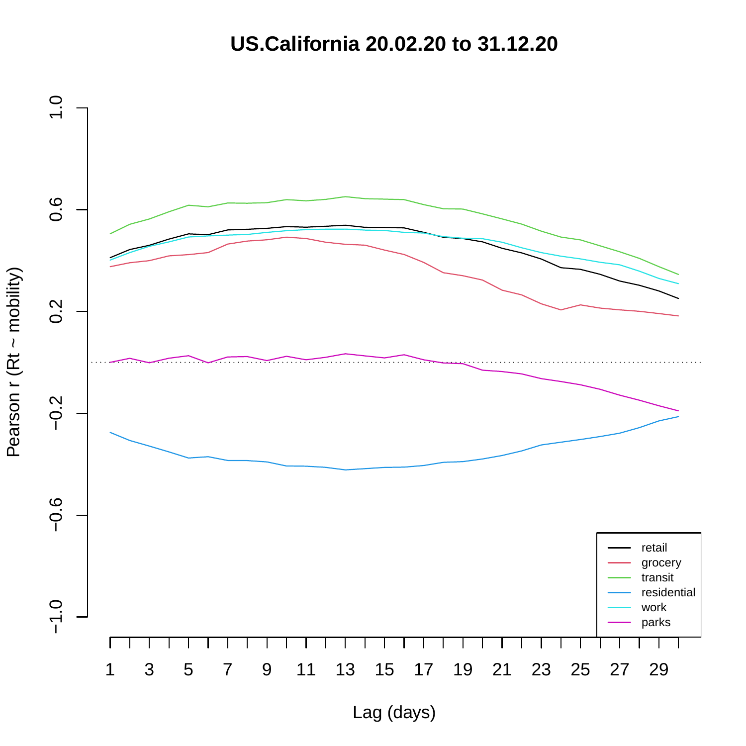# US.California 20.02.20 to 31.12.20

Pearson r (Rt ~ mobility)

Lag (days)

- retail
- grocery
- transit
- residential
- work
- parks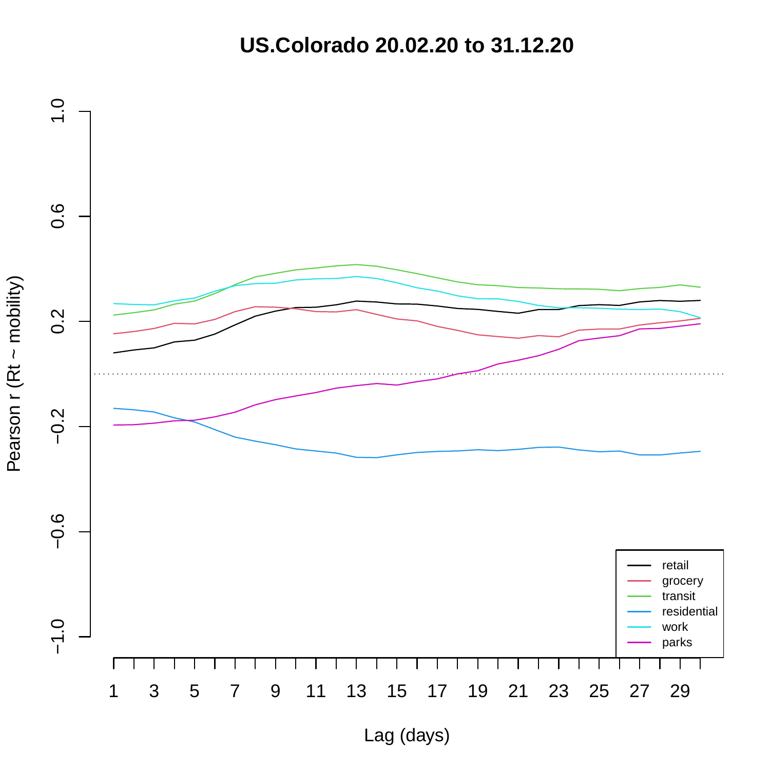# US.Colorado 20.02.20 to 31.12.20

Pearson r (Rt ~ mobility)

1.0
0.6
0.2
−0.2
−0.6
−1.0

1 3 5 7 9 11 13 15 17 19 21 23 25 27 29

Lag (days)

retail
grocery
transit
residential
work
parks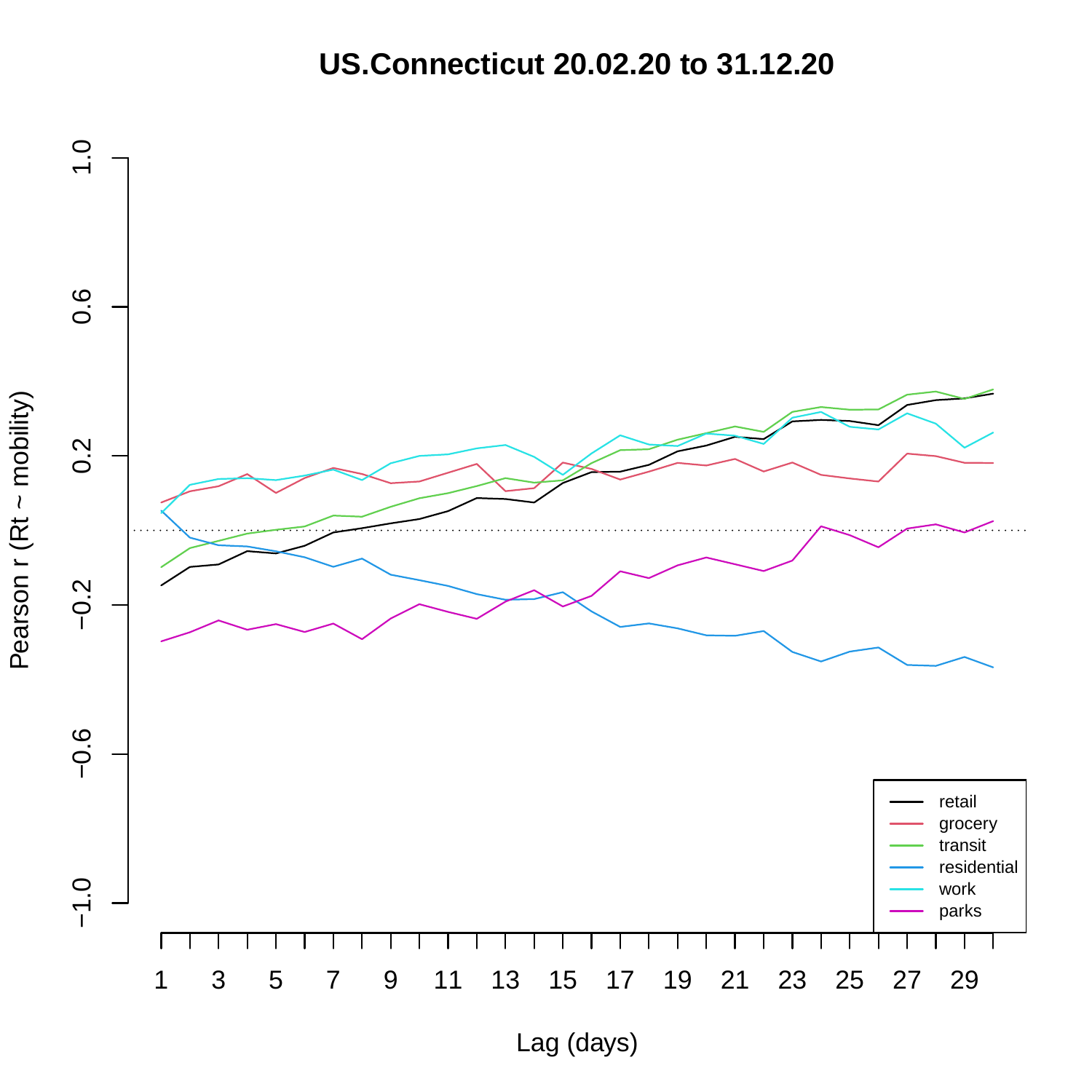# US.Connecticut 20.02.20 to 31.12.20

Pearson r (Rt ~ mobility)

Lag (days)

- retail
- grocery
- transit
- residential
- work
- parks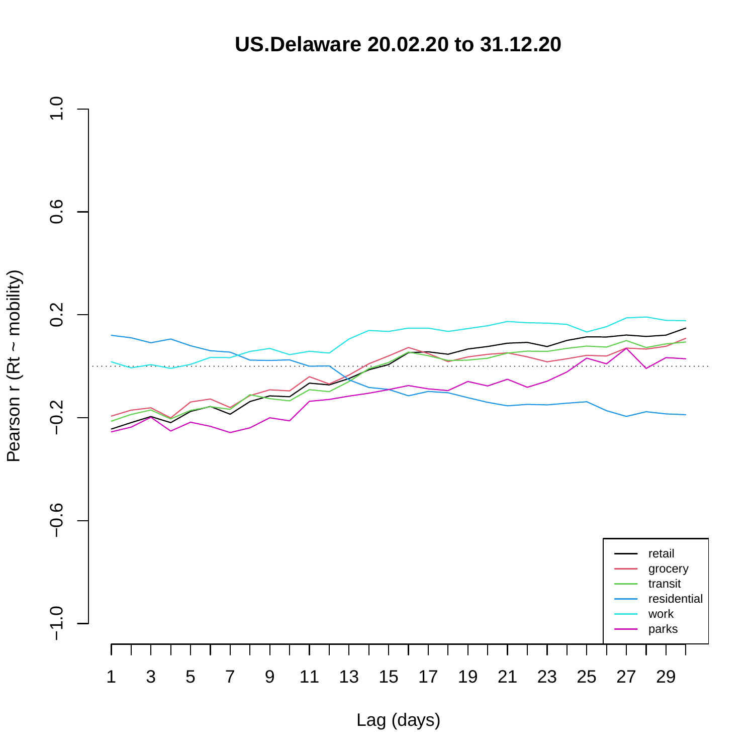# US.Delaware 20.02.20 to 31.12.20

Pearson r (Rt ~ mobility)

Lag (days)

retail
grocery
transit
residential
work
parks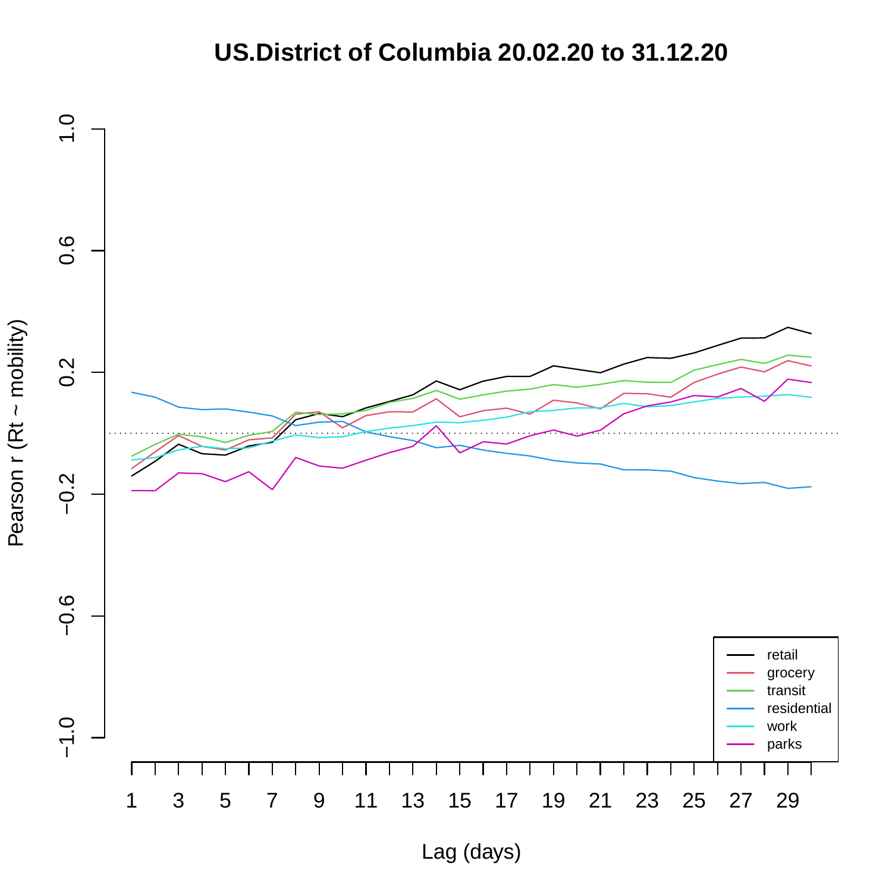# US.District of Columbia 20.02.20 to 31.12.20

Pearson r (Rt ~ mobility)

Lag (days)

retail
grocery
transit
residential
work
parks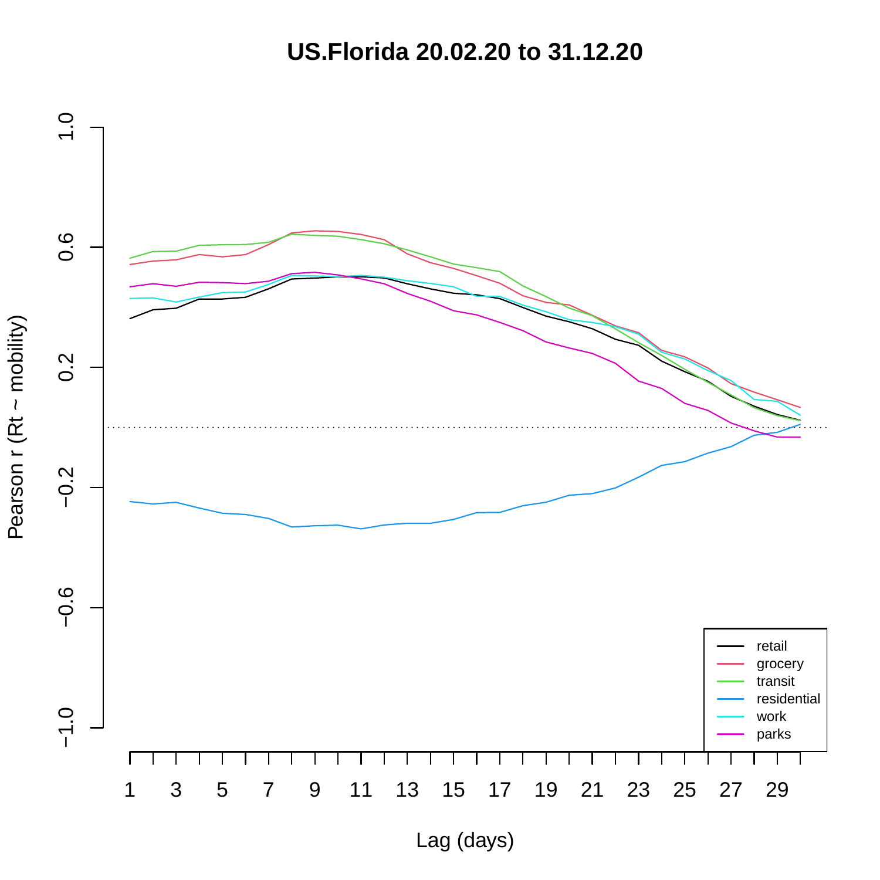**US.Florida 20.02.20 to 31.12.20**

Pearson r (Rt ~ mobility)

Lag (days)

- retail
- grocery
- transit
- residential
- work
- parks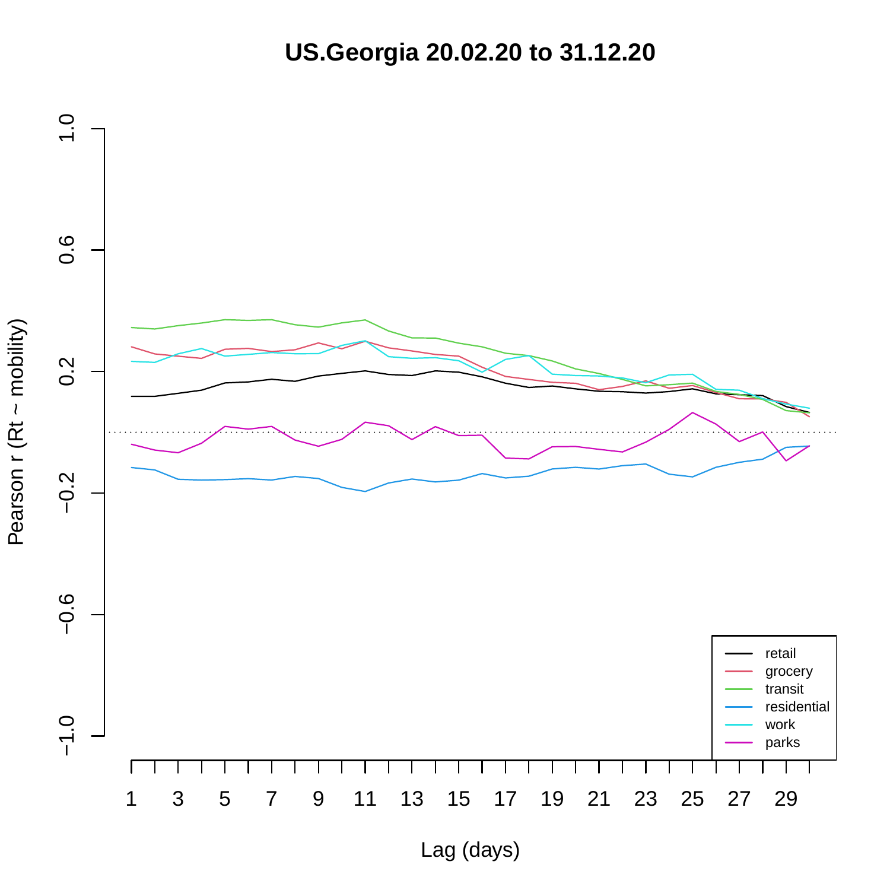# US.Georgia 20.02.20 to 31.12.20

Pearson r (Rt ~ mobility)

Lag (days)

- retail
- grocery
- transit
- residential
- work
- parks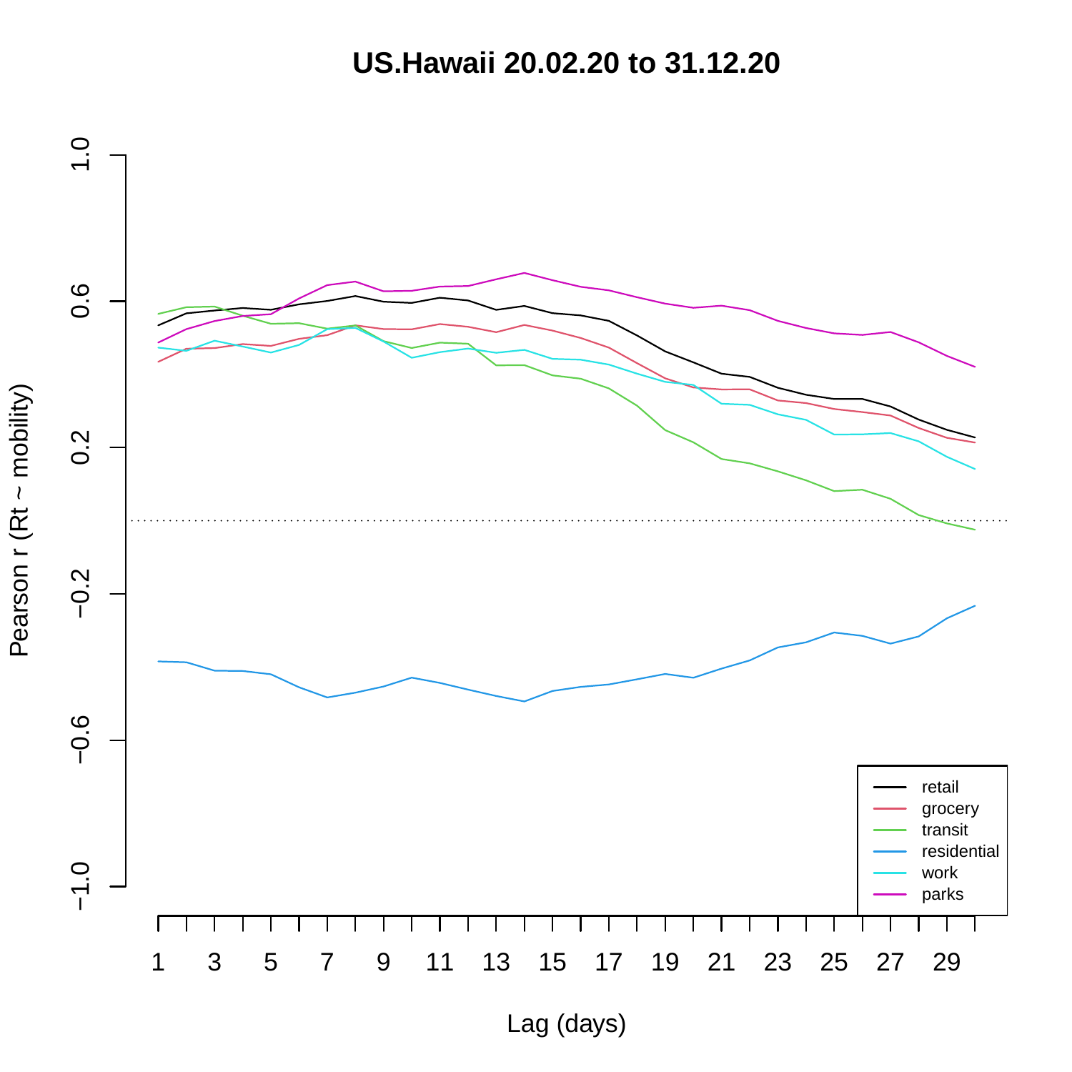# US.Hawaii 20.02.20 to 31.12.20

Pearson r (Rt ~ mobility)

1.0
0.6
0.2
−0.2
−0.6
−1.0

1 3 5 7 9 11 13 15 17 19 21 23 25 27 29

Lag (days)

- retail
- grocery
- transit
- residential
- work
- parks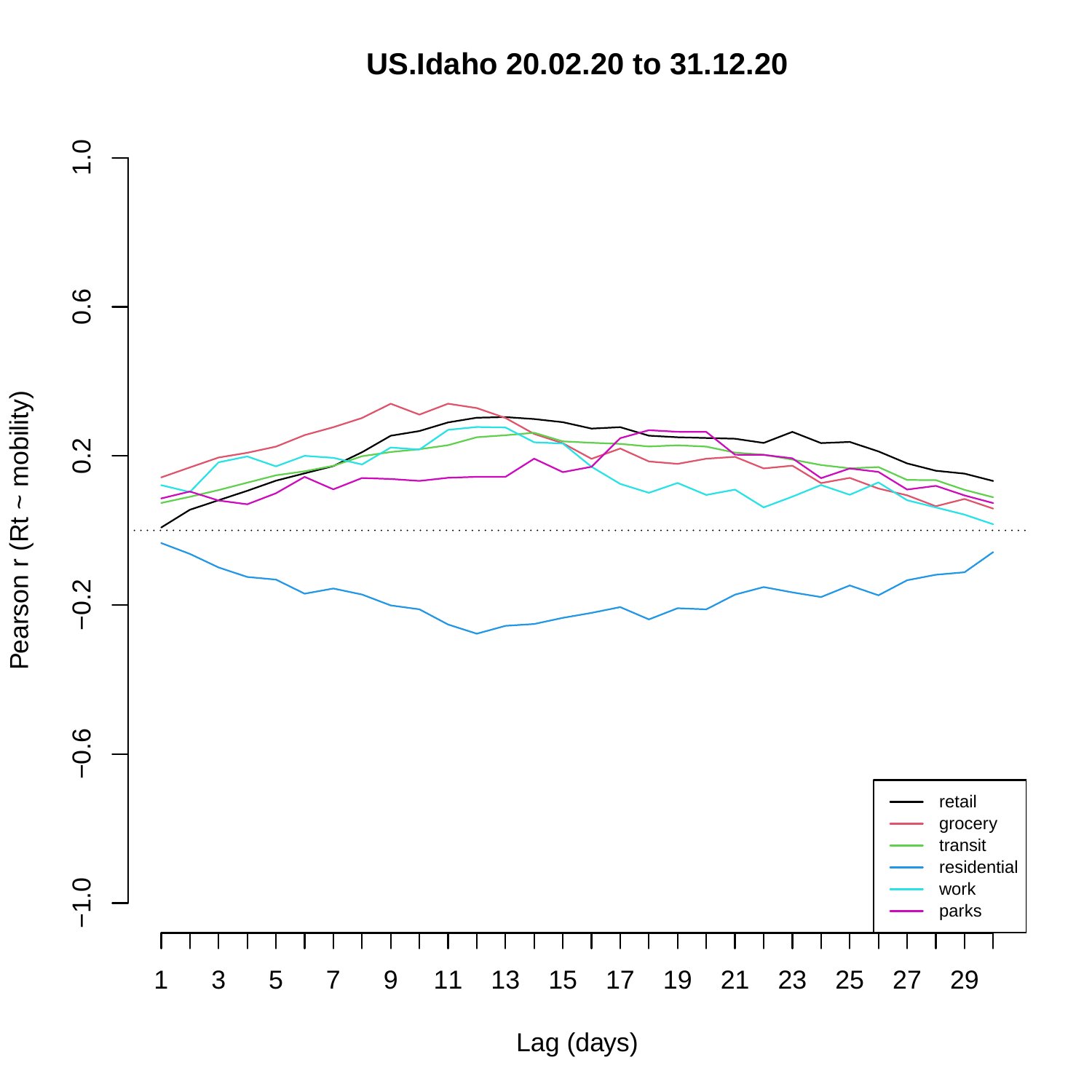# US.Idaho 20.02.20 to 31.12.20

Pearson r (Rt ~ mobility)

Lag (days)

- retail
- grocery
- transit
- residential
- work
- parks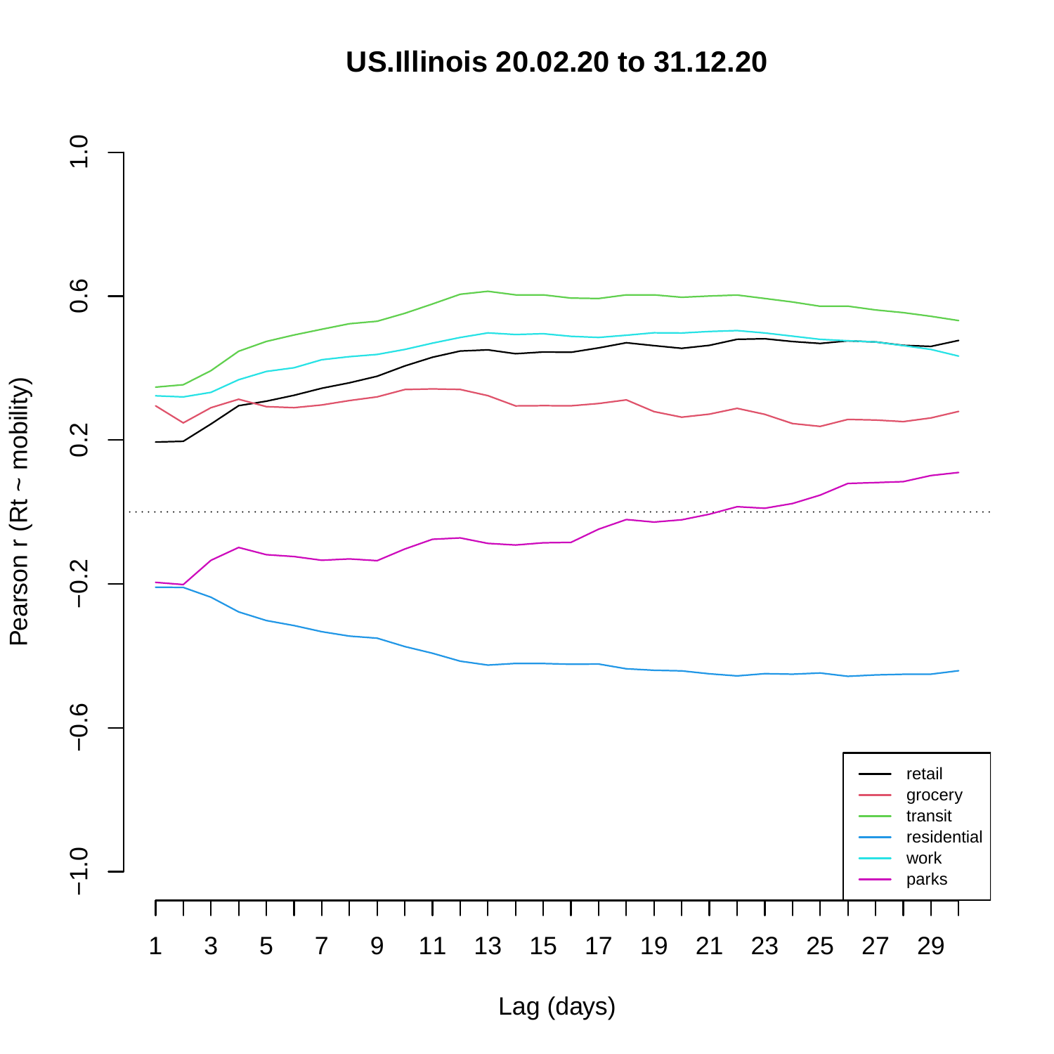# US.Illinois 20.02.20 to 31.12.20

Pearson r (Rt ~ mobility)

Lag (days)

- retail
- grocery
- transit
- residential
- work
- parks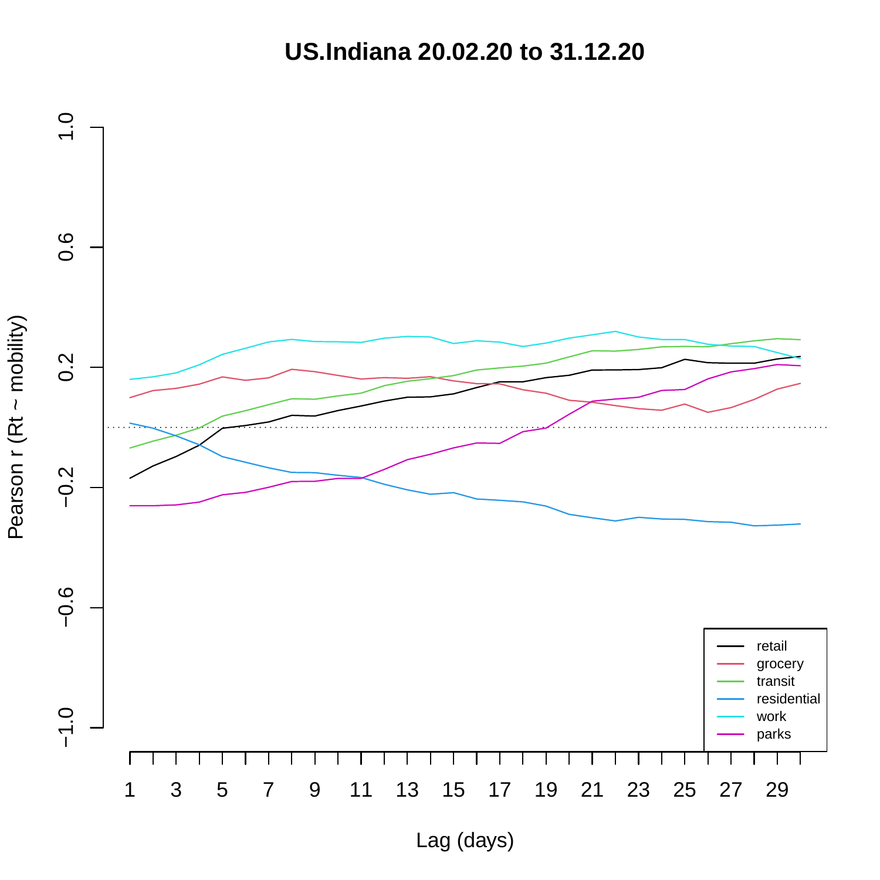# US.Indiana 20.02.20 to 31.12.20

Pearson r (Rt ~ mobility)

Lag (days)

retail
grocery
transit
residential
work
parks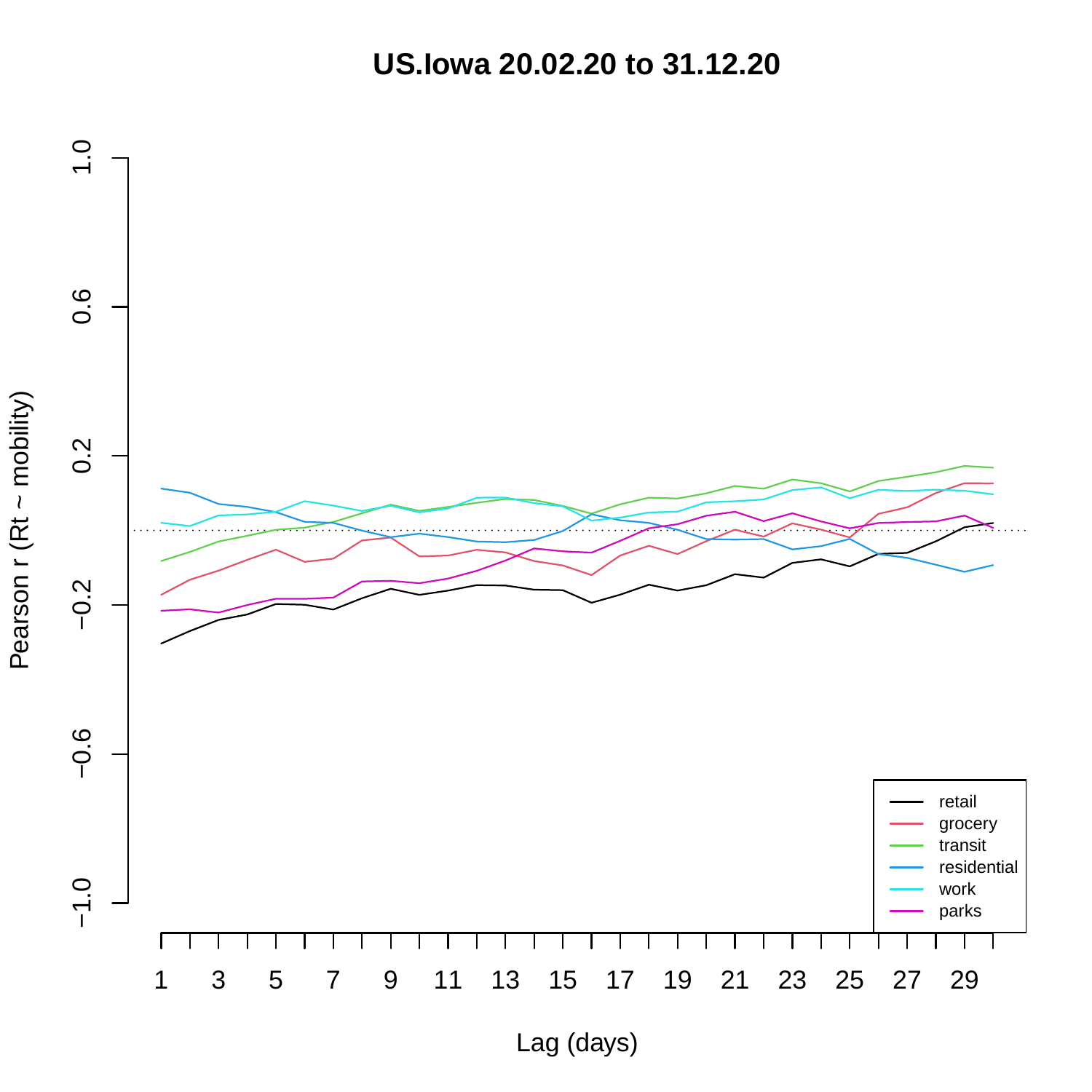# US.Iowa 20.02.20 to 31.12.20

Pearson r (Rt ~ mobility)

Lag (days)

retail
grocery
transit
residential
work
parks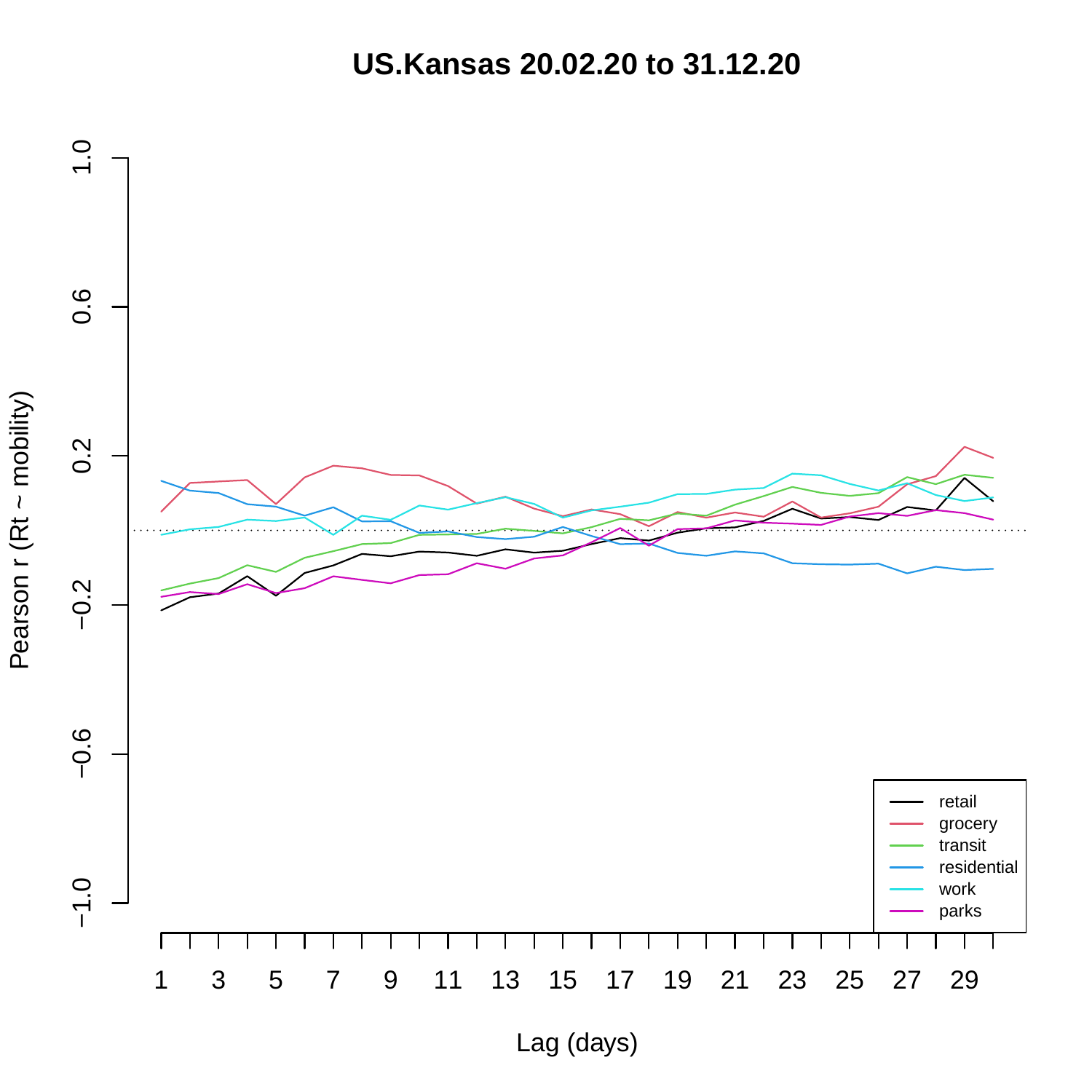# US.Kansas 20.02.20 to 31.12.20

Pearson r (Rt ~ mobility)

Lag (days)

- retail
- grocery
- transit
- residential
- work
- parks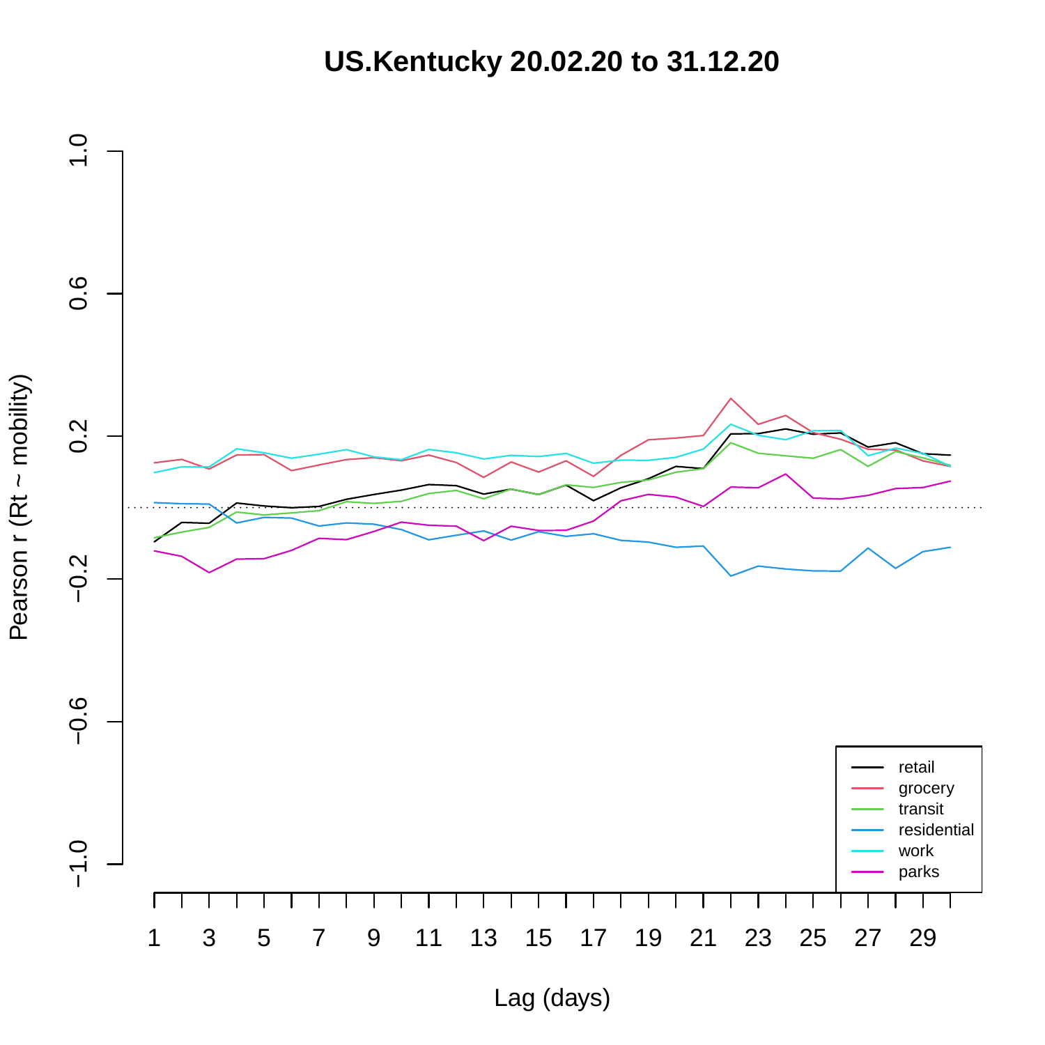# US.Kentucky 20.02.20 to 31.12.20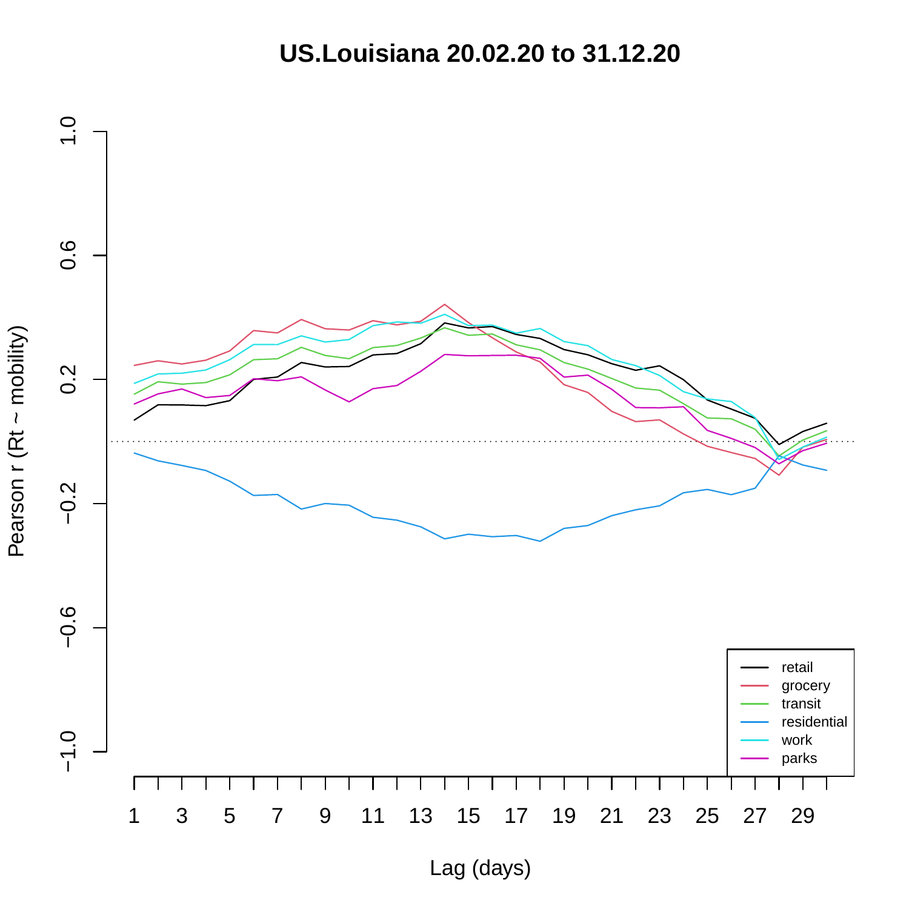# US.Louisiana 20.02.20 to 31.12.20

Pearson r (Rt ~ mobility)

Lag (days)

- retail
- grocery
- transit
- residential
- work
- parks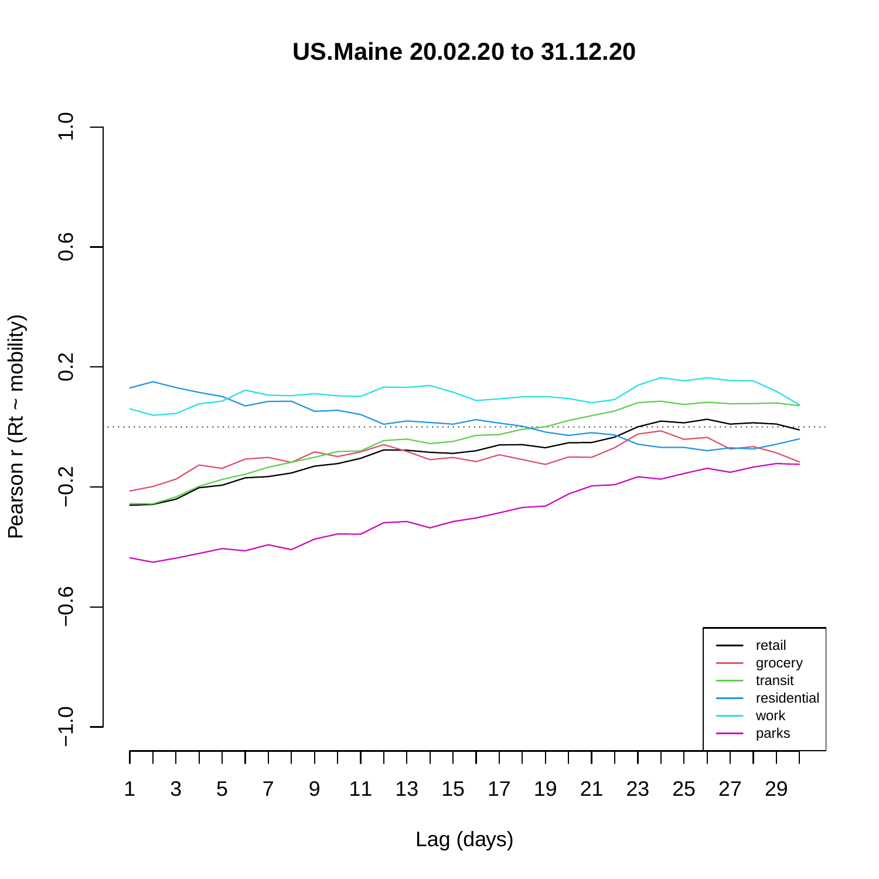# US.Maine 20.02.20 to 31.12.20

Pearson r (Rt ~ mobility)

Lag (days)

- retail
- grocery
- transit
- residential
- work
- parks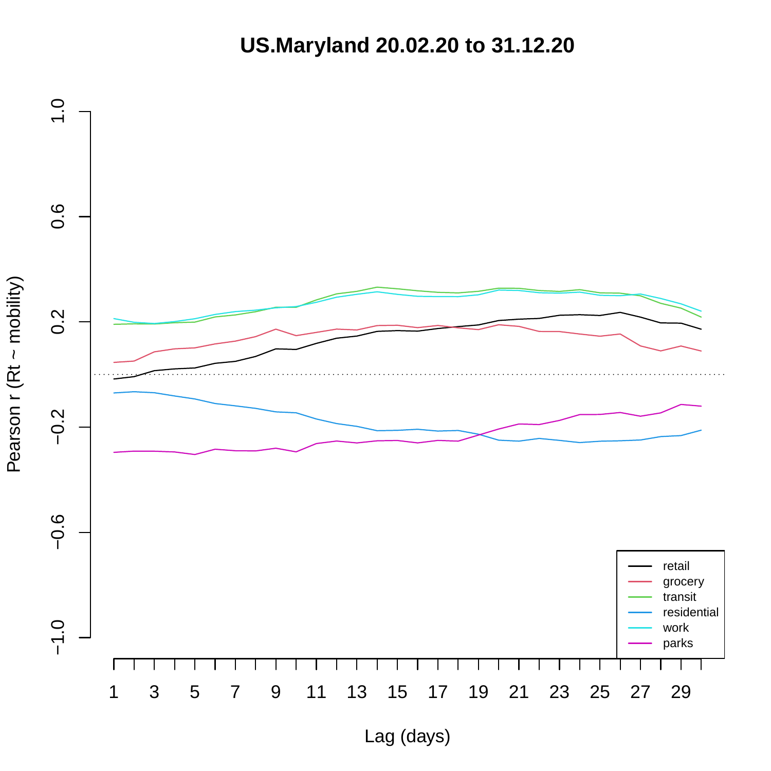# US.Maryland 20.02.20 to 31.12.20

Pearson r (Rt ~ mobility)

1.0

0.6

0.2

−0.2

−0.6

−1.0

1 3 5 7 9 11 13 15 17 19 21 23 25 27 29

Lag (days)

- retail
- grocery
- transit
- residential
- work
- parks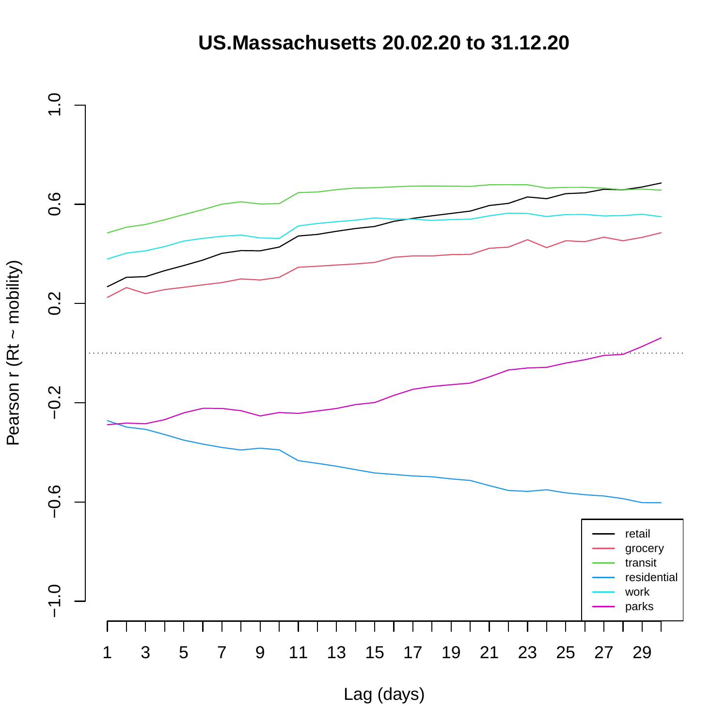# US.Massachusetts 20.02.20 to 31.12.20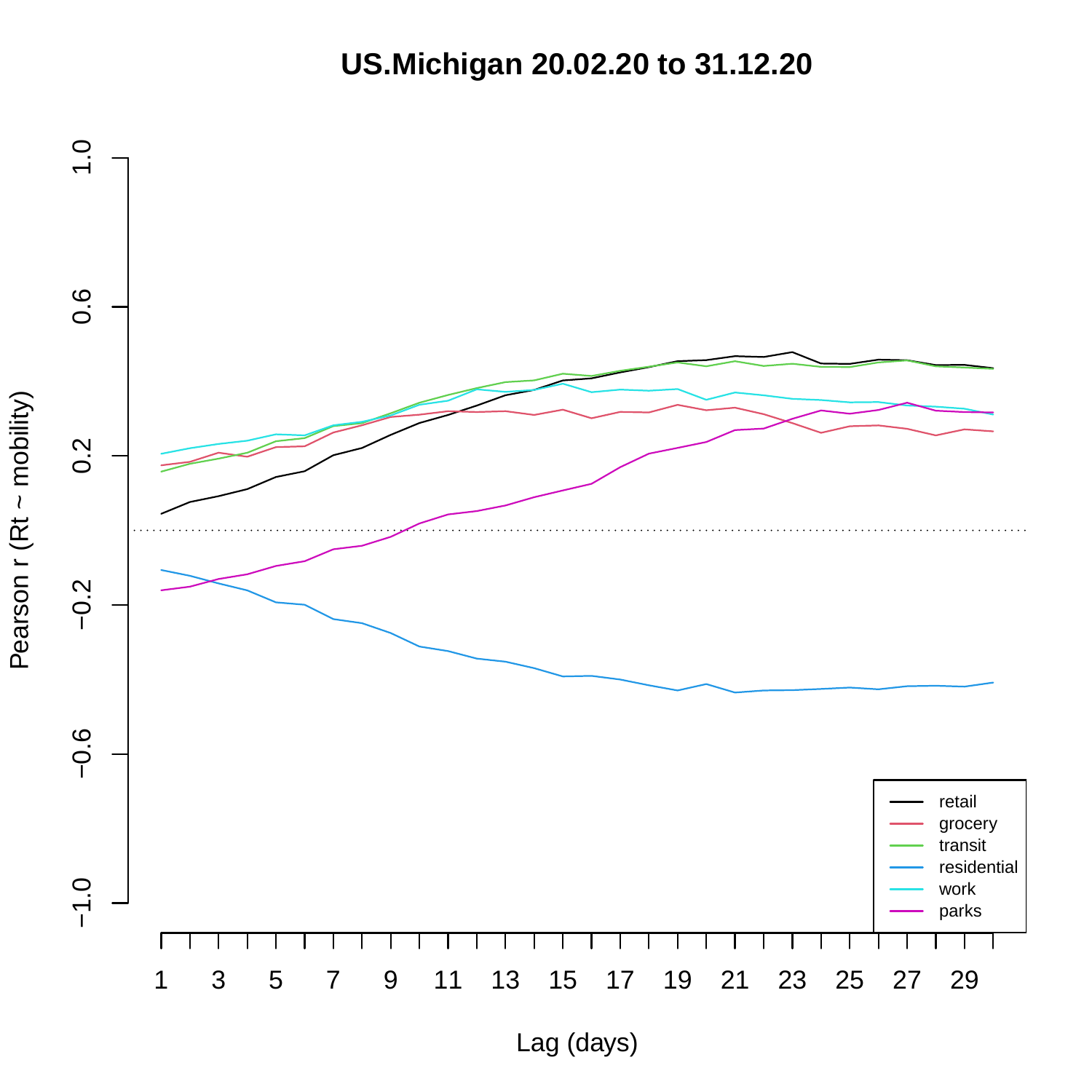# US.Michigan 20.02.20 to 31.12.20

Pearson r (Rt ~ mobility)

Lag (days)

retail
grocery
transit
residential
work
parks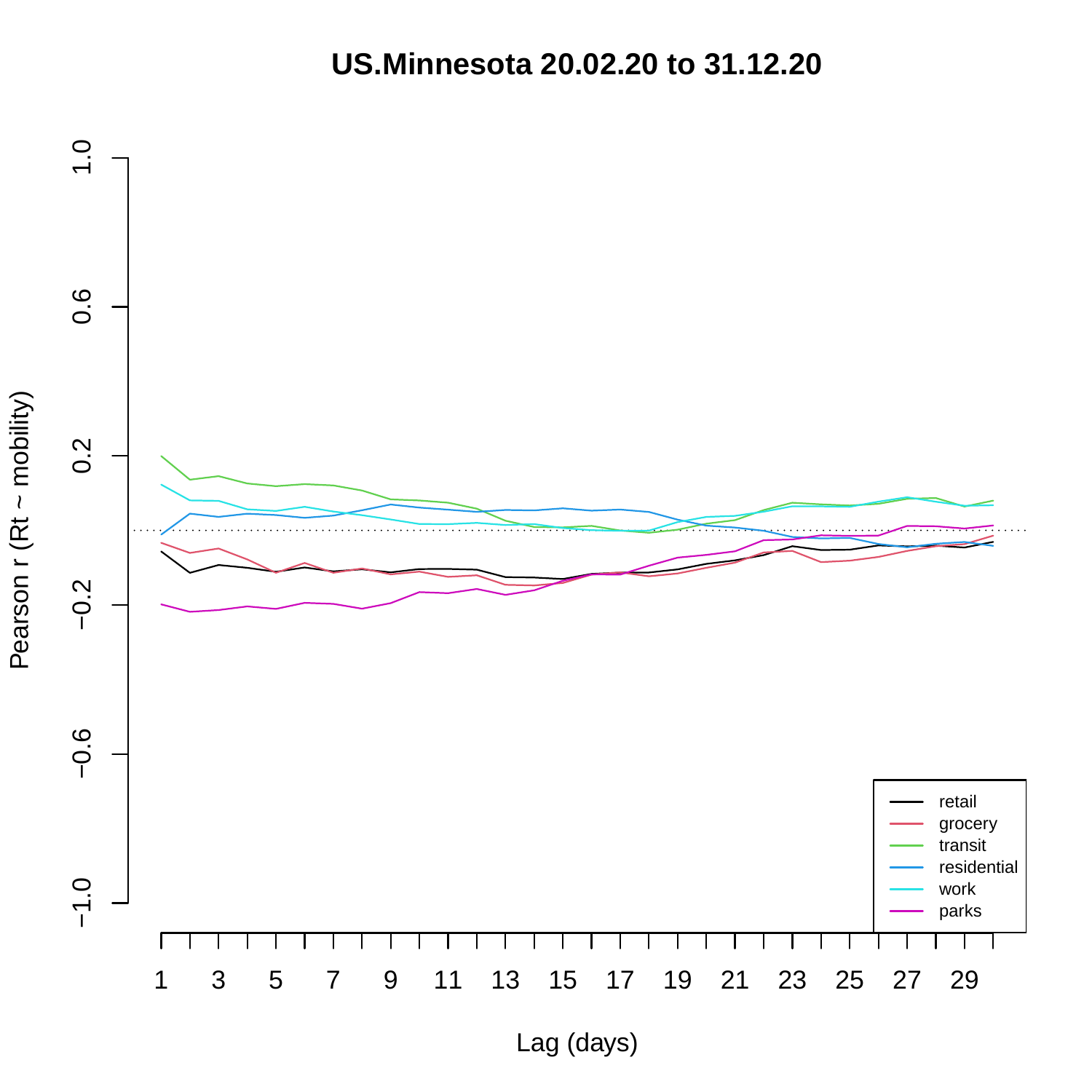# US.Minnesota 20.02.20 to 31.12.20

Pearson r (Rt ~ mobility)

Lag (days)

retail
grocery
transit
residential
work
parks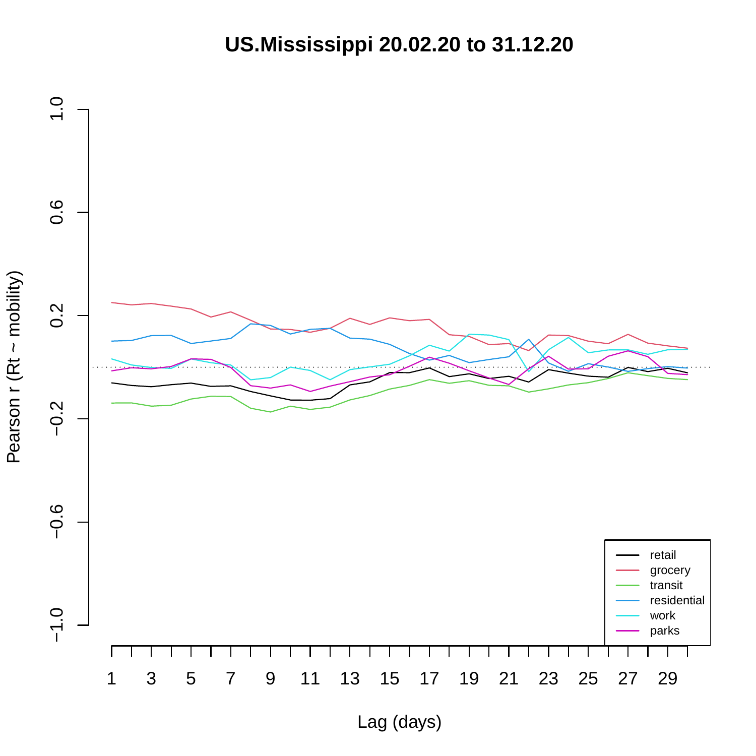# US.Mississippi 20.02.20 to 31.12.20

Pearson r (Rt ~ mobility)

Lag (days)

retail
grocery
transit
residential
work
parks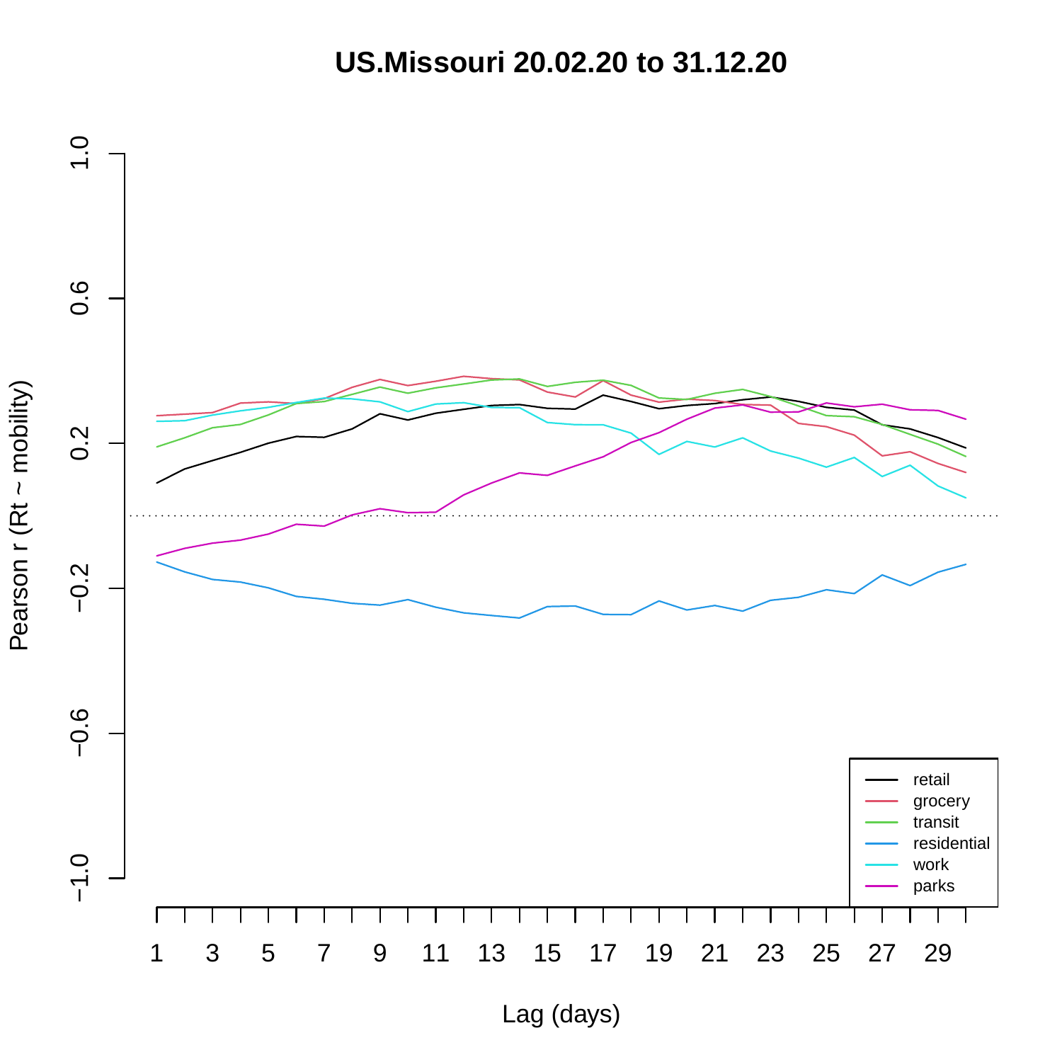# US.Missouri 20.02.20 to 31.12.20

Pearson r (Rt ~ mobility)

Lag (days)

- retail
- grocery
- transit
- residential
- work
- parks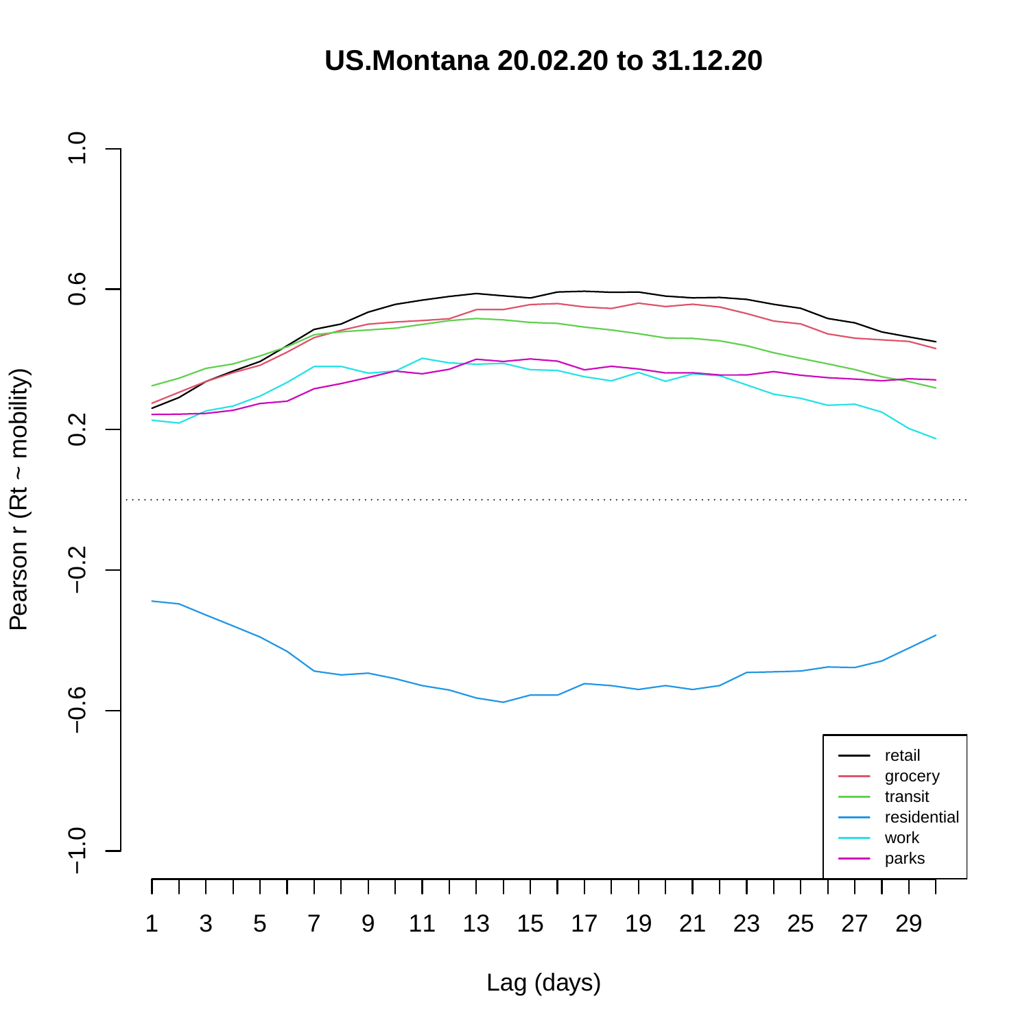# US.Montana 20.02.20 to 31.12.20

Pearson r (Rt ~ mobility)

Lag (days)

- retail
- grocery
- transit
- residential
- work
- parks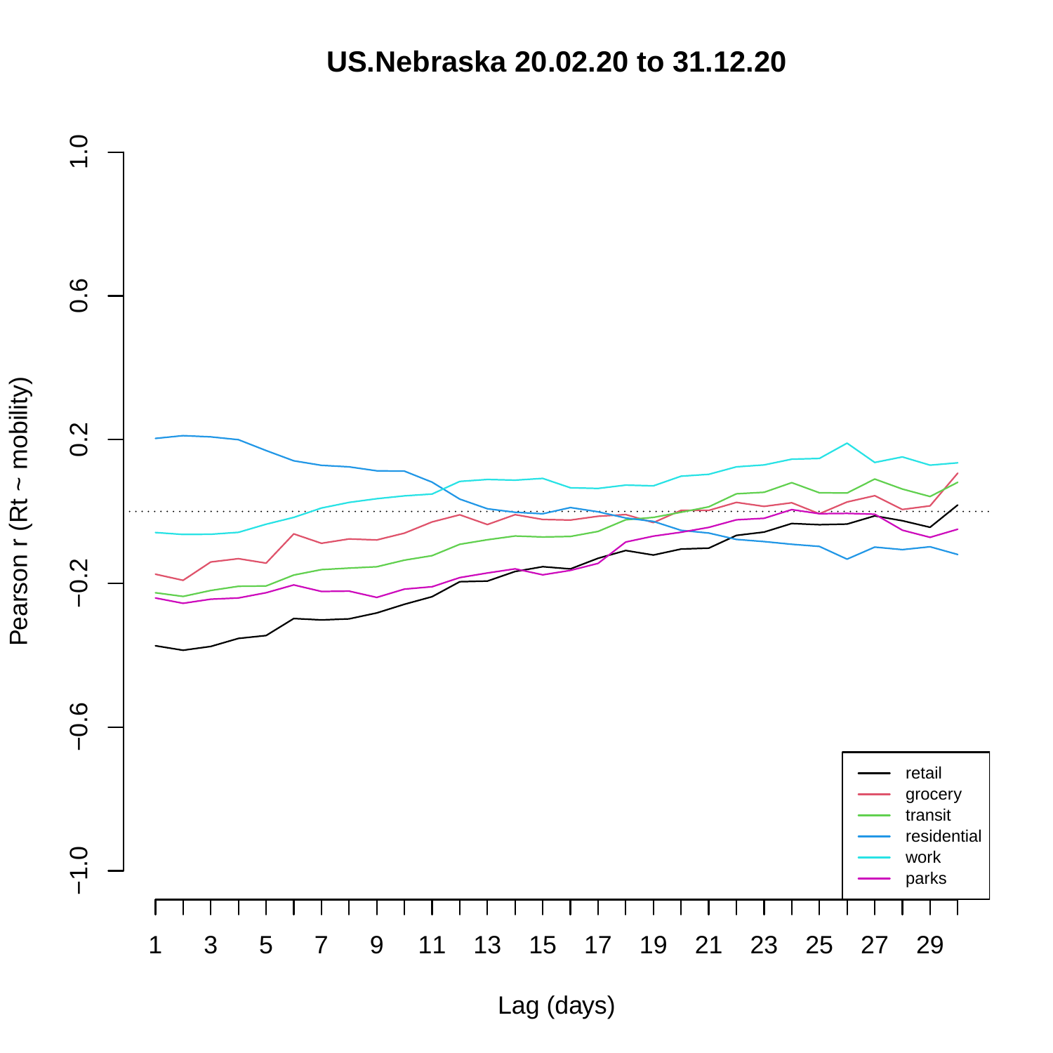# US.Nebraska 20.02.20 to 31.12.20

Pearson r (Rt ~ mobility)

1.0
0.6
0.2
−0.2
−0.6
−1.0

Lag (days)

1 3 5 7 9 11 13 15 17 19 21 23 25 27 29

- retail
- grocery
- transit
- residential
- work
- parks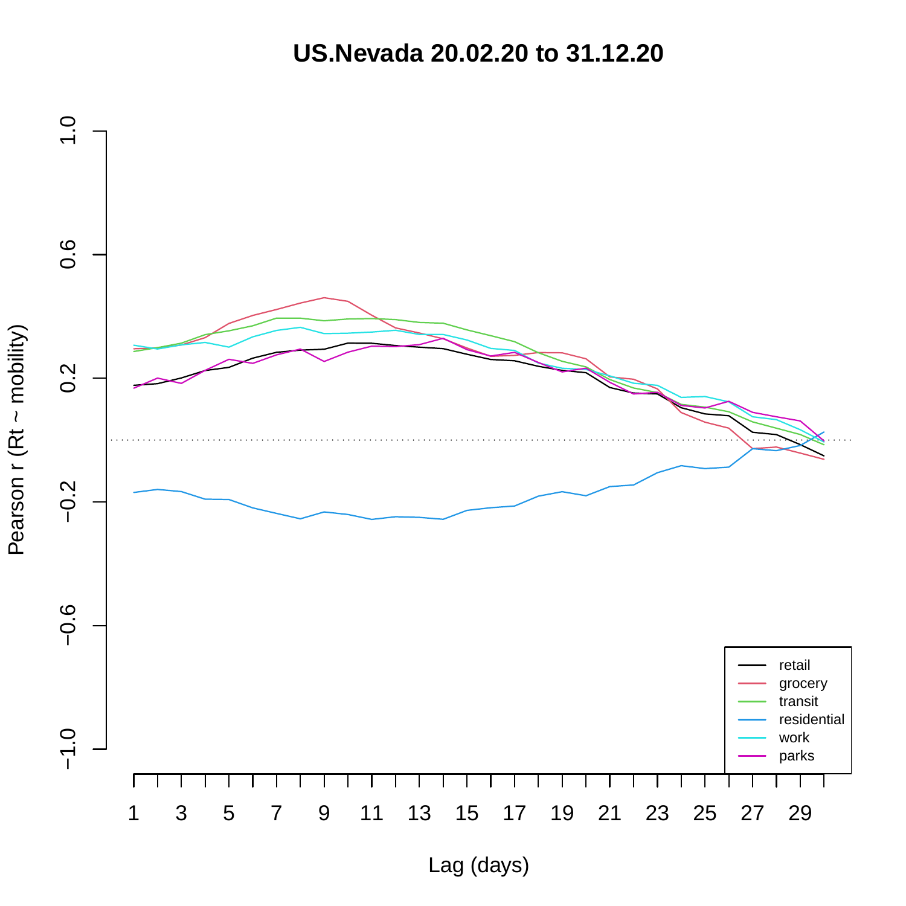# US.Nevada 20.02.20 to 31.12.20

Pearson r (Rt ~ mobility)

1.0
0.6
0.2
−0.2
−0.6
−1.0

1 3 5 7 9 11 13 15 17 19 21 23 25 27 29

Lag (days)

- retail
- grocery
- transit
- residential
- work
- parks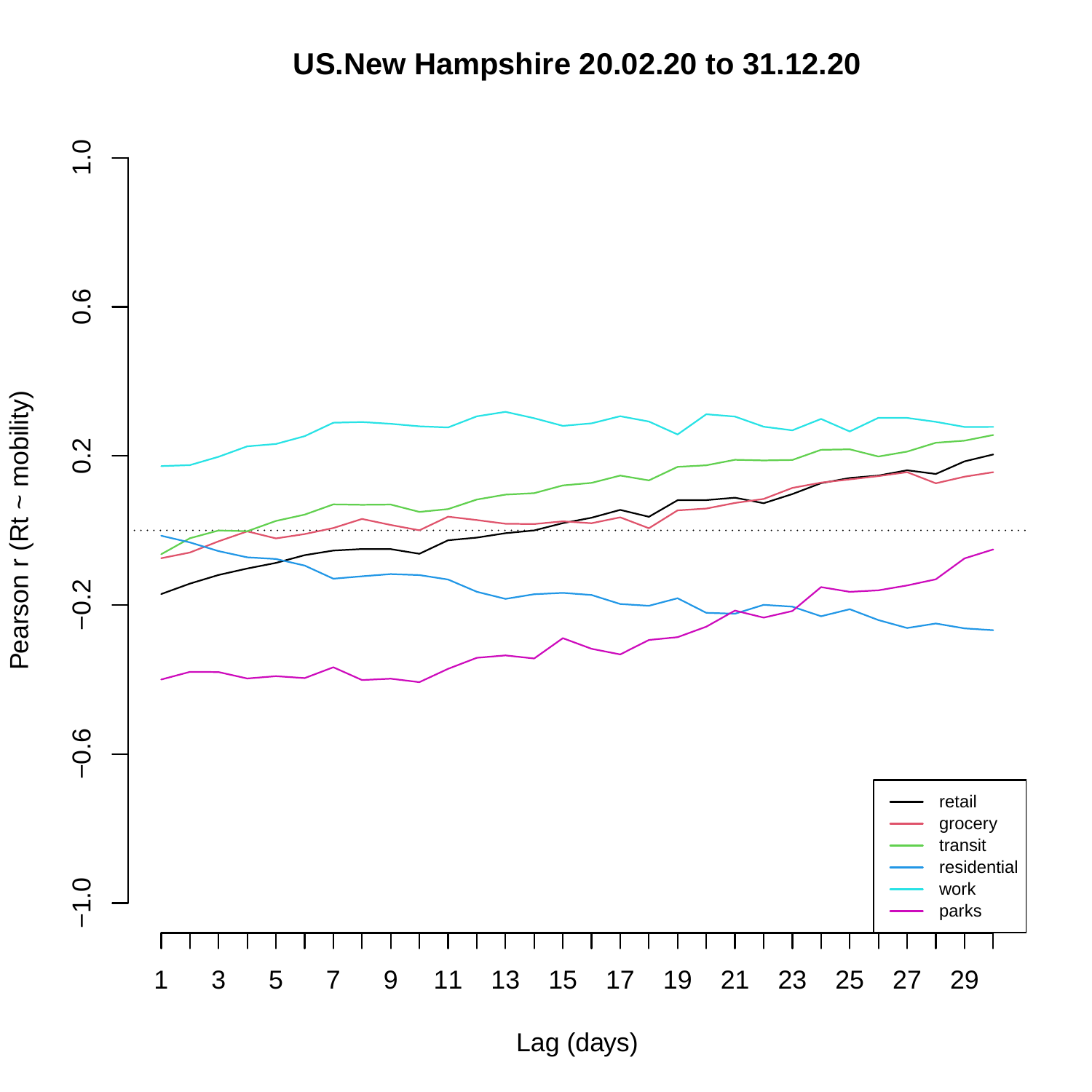# US.New Hampshire 20.02.20 to 31.12.20

Pearson r (Rt ~ mobility)

Lag (days)

- retail
- grocery
- transit
- residential
- work
- parks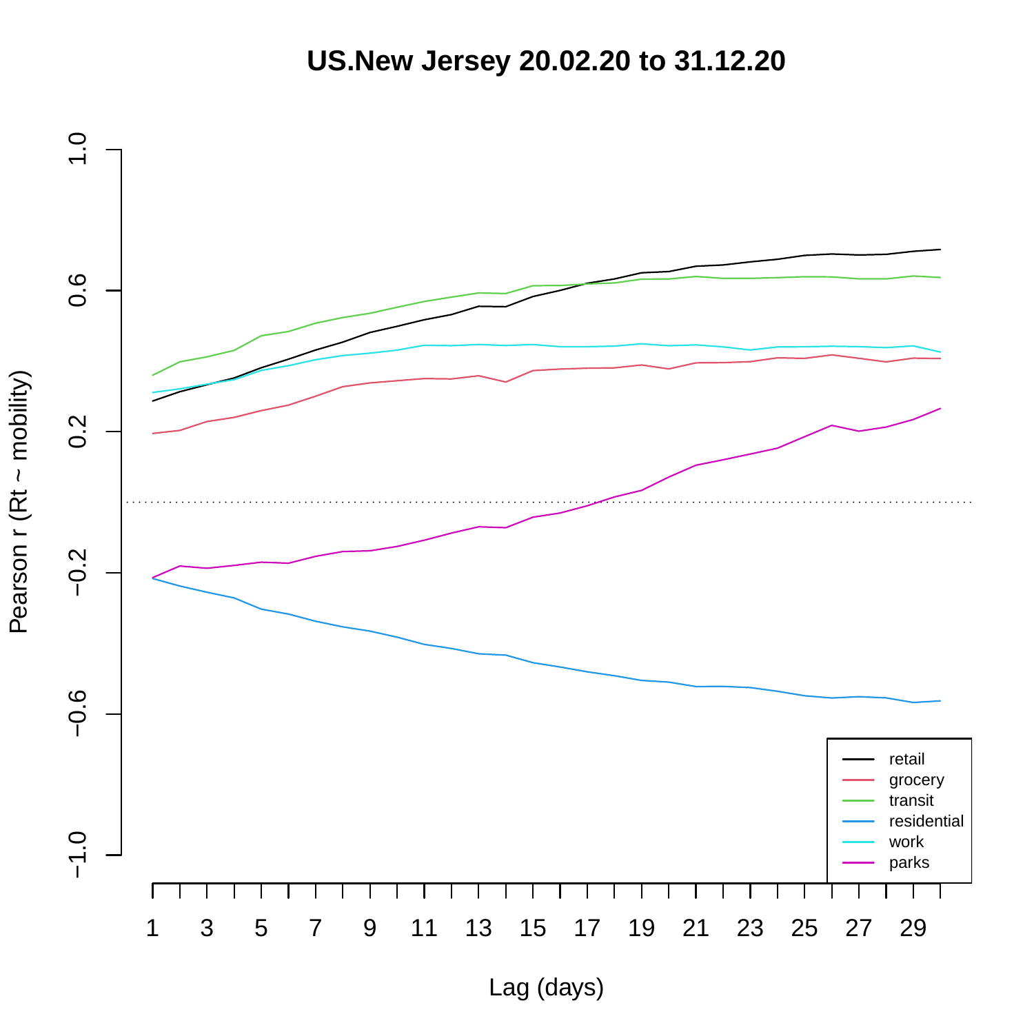# US.New Jersey 20.02.20 to 31.12.20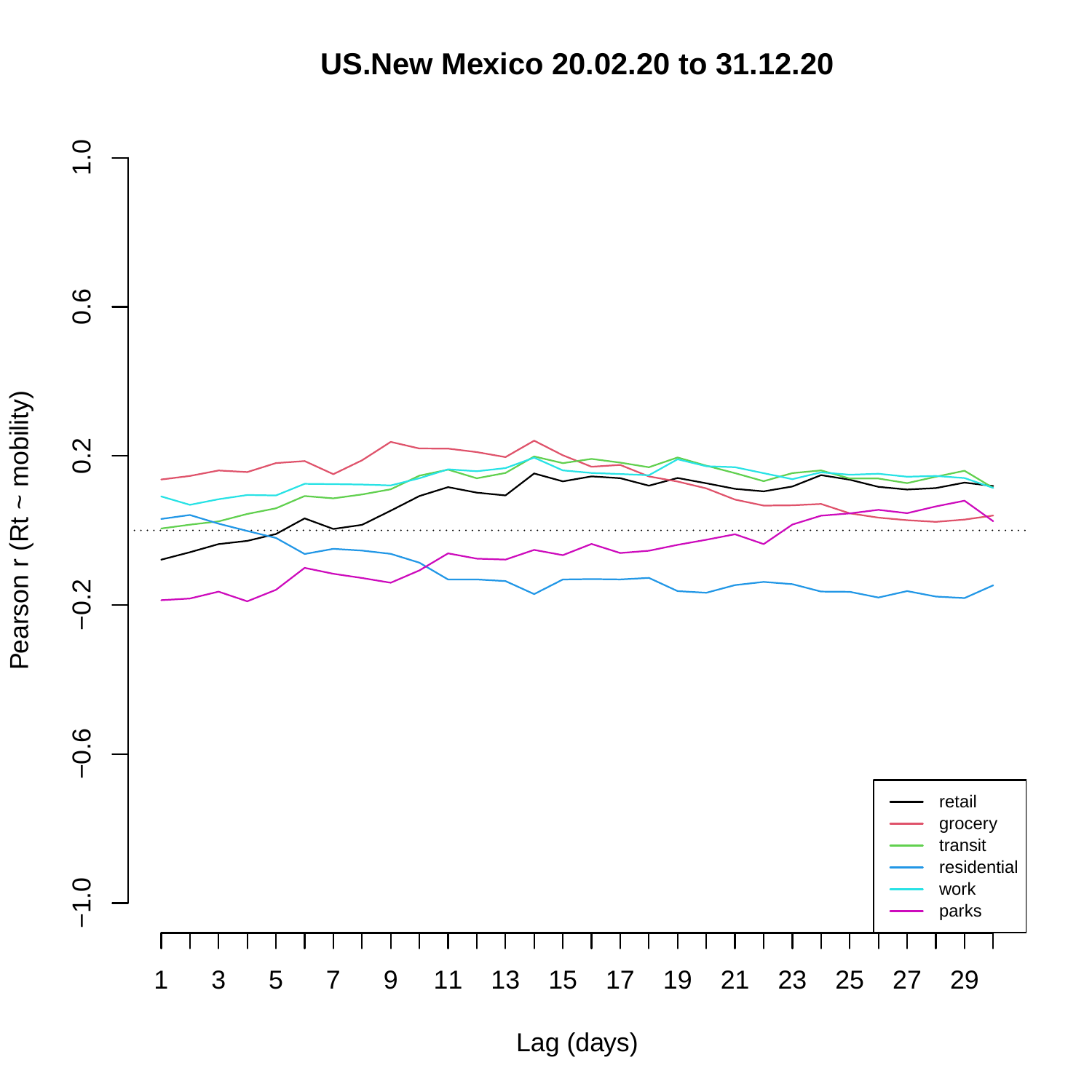# US.New Mexico 20.02.20 to 31.12.20

Pearson r (Rt ~ mobility)

Lag (days)

retail
grocery
transit
residential
work
parks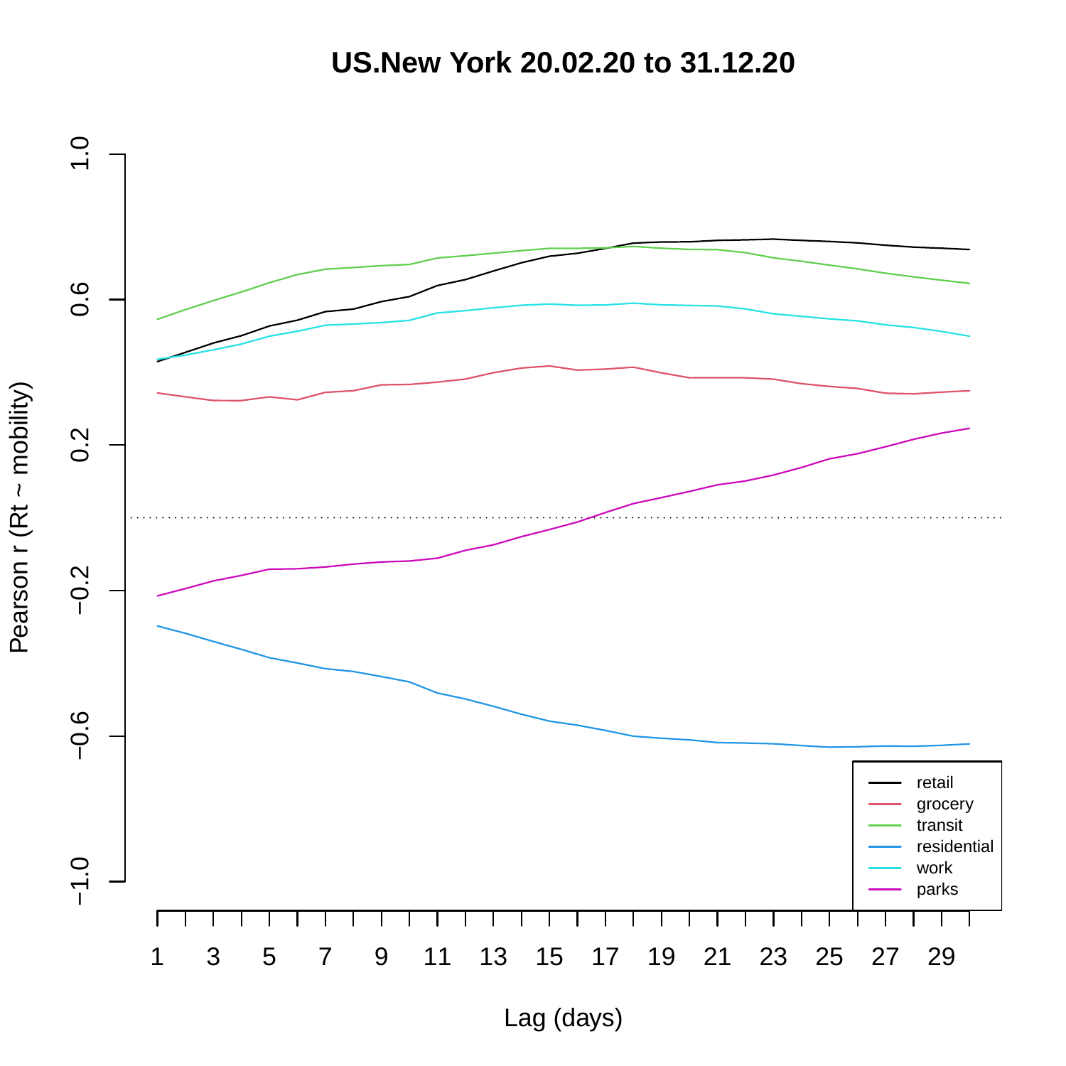# US.New York 20.02.20 to 31.12.20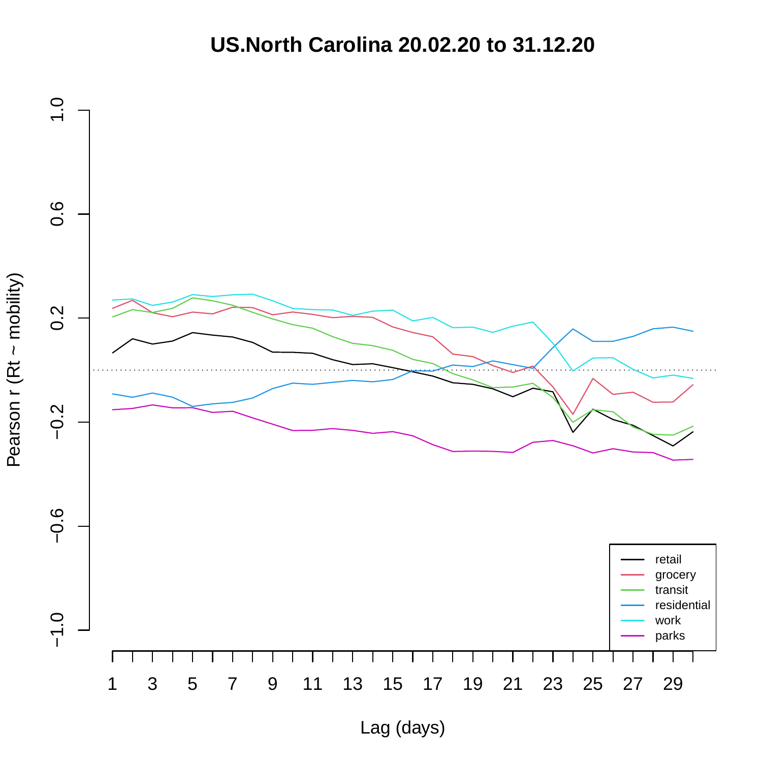# US.North Carolina 20.02.20 to 31.12.20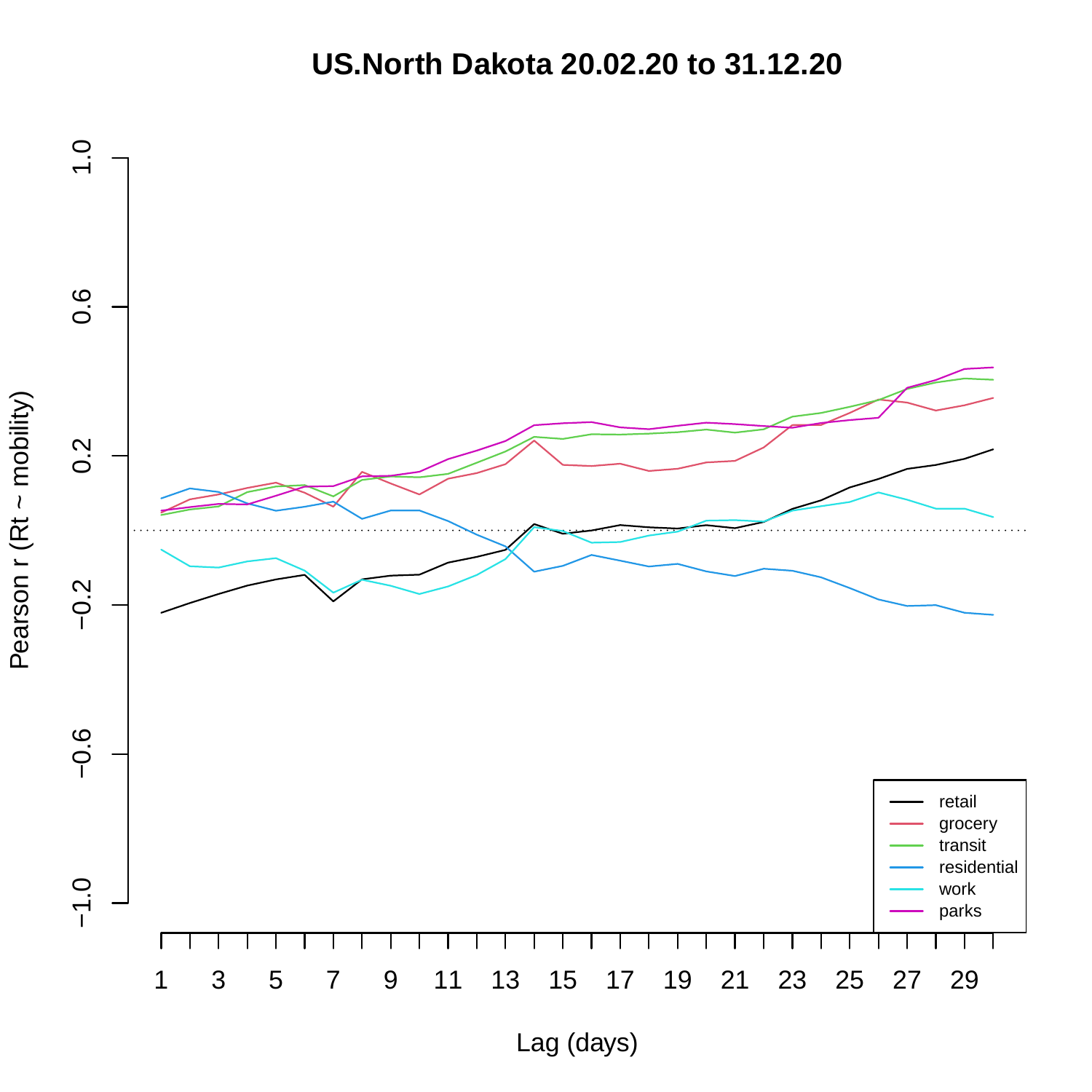# US.North Dakota 20.02.20 to 31.12.20

Pearson r (Rt ~ mobility)

Lag (days)

- retail
- grocery
- transit
- residential
- work
- parks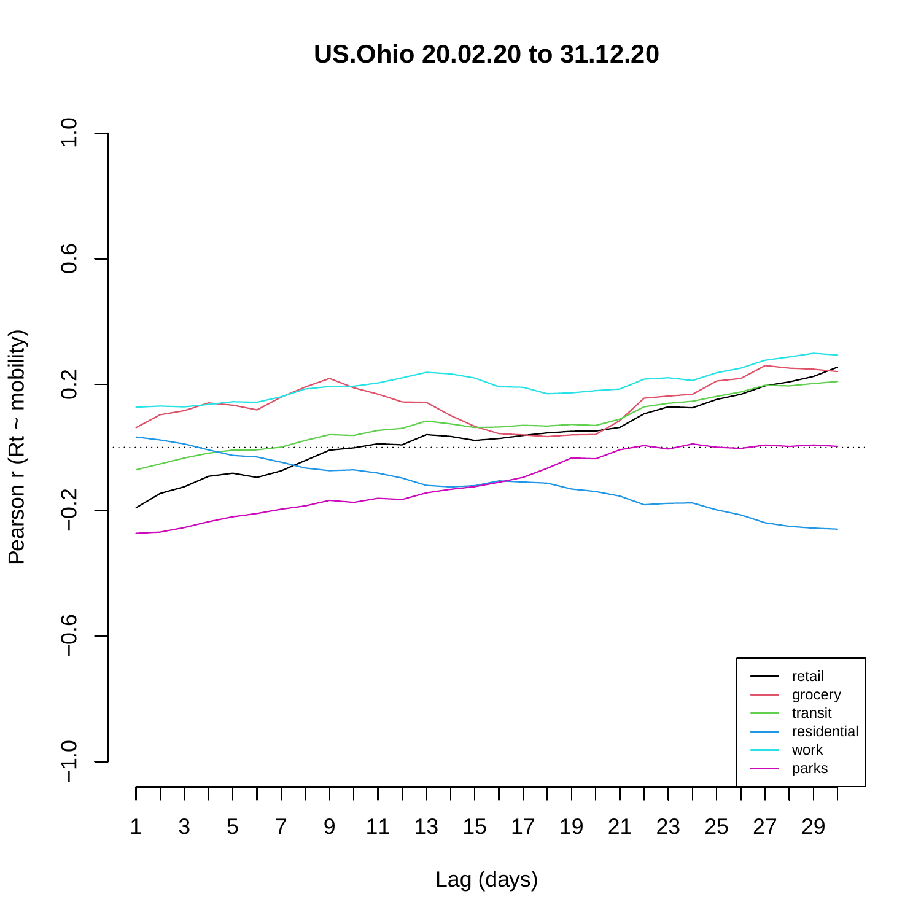# US.Ohio 20.02.20 to 31.12.20

Pearson r (Rt ~ mobility)

Lag (days)

- retail
- grocery
- transit
- residential
- work
- parks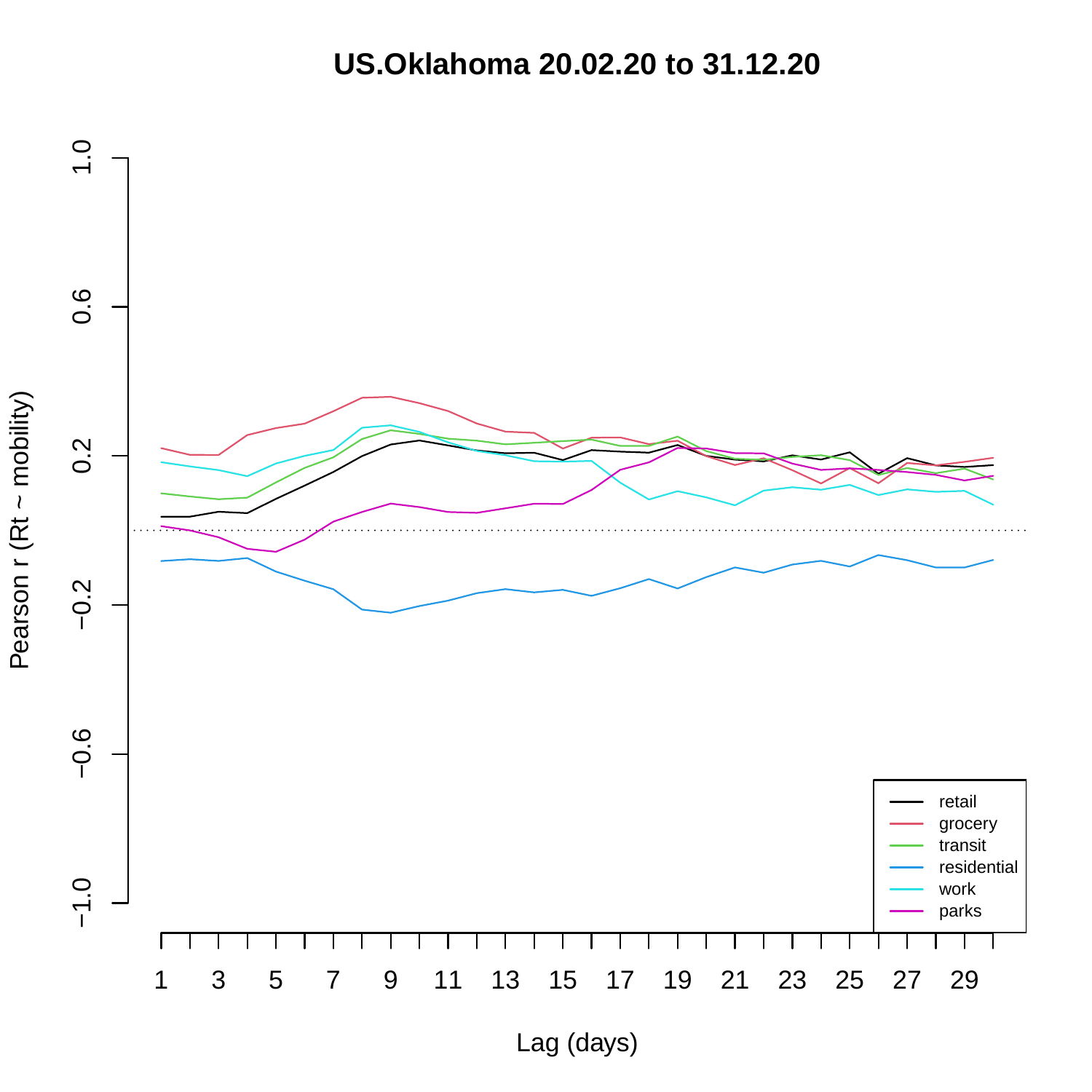# US.Oklahoma 20.02.20 to 31.12.20

Pearson r (Rt ~ mobility)

Lag (days)

- retail
- grocery
- transit
- residential
- work
- parks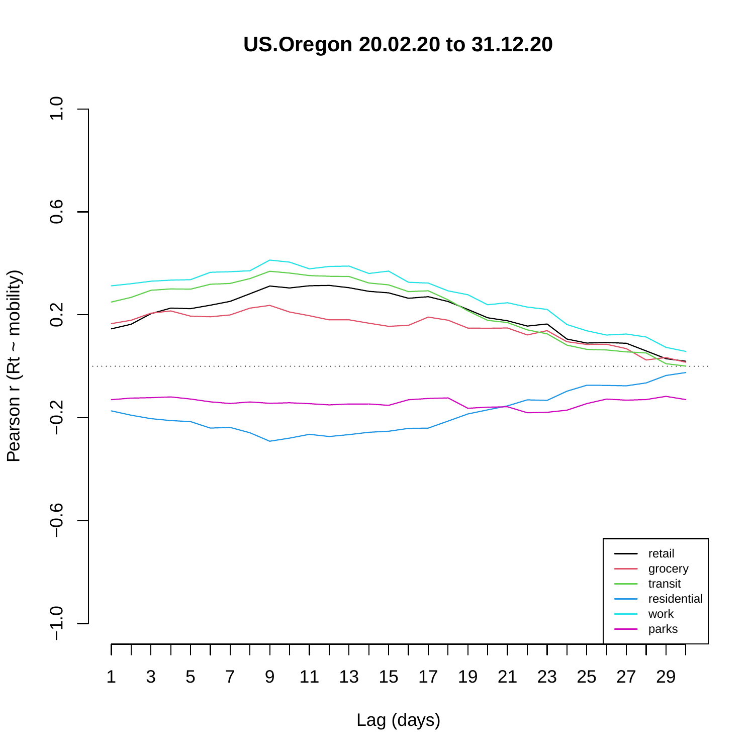# US.Oregon 20.02.20 to 31.12.20

Pearson r (Rt ~ mobility)

Lag (days)

- retail
- grocery
- transit
- residential
- work
- parks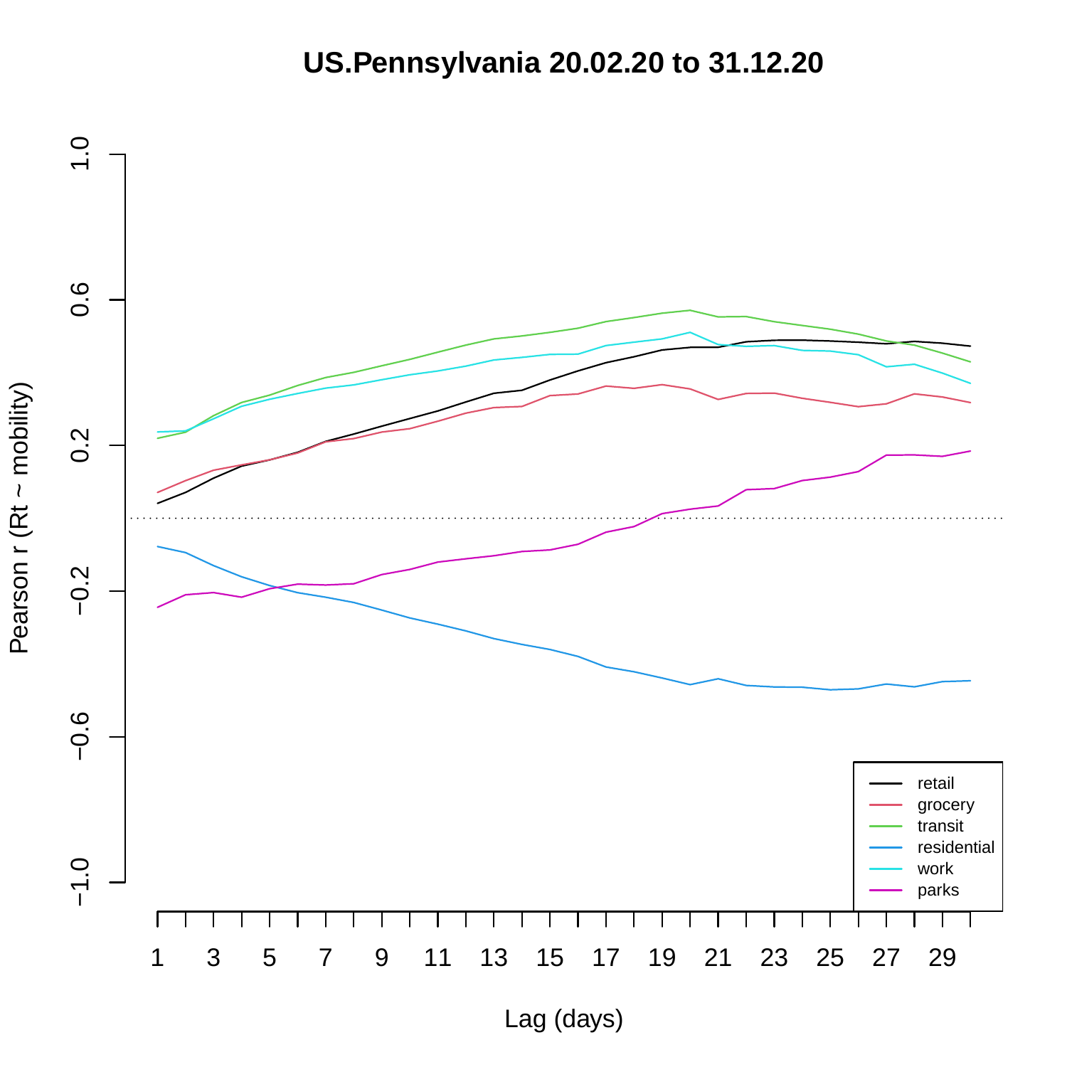# US.Pennsylvania 20.02.20 to 31.12.20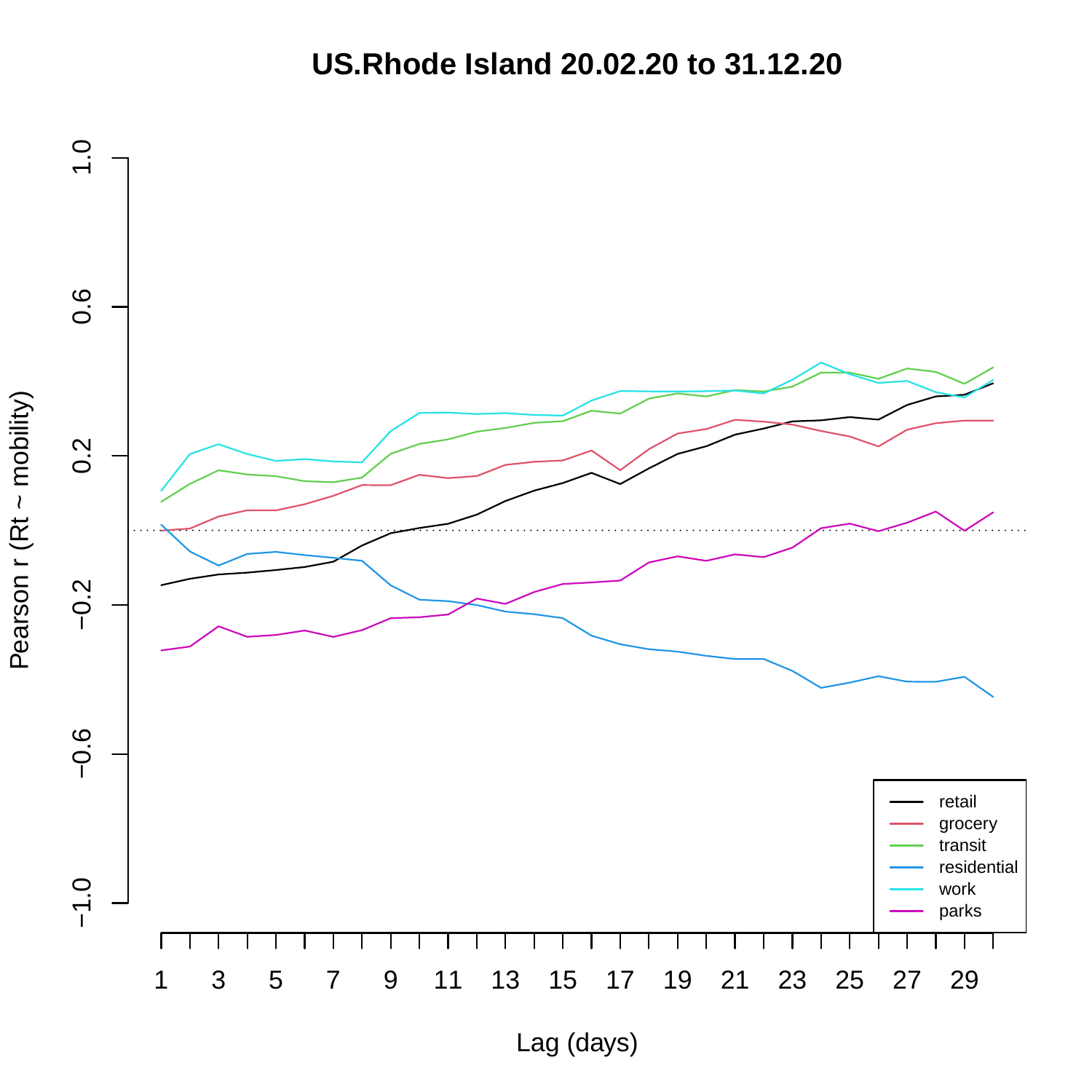# US.Rhode Island 20.02.20 to 31.12.20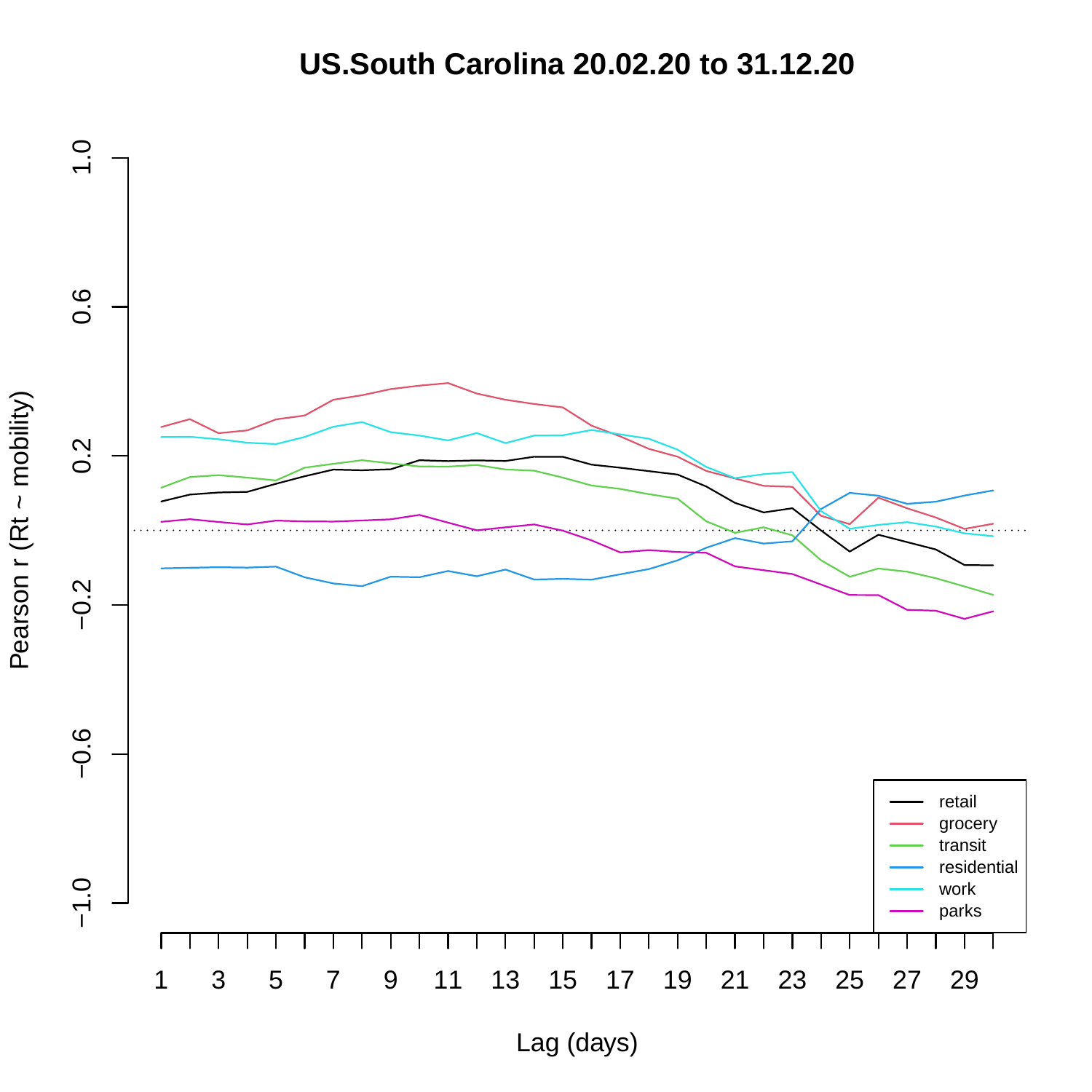# US.South Carolina 20.02.20 to 31.12.20

Pearson r (Rt ~ mobility)

Lag (days)

retail
grocery
transit
residential
work
parks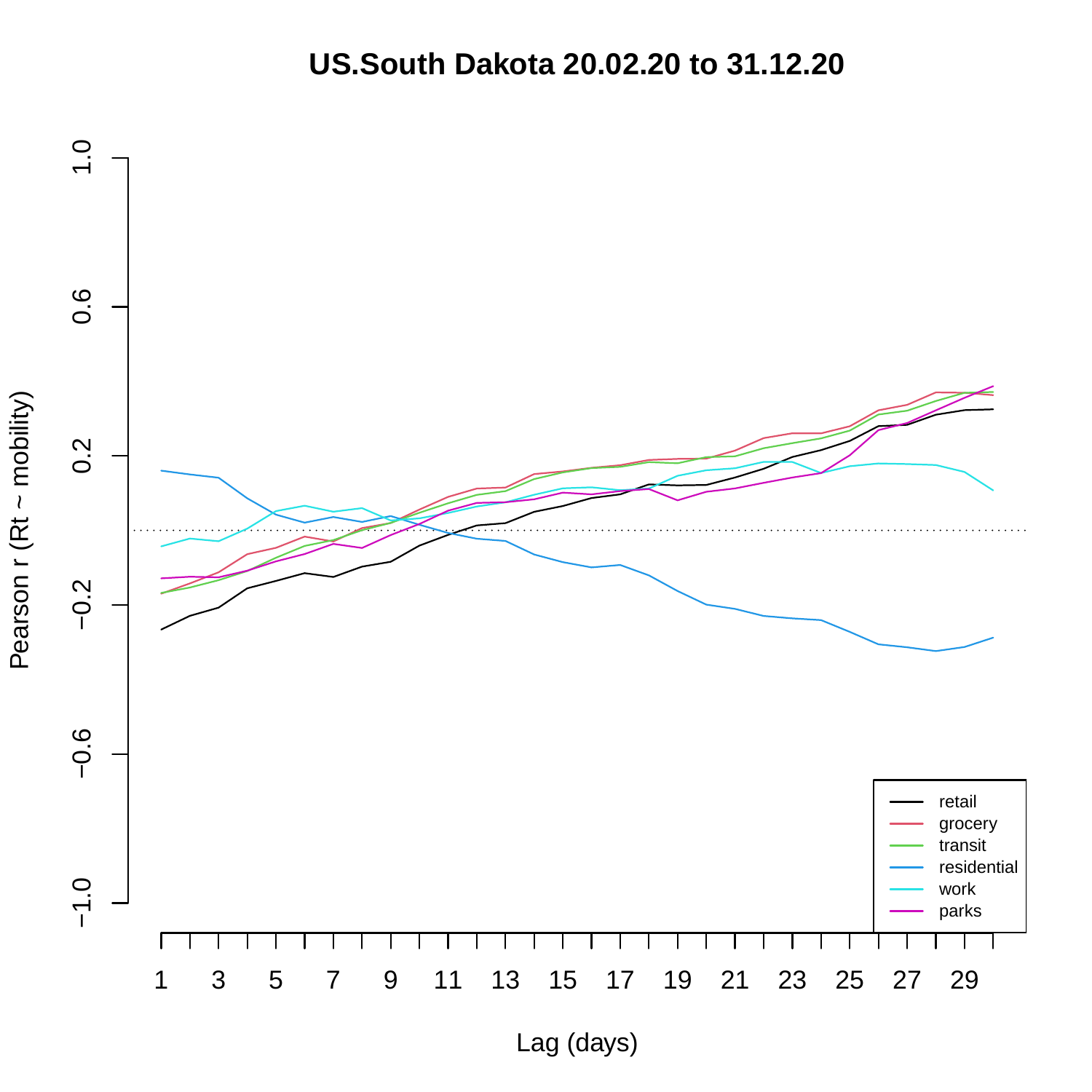# US.South Dakota 20.02.20 to 31.12.20

Pearson r (Rt ~ mobility)

Lag (days)

retail
grocery
transit
residential
work
parks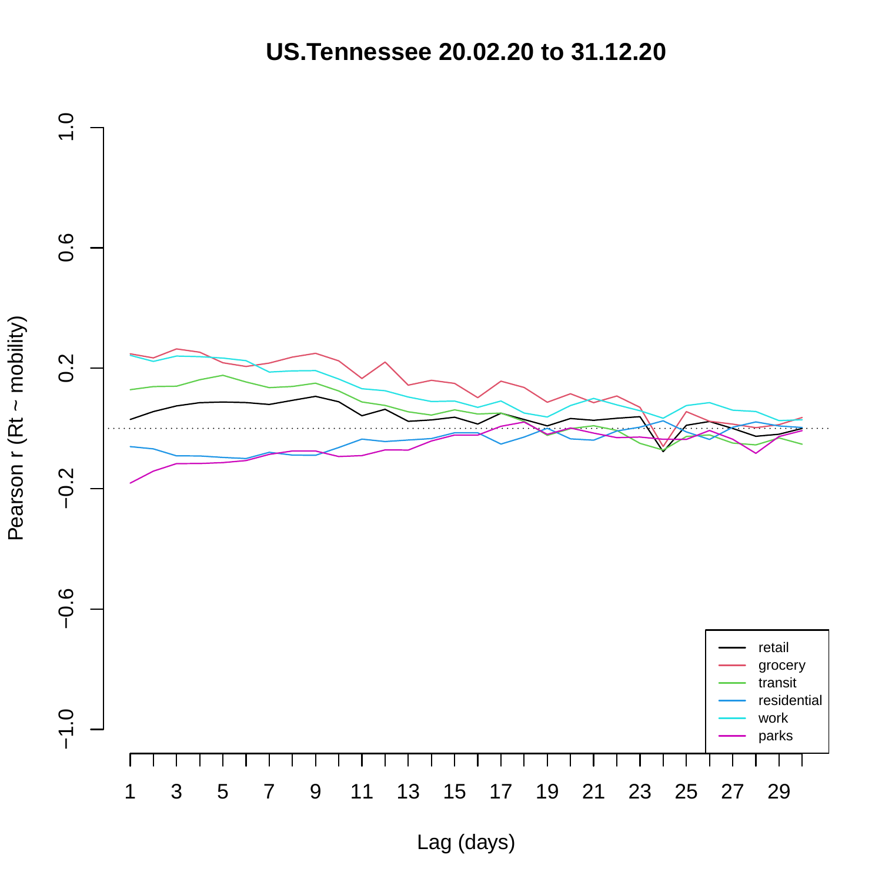# US.Tennessee 20.02.20 to 31.12.20

Pearson r (Rt ~ mobility)

Lag (days)

Legend: retail, grocery, transit, residential, work, parks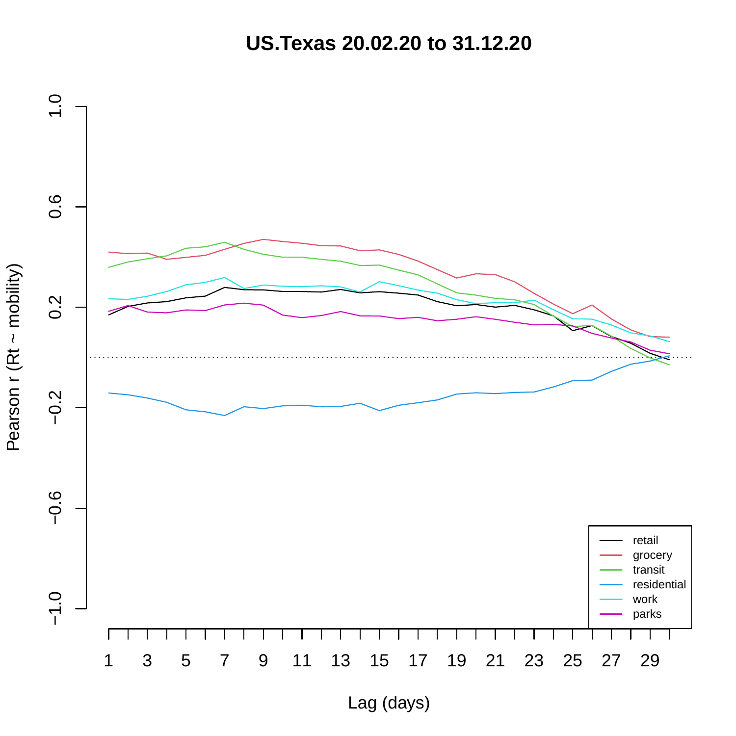# US.Texas 20.02.20 to 31.12.20

Pearson r (Rt ~ mobility)

Lag (days)

retail
grocery
transit
residential
work
parks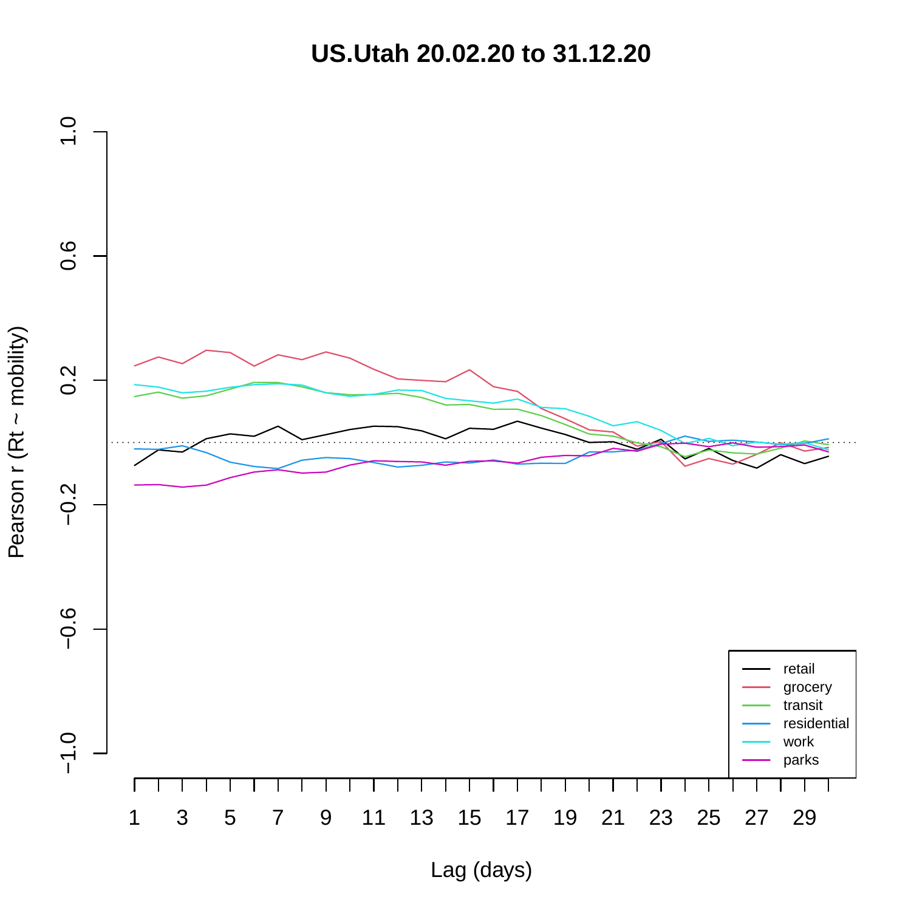# US.Utah 20.02.20 to 31.12.20

Pearson r (Rt ~ mobility)

Lag (days)

retail
grocery
transit
residential
work
parks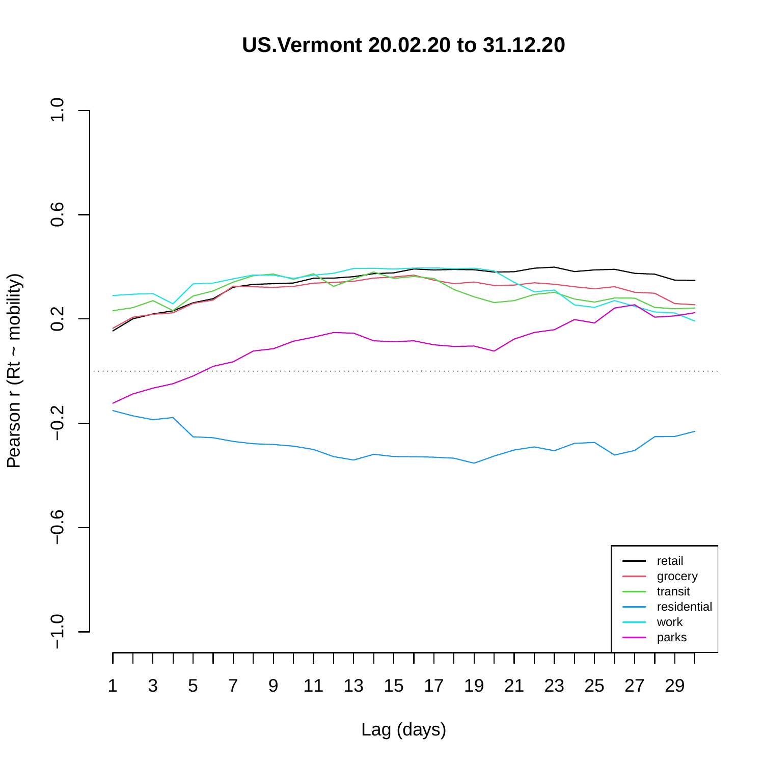# US.Vermont 20.02.20 to 31.12.20

Pearson r (Rt ~ mobility)

Lag (days)

retail
grocery
transit
residential
work
parks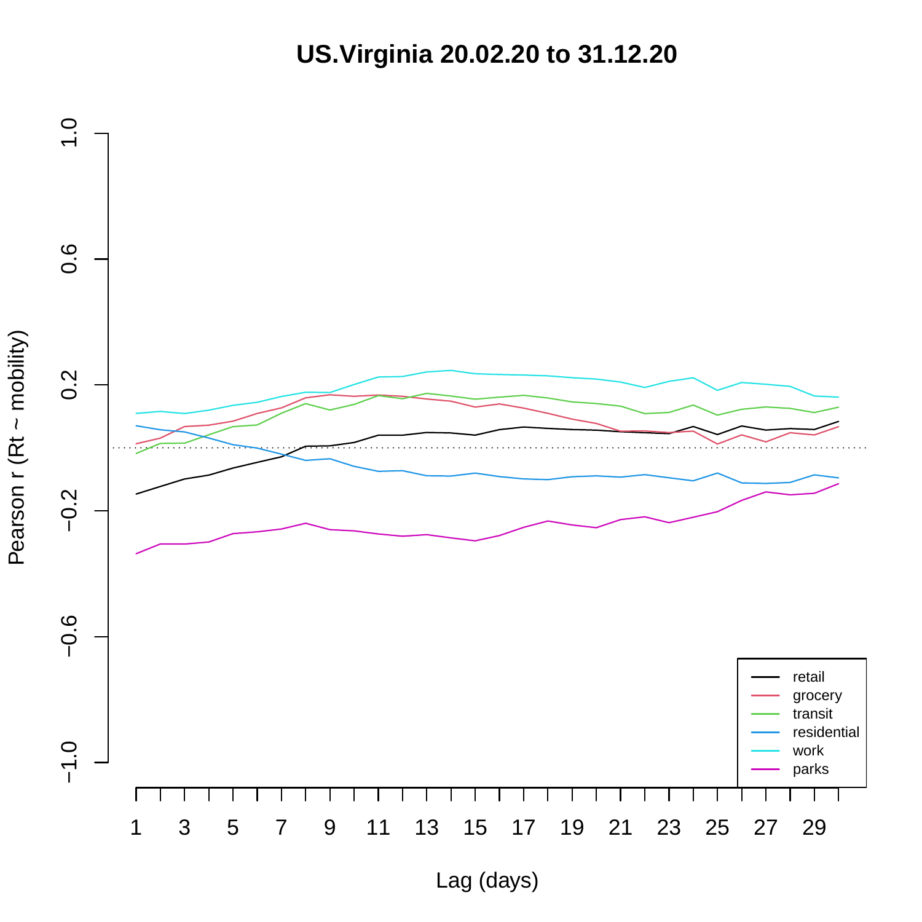# US.Virginia 20.02.20 to 31.12.20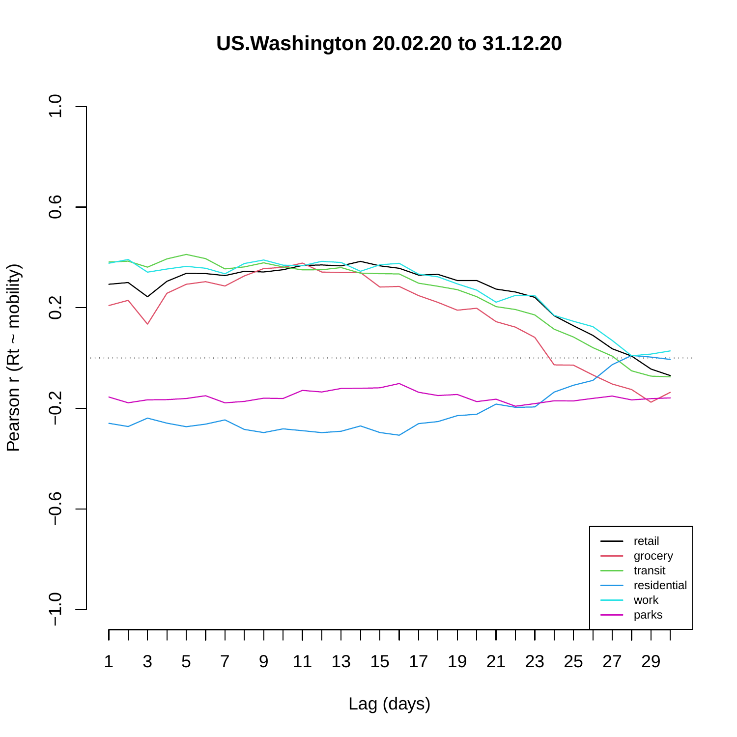US.Washington 20.02.20 to 31.12.20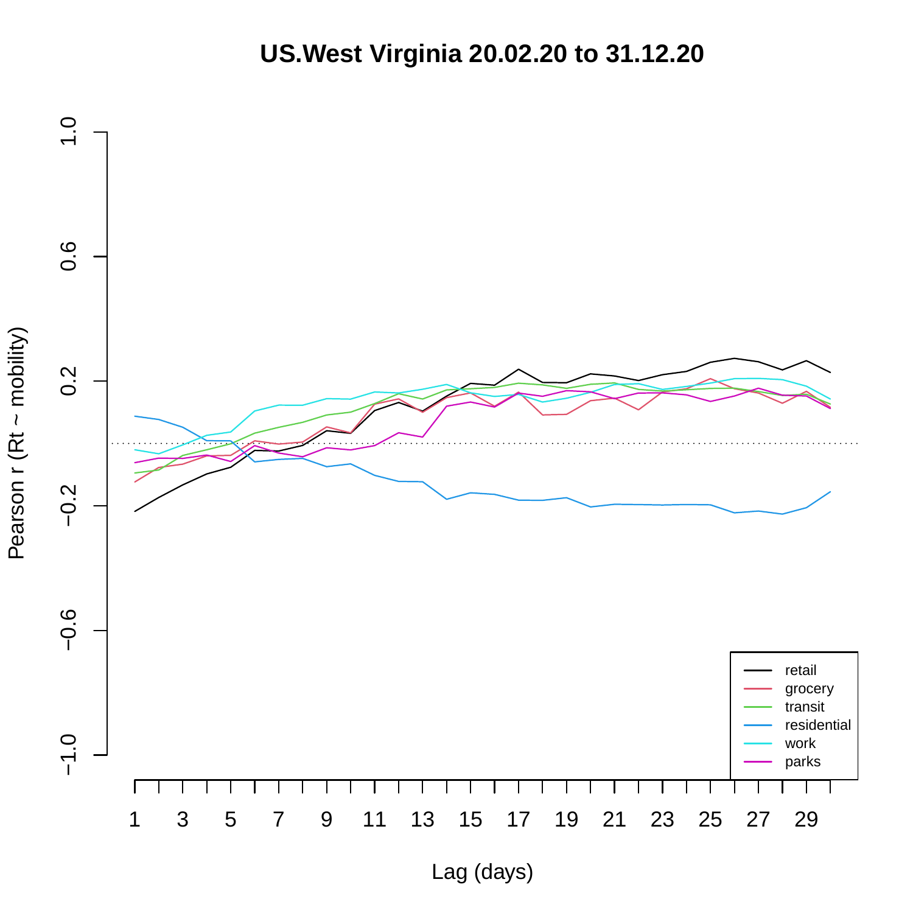# US.West Virginia 20.02.20 to 31.12.20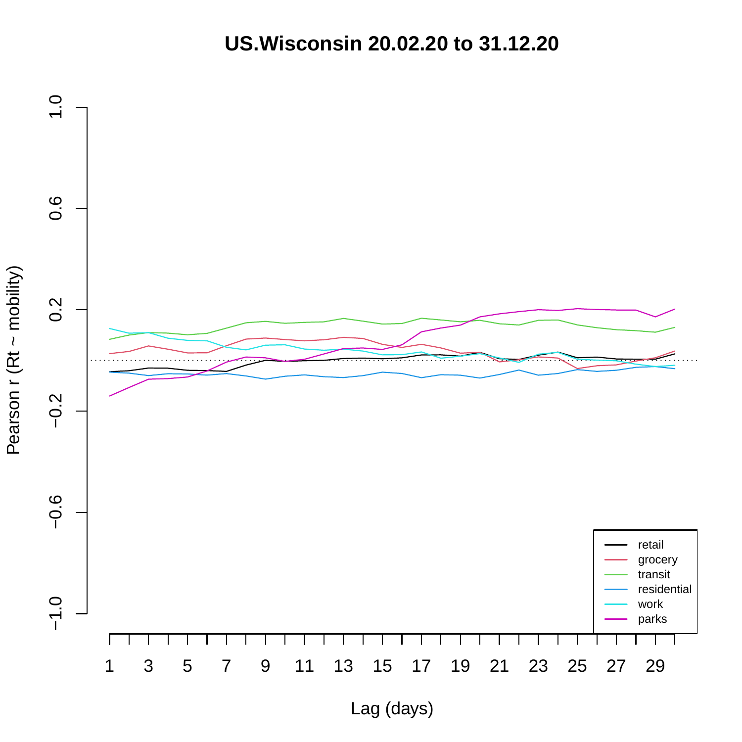# US.Wisconsin 20.02.20 to 31.12.20

Pearson r (Rt ~ mobility)

1.0
0.6
0.2
−0.2
−0.6
−1.0

1 3 5 7 9 11 13 15 17 19 21 23 25 27 29

Lag (days)

- retail
- grocery
- transit
- residential
- work
- parks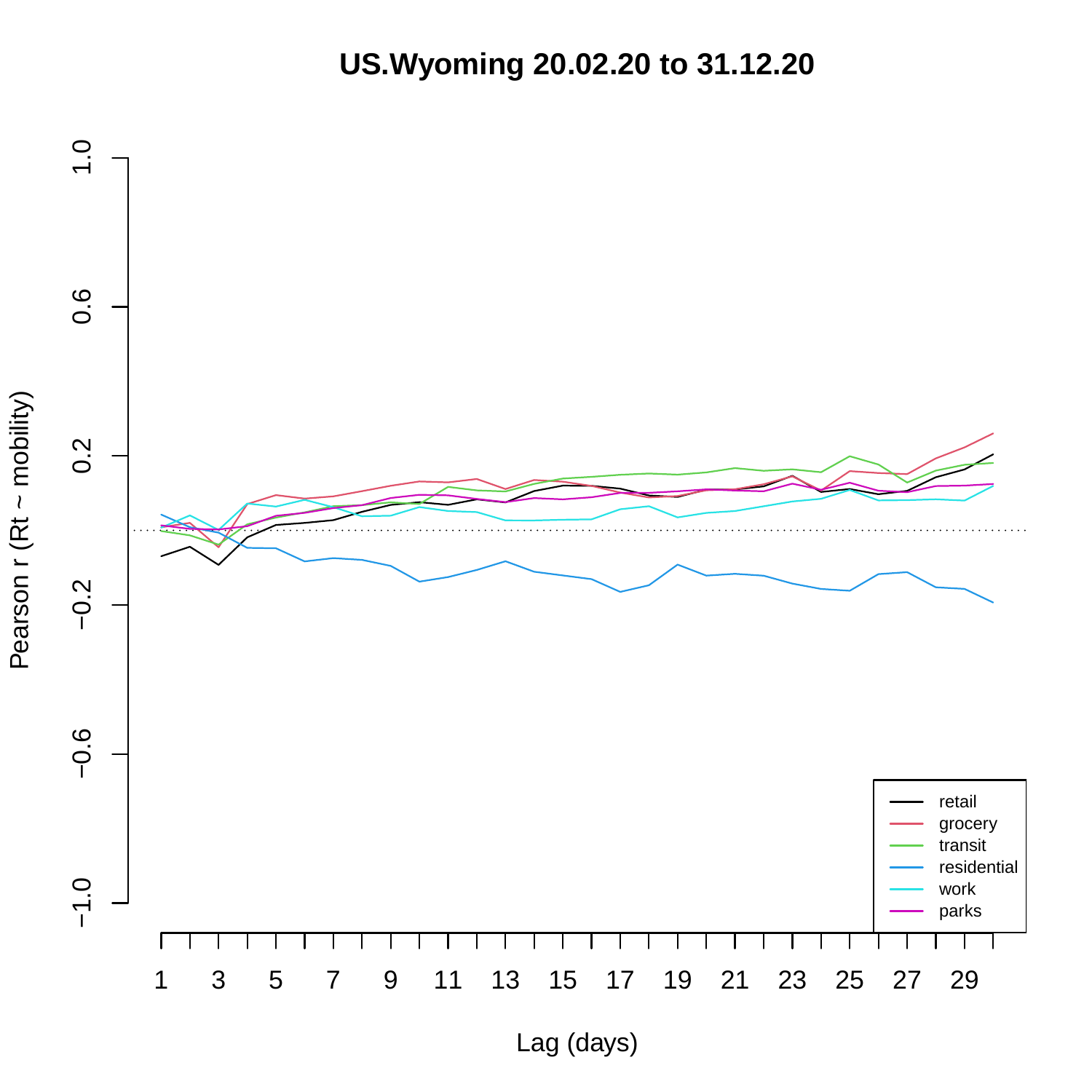US.Wyoming 20.02.20 to 31.12.20

Pearson r (Rt ~ mobility)

1.0
0.6
0.2
−0.2
−0.6
−1.0

Lag (days)

1
3
5
7
9
11
13
15
17
19
21
23
25
27
29

retail
grocery
transit
residential
work
parks